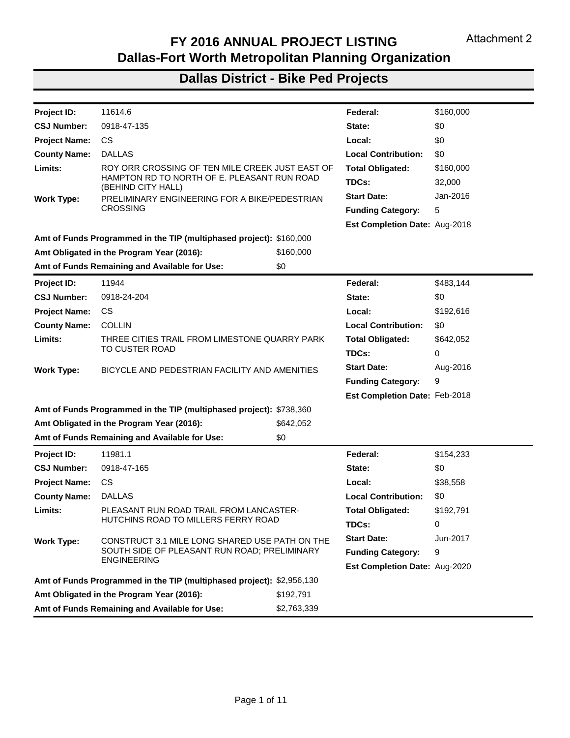Attachment 2

# FY 2016 ANNUAL PROJECT LISTING
# Dallas-Fort Worth Metropolitan Planning Organization

## Dallas District - Bike Ped Projects

| | | | |
|---|---|---|---|
| **Project ID:** | 11614.6 | **Federal:** | $160,000 |
| **CSJ Number:** | 0918-47-135 | **State:** | $0 |
| **Project Name:** | CS | **Local:** | $0 |
| **County Name:** | DALLAS | **Local Contribution:** | $0 |
| **Limits:** | ROY ORR CROSSING OF TEN MILE CREEK JUST EAST OF HAMPTON RD TO NORTH OF E. PLEASANT RUN ROAD (BEHIND CITY HALL) | **Total Obligated:** | $160,000 |
| | | **TDCs:** | 32,000 |
| **Work Type:** | PRELIMINARY ENGINEERING FOR A BIKE/PEDESTRIAN CROSSING | **Start Date:** | Jan-2016 |
| | | **Funding Category:** | 5 |
| | | **Est Completion Date:** | Aug-2018 |

**Amt of Funds Programmed in the TIP (multiphased project):** $160,000
**Amt Obligated in the Program Year (2016):** $160,000
**Amt of Funds Remaining and Available for Use:** $0

| | | | |
|---|---|---|---|
| **Project ID:** | 11944 | **Federal:** | $483,144 |
| **CSJ Number:** | 0918-24-204 | **State:** | $0 |
| **Project Name:** | CS | **Local:** | $192,616 |
| **County Name:** | COLLIN | **Local Contribution:** | $0 |
| **Limits:** | THREE CITIES TRAIL FROM LIMESTONE QUARRY PARK TO CUSTER ROAD | **Total Obligated:** | $642,052 |
| | | **TDCs:** | 0 |
| **Work Type:** | BICYCLE AND PEDESTRIAN FACILITY AND AMENITIES | **Start Date:** | Aug-2016 |
| | | **Funding Category:** | 9 |
| | | **Est Completion Date:** | Feb-2018 |

**Amt of Funds Programmed in the TIP (multiphased project):** $738,360
**Amt Obligated in the Program Year (2016):** $642,052
**Amt of Funds Remaining and Available for Use:** $0

| | | | |
|---|---|---|---|
| **Project ID:** | 11981.1 | **Federal:** | $154,233 |
| **CSJ Number:** | 0918-47-165 | **State:** | $0 |
| **Project Name:** | CS | **Local:** | $38,558 |
| **County Name:** | DALLAS | **Local Contribution:** | $0 |
| **Limits:** | PLEASANT RUN ROAD TRAIL FROM LANCASTER-HUTCHINS ROAD TO MILLERS FERRY ROAD | **Total Obligated:** | $192,791 |
| | | **TDCs:** | 0 |
| **Work Type:** | CONSTRUCT 3.1 MILE LONG SHARED USE PATH ON THE SOUTH SIDE OF PLEASANT RUN ROAD; PRELIMINARY ENGINEERING | **Start Date:** | Jun-2017 |
| | | **Funding Category:** | 9 |
| | | **Est Completion Date:** | Aug-2020 |

**Amt of Funds Programmed in the TIP (multiphased project):** $2,956,130
**Amt Obligated in the Program Year (2016):** $192,791
**Amt of Funds Remaining and Available for Use:** $2,763,339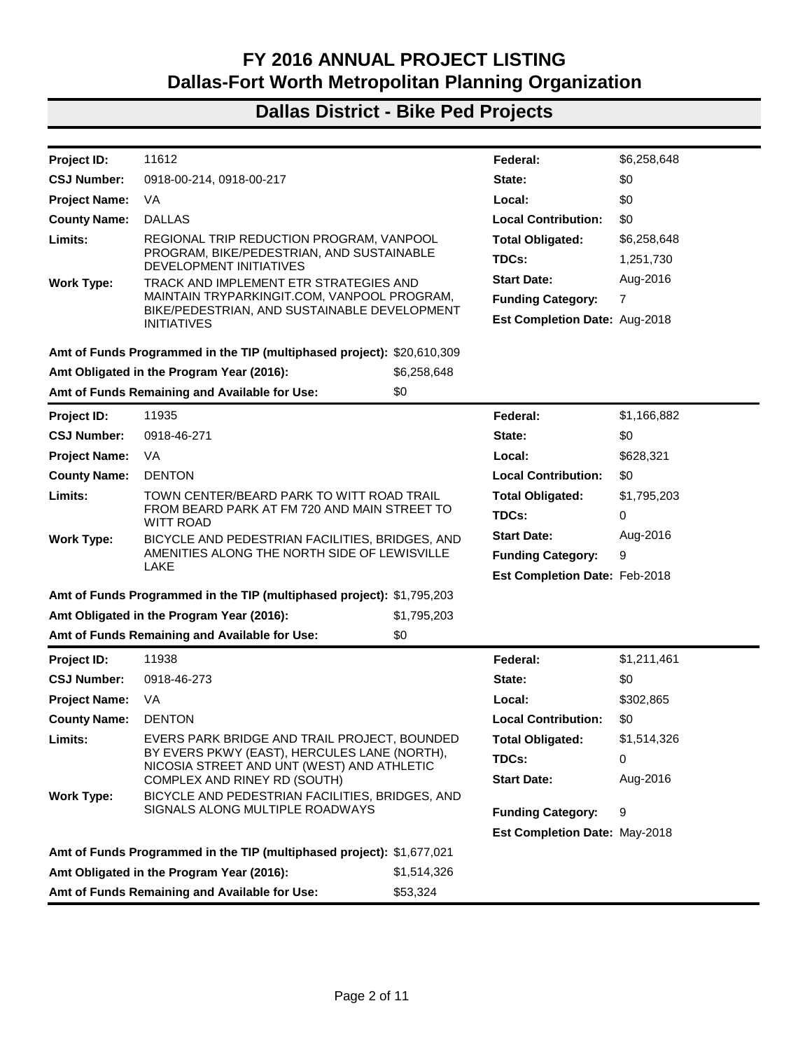# FY 2016 ANNUAL PROJECT LISTING
# Dallas-Fort Worth Metropolitan Planning Organization

## Dallas District - Bike Ped Projects

| | | | |
|---|---|---|---|
| **Project ID:** | 11612 | **Federal:** | $6,258,648 |
| **CSJ Number:** | 0918-00-214, 0918-00-217 | **State:** | $0 |
| **Project Name:** | VA | **Local:** | $0 |
| **County Name:** | DALLAS | **Local Contribution:** | $0 |
| **Limits:** | REGIONAL TRIP REDUCTION PROGRAM, VANPOOL PROGRAM, BIKE/PEDESTRIAN, AND SUSTAINABLE DEVELOPMENT INITIATIVES | **Total Obligated:** | $6,258,648 |
| | | **TDCs:** | 1,251,730 |
| **Work Type:** | TRACK AND IMPLEMENT ETR STRATEGIES AND MAINTAIN TRYPARKINGIT.COM, VANPOOL PROGRAM, BIKE/PEDESTRIAN, AND SUSTAINABLE DEVELOPMENT INITIATIVES | **Start Date:** | Aug-2016 |
| | | **Funding Category:** | 7 |
| | | **Est Completion Date:** | Aug-2018 |

**Amt of Funds Programmed in the TIP (multiphased project):** $20,610,309
**Amt Obligated in the Program Year (2016):** $6,258,648
**Amt of Funds Remaining and Available for Use:** $0

| | | | |
|---|---|---|---|
| **Project ID:** | 11935 | **Federal:** | $1,166,882 |
| **CSJ Number:** | 0918-46-271 | **State:** | $0 |
| **Project Name:** | VA | **Local:** | $628,321 |
| **County Name:** | DENTON | **Local Contribution:** | $0 |
| **Limits:** | TOWN CENTER/BEARD PARK TO WITT ROAD TRAIL FROM BEARD PARK AT FM 720 AND MAIN STREET TO WITT ROAD | **Total Obligated:** | $1,795,203 |
| | | **TDCs:** | 0 |
| **Work Type:** | BICYCLE AND PEDESTRIAN FACILITIES, BRIDGES, AND AMENITIES ALONG THE NORTH SIDE OF LEWISVILLE LAKE | **Start Date:** | Aug-2016 |
| | | **Funding Category:** | 9 |
| | | **Est Completion Date:** | Feb-2018 |

**Amt of Funds Programmed in the TIP (multiphased project):** $1,795,203
**Amt Obligated in the Program Year (2016):** $1,795,203
**Amt of Funds Remaining and Available for Use:** $0

| | | | |
|---|---|---|---|
| **Project ID:** | 11938 | **Federal:** | $1,211,461 |
| **CSJ Number:** | 0918-46-273 | **State:** | $0 |
| **Project Name:** | VA | **Local:** | $302,865 |
| **County Name:** | DENTON | **Local Contribution:** | $0 |
| **Limits:** | EVERS PARK BRIDGE AND TRAIL PROJECT, BOUNDED BY EVERS PKWY (EAST), HERCULES LANE (NORTH), NICOSIA STREET AND UNT (WEST) AND ATHLETIC COMPLEX AND RINEY RD (SOUTH) | **Total Obligated:** | $1,514,326 |
| | | **TDCs:** | 0 |
| | | **Start Date:** | Aug-2016 |
| **Work Type:** | BICYCLE AND PEDESTRIAN FACILITIES, BRIDGES, AND SIGNALS ALONG MULTIPLE ROADWAYS | **Funding Category:** | 9 |
| | | **Est Completion Date:** | May-2018 |

**Amt of Funds Programmed in the TIP (multiphased project):** $1,677,021
**Amt Obligated in the Program Year (2016):** $1,514,326
**Amt of Funds Remaining and Available for Use:** $53,324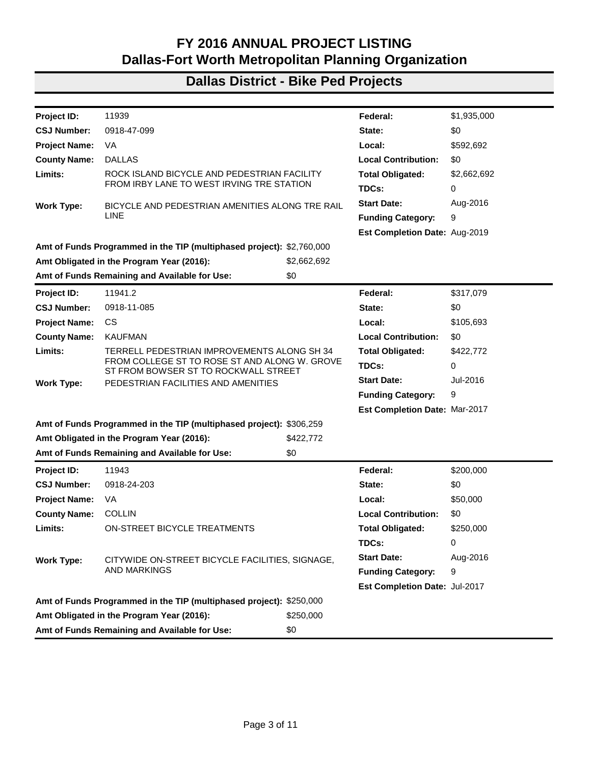# FY 2016 ANNUAL PROJECT LISTING
# Dallas-Fort Worth Metropolitan Planning Organization

## Dallas District - Bike Ped Projects

| | | | |
|---|---|---|---|
| **Project ID:** | 11939 | **Federal:** | $1,935,000 |
| **CSJ Number:** | 0918-47-099 | **State:** | $0 |
| **Project Name:** | VA | **Local:** | $592,692 |
| **County Name:** | DALLAS | **Local Contribution:** | $0 |
| **Limits:** | ROCK ISLAND BICYCLE AND PEDESTRIAN FACILITY FROM IRBY LANE TO WEST IRVING TRE STATION | **Total Obligated:** | $2,662,692 |
| | | **TDCs:** | 0 |
| **Work Type:** | BICYCLE AND PEDESTRIAN AMENITIES ALONG TRE RAIL LINE | **Start Date:** | Aug-2016 |
| | | **Funding Category:** | 9 |
| | | **Est Completion Date:** | Aug-2019 |

**Amt of Funds Programmed in the TIP (multiphased project):** $2,760,000
**Amt Obligated in the Program Year (2016):** $2,662,692
**Amt of Funds Remaining and Available for Use:** $0

| | | | |
|---|---|---|---|
| **Project ID:** | 11941.2 | **Federal:** | $317,079 |
| **CSJ Number:** | 0918-11-085 | **State:** | $0 |
| **Project Name:** | CS | **Local:** | $105,693 |
| **County Name:** | KAUFMAN | **Local Contribution:** | $0 |
| **Limits:** | TERRELL PEDESTRIAN IMPROVEMENTS ALONG SH 34 FROM COLLEGE ST TO ROSE ST AND ALONG W. GROVE ST FROM BOWSER ST TO ROCKWALL STREET | **Total Obligated:** | $422,772 |
| | | **TDCs:** | 0 |
| **Work Type:** | PEDESTRIAN FACILITIES AND AMENITIES | **Start Date:** | Jul-2016 |
| | | **Funding Category:** | 9 |
| | | **Est Completion Date:** | Mar-2017 |

**Amt of Funds Programmed in the TIP (multiphased project):** $306,259
**Amt Obligated in the Program Year (2016):** $422,772
**Amt of Funds Remaining and Available for Use:** $0

| | | | |
|---|---|---|---|
| **Project ID:** | 11943 | **Federal:** | $200,000 |
| **CSJ Number:** | 0918-24-203 | **State:** | $0 |
| **Project Name:** | VA | **Local:** | $50,000 |
| **County Name:** | COLLIN | **Local Contribution:** | $0 |
| **Limits:** | ON-STREET BICYCLE TREATMENTS | **Total Obligated:** | $250,000 |
| | | **TDCs:** | 0 |
| **Work Type:** | CITYWIDE ON-STREET BICYCLE FACILITIES, SIGNAGE, AND MARKINGS | **Start Date:** | Aug-2016 |
| | | **Funding Category:** | 9 |
| | | **Est Completion Date:** | Jul-2017 |

**Amt of Funds Programmed in the TIP (multiphased project):** $250,000
**Amt Obligated in the Program Year (2016):** $250,000
**Amt of Funds Remaining and Available for Use:** $0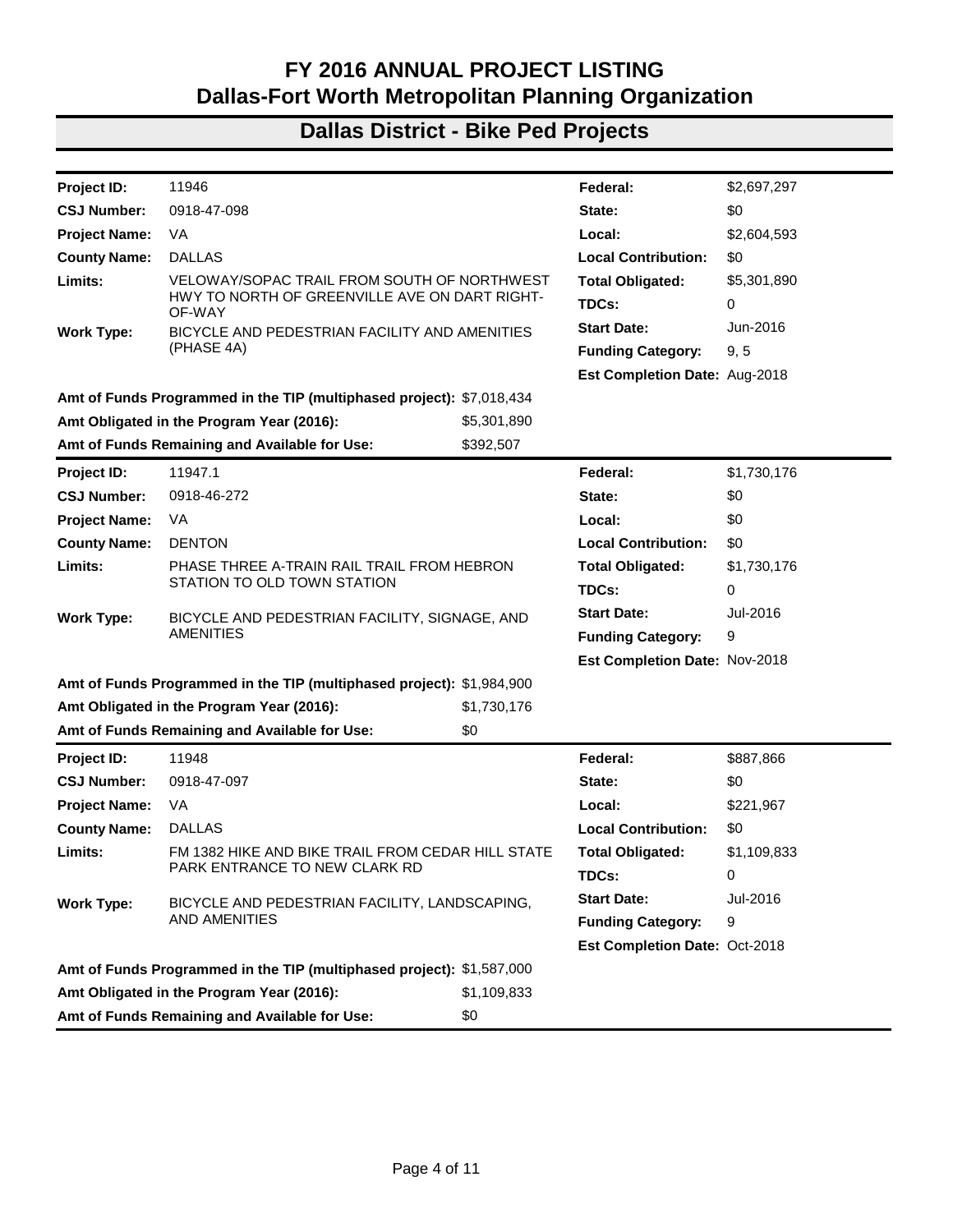# FY 2016 ANNUAL PROJECT LISTING
# Dallas-Fort Worth Metropolitan Planning Organization

## Dallas District - Bike Ped Projects

| | | | |
|---|---|---|---|
| **Project ID:** | 11946 | **Federal:** | $2,697,297 |
| **CSJ Number:** | 0918-47-098 | **State:** | $0 |
| **Project Name:** | VA | **Local:** | $2,604,593 |
| **County Name:** | DALLAS | **Local Contribution:** | $0 |
| **Limits:** | VELOWAY/SOPAC TRAIL FROM SOUTH OF NORTHWEST HWY TO NORTH OF GREENVILLE AVE ON DART RIGHT-OF-WAY | **Total Obligated:** | $5,301,890 |
| | | **TDCs:** | 0 |
| **Work Type:** | BICYCLE AND PEDESTRIAN FACILITY AND AMENITIES (PHASE 4A) | **Start Date:** | Jun-2016 |
| | | **Funding Category:** | 9, 5 |
| | | **Est Completion Date:** | Aug-2018 |
| **Amt of Funds Programmed in the TIP (multiphased project):** | $7,018,434 | | |
| **Amt Obligated in the Program Year (2016):** | $5,301,890 | | |
| **Amt of Funds Remaining and Available for Use:** | $392,507 | | |

| | | | |
|---|---|---|---|
| **Project ID:** | 11947.1 | **Federal:** | $1,730,176 |
| **CSJ Number:** | 0918-46-272 | **State:** | $0 |
| **Project Name:** | VA | **Local:** | $0 |
| **County Name:** | DENTON | **Local Contribution:** | $0 |
| **Limits:** | PHASE THREE A-TRAIN RAIL TRAIL FROM HEBRON STATION TO OLD TOWN STATION | **Total Obligated:** | $1,730,176 |
| | | **TDCs:** | 0 |
| **Work Type:** | BICYCLE AND PEDESTRIAN FACILITY, SIGNAGE, AND AMENITIES | **Start Date:** | Jul-2016 |
| | | **Funding Category:** | 9 |
| | | **Est Completion Date:** | Nov-2018 |
| **Amt of Funds Programmed in the TIP (multiphased project):** | $1,984,900 | | |
| **Amt Obligated in the Program Year (2016):** | $1,730,176 | | |
| **Amt of Funds Remaining and Available for Use:** | $0 | | |

| | | | |
|---|---|---|---|
| **Project ID:** | 11948 | **Federal:** | $887,866 |
| **CSJ Number:** | 0918-47-097 | **State:** | $0 |
| **Project Name:** | VA | **Local:** | $221,967 |
| **County Name:** | DALLAS | **Local Contribution:** | $0 |
| **Limits:** | FM 1382 HIKE AND BIKE TRAIL FROM CEDAR HILL STATE PARK ENTRANCE TO NEW CLARK RD | **Total Obligated:** | $1,109,833 |
| | | **TDCs:** | 0 |
| **Work Type:** | BICYCLE AND PEDESTRIAN FACILITY, LANDSCAPING, AND AMENITIES | **Start Date:** | Jul-2016 |
| | | **Funding Category:** | 9 |
| | | **Est Completion Date:** | Oct-2018 |
| **Amt of Funds Programmed in the TIP (multiphased project):** | $1,587,000 | | |
| **Amt Obligated in the Program Year (2016):** | $1,109,833 | | |
| **Amt of Funds Remaining and Available for Use:** | $0 | | |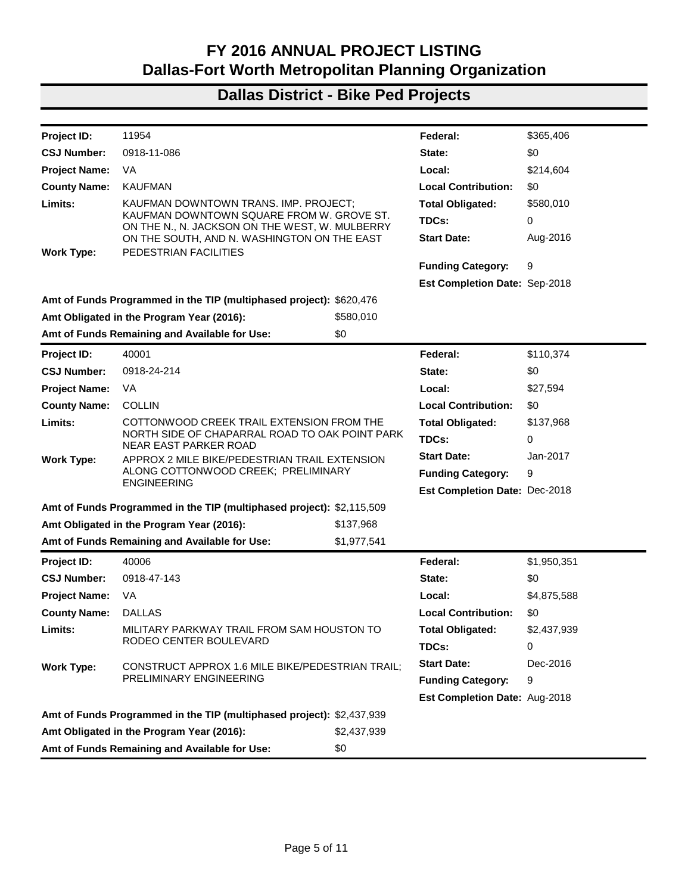# FY 2016 ANNUAL PROJECT LISTING
# Dallas-Fort Worth Metropolitan Planning Organization

## Dallas District - Bike Ped Projects

| | | | |
|---|---|---|---|
| **Project ID:** | 11954 | **Federal:** | $365,406 |
| **CSJ Number:** | 0918-11-086 | **State:** | $0 |
| **Project Name:** | VA | **Local:** | $214,604 |
| **County Name:** | KAUFMAN | **Local Contribution:** | $0 |
| **Limits:** | KAUFMAN DOWNTOWN TRANS. IMP. PROJECT; KAUFMAN DOWNTOWN SQUARE FROM W. GROVE ST. ON THE N., N. JACKSON ON THE WEST, W. MULBERRY ON THE SOUTH, AND N. WASHINGTON ON THE EAST | **Total Obligated:** | $580,010 |
| | | **TDCs:** | 0 |
| | | **Start Date:** | Aug-2016 |
| **Work Type:** | PEDESTRIAN FACILITIES | **Funding Category:** | 9 |
| | | **Est Completion Date:** | Sep-2018 |

**Amt of Funds Programmed in the TIP (multiphased project):** $620,476
**Amt Obligated in the Program Year (2016):** $580,010
**Amt of Funds Remaining and Available for Use:** $0

| | | | |
|---|---|---|---|
| **Project ID:** | 40001 | **Federal:** | $110,374 |
| **CSJ Number:** | 0918-24-214 | **State:** | $0 |
| **Project Name:** | VA | **Local:** | $27,594 |
| **County Name:** | COLLIN | **Local Contribution:** | $0 |
| **Limits:** | COTTONWOOD CREEK TRAIL EXTENSION FROM THE NORTH SIDE OF CHAPARRAL ROAD TO OAK POINT PARK NEAR EAST PARKER ROAD | **Total Obligated:** | $137,968 |
| | | **TDCs:** | 0 |
| **Work Type:** | APPROX 2 MILE BIKE/PEDESTRIAN TRAIL EXTENSION ALONG COTTONWOOD CREEK; PRELIMINARY ENGINEERING | **Start Date:** | Jan-2017 |
| | | **Funding Category:** | 9 |
| | | **Est Completion Date:** | Dec-2018 |

**Amt of Funds Programmed in the TIP (multiphased project):** $2,115,509
**Amt Obligated in the Program Year (2016):** $137,968
**Amt of Funds Remaining and Available for Use:** $1,977,541

| | | | |
|---|---|---|---|
| **Project ID:** | 40006 | **Federal:** | $1,950,351 |
| **CSJ Number:** | 0918-47-143 | **State:** | $0 |
| **Project Name:** | VA | **Local:** | $4,875,588 |
| **County Name:** | DALLAS | **Local Contribution:** | $0 |
| **Limits:** | MILITARY PARKWAY TRAIL FROM SAM HOUSTON TO RODEO CENTER BOULEVARD | **Total Obligated:** | $2,437,939 |
| | | **TDCs:** | 0 |
| **Work Type:** | CONSTRUCT APPROX 1.6 MILE BIKE/PEDESTRIAN TRAIL; PRELIMINARY ENGINEERING | **Start Date:** | Dec-2016 |
| | | **Funding Category:** | 9 |
| | | **Est Completion Date:** | Aug-2018 |

**Amt of Funds Programmed in the TIP (multiphased project):** $2,437,939
**Amt Obligated in the Program Year (2016):** $2,437,939
**Amt of Funds Remaining and Available for Use:** $0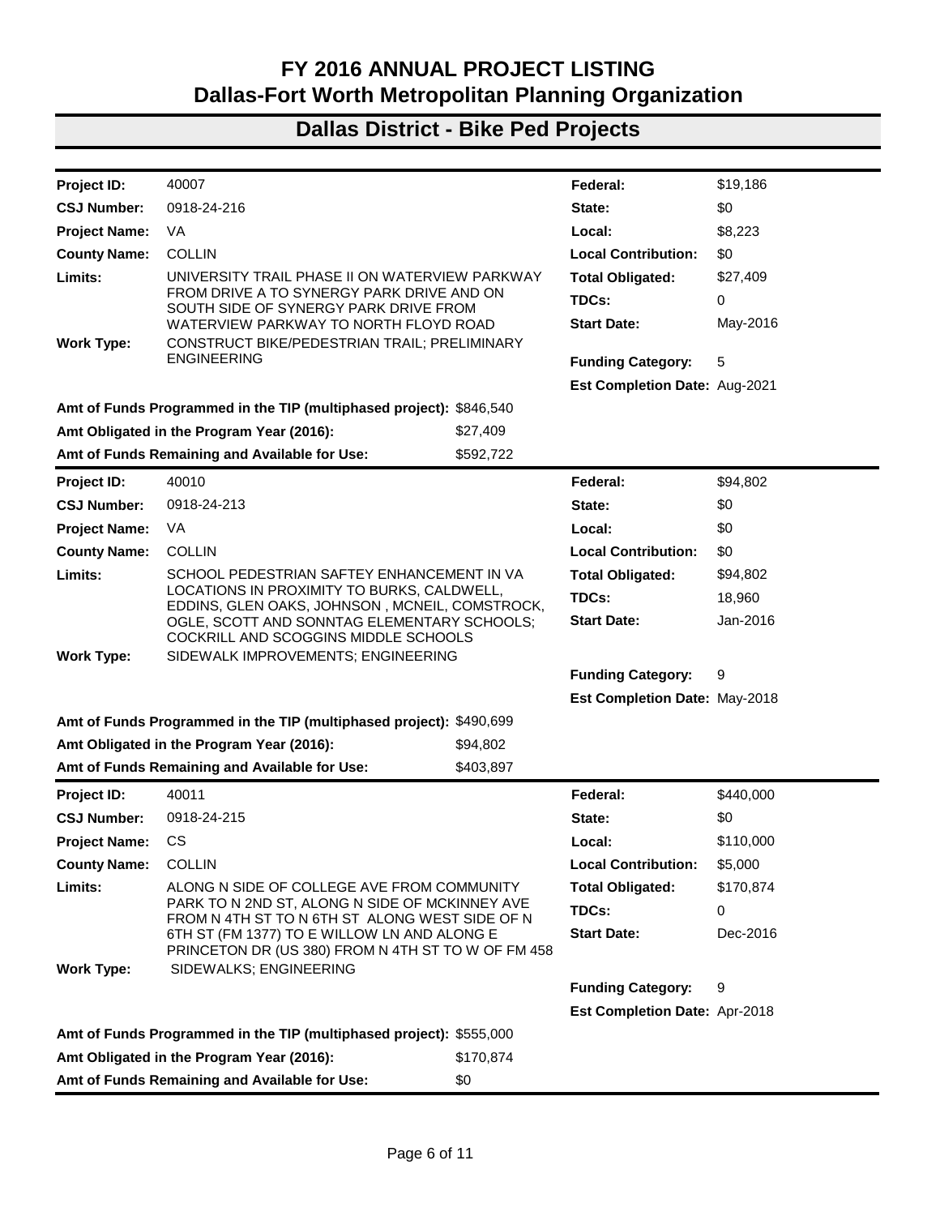# FY 2016 ANNUAL PROJECT LISTING
# Dallas-Fort Worth Metropolitan Planning Organization

## Dallas District - Bike Ped Projects

| | | | |
|---|---|---|---|
| **Project ID:** | 40007 | **Federal:** | $19,186 |
| **CSJ Number:** | 0918-24-216 | **State:** | $0 |
| **Project Name:** | VA | **Local:** | $8,223 |
| **County Name:** | COLLIN | **Local Contribution:** | $0 |
| **Limits:** | UNIVERSITY TRAIL PHASE II ON WATERVIEW PARKWAY FROM DRIVE A TO SYNERGY PARK DRIVE AND ON SOUTH SIDE OF SYNERGY PARK DRIVE FROM WATERVIEW PARKWAY TO NORTH FLOYD ROAD | **Total Obligated:** | $27,409 |
| | | **TDCs:** | 0 |
| | | **Start Date:** | May-2016 |
| **Work Type:** | CONSTRUCT BIKE/PEDESTRIAN TRAIL; PRELIMINARY ENGINEERING | **Funding Category:** | 5 |
| | | **Est Completion Date:** | Aug-2021 |

**Amt of Funds Programmed in the TIP (multiphased project):** $846,540
**Amt Obligated in the Program Year (2016):** $27,409
**Amt of Funds Remaining and Available for Use:** $592,722

| | | | |
|---|---|---|---|
| **Project ID:** | 40010 | **Federal:** | $94,802 |
| **CSJ Number:** | 0918-24-213 | **State:** | $0 |
| **Project Name:** | VA | **Local:** | $0 |
| **County Name:** | COLLIN | **Local Contribution:** | $0 |
| **Limits:** | SCHOOL PEDESTRIAN SAFTEY ENHANCEMENT IN VA LOCATIONS IN PROXIMITY TO BURKS, CALDWELL, EDDINS, GLEN OAKS, JOHNSON , MCNEIL, COMSTROCK, OGLE, SCOTT AND SONNTAG ELEMENTARY SCHOOLS; COCKRILL AND SCOGGINS MIDDLE SCHOOLS | **Total Obligated:** | $94,802 |
| | | **TDCs:** | 18,960 |
| | | **Start Date:** | Jan-2016 |
| **Work Type:** | SIDEWALK IMPROVEMENTS; ENGINEERING | **Funding Category:** | 9 |
| | | **Est Completion Date:** | May-2018 |

**Amt of Funds Programmed in the TIP (multiphased project):** $490,699
**Amt Obligated in the Program Year (2016):** $94,802
**Amt of Funds Remaining and Available for Use:** $403,897

| | | | |
|---|---|---|---|
| **Project ID:** | 40011 | **Federal:** | $440,000 |
| **CSJ Number:** | 0918-24-215 | **State:** | $0 |
| **Project Name:** | CS | **Local:** | $110,000 |
| **County Name:** | COLLIN | **Local Contribution:** | $5,000 |
| **Limits:** | ALONG N SIDE OF COLLEGE AVE FROM COMMUNITY PARK TO N 2ND ST, ALONG N SIDE OF MCKINNEY AVE FROM N 4TH ST TO N 6TH ST ALONG WEST SIDE OF N 6TH ST (FM 1377) TO E WILLOW LN AND ALONG E PRINCETON DR (US 380) FROM N 4TH ST TO W OF FM 458 | **Total Obligated:** | $170,874 |
| | | **TDCs:** | 0 |
| | | **Start Date:** | Dec-2016 |
| **Work Type:** | SIDEWALKS; ENGINEERING | **Funding Category:** | 9 |
| | | **Est Completion Date:** | Apr-2018 |

**Amt of Funds Programmed in the TIP (multiphased project):** $555,000
**Amt Obligated in the Program Year (2016):** $170,874
**Amt of Funds Remaining and Available for Use:** $0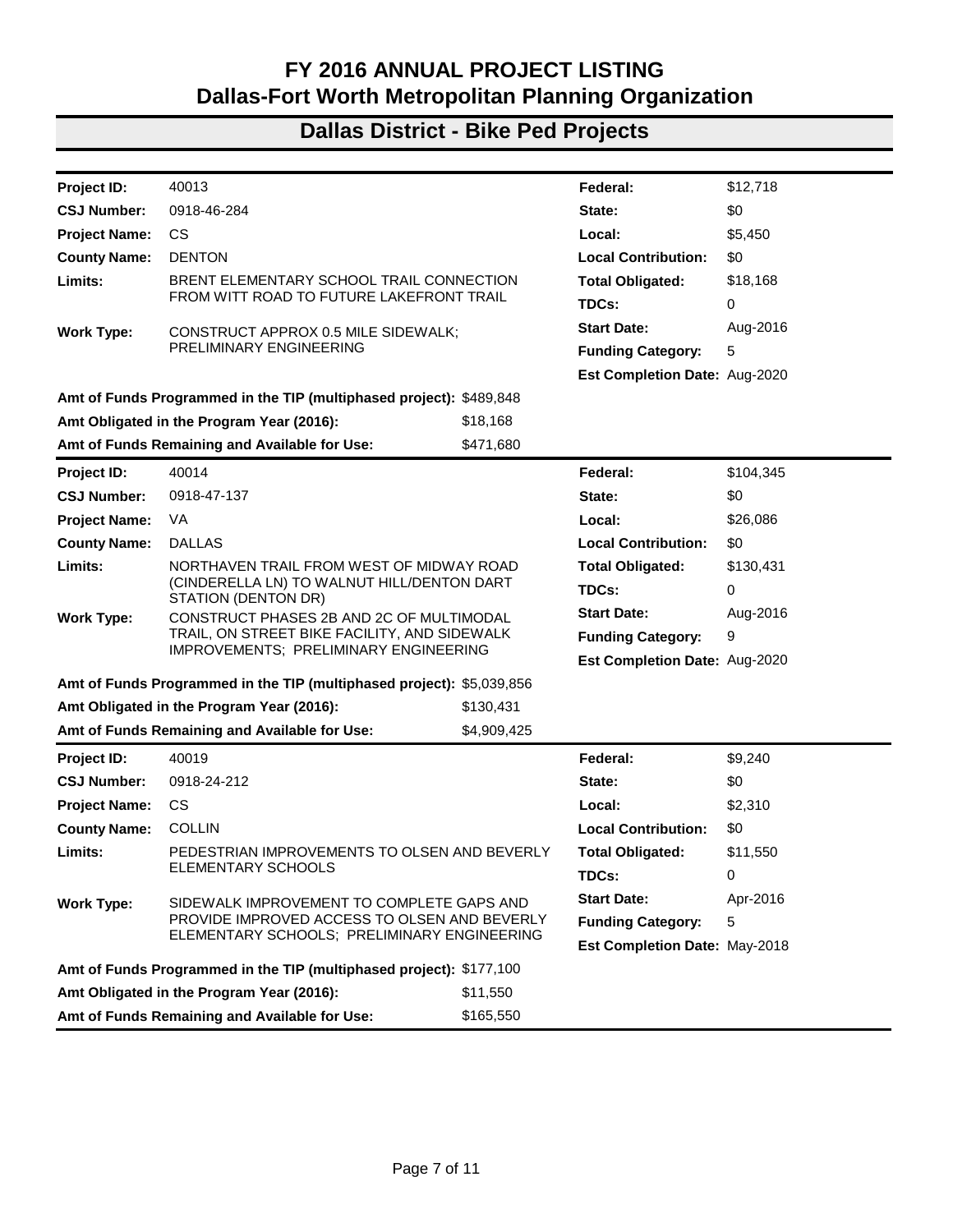# FY 2016 ANNUAL PROJECT LISTING
# Dallas-Fort Worth Metropolitan Planning Organization

## Dallas District - Bike Ped Projects

| | | | |
|---|---|---|---|
| **Project ID:** | 40013 | **Federal:** | $12,718 |
| **CSJ Number:** | 0918-46-284 | **State:** | $0 |
| **Project Name:** | CS | **Local:** | $5,450 |
| **County Name:** | DENTON | **Local Contribution:** | $0 |
| **Limits:** | BRENT ELEMENTARY SCHOOL TRAIL CONNECTION FROM WITT ROAD TO FUTURE LAKEFRONT TRAIL | **Total Obligated:** | $18,168 |
| | | **TDCs:** | 0 |
| **Work Type:** | CONSTRUCT APPROX 0.5 MILE SIDEWALK; PRELIMINARY ENGINEERING | **Start Date:** | Aug-2016 |
| | | **Funding Category:** | 5 |
| | | **Est Completion Date:** | Aug-2020 |

**Amt of Funds Programmed in the TIP (multiphased project):** $489,848
**Amt Obligated in the Program Year (2016):** $18,168
**Amt of Funds Remaining and Available for Use:** $471,680

| | | | |
|---|---|---|---|
| **Project ID:** | 40014 | **Federal:** | $104,345 |
| **CSJ Number:** | 0918-47-137 | **State:** | $0 |
| **Project Name:** | VA | **Local:** | $26,086 |
| **County Name:** | DALLAS | **Local Contribution:** | $0 |
| **Limits:** | NORTHAVEN TRAIL FROM WEST OF MIDWAY ROAD (CINDERELLA LN) TO WALNUT HILL/DENTON DART STATION (DENTON DR) | **Total Obligated:** | $130,431 |
| | | **TDCs:** | 0 |
| **Work Type:** | CONSTRUCT PHASES 2B AND 2C OF MULTIMODAL TRAIL, ON STREET BIKE FACILITY, AND SIDEWALK IMPROVEMENTS; PRELIMINARY ENGINEERING | **Start Date:** | Aug-2016 |
| | | **Funding Category:** | 9 |
| | | **Est Completion Date:** | Aug-2020 |

**Amt of Funds Programmed in the TIP (multiphased project):** $5,039,856
**Amt Obligated in the Program Year (2016):** $130,431
**Amt of Funds Remaining and Available for Use:** $4,909,425

| | | | |
|---|---|---|---|
| **Project ID:** | 40019 | **Federal:** | $9,240 |
| **CSJ Number:** | 0918-24-212 | **State:** | $0 |
| **Project Name:** | CS | **Local:** | $2,310 |
| **County Name:** | COLLIN | **Local Contribution:** | $0 |
| **Limits:** | PEDESTRIAN IMPROVEMENTS TO OLSEN AND BEVERLY ELEMENTARY SCHOOLS | **Total Obligated:** | $11,550 |
| | | **TDCs:** | 0 |
| **Work Type:** | SIDEWALK IMPROVEMENT TO COMPLETE GAPS AND PROVIDE IMPROVED ACCESS TO OLSEN AND BEVERLY ELEMENTARY SCHOOLS; PRELIMINARY ENGINEERING | **Start Date:** | Apr-2016 |
| | | **Funding Category:** | 5 |
| | | **Est Completion Date:** | May-2018 |

**Amt of Funds Programmed in the TIP (multiphased project):** $177,100
**Amt Obligated in the Program Year (2016):** $11,550
**Amt of Funds Remaining and Available for Use:** $165,550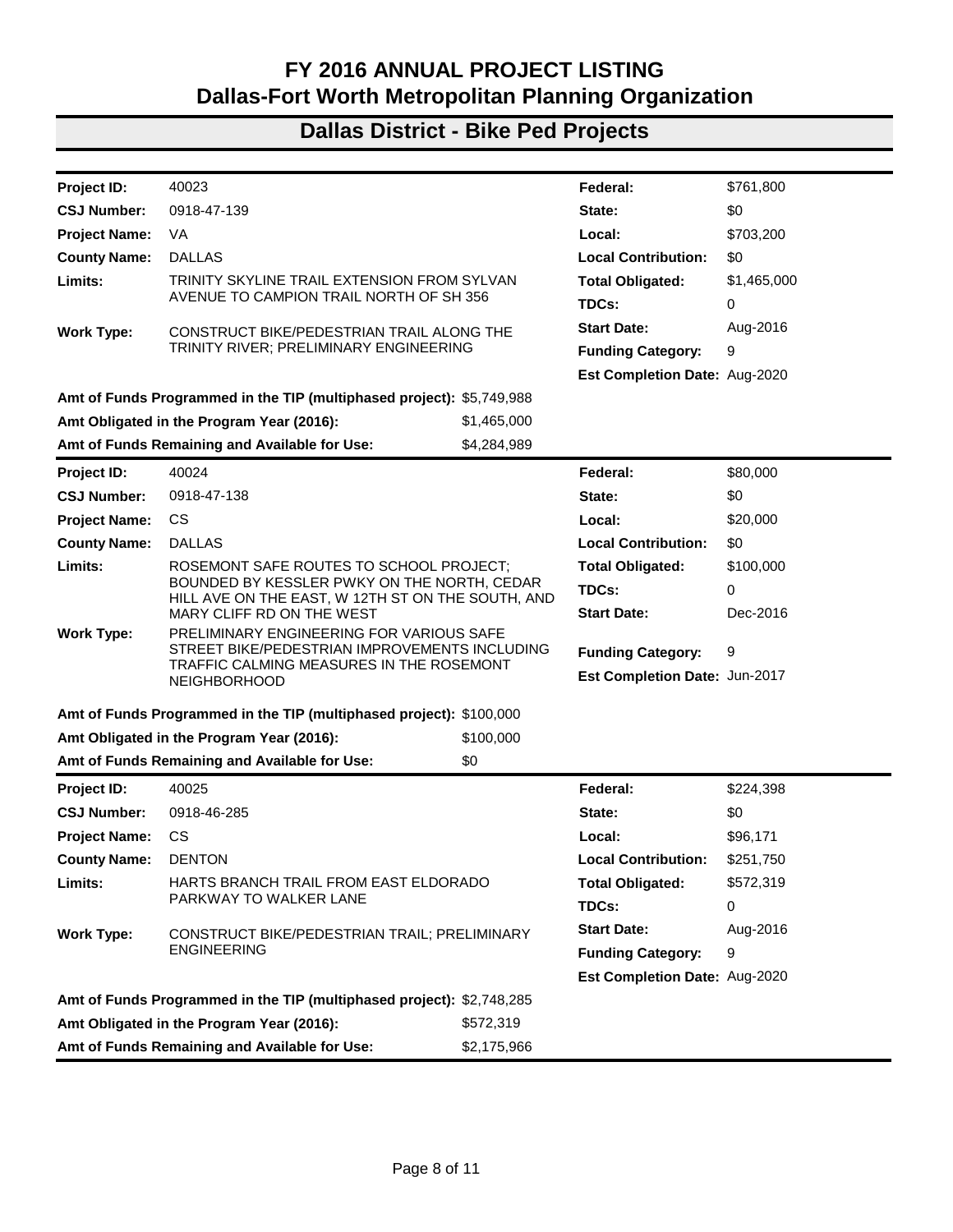# FY 2016 ANNUAL PROJECT LISTING
# Dallas-Fort Worth Metropolitan Planning Organization

## Dallas District - Bike Ped Projects

| | | | |
|---|---|---|---|
| **Project ID:** | 40023 | **Federal:** | $761,800 |
| **CSJ Number:** | 0918-47-139 | **State:** | $0 |
| **Project Name:** | VA | **Local:** | $703,200 |
| **County Name:** | DALLAS | **Local Contribution:** | $0 |
| **Limits:** | TRINITY SKYLINE TRAIL EXTENSION FROM SYLVAN AVENUE TO CAMPION TRAIL NORTH OF SH 356 | **Total Obligated:** | $1,465,000 |
| | | **TDCs:** | 0 |
| **Work Type:** | CONSTRUCT BIKE/PEDESTRIAN TRAIL ALONG THE TRINITY RIVER; PRELIMINARY ENGINEERING | **Start Date:** | Aug-2016 |
| | | **Funding Category:** | 9 |
| | | **Est Completion Date:** | Aug-2020 |

**Amt of Funds Programmed in the TIP (multiphased project):** $5,749,988
**Amt Obligated in the Program Year (2016):** $1,465,000
**Amt of Funds Remaining and Available for Use:** $4,284,989

| | | | |
|---|---|---|---|
| **Project ID:** | 40024 | **Federal:** | $80,000 |
| **CSJ Number:** | 0918-47-138 | **State:** | $0 |
| **Project Name:** | CS | **Local:** | $20,000 |
| **County Name:** | DALLAS | **Local Contribution:** | $0 |
| **Limits:** | ROSEMONT SAFE ROUTES TO SCHOOL PROJECT; BOUNDED BY KESSLER PWKY ON THE NORTH, CEDAR HILL AVE ON THE EAST, W 12TH ST ON THE SOUTH, AND MARY CLIFF RD ON THE WEST | **Total Obligated:** | $100,000 |
| | | **TDCs:** | 0 |
| | | **Start Date:** | Dec-2016 |
| **Work Type:** | PRELIMINARY ENGINEERING FOR VARIOUS SAFE STREET BIKE/PEDESTRIAN IMPROVEMENTS INCLUDING TRAFFIC CALMING MEASURES IN THE ROSEMONT NEIGHBORHOOD | **Funding Category:** | 9 |
| | | **Est Completion Date:** | Jun-2017 |

**Amt of Funds Programmed in the TIP (multiphased project):** $100,000
**Amt Obligated in the Program Year (2016):** $100,000
**Amt of Funds Remaining and Available for Use:** $0

| | | | |
|---|---|---|---|
| **Project ID:** | 40025 | **Federal:** | $224,398 |
| **CSJ Number:** | 0918-46-285 | **State:** | $0 |
| **Project Name:** | CS | **Local:** | $96,171 |
| **County Name:** | DENTON | **Local Contribution:** | $251,750 |
| **Limits:** | HARTS BRANCH TRAIL FROM EAST ELDORADO PARKWAY TO WALKER LANE | **Total Obligated:** | $572,319 |
| | | **TDCs:** | 0 |
| **Work Type:** | CONSTRUCT BIKE/PEDESTRIAN TRAIL; PRELIMINARY ENGINEERING | **Start Date:** | Aug-2016 |
| | | **Funding Category:** | 9 |
| | | **Est Completion Date:** | Aug-2020 |

**Amt of Funds Programmed in the TIP (multiphased project):** $2,748,285
**Amt Obligated in the Program Year (2016):** $572,319
**Amt of Funds Remaining and Available for Use:** $2,175,966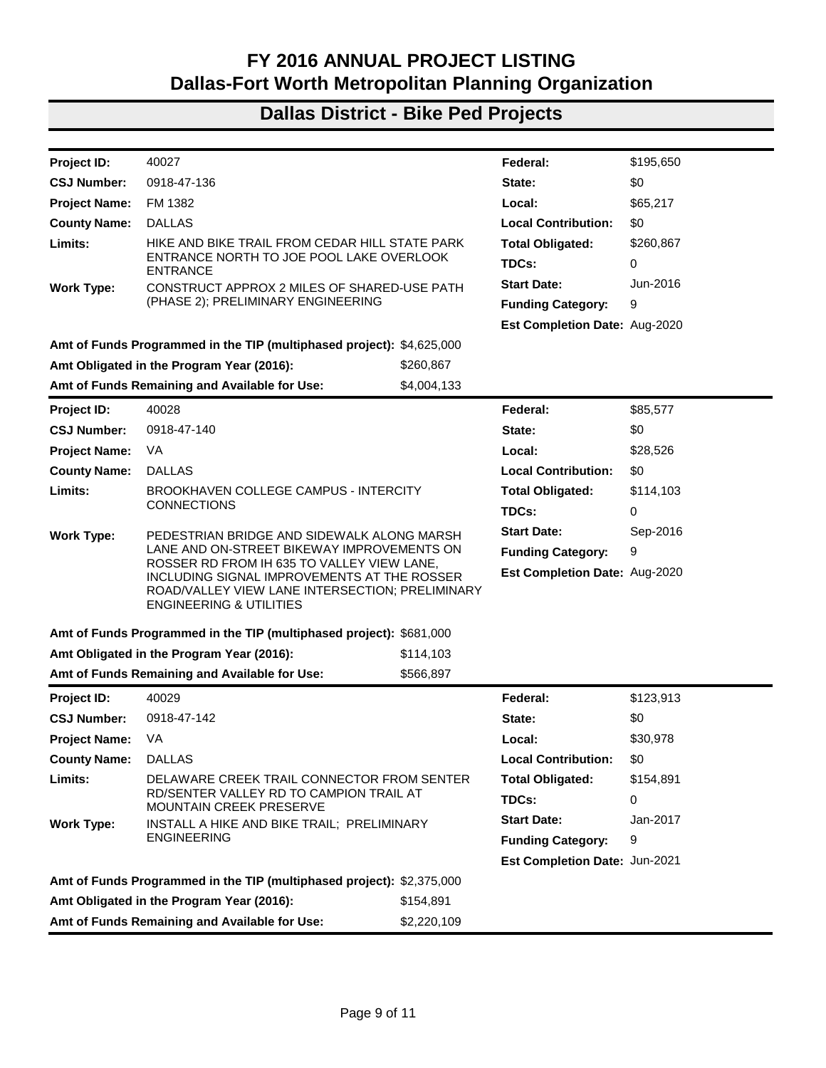# FY 2016 ANNUAL PROJECT LISTING
# Dallas-Fort Worth Metropolitan Planning Organization

## Dallas District - Bike Ped Projects

| | | | |
|---|---|---|---|
| **Project ID:** | 40027 | **Federal:** | $195,650 |
| **CSJ Number:** | 0918-47-136 | **State:** | $0 |
| **Project Name:** | FM 1382 | **Local:** | $65,217 |
| **County Name:** | DALLAS | **Local Contribution:** | $0 |
| **Limits:** | HIKE AND BIKE TRAIL FROM CEDAR HILL STATE PARK ENTRANCE NORTH TO JOE POOL LAKE OVERLOOK ENTRANCE | **Total Obligated:** | $260,867 |
| | | **TDCs:** | 0 |
| **Work Type:** | CONSTRUCT APPROX 2 MILES OF SHARED-USE PATH (PHASE 2); PRELIMINARY ENGINEERING | **Start Date:** | Jun-2016 |
| | | **Funding Category:** | 9 |
| | | **Est Completion Date:** | Aug-2020 |

**Amt of Funds Programmed in the TIP (multiphased project):** $4,625,000
**Amt Obligated in the Program Year (2016):** $260,867
**Amt of Funds Remaining and Available for Use:** $4,004,133

| | | | |
|---|---|---|---|
| **Project ID:** | 40028 | **Federal:** | $85,577 |
| **CSJ Number:** | 0918-47-140 | **State:** | $0 |
| **Project Name:** | VA | **Local:** | $28,526 |
| **County Name:** | DALLAS | **Local Contribution:** | $0 |
| **Limits:** | BROOKHAVEN COLLEGE CAMPUS - INTERCITY CONNECTIONS | **Total Obligated:** | $114,103 |
| | | **TDCs:** | 0 |
| **Work Type:** | PEDESTRIAN BRIDGE AND SIDEWALK ALONG MARSH LANE AND ON-STREET BIKEWAY IMPROVEMENTS ON ROSSER RD FROM IH 635 TO VALLEY VIEW LANE, INCLUDING SIGNAL IMPROVEMENTS AT THE ROSSER ROAD/VALLEY VIEW LANE INTERSECTION; PRELIMINARY ENGINEERING & UTILITIES | **Start Date:** | Sep-2016 |
| | | **Funding Category:** | 9 |
| | | **Est Completion Date:** | Aug-2020 |

**Amt of Funds Programmed in the TIP (multiphased project):** $681,000
**Amt Obligated in the Program Year (2016):** $114,103
**Amt of Funds Remaining and Available for Use:** $566,897

| | | | |
|---|---|---|---|
| **Project ID:** | 40029 | **Federal:** | $123,913 |
| **CSJ Number:** | 0918-47-142 | **State:** | $0 |
| **Project Name:** | VA | **Local:** | $30,978 |
| **County Name:** | DALLAS | **Local Contribution:** | $0 |
| **Limits:** | DELAWARE CREEK TRAIL CONNECTOR FROM SENTER RD/SENTER VALLEY RD TO CAMPION TRAIL AT MOUNTAIN CREEK PRESERVE | **Total Obligated:** | $154,891 |
| | | **TDCs:** | 0 |
| **Work Type:** | INSTALL A HIKE AND BIKE TRAIL; PRELIMINARY ENGINEERING | **Start Date:** | Jan-2017 |
| | | **Funding Category:** | 9 |
| | | **Est Completion Date:** | Jun-2021 |

**Amt of Funds Programmed in the TIP (multiphased project):** $2,375,000
**Amt Obligated in the Program Year (2016):** $154,891
**Amt of Funds Remaining and Available for Use:** $2,220,109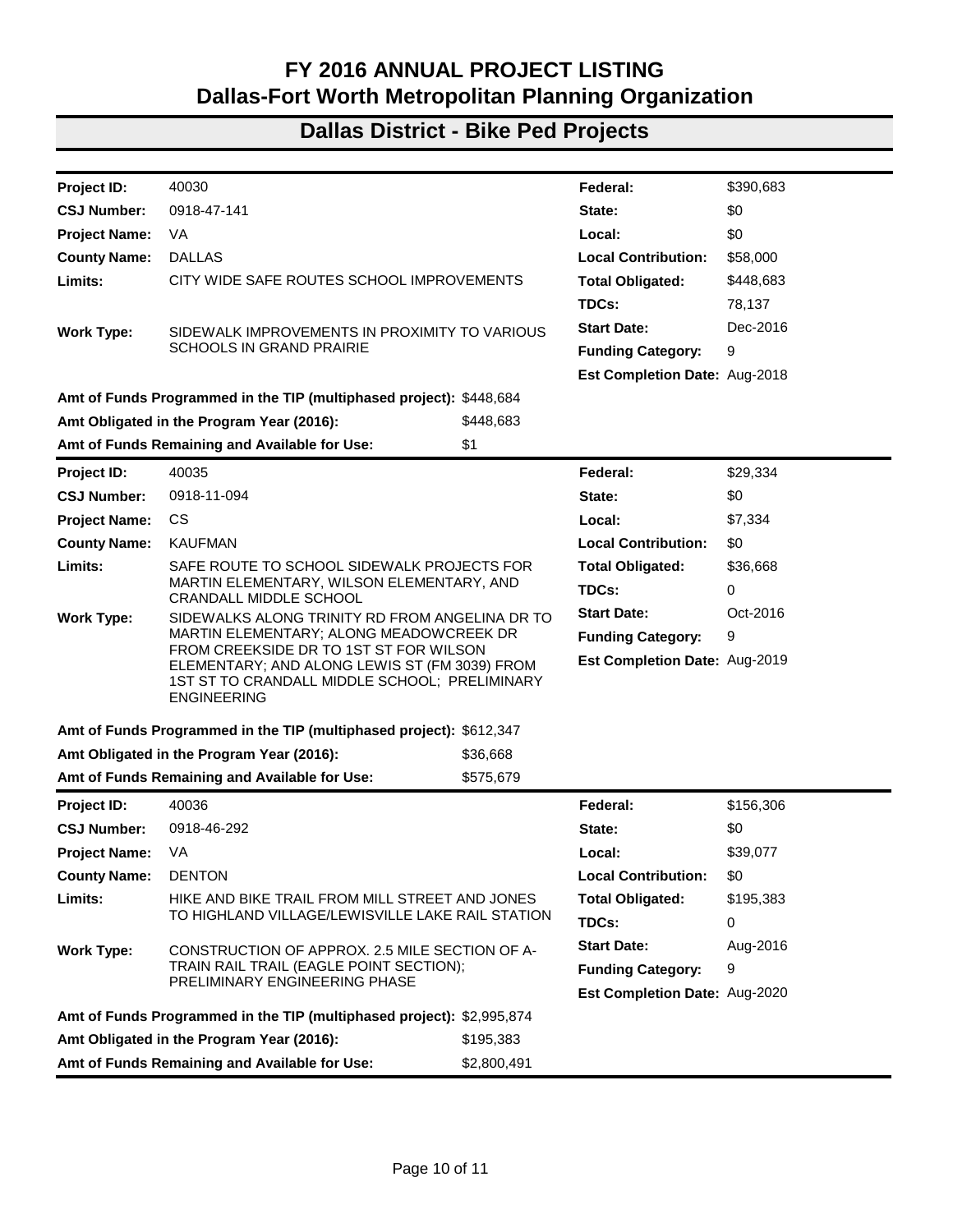# FY 2016 ANNUAL PROJECT LISTING
# Dallas-Fort Worth Metropolitan Planning Organization

## Dallas District - Bike Ped Projects

| | | | |
|---|---|---|---|
| **Project ID:** | 40030 | **Federal:** | $390,683 |
| **CSJ Number:** | 0918-47-141 | **State:** | $0 |
| **Project Name:** | VA | **Local:** | $0 |
| **County Name:** | DALLAS | **Local Contribution:** | $58,000 |
| **Limits:** | CITY WIDE SAFE ROUTES SCHOOL IMPROVEMENTS | **Total Obligated:** | $448,683 |
| | | **TDCs:** | 78,137 |
| **Work Type:** | SIDEWALK IMPROVEMENTS IN PROXIMITY TO VARIOUS SCHOOLS IN GRAND PRAIRIE | **Start Date:** | Dec-2016 |
| | | **Funding Category:** | 9 |
| | | **Est Completion Date:** | Aug-2018 |

| | |
|---|---|
| **Amt of Funds Programmed in the TIP (multiphased project):** | $448,684 |
| **Amt Obligated in the Program Year (2016):** | $448,683 |
| **Amt of Funds Remaining and Available for Use:** | $1 |

| | | | |
|---|---|---|---|
| **Project ID:** | 40035 | **Federal:** | $29,334 |
| **CSJ Number:** | 0918-11-094 | **State:** | $0 |
| **Project Name:** | CS | **Local:** | $7,334 |
| **County Name:** | KAUFMAN | **Local Contribution:** | $0 |
| **Limits:** | SAFE ROUTE TO SCHOOL SIDEWALK PROJECTS FOR MARTIN ELEMENTARY, WILSON ELEMENTARY, AND CRANDALL MIDDLE SCHOOL | **Total Obligated:** | $36,668 |
| | | **TDCs:** | 0 |
| **Work Type:** | SIDEWALKS ALONG TRINITY RD FROM ANGELINA DR TO MARTIN ELEMENTARY; ALONG MEADOWCREEK DR FROM CREEKSIDE DR TO 1ST ST FOR WILSON ELEMENTARY; AND ALONG LEWIS ST (FM 3039) FROM 1ST ST TO CRANDALL MIDDLE SCHOOL; PRELIMINARY ENGINEERING | **Start Date:** | Oct-2016 |
| | | **Funding Category:** | 9 |
| | | **Est Completion Date:** | Aug-2019 |

| | |
|---|---|
| **Amt of Funds Programmed in the TIP (multiphased project):** | $612,347 |
| **Amt Obligated in the Program Year (2016):** | $36,668 |
| **Amt of Funds Remaining and Available for Use:** | $575,679 |

| | | | |
|---|---|---|---|
| **Project ID:** | 40036 | **Federal:** | $156,306 |
| **CSJ Number:** | 0918-46-292 | **State:** | $0 |
| **Project Name:** | VA | **Local:** | $39,077 |
| **County Name:** | DENTON | **Local Contribution:** | $0 |
| **Limits:** | HIKE AND BIKE TRAIL FROM MILL STREET AND JONES TO HIGHLAND VILLAGE/LEWISVILLE LAKE RAIL STATION | **Total Obligated:** | $195,383 |
| | | **TDCs:** | 0 |
| **Work Type:** | CONSTRUCTION OF APPROX. 2.5 MILE SECTION OF A-TRAIN RAIL TRAIL (EAGLE POINT SECTION); PRELIMINARY ENGINEERING PHASE | **Start Date:** | Aug-2016 |
| | | **Funding Category:** | 9 |
| | | **Est Completion Date:** | Aug-2020 |

| | |
|---|---|
| **Amt of Funds Programmed in the TIP (multiphased project):** | $2,995,874 |
| **Amt Obligated in the Program Year (2016):** | $195,383 |
| **Amt of Funds Remaining and Available for Use:** | $2,800,491 |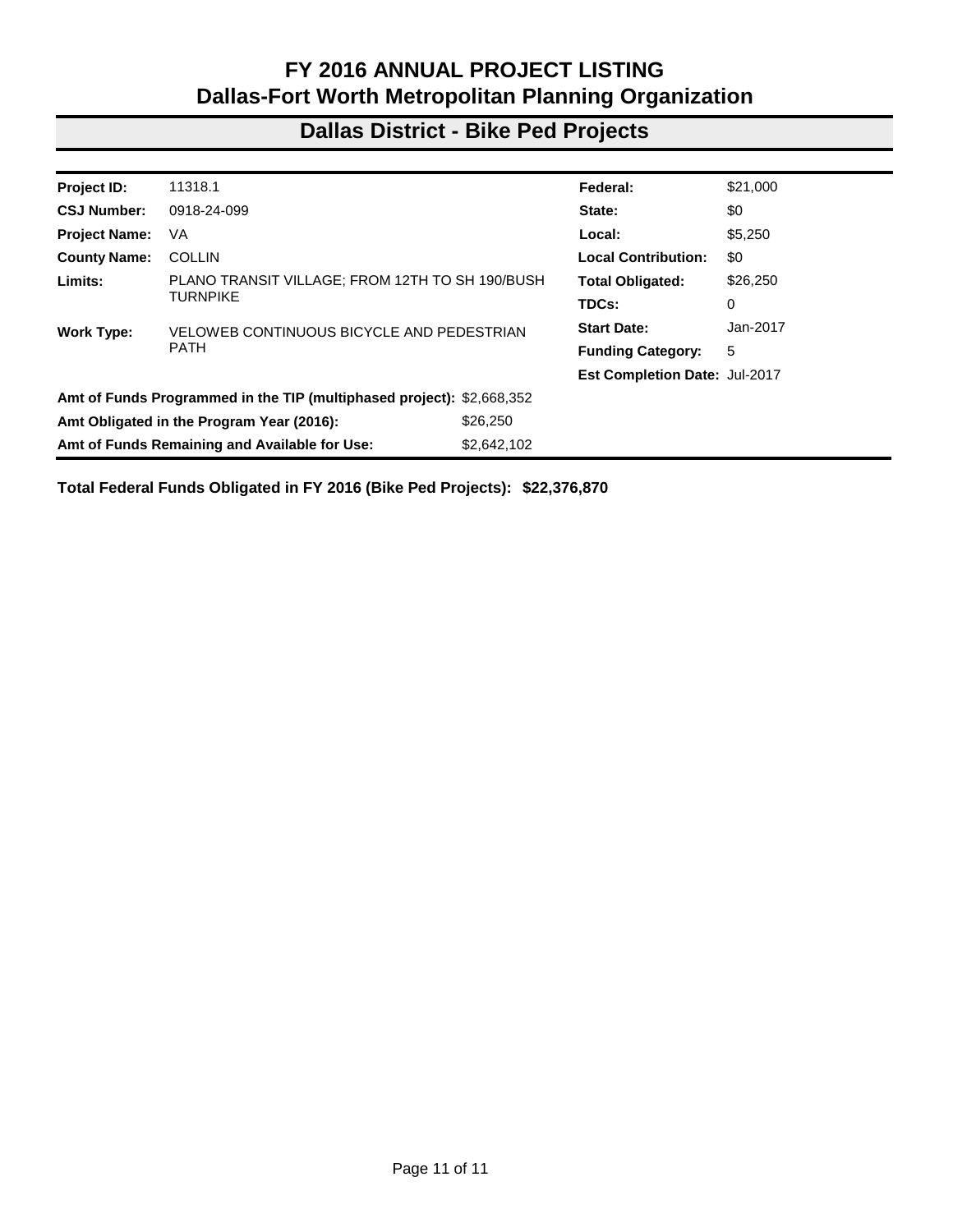# FY 2016 ANNUAL PROJECT LISTING
# Dallas-Fort Worth Metropolitan Planning Organization

## Dallas District - Bike Ped Projects

| | | | |
|---|---|---|---|
| **Project ID:** | 11318.1 | **Federal:** | $21,000 |
| **CSJ Number:** | 0918-24-099 | **State:** | $0 |
| **Project Name:** | VA | **Local:** | $5,250 |
| **County Name:** | COLLIN | **Local Contribution:** | $0 |
| **Limits:** | PLANO TRANSIT VILLAGE; FROM 12TH TO SH 190/BUSH TURNPIKE | **Total Obligated:** | $26,250 |
| | | **TDCs:** | 0 |
| **Work Type:** | VELOWEB CONTINUOUS BICYCLE AND PEDESTRIAN PATH | **Start Date:** | Jan-2017 |
| | | **Funding Category:** | 5 |
| | | **Est Completion Date:** | Jul-2017 |

| | |
|---|---|
| **Amt of Funds Programmed in the TIP (multiphased project):** | $2,668,352 |
| **Amt Obligated in the Program Year (2016):** | $26,250 |
| **Amt of Funds Remaining and Available for Use:** | $2,642,102 |

**Total Federal Funds Obligated in FY 2016 (Bike Ped Projects): $22,376,870**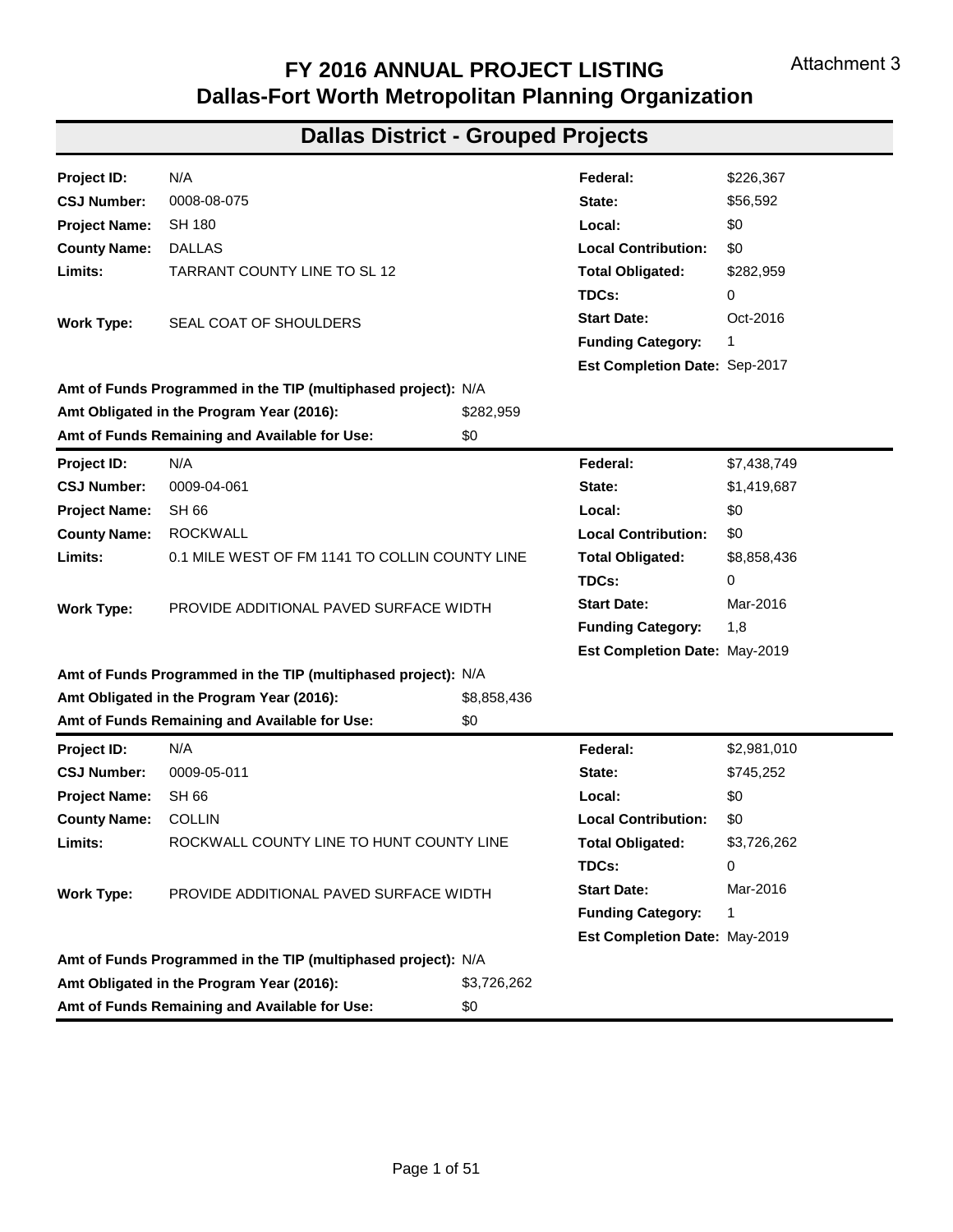Attachment 3

# FY 2016 ANNUAL PROJECT LISTING
# Dallas-Fort Worth Metropolitan Planning Organization

## Dallas District - Grouped Projects

| | | | |
|---|---|---|---|
| **Project ID:** | N/A | **Federal:** | $226,367 |
| **CSJ Number:** | 0008-08-075 | **State:** | $56,592 |
| **Project Name:** | SH 180 | **Local:** | $0 |
| **County Name:** | DALLAS | **Local Contribution:** | $0 |
| **Limits:** | TARRANT COUNTY LINE TO SL 12 | **Total Obligated:** | $282,959 |
| | | **TDCs:** | 0 |
| **Work Type:** | SEAL COAT OF SHOULDERS | **Start Date:** | Oct-2016 |
| | | **Funding Category:** | 1 |
| | | **Est Completion Date:** | Sep-2017 |

**Amt of Funds Programmed in the TIP (multiphased project):** N/A
**Amt Obligated in the Program Year (2016):** $282,959
**Amt of Funds Remaining and Available for Use:** $0

| | | | |
|---|---|---|---|
| **Project ID:** | N/A | **Federal:** | $7,438,749 |
| **CSJ Number:** | 0009-04-061 | **State:** | $1,419,687 |
| **Project Name:** | SH 66 | **Local:** | $0 |
| **County Name:** | ROCKWALL | **Local Contribution:** | $0 |
| **Limits:** | 0.1 MILE WEST OF FM 1141 TO COLLIN COUNTY LINE | **Total Obligated:** | $8,858,436 |
| | | **TDCs:** | 0 |
| **Work Type:** | PROVIDE ADDITIONAL PAVED SURFACE WIDTH | **Start Date:** | Mar-2016 |
| | | **Funding Category:** | 1,8 |
| | | **Est Completion Date:** | May-2019 |

**Amt of Funds Programmed in the TIP (multiphased project):** N/A
**Amt Obligated in the Program Year (2016):** $8,858,436
**Amt of Funds Remaining and Available for Use:** $0

| | | | |
|---|---|---|---|
| **Project ID:** | N/A | **Federal:** | $2,981,010 |
| **CSJ Number:** | 0009-05-011 | **State:** | $745,252 |
| **Project Name:** | SH 66 | **Local:** | $0 |
| **County Name:** | COLLIN | **Local Contribution:** | $0 |
| **Limits:** | ROCKWALL COUNTY LINE TO HUNT COUNTY LINE | **Total Obligated:** | $3,726,262 |
| | | **TDCs:** | 0 |
| **Work Type:** | PROVIDE ADDITIONAL PAVED SURFACE WIDTH | **Start Date:** | Mar-2016 |
| | | **Funding Category:** | 1 |
| | | **Est Completion Date:** | May-2019 |

**Amt of Funds Programmed in the TIP (multiphased project):** N/A
**Amt Obligated in the Program Year (2016):** $3,726,262
**Amt of Funds Remaining and Available for Use:** $0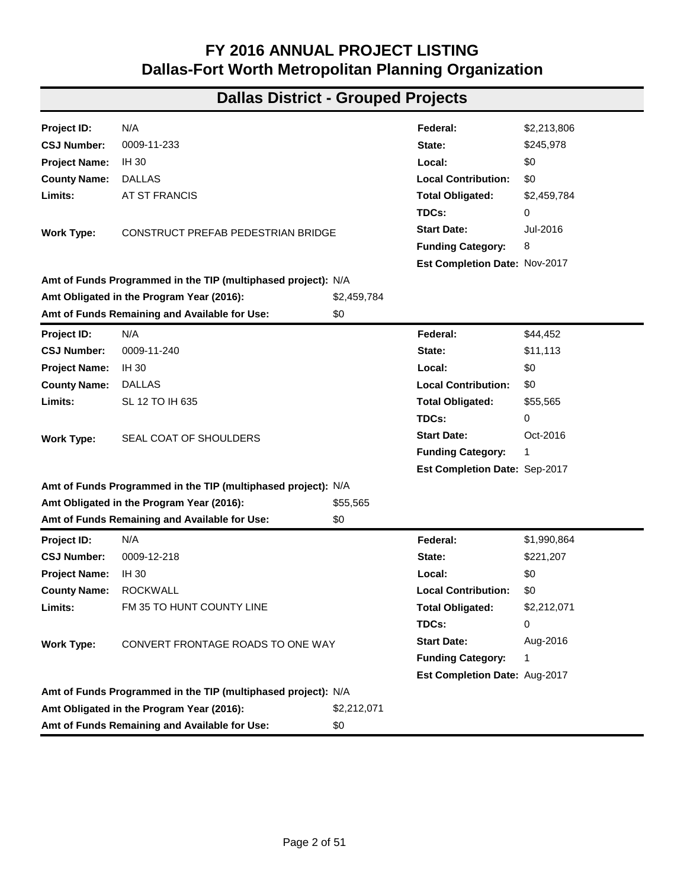# FY 2016 ANNUAL PROJECT LISTING
# Dallas-Fort Worth Metropolitan Planning Organization

## Dallas District - Grouped Projects

| | | | |
|---|---|---|---|
| **Project ID:** | N/A | **Federal:** | $2,213,806 |
| **CSJ Number:** | 0009-11-233 | **State:** | $245,978 |
| **Project Name:** | IH 30 | **Local:** | $0 |
| **County Name:** | DALLAS | **Local Contribution:** | $0 |
| **Limits:** | AT ST FRANCIS | **Total Obligated:** | $2,459,784 |
| | | **TDCs:** | 0 |
| **Work Type:** | CONSTRUCT PREFAB PEDESTRIAN BRIDGE | **Start Date:** | Jul-2016 |
| | | **Funding Category:** | 8 |
| | | **Est Completion Date:** | Nov-2017 |

**Amt of Funds Programmed in the TIP (multiphased project):** N/A
**Amt Obligated in the Program Year (2016):** $2,459,784
**Amt of Funds Remaining and Available for Use:** $0

| | | | |
|---|---|---|---|
| **Project ID:** | N/A | **Federal:** | $44,452 |
| **CSJ Number:** | 0009-11-240 | **State:** | $11,113 |
| **Project Name:** | IH 30 | **Local:** | $0 |
| **County Name:** | DALLAS | **Local Contribution:** | $0 |
| **Limits:** | SL 12 TO IH 635 | **Total Obligated:** | $55,565 |
| | | **TDCs:** | 0 |
| **Work Type:** | SEAL COAT OF SHOULDERS | **Start Date:** | Oct-2016 |
| | | **Funding Category:** | 1 |
| | | **Est Completion Date:** | Sep-2017 |

**Amt of Funds Programmed in the TIP (multiphased project):** N/A
**Amt Obligated in the Program Year (2016):** $55,565
**Amt of Funds Remaining and Available for Use:** $0

| | | | |
|---|---|---|---|
| **Project ID:** | N/A | **Federal:** | $1,990,864 |
| **CSJ Number:** | 0009-12-218 | **State:** | $221,207 |
| **Project Name:** | IH 30 | **Local:** | $0 |
| **County Name:** | ROCKWALL | **Local Contribution:** | $0 |
| **Limits:** | FM 35 TO HUNT COUNTY LINE | **Total Obligated:** | $2,212,071 |
| | | **TDCs:** | 0 |
| **Work Type:** | CONVERT FRONTAGE ROADS TO ONE WAY | **Start Date:** | Aug-2016 |
| | | **Funding Category:** | 1 |
| | | **Est Completion Date:** | Aug-2017 |

**Amt of Funds Programmed in the TIP (multiphased project):** N/A
**Amt Obligated in the Program Year (2016):** $2,212,071
**Amt of Funds Remaining and Available for Use:** $0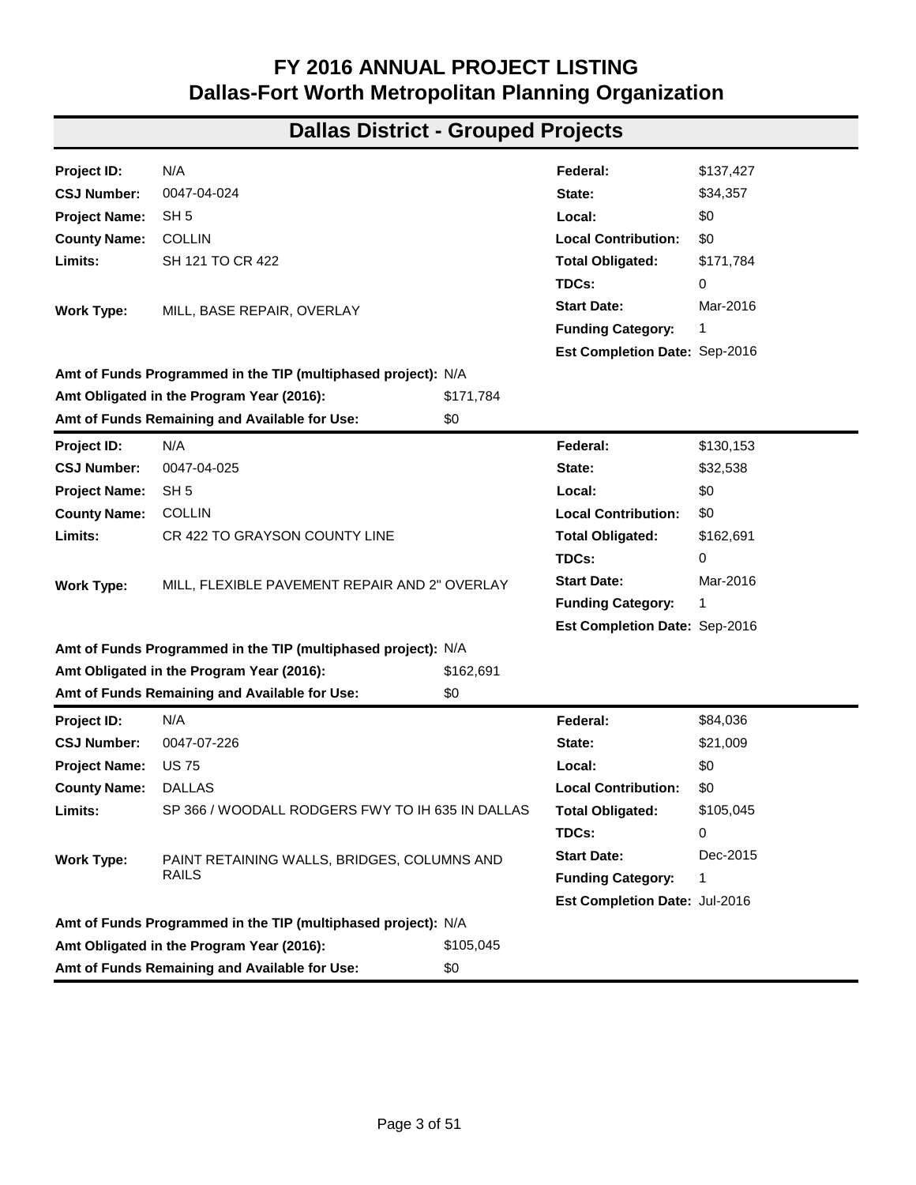# FY 2016 ANNUAL PROJECT LISTING
# Dallas-Fort Worth Metropolitan Planning Organization

## Dallas District - Grouped Projects

| | | | |
|---|---|---|---|
| **Project ID:** | N/A | **Federal:** | $137,427 |
| **CSJ Number:** | 0047-04-024 | **State:** | $34,357 |
| **Project Name:** | SH 5 | **Local:** | $0 |
| **County Name:** | COLLIN | **Local Contribution:** | $0 |
| **Limits:** | SH 121 TO CR 422 | **Total Obligated:** | $171,784 |
| | | **TDCs:** | 0 |
| **Work Type:** | MILL, BASE REPAIR, OVERLAY | **Start Date:** | Mar-2016 |
| | | **Funding Category:** | 1 |
| | | **Est Completion Date:** | Sep-2016 |

**Amt of Funds Programmed in the TIP (multiphased project):** N/A
**Amt Obligated in the Program Year (2016):** $171,784
**Amt of Funds Remaining and Available for Use:** $0

---

| | | | |
|---|---|---|---|
| **Project ID:** | N/A | **Federal:** | $130,153 |
| **CSJ Number:** | 0047-04-025 | **State:** | $32,538 |
| **Project Name:** | SH 5 | **Local:** | $0 |
| **County Name:** | COLLIN | **Local Contribution:** | $0 |
| **Limits:** | CR 422 TO GRAYSON COUNTY LINE | **Total Obligated:** | $162,691 |
| | | **TDCs:** | 0 |
| **Work Type:** | MILL, FLEXIBLE PAVEMENT REPAIR AND 2" OVERLAY | **Start Date:** | Mar-2016 |
| | | **Funding Category:** | 1 |
| | | **Est Completion Date:** | Sep-2016 |

**Amt of Funds Programmed in the TIP (multiphased project):** N/A
**Amt Obligated in the Program Year (2016):** $162,691
**Amt of Funds Remaining and Available for Use:** $0

---

| | | | |
|---|---|---|---|
| **Project ID:** | N/A | **Federal:** | $84,036 |
| **CSJ Number:** | 0047-07-226 | **State:** | $21,009 |
| **Project Name:** | US 75 | **Local:** | $0 |
| **County Name:** | DALLAS | **Local Contribution:** | $0 |
| **Limits:** | SP 366 / WOODALL RODGERS FWY TO IH 635 IN DALLAS | **Total Obligated:** | $105,045 |
| | | **TDCs:** | 0 |
| **Work Type:** | PAINT RETAINING WALLS, BRIDGES, COLUMNS AND RAILS | **Start Date:** | Dec-2015 |
| | | **Funding Category:** | 1 |
| | | **Est Completion Date:** | Jul-2016 |

**Amt of Funds Programmed in the TIP (multiphased project):** N/A
**Amt Obligated in the Program Year (2016):** $105,045
**Amt of Funds Remaining and Available for Use:** $0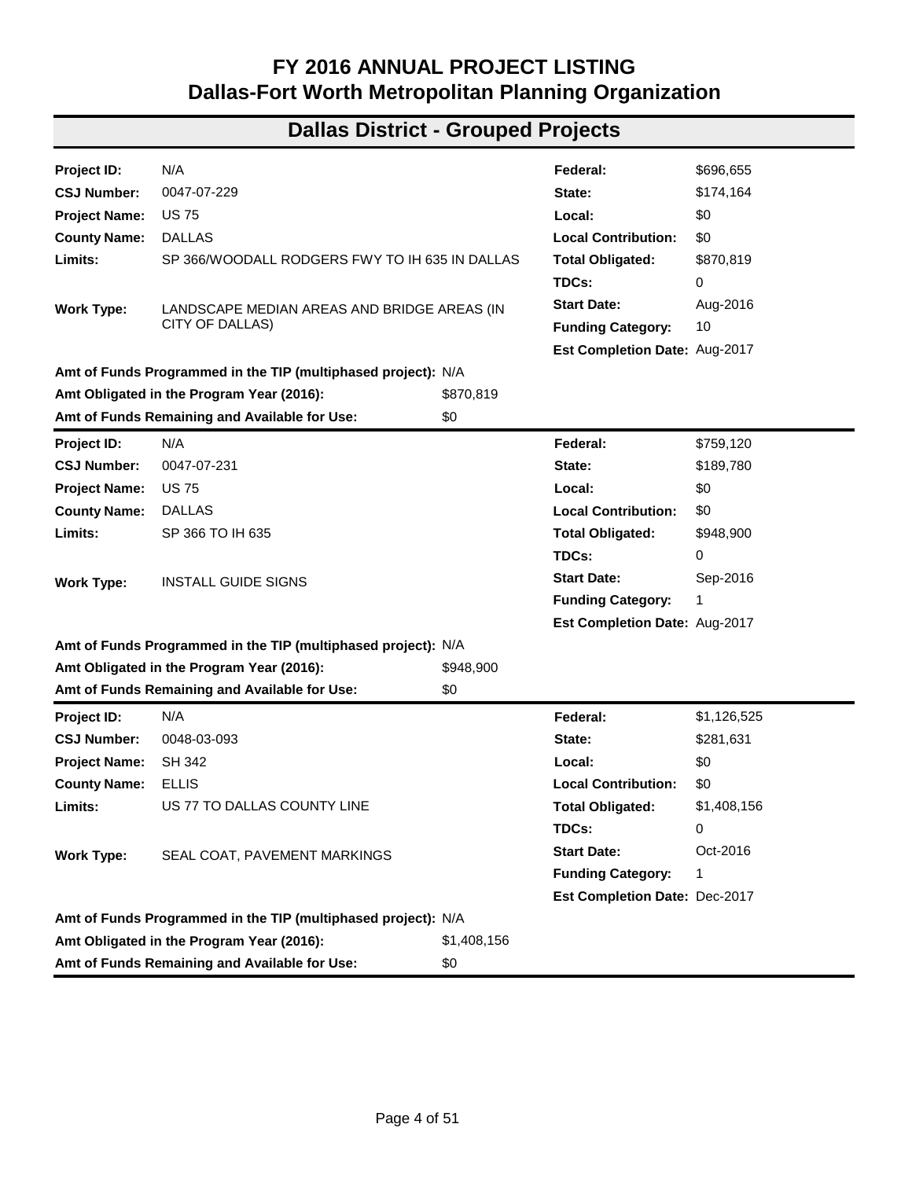# FY 2016 ANNUAL PROJECT LISTING
# Dallas-Fort Worth Metropolitan Planning Organization

## Dallas District - Grouped Projects

| | | | |
|---|---|---|---|
| **Project ID:** | N/A | **Federal:** | $696,655 |
| **CSJ Number:** | 0047-07-229 | **State:** | $174,164 |
| **Project Name:** | US 75 | **Local:** | $0 |
| **County Name:** | DALLAS | **Local Contribution:** | $0 |
| **Limits:** | SP 366/WOODALL RODGERS FWY TO IH 635 IN DALLAS | **Total Obligated:** | $870,819 |
| | | **TDCs:** | 0 |
| **Work Type:** | LANDSCAPE MEDIAN AREAS AND BRIDGE AREAS (IN CITY OF DALLAS) | **Start Date:** | Aug-2016 |
| | | **Funding Category:** | 10 |
| | | **Est Completion Date:** | Aug-2017 |

**Amt of Funds Programmed in the TIP (multiphased project):** N/A
**Amt Obligated in the Program Year (2016):** $870,819
**Amt of Funds Remaining and Available for Use:** $0

| | | | |
|---|---|---|---|
| **Project ID:** | N/A | **Federal:** | $759,120 |
| **CSJ Number:** | 0047-07-231 | **State:** | $189,780 |
| **Project Name:** | US 75 | **Local:** | $0 |
| **County Name:** | DALLAS | **Local Contribution:** | $0 |
| **Limits:** | SP 366 TO IH 635 | **Total Obligated:** | $948,900 |
| | | **TDCs:** | 0 |
| **Work Type:** | INSTALL GUIDE SIGNS | **Start Date:** | Sep-2016 |
| | | **Funding Category:** | 1 |
| | | **Est Completion Date:** | Aug-2017 |

**Amt of Funds Programmed in the TIP (multiphased project):** N/A
**Amt Obligated in the Program Year (2016):** $948,900
**Amt of Funds Remaining and Available for Use:** $0

| | | | |
|---|---|---|---|
| **Project ID:** | N/A | **Federal:** | $1,126,525 |
| **CSJ Number:** | 0048-03-093 | **State:** | $281,631 |
| **Project Name:** | SH 342 | **Local:** | $0 |
| **County Name:** | ELLIS | **Local Contribution:** | $0 |
| **Limits:** | US 77 TO DALLAS COUNTY LINE | **Total Obligated:** | $1,408,156 |
| | | **TDCs:** | 0 |
| **Work Type:** | SEAL COAT, PAVEMENT MARKINGS | **Start Date:** | Oct-2016 |
| | | **Funding Category:** | 1 |
| | | **Est Completion Date:** | Dec-2017 |

**Amt of Funds Programmed in the TIP (multiphased project):** N/A
**Amt Obligated in the Program Year (2016):** $1,408,156
**Amt of Funds Remaining and Available for Use:** $0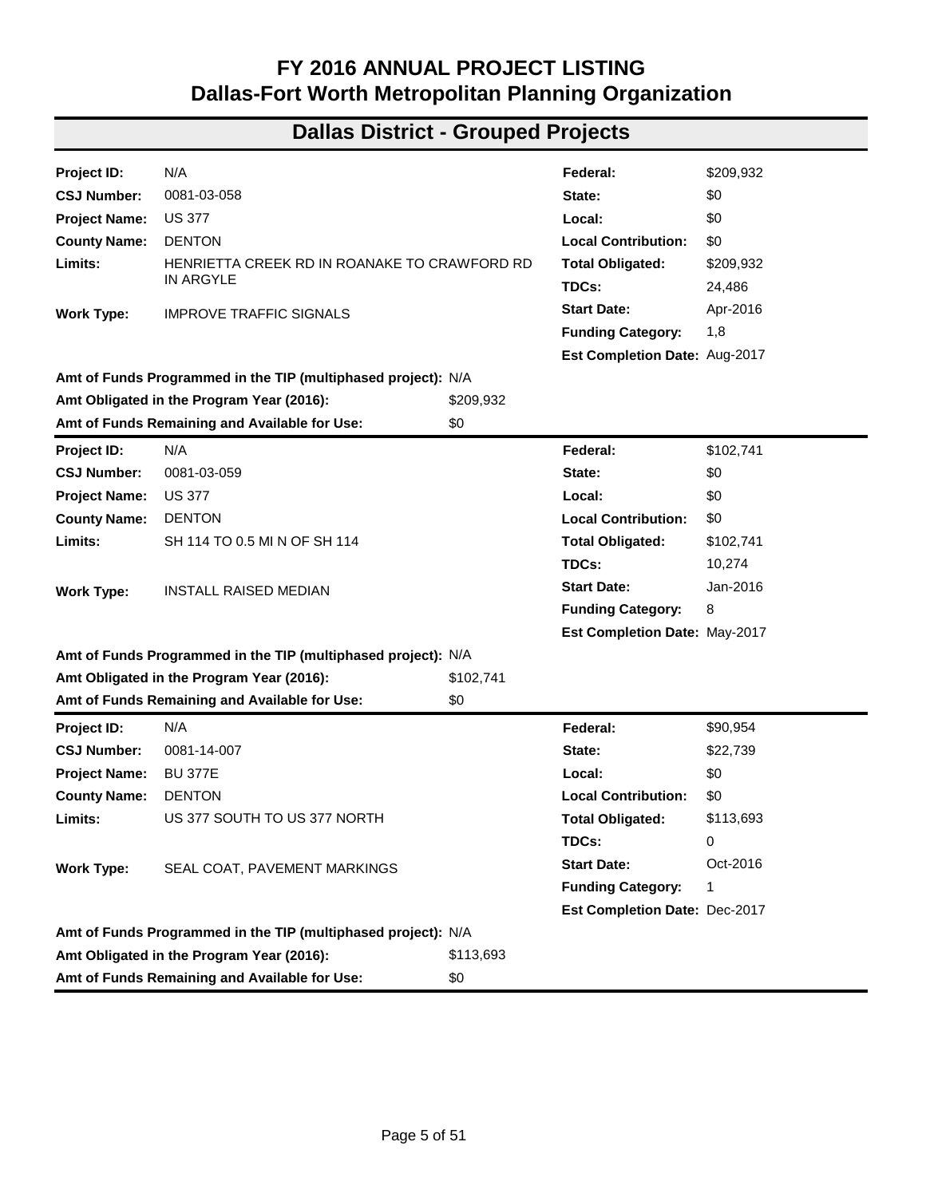# FY 2016 ANNUAL PROJECT LISTING
# Dallas-Fort Worth Metropolitan Planning Organization

## Dallas District - Grouped Projects

| | | | |
|---|---|---|---|
| **Project ID:** | N/A | **Federal:** | $209,932 |
| **CSJ Number:** | 0081-03-058 | **State:** | $0 |
| **Project Name:** | US 377 | **Local:** | $0 |
| **County Name:** | DENTON | **Local Contribution:** | $0 |
| **Limits:** | HENRIETTA CREEK RD IN ROANAKE TO CRAWFORD RD IN ARGYLE | **Total Obligated:** | $209,932 |
| | | **TDCs:** | 24,486 |
| **Work Type:** | IMPROVE TRAFFIC SIGNALS | **Start Date:** | Apr-2016 |
| | | **Funding Category:** | 1,8 |
| | | **Est Completion Date:** | Aug-2017 |

**Amt of Funds Programmed in the TIP (multiphased project):** N/A
**Amt Obligated in the Program Year (2016):** $209,932
**Amt of Funds Remaining and Available for Use:** $0

| | | | |
|---|---|---|---|
| **Project ID:** | N/A | **Federal:** | $102,741 |
| **CSJ Number:** | 0081-03-059 | **State:** | $0 |
| **Project Name:** | US 377 | **Local:** | $0 |
| **County Name:** | DENTON | **Local Contribution:** | $0 |
| **Limits:** | SH 114 TO 0.5 MI N OF SH 114 | **Total Obligated:** | $102,741 |
| | | **TDCs:** | 10,274 |
| **Work Type:** | INSTALL RAISED MEDIAN | **Start Date:** | Jan-2016 |
| | | **Funding Category:** | 8 |
| | | **Est Completion Date:** | May-2017 |

**Amt of Funds Programmed in the TIP (multiphased project):** N/A
**Amt Obligated in the Program Year (2016):** $102,741
**Amt of Funds Remaining and Available for Use:** $0

| | | | |
|---|---|---|---|
| **Project ID:** | N/A | **Federal:** | $90,954 |
| **CSJ Number:** | 0081-14-007 | **State:** | $22,739 |
| **Project Name:** | BU 377E | **Local:** | $0 |
| **County Name:** | DENTON | **Local Contribution:** | $0 |
| **Limits:** | US 377 SOUTH TO US 377 NORTH | **Total Obligated:** | $113,693 |
| | | **TDCs:** | 0 |
| **Work Type:** | SEAL COAT, PAVEMENT MARKINGS | **Start Date:** | Oct-2016 |
| | | **Funding Category:** | 1 |
| | | **Est Completion Date:** | Dec-2017 |

**Amt of Funds Programmed in the TIP (multiphased project):** N/A
**Amt Obligated in the Program Year (2016):** $113,693
**Amt of Funds Remaining and Available for Use:** $0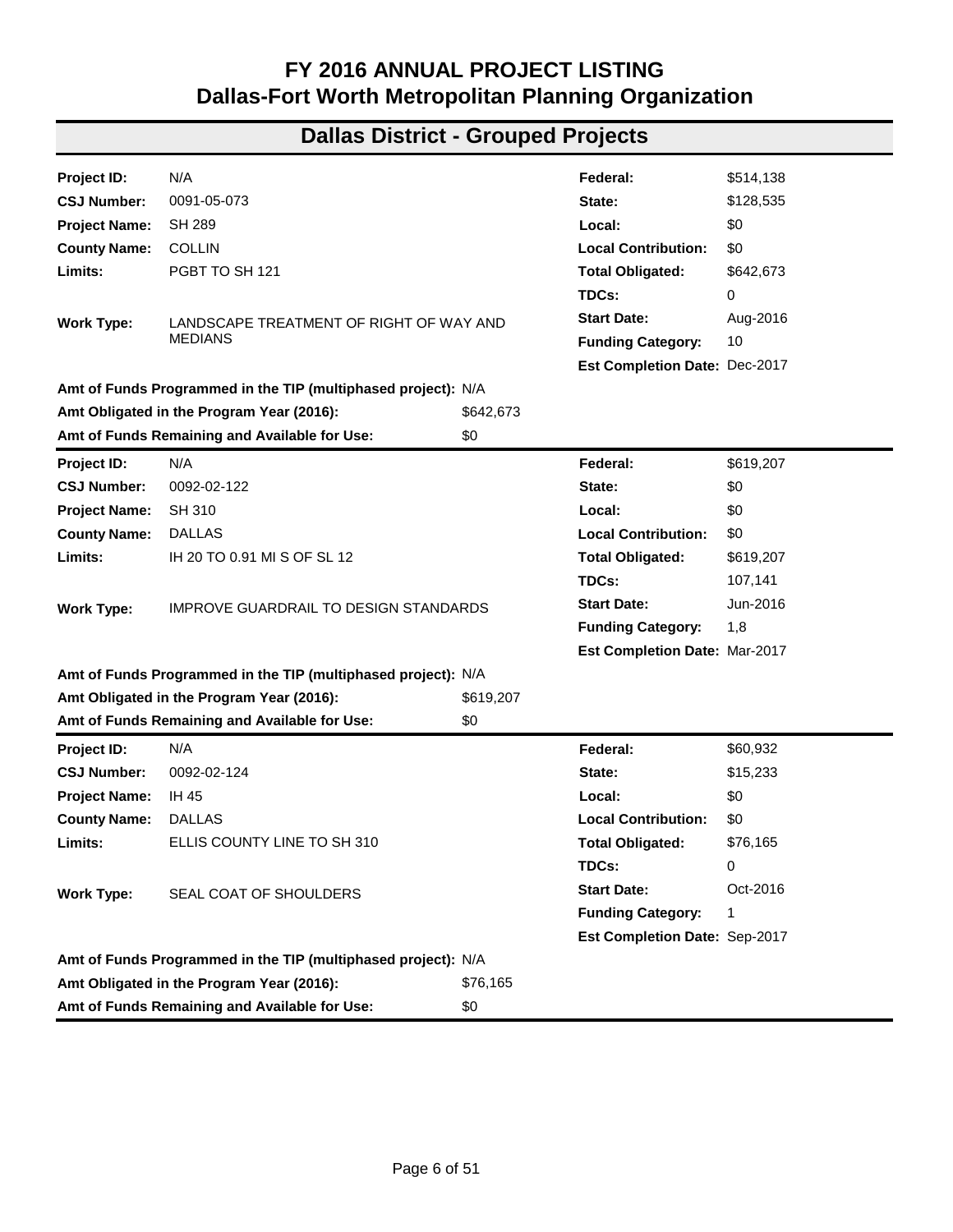# FY 2016 ANNUAL PROJECT LISTING
# Dallas-Fort Worth Metropolitan Planning Organization

## Dallas District - Grouped Projects

| | | | |
|---|---|---|---|
| **Project ID:** | N/A | **Federal:** | $514,138 |
| **CSJ Number:** | 0091-05-073 | **State:** | $128,535 |
| **Project Name:** | SH 289 | **Local:** | $0 |
| **County Name:** | COLLIN | **Local Contribution:** | $0 |
| **Limits:** | PGBT TO SH 121 | **Total Obligated:** | $642,673 |
| | | **TDCs:** | 0 |
| **Work Type:** | LANDSCAPE TREATMENT OF RIGHT OF WAY AND MEDIANS | **Start Date:** | Aug-2016 |
| | | **Funding Category:** | 10 |
| | | **Est Completion Date:** | Dec-2017 |

**Amt of Funds Programmed in the TIP (multiphased project):** N/A
**Amt Obligated in the Program Year (2016):** $642,673
**Amt of Funds Remaining and Available for Use:** $0

---

| | | | |
|---|---|---|---|
| **Project ID:** | N/A | **Federal:** | $619,207 |
| **CSJ Number:** | 0092-02-122 | **State:** | $0 |
| **Project Name:** | SH 310 | **Local:** | $0 |
| **County Name:** | DALLAS | **Local Contribution:** | $0 |
| **Limits:** | IH 20 TO 0.91 MI S OF SL 12 | **Total Obligated:** | $619,207 |
| | | **TDCs:** | 107,141 |
| **Work Type:** | IMPROVE GUARDRAIL TO DESIGN STANDARDS | **Start Date:** | Jun-2016 |
| | | **Funding Category:** | 1,8 |
| | | **Est Completion Date:** | Mar-2017 |

**Amt of Funds Programmed in the TIP (multiphased project):** N/A
**Amt Obligated in the Program Year (2016):** $619,207
**Amt of Funds Remaining and Available for Use:** $0

---

| | | | |
|---|---|---|---|
| **Project ID:** | N/A | **Federal:** | $60,932 |
| **CSJ Number:** | 0092-02-124 | **State:** | $15,233 |
| **Project Name:** | IH 45 | **Local:** | $0 |
| **County Name:** | DALLAS | **Local Contribution:** | $0 |
| **Limits:** | ELLIS COUNTY LINE TO SH 310 | **Total Obligated:** | $76,165 |
| | | **TDCs:** | 0 |
| **Work Type:** | SEAL COAT OF SHOULDERS | **Start Date:** | Oct-2016 |
| | | **Funding Category:** | 1 |
| | | **Est Completion Date:** | Sep-2017 |

**Amt of Funds Programmed in the TIP (multiphased project):** N/A
**Amt Obligated in the Program Year (2016):** $76,165
**Amt of Funds Remaining and Available for Use:** $0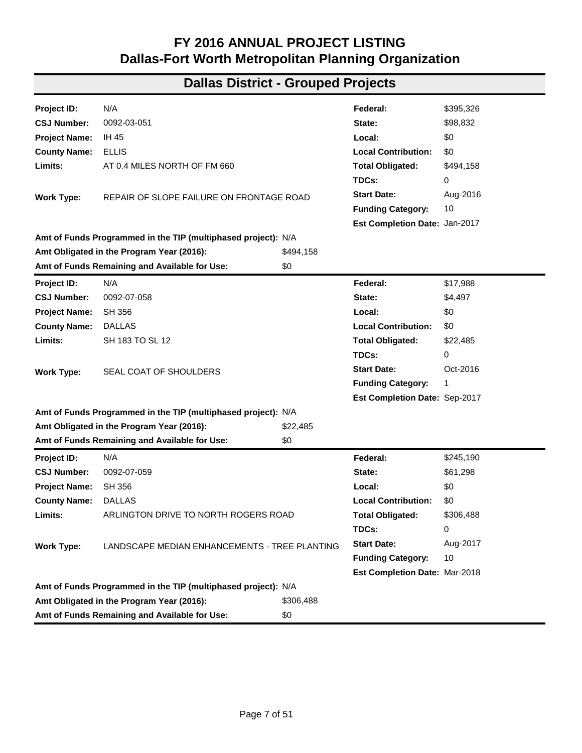# FY 2016 ANNUAL PROJECT LISTING
# Dallas-Fort Worth Metropolitan Planning Organization

## Dallas District - Grouped Projects

| | | | |
|---|---|---|---|
| **Project ID:** | N/A | **Federal:** | $395,326 |
| **CSJ Number:** | 0092-03-051 | **State:** | $98,832 |
| **Project Name:** | IH 45 | **Local:** | $0 |
| **County Name:** | ELLIS | **Local Contribution:** | $0 |
| **Limits:** | AT 0.4 MILES NORTH OF FM 660 | **Total Obligated:** | $494,158 |
| | | **TDCs:** | 0 |
| **Work Type:** | REPAIR OF SLOPE FAILURE ON FRONTAGE ROAD | **Start Date:** | Aug-2016 |
| | | **Funding Category:** | 10 |
| | | **Est Completion Date:** | Jan-2017 |

**Amt of Funds Programmed in the TIP (multiphased project):** N/A
**Amt Obligated in the Program Year (2016):** $494,158
**Amt of Funds Remaining and Available for Use:** $0

---

| | | | |
|---|---|---|---|
| **Project ID:** | N/A | **Federal:** | $17,988 |
| **CSJ Number:** | 0092-07-058 | **State:** | $4,497 |
| **Project Name:** | SH 356 | **Local:** | $0 |
| **County Name:** | DALLAS | **Local Contribution:** | $0 |
| **Limits:** | SH 183 TO SL 12 | **Total Obligated:** | $22,485 |
| | | **TDCs:** | 0 |
| **Work Type:** | SEAL COAT OF SHOULDERS | **Start Date:** | Oct-2016 |
| | | **Funding Category:** | 1 |
| | | **Est Completion Date:** | Sep-2017 |

**Amt of Funds Programmed in the TIP (multiphased project):** N/A
**Amt Obligated in the Program Year (2016):** $22,485
**Amt of Funds Remaining and Available for Use:** $0

---

| | | | |
|---|---|---|---|
| **Project ID:** | N/A | **Federal:** | $245,190 |
| **CSJ Number:** | 0092-07-059 | **State:** | $61,298 |
| **Project Name:** | SH 356 | **Local:** | $0 |
| **County Name:** | DALLAS | **Local Contribution:** | $0 |
| **Limits:** | ARLINGTON DRIVE TO NORTH ROGERS ROAD | **Total Obligated:** | $306,488 |
| | | **TDCs:** | 0 |
| **Work Type:** | LANDSCAPE MEDIAN ENHANCEMENTS - TREE PLANTING | **Start Date:** | Aug-2017 |
| | | **Funding Category:** | 10 |
| | | **Est Completion Date:** | Mar-2018 |

**Amt of Funds Programmed in the TIP (multiphased project):** N/A
**Amt Obligated in the Program Year (2016):** $306,488
**Amt of Funds Remaining and Available for Use:** $0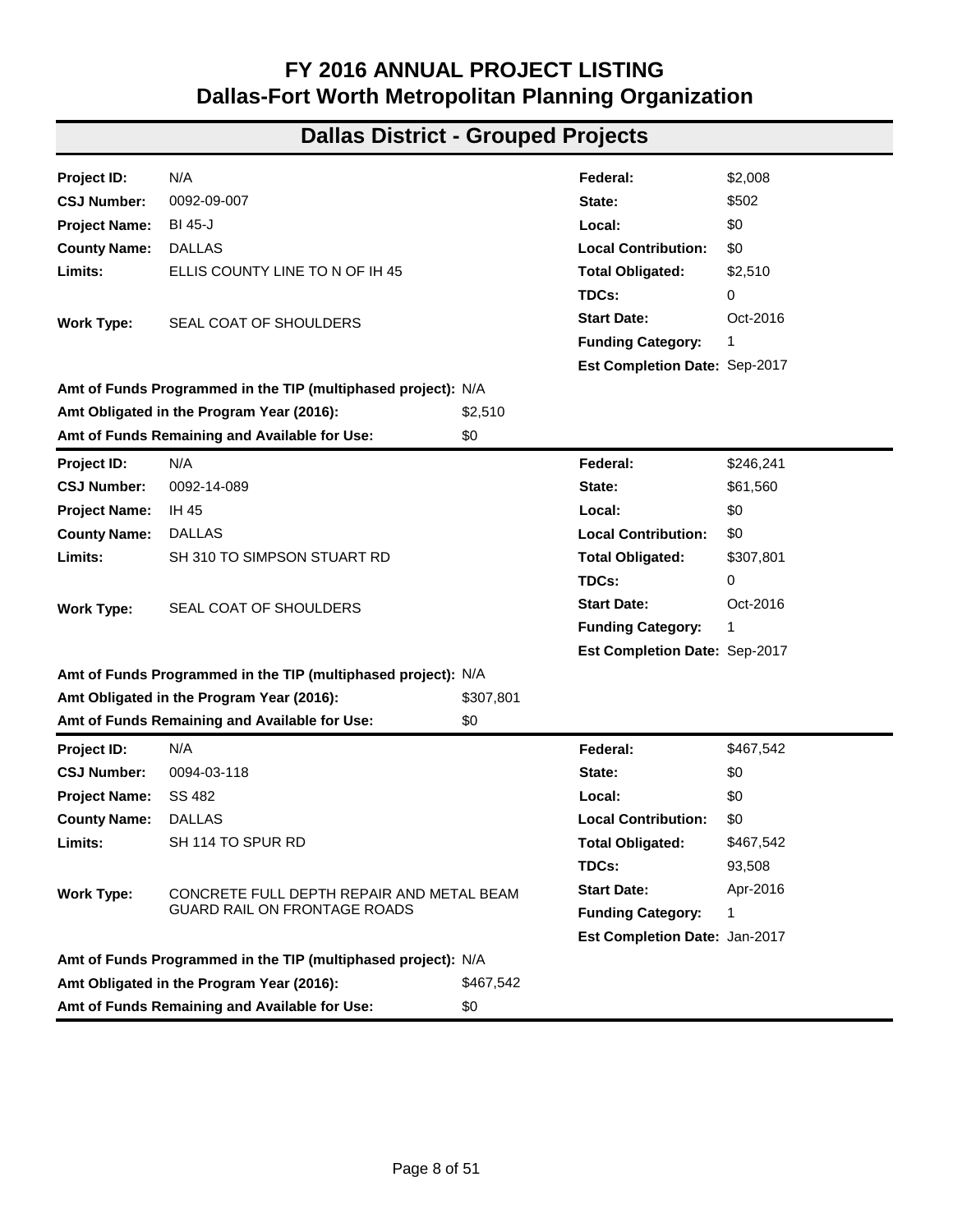# FY 2016 ANNUAL PROJECT LISTING
# Dallas-Fort Worth Metropolitan Planning Organization

## Dallas District - Grouped Projects

| | | | |
|---|---|---|---|
| **Project ID:** | N/A | **Federal:** | $2,008 |
| **CSJ Number:** | 0092-09-007 | **State:** | $502 |
| **Project Name:** | BI 45-J | **Local:** | $0 |
| **County Name:** | DALLAS | **Local Contribution:** | $0 |
| **Limits:** | ELLIS COUNTY LINE TO N OF IH 45 | **Total Obligated:** | $2,510 |
| | | **TDCs:** | 0 |
| **Work Type:** | SEAL COAT OF SHOULDERS | **Start Date:** | Oct-2016 |
| | | **Funding Category:** | 1 |
| | | **Est Completion Date:** | Sep-2017 |

**Amt of Funds Programmed in the TIP (multiphased project):** N/A
**Amt Obligated in the Program Year (2016):** $2,510
**Amt of Funds Remaining and Available for Use:** $0

---

| | | | |
|---|---|---|---|
| **Project ID:** | N/A | **Federal:** | $246,241 |
| **CSJ Number:** | 0092-14-089 | **State:** | $61,560 |
| **Project Name:** | IH 45 | **Local:** | $0 |
| **County Name:** | DALLAS | **Local Contribution:** | $0 |
| **Limits:** | SH 310 TO SIMPSON STUART RD | **Total Obligated:** | $307,801 |
| | | **TDCs:** | 0 |
| **Work Type:** | SEAL COAT OF SHOULDERS | **Start Date:** | Oct-2016 |
| | | **Funding Category:** | 1 |
| | | **Est Completion Date:** | Sep-2017 |

**Amt of Funds Programmed in the TIP (multiphased project):** N/A
**Amt Obligated in the Program Year (2016):** $307,801
**Amt of Funds Remaining and Available for Use:** $0

---

| | | | |
|---|---|---|---|
| **Project ID:** | N/A | **Federal:** | $467,542 |
| **CSJ Number:** | 0094-03-118 | **State:** | $0 |
| **Project Name:** | SS 482 | **Local:** | $0 |
| **County Name:** | DALLAS | **Local Contribution:** | $0 |
| **Limits:** | SH 114 TO SPUR RD | **Total Obligated:** | $467,542 |
| | | **TDCs:** | 93,508 |
| **Work Type:** | CONCRETE FULL DEPTH REPAIR AND METAL BEAM GUARD RAIL ON FRONTAGE ROADS | **Start Date:** | Apr-2016 |
| | | **Funding Category:** | 1 |
| | | **Est Completion Date:** | Jan-2017 |

**Amt of Funds Programmed in the TIP (multiphased project):** N/A
**Amt Obligated in the Program Year (2016):** $467,542
**Amt of Funds Remaining and Available for Use:** $0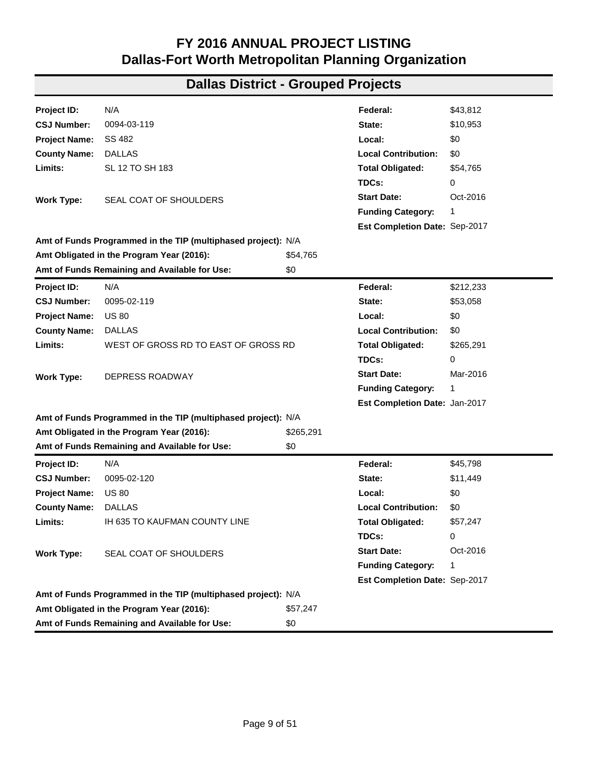# FY 2016 ANNUAL PROJECT LISTING
# Dallas-Fort Worth Metropolitan Planning Organization

## Dallas District - Grouped Projects

| | | | |
|---|---|---|---|
| **Project ID:** | N/A | **Federal:** | $43,812 |
| **CSJ Number:** | 0094-03-119 | **State:** | $10,953 |
| **Project Name:** | SS 482 | **Local:** | $0 |
| **County Name:** | DALLAS | **Local Contribution:** | $0 |
| **Limits:** | SL 12 TO SH 183 | **Total Obligated:** | $54,765 |
| | | **TDCs:** | 0 |
| **Work Type:** | SEAL COAT OF SHOULDERS | **Start Date:** | Oct-2016 |
| | | **Funding Category:** | 1 |
| | | **Est Completion Date:** | Sep-2017 |

**Amt of Funds Programmed in the TIP (multiphased project):** N/A
**Amt Obligated in the Program Year (2016):** $54,765
**Amt of Funds Remaining and Available for Use:** $0

---

| | | | |
|---|---|---|---|
| **Project ID:** | N/A | **Federal:** | $212,233 |
| **CSJ Number:** | 0095-02-119 | **State:** | $53,058 |
| **Project Name:** | US 80 | **Local:** | $0 |
| **County Name:** | DALLAS | **Local Contribution:** | $0 |
| **Limits:** | WEST OF GROSS RD TO EAST OF GROSS RD | **Total Obligated:** | $265,291 |
| | | **TDCs:** | 0 |
| **Work Type:** | DEPRESS ROADWAY | **Start Date:** | Mar-2016 |
| | | **Funding Category:** | 1 |
| | | **Est Completion Date:** | Jan-2017 |

**Amt of Funds Programmed in the TIP (multiphased project):** N/A
**Amt Obligated in the Program Year (2016):** $265,291
**Amt of Funds Remaining and Available for Use:** $0

---

| | | | |
|---|---|---|---|
| **Project ID:** | N/A | **Federal:** | $45,798 |
| **CSJ Number:** | 0095-02-120 | **State:** | $11,449 |
| **Project Name:** | US 80 | **Local:** | $0 |
| **County Name:** | DALLAS | **Local Contribution:** | $0 |
| **Limits:** | IH 635 TO KAUFMAN COUNTY LINE | **Total Obligated:** | $57,247 |
| | | **TDCs:** | 0 |
| **Work Type:** | SEAL COAT OF SHOULDERS | **Start Date:** | Oct-2016 |
| | | **Funding Category:** | 1 |
| | | **Est Completion Date:** | Sep-2017 |

**Amt of Funds Programmed in the TIP (multiphased project):** N/A
**Amt Obligated in the Program Year (2016):** $57,247
**Amt of Funds Remaining and Available for Use:** $0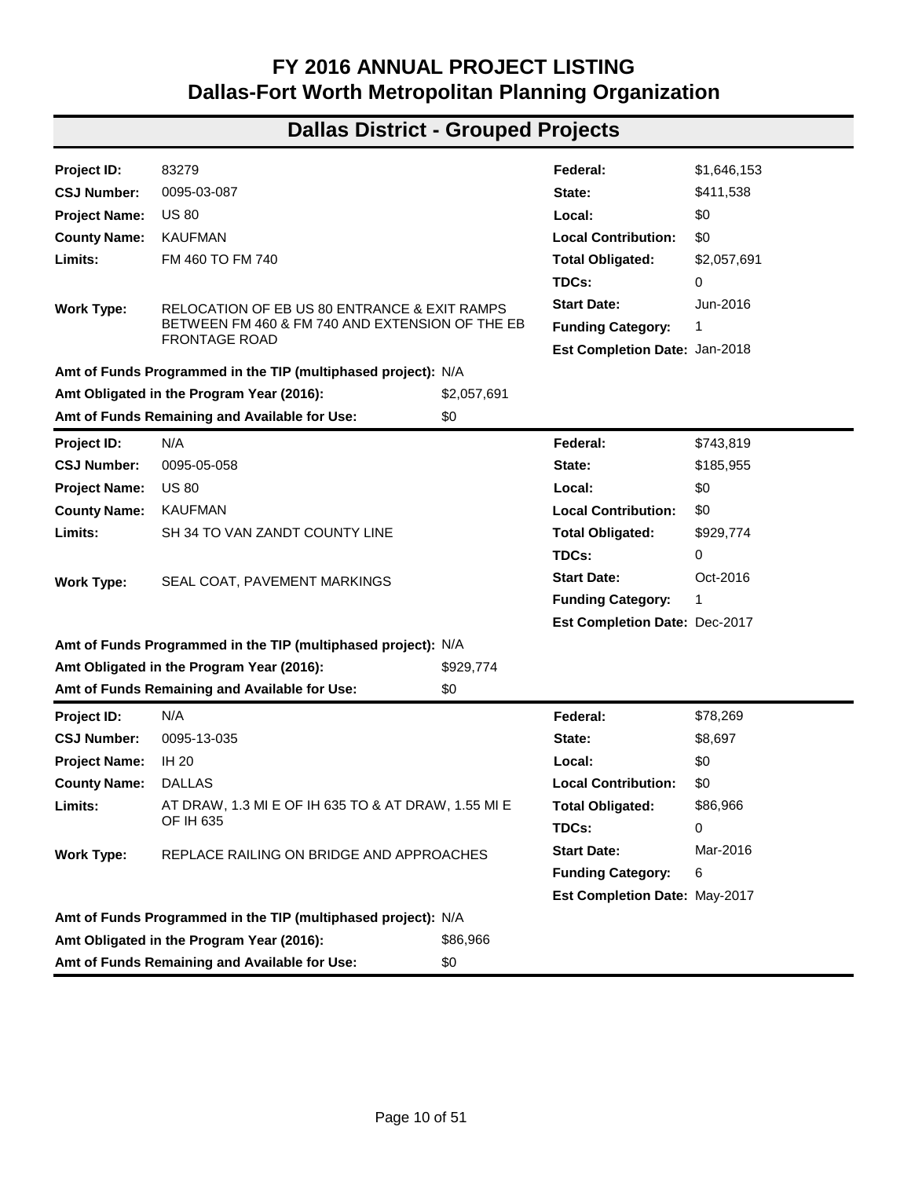# FY 2016 ANNUAL PROJECT LISTING
# Dallas-Fort Worth Metropolitan Planning Organization

## Dallas District - Grouped Projects

| | | | |
|---|---|---|---|
| **Project ID:** | 83279 | **Federal:** | $1,646,153 |
| **CSJ Number:** | 0095-03-087 | **State:** | $411,538 |
| **Project Name:** | US 80 | **Local:** | $0 |
| **County Name:** | KAUFMAN | **Local Contribution:** | $0 |
| **Limits:** | FM 460 TO FM 740 | **Total Obligated:** | $2,057,691 |
| | | **TDCs:** | 0 |
| **Work Type:** | RELOCATION OF EB US 80 ENTRANCE & EXIT RAMPS BETWEEN FM 460 & FM 740 AND EXTENSION OF THE EB FRONTAGE ROAD | **Start Date:** | Jun-2016 |
| | | **Funding Category:** | 1 |
| | | **Est Completion Date:** | Jan-2018 |

**Amt of Funds Programmed in the TIP (multiphased project):** N/A
**Amt Obligated in the Program Year (2016):** $2,057,691
**Amt of Funds Remaining and Available for Use:** $0

| | | | |
|---|---|---|---|
| **Project ID:** | N/A | **Federal:** | $743,819 |
| **CSJ Number:** | 0095-05-058 | **State:** | $185,955 |
| **Project Name:** | US 80 | **Local:** | $0 |
| **County Name:** | KAUFMAN | **Local Contribution:** | $0 |
| **Limits:** | SH 34 TO VAN ZANDT COUNTY LINE | **Total Obligated:** | $929,774 |
| | | **TDCs:** | 0 |
| **Work Type:** | SEAL COAT, PAVEMENT MARKINGS | **Start Date:** | Oct-2016 |
| | | **Funding Category:** | 1 |
| | | **Est Completion Date:** | Dec-2017 |

**Amt of Funds Programmed in the TIP (multiphased project):** N/A
**Amt Obligated in the Program Year (2016):** $929,774
**Amt of Funds Remaining and Available for Use:** $0

| | | | |
|---|---|---|---|
| **Project ID:** | N/A | **Federal:** | $78,269 |
| **CSJ Number:** | 0095-13-035 | **State:** | $8,697 |
| **Project Name:** | IH 20 | **Local:** | $0 |
| **County Name:** | DALLAS | **Local Contribution:** | $0 |
| **Limits:** | AT DRAW, 1.3 MI E OF IH 635 TO & AT DRAW, 1.55 MI E OF IH 635 | **Total Obligated:** | $86,966 |
| | | **TDCs:** | 0 |
| **Work Type:** | REPLACE RAILING ON BRIDGE AND APPROACHES | **Start Date:** | Mar-2016 |
| | | **Funding Category:** | 6 |
| | | **Est Completion Date:** | May-2017 |

**Amt of Funds Programmed in the TIP (multiphased project):** N/A
**Amt Obligated in the Program Year (2016):** $86,966
**Amt of Funds Remaining and Available for Use:** $0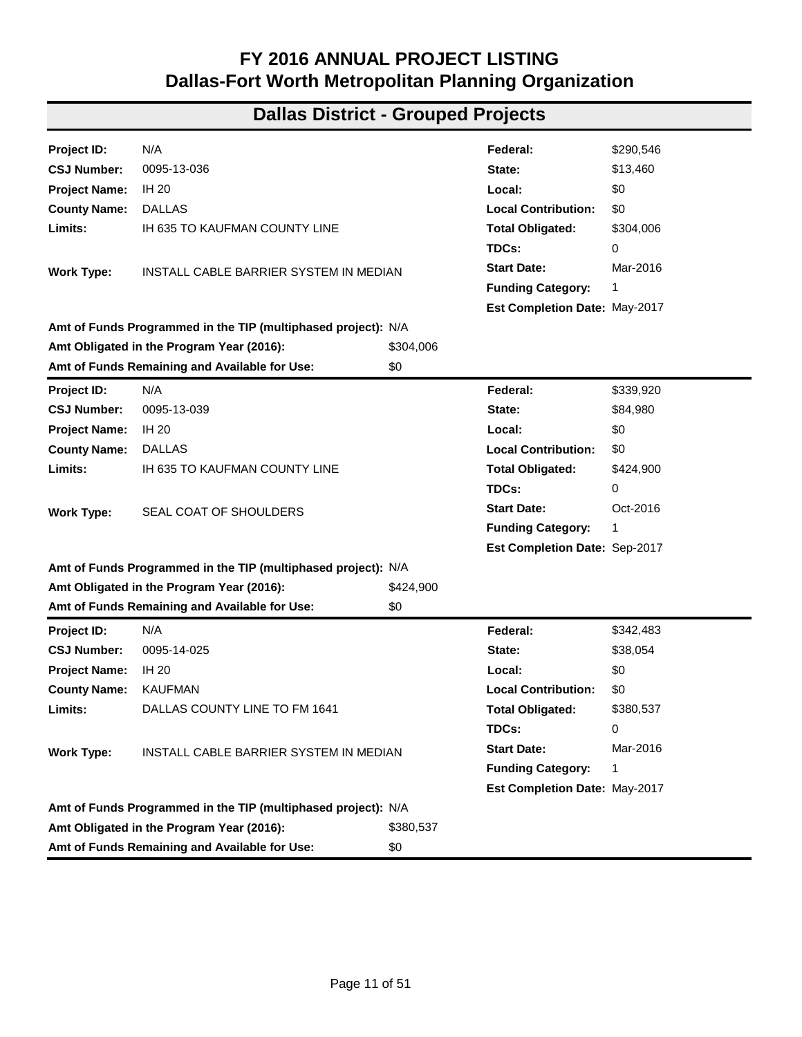# FY 2016 ANNUAL PROJECT LISTING
# Dallas-Fort Worth Metropolitan Planning Organization

## Dallas District - Grouped Projects

| | | | |
|---|---|---|---|
| **Project ID:** | N/A | **Federal:** | $290,546 |
| **CSJ Number:** | 0095-13-036 | **State:** | $13,460 |
| **Project Name:** | IH 20 | **Local:** | $0 |
| **County Name:** | DALLAS | **Local Contribution:** | $0 |
| **Limits:** | IH 635 TO KAUFMAN COUNTY LINE | **Total Obligated:** | $304,006 |
| | | **TDCs:** | 0 |
| **Work Type:** | INSTALL CABLE BARRIER SYSTEM IN MEDIAN | **Start Date:** | Mar-2016 |
| | | **Funding Category:** | 1 |
| | | **Est Completion Date:** | May-2017 |

**Amt of Funds Programmed in the TIP (multiphased project):** N/A
**Amt Obligated in the Program Year (2016):** $304,006
**Amt of Funds Remaining and Available for Use:** $0

| | | | |
|---|---|---|---|
| **Project ID:** | N/A | **Federal:** | $339,920 |
| **CSJ Number:** | 0095-13-039 | **State:** | $84,980 |
| **Project Name:** | IH 20 | **Local:** | $0 |
| **County Name:** | DALLAS | **Local Contribution:** | $0 |
| **Limits:** | IH 635 TO KAUFMAN COUNTY LINE | **Total Obligated:** | $424,900 |
| | | **TDCs:** | 0 |
| **Work Type:** | SEAL COAT OF SHOULDERS | **Start Date:** | Oct-2016 |
| | | **Funding Category:** | 1 |
| | | **Est Completion Date:** | Sep-2017 |

**Amt of Funds Programmed in the TIP (multiphased project):** N/A
**Amt Obligated in the Program Year (2016):** $424,900
**Amt of Funds Remaining and Available for Use:** $0

| | | | |
|---|---|---|---|
| **Project ID:** | N/A | **Federal:** | $342,483 |
| **CSJ Number:** | 0095-14-025 | **State:** | $38,054 |
| **Project Name:** | IH 20 | **Local:** | $0 |
| **County Name:** | KAUFMAN | **Local Contribution:** | $0 |
| **Limits:** | DALLAS COUNTY LINE TO FM 1641 | **Total Obligated:** | $380,537 |
| | | **TDCs:** | 0 |
| **Work Type:** | INSTALL CABLE BARRIER SYSTEM IN MEDIAN | **Start Date:** | Mar-2016 |
| | | **Funding Category:** | 1 |
| | | **Est Completion Date:** | May-2017 |

**Amt of Funds Programmed in the TIP (multiphased project):** N/A
**Amt Obligated in the Program Year (2016):** $380,537
**Amt of Funds Remaining and Available for Use:** $0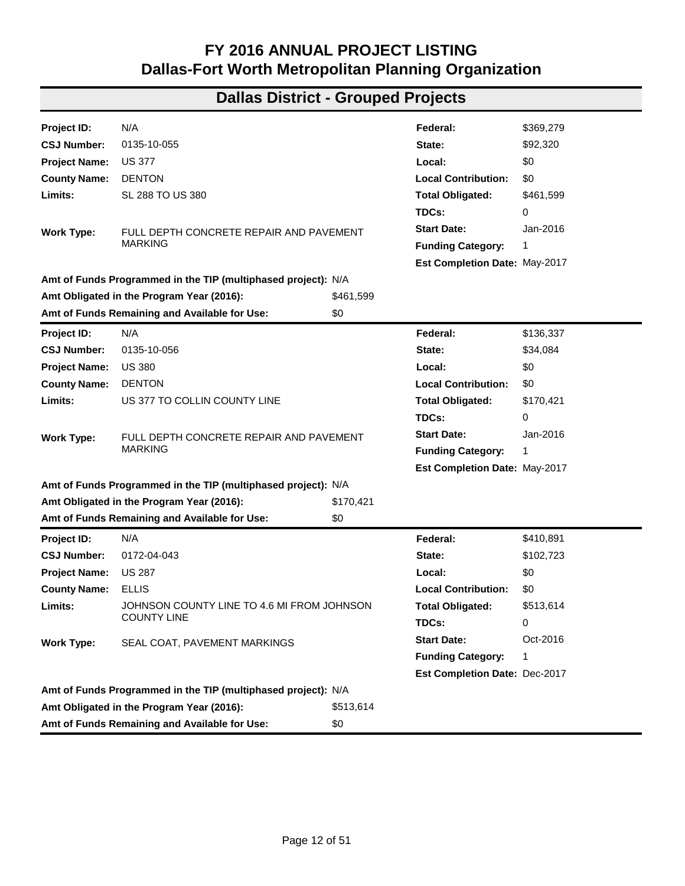# FY 2016 ANNUAL PROJECT LISTING
# Dallas-Fort Worth Metropolitan Planning Organization

## Dallas District - Grouped Projects

| | | | |
|---|---|---|---|
| **Project ID:** | N/A | **Federal:** | $369,279 |
| **CSJ Number:** | 0135-10-055 | **State:** | $92,320 |
| **Project Name:** | US 377 | **Local:** | $0 |
| **County Name:** | DENTON | **Local Contribution:** | $0 |
| **Limits:** | SL 288 TO US 380 | **Total Obligated:** | $461,599 |
| | | **TDCs:** | 0 |
| **Work Type:** | FULL DEPTH CONCRETE REPAIR AND PAVEMENT MARKING | **Start Date:** | Jan-2016 |
| | | **Funding Category:** | 1 |
| | | **Est Completion Date:** | May-2017 |

**Amt of Funds Programmed in the TIP (multiphased project):** N/A
**Amt Obligated in the Program Year (2016):** $461,599
**Amt of Funds Remaining and Available for Use:** $0

| | | | |
|---|---|---|---|
| **Project ID:** | N/A | **Federal:** | $136,337 |
| **CSJ Number:** | 0135-10-056 | **State:** | $34,084 |
| **Project Name:** | US 380 | **Local:** | $0 |
| **County Name:** | DENTON | **Local Contribution:** | $0 |
| **Limits:** | US 377 TO COLLIN COUNTY LINE | **Total Obligated:** | $170,421 |
| | | **TDCs:** | 0 |
| **Work Type:** | FULL DEPTH CONCRETE REPAIR AND PAVEMENT MARKING | **Start Date:** | Jan-2016 |
| | | **Funding Category:** | 1 |
| | | **Est Completion Date:** | May-2017 |

**Amt of Funds Programmed in the TIP (multiphased project):** N/A
**Amt Obligated in the Program Year (2016):** $170,421
**Amt of Funds Remaining and Available for Use:** $0

| | | | |
|---|---|---|---|
| **Project ID:** | N/A | **Federal:** | $410,891 |
| **CSJ Number:** | 0172-04-043 | **State:** | $102,723 |
| **Project Name:** | US 287 | **Local:** | $0 |
| **County Name:** | ELLIS | **Local Contribution:** | $0 |
| **Limits:** | JOHNSON COUNTY LINE TO 4.6 MI FROM JOHNSON COUNTY LINE | **Total Obligated:** | $513,614 |
| | | **TDCs:** | 0 |
| **Work Type:** | SEAL COAT, PAVEMENT MARKINGS | **Start Date:** | Oct-2016 |
| | | **Funding Category:** | 1 |
| | | **Est Completion Date:** | Dec-2017 |

**Amt of Funds Programmed in the TIP (multiphased project):** N/A
**Amt Obligated in the Program Year (2016):** $513,614
**Amt of Funds Remaining and Available for Use:** $0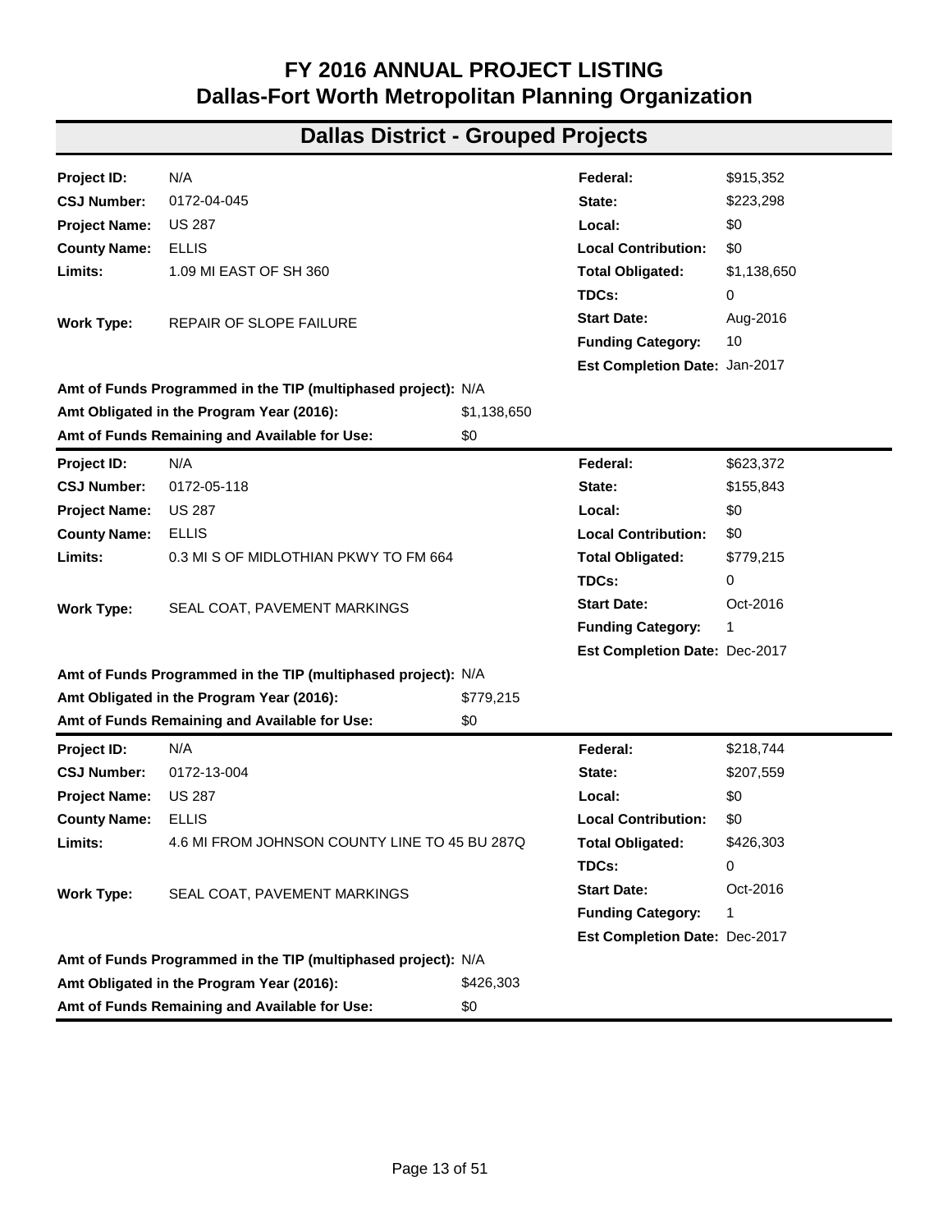# FY 2016 ANNUAL PROJECT LISTING
# Dallas-Fort Worth Metropolitan Planning Organization

## Dallas District - Grouped Projects

| | | | |
|---|---|---|---|
| **Project ID:** | N/A | **Federal:** | $915,352 |
| **CSJ Number:** | 0172-04-045 | **State:** | $223,298 |
| **Project Name:** | US 287 | **Local:** | $0 |
| **County Name:** | ELLIS | **Local Contribution:** | $0 |
| **Limits:** | 1.09 MI EAST OF SH 360 | **Total Obligated:** | $1,138,650 |
| | | **TDCs:** | 0 |
| **Work Type:** | REPAIR OF SLOPE FAILURE | **Start Date:** | Aug-2016 |
| | | **Funding Category:** | 10 |
| | | **Est Completion Date:** | Jan-2017 |
| **Amt of Funds Programmed in the TIP (multiphased project):** | N/A | | |
| **Amt Obligated in the Program Year (2016):** | $1,138,650 | | |
| **Amt of Funds Remaining and Available for Use:** | $0 | | |

| | | | |
|---|---|---|---|
| **Project ID:** | N/A | **Federal:** | $623,372 |
| **CSJ Number:** | 0172-05-118 | **State:** | $155,843 |
| **Project Name:** | US 287 | **Local:** | $0 |
| **County Name:** | ELLIS | **Local Contribution:** | $0 |
| **Limits:** | 0.3 MI S OF MIDLOTHIAN PKWY TO FM 664 | **Total Obligated:** | $779,215 |
| | | **TDCs:** | 0 |
| **Work Type:** | SEAL COAT, PAVEMENT MARKINGS | **Start Date:** | Oct-2016 |
| | | **Funding Category:** | 1 |
| | | **Est Completion Date:** | Dec-2017 |
| **Amt of Funds Programmed in the TIP (multiphased project):** | N/A | | |
| **Amt Obligated in the Program Year (2016):** | $779,215 | | |
| **Amt of Funds Remaining and Available for Use:** | $0 | | |

| | | | |
|---|---|---|---|
| **Project ID:** | N/A | **Federal:** | $218,744 |
| **CSJ Number:** | 0172-13-004 | **State:** | $207,559 |
| **Project Name:** | US 287 | **Local:** | $0 |
| **County Name:** | ELLIS | **Local Contribution:** | $0 |
| **Limits:** | 4.6 MI FROM JOHNSON COUNTY LINE TO 45 BU 287Q | **Total Obligated:** | $426,303 |
| | | **TDCs:** | 0 |
| **Work Type:** | SEAL COAT, PAVEMENT MARKINGS | **Start Date:** | Oct-2016 |
| | | **Funding Category:** | 1 |
| | | **Est Completion Date:** | Dec-2017 |
| **Amt of Funds Programmed in the TIP (multiphased project):** | N/A | | |
| **Amt Obligated in the Program Year (2016):** | $426,303 | | |
| **Amt of Funds Remaining and Available for Use:** | $0 | | |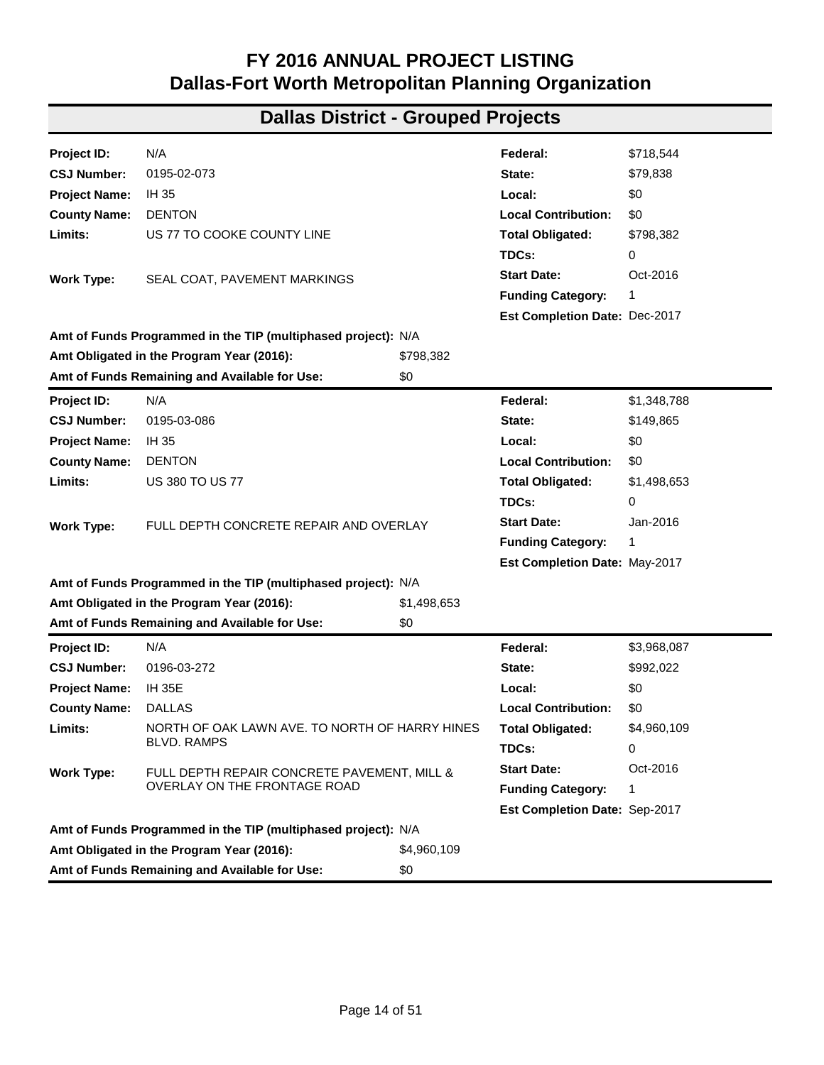# FY 2016 ANNUAL PROJECT LISTING
# Dallas-Fort Worth Metropolitan Planning Organization

## Dallas District - Grouped Projects

| | | | |
|---|---|---|---|
| **Project ID:** | N/A | **Federal:** | $718,544 |
| **CSJ Number:** | 0195-02-073 | **State:** | $79,838 |
| **Project Name:** | IH 35 | **Local:** | $0 |
| **County Name:** | DENTON | **Local Contribution:** | $0 |
| **Limits:** | US 77 TO COOKE COUNTY LINE | **Total Obligated:** | $798,382 |
| | | **TDCs:** | 0 |
| **Work Type:** | SEAL COAT, PAVEMENT MARKINGS | **Start Date:** | Oct-2016 |
| | | **Funding Category:** | 1 |
| | | **Est Completion Date:** | Dec-2017 |

**Amt of Funds Programmed in the TIP (multiphased project):** N/A
**Amt Obligated in the Program Year (2016):** $798,382
**Amt of Funds Remaining and Available for Use:** $0

| | | | |
|---|---|---|---|
| **Project ID:** | N/A | **Federal:** | $1,348,788 |
| **CSJ Number:** | 0195-03-086 | **State:** | $149,865 |
| **Project Name:** | IH 35 | **Local:** | $0 |
| **County Name:** | DENTON | **Local Contribution:** | $0 |
| **Limits:** | US 380 TO US 77 | **Total Obligated:** | $1,498,653 |
| | | **TDCs:** | 0 |
| **Work Type:** | FULL DEPTH CONCRETE REPAIR AND OVERLAY | **Start Date:** | Jan-2016 |
| | | **Funding Category:** | 1 |
| | | **Est Completion Date:** | May-2017 |

**Amt of Funds Programmed in the TIP (multiphased project):** N/A
**Amt Obligated in the Program Year (2016):** $1,498,653
**Amt of Funds Remaining and Available for Use:** $0

| | | | |
|---|---|---|---|
| **Project ID:** | N/A | **Federal:** | $3,968,087 |
| **CSJ Number:** | 0196-03-272 | **State:** | $992,022 |
| **Project Name:** | IH 35E | **Local:** | $0 |
| **County Name:** | DALLAS | **Local Contribution:** | $0 |
| **Limits:** | NORTH OF OAK LAWN AVE. TO NORTH OF HARRY HINES BLVD. RAMPS | **Total Obligated:** | $4,960,109 |
| | | **TDCs:** | 0 |
| **Work Type:** | FULL DEPTH REPAIR CONCRETE PAVEMENT, MILL & OVERLAY ON THE FRONTAGE ROAD | **Start Date:** | Oct-2016 |
| | | **Funding Category:** | 1 |
| | | **Est Completion Date:** | Sep-2017 |

**Amt of Funds Programmed in the TIP (multiphased project):** N/A
**Amt Obligated in the Program Year (2016):** $4,960,109
**Amt of Funds Remaining and Available for Use:** $0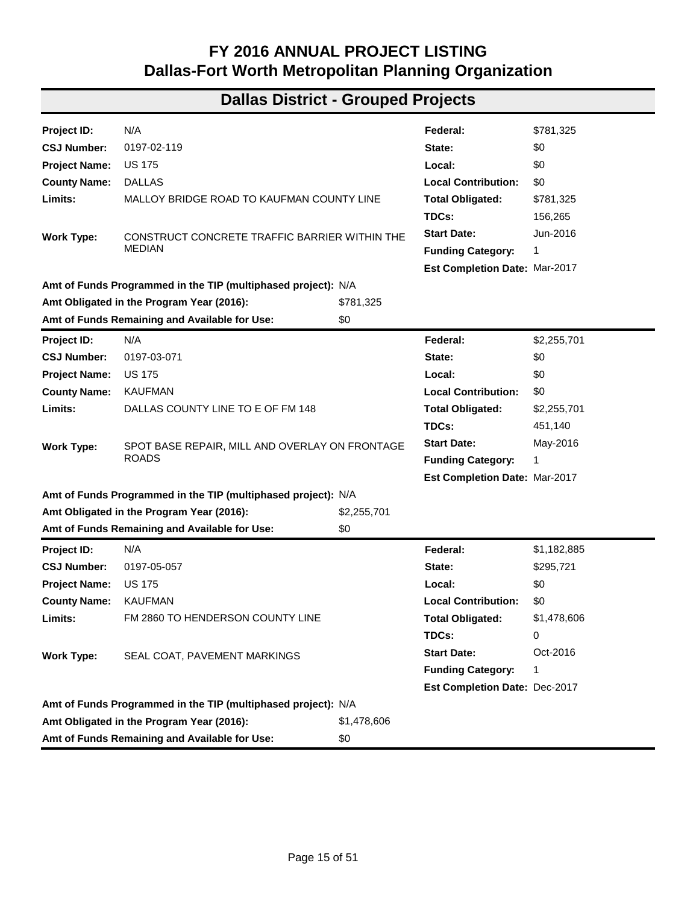# FY 2016 ANNUAL PROJECT LISTING
# Dallas-Fort Worth Metropolitan Planning Organization

## Dallas District - Grouped Projects

| | | | |
|---|---|---|---|
| **Project ID:** | N/A | **Federal:** | $781,325 |
| **CSJ Number:** | 0197-02-119 | **State:** | $0 |
| **Project Name:** | US 175 | **Local:** | $0 |
| **County Name:** | DALLAS | **Local Contribution:** | $0 |
| **Limits:** | MALLOY BRIDGE ROAD TO KAUFMAN COUNTY LINE | **Total Obligated:** | $781,325 |
| | | **TDCs:** | 156,265 |
| **Work Type:** | CONSTRUCT CONCRETE TRAFFIC BARRIER WITHIN THE MEDIAN | **Start Date:** | Jun-2016 |
| | | **Funding Category:** | 1 |
| | | **Est Completion Date:** | Mar-2017 |

**Amt of Funds Programmed in the TIP (multiphased project):** N/A
**Amt Obligated in the Program Year (2016):** $781,325
**Amt of Funds Remaining and Available for Use:** $0

---

| | | | |
|---|---|---|---|
| **Project ID:** | N/A | **Federal:** | $2,255,701 |
| **CSJ Number:** | 0197-03-071 | **State:** | $0 |
| **Project Name:** | US 175 | **Local:** | $0 |
| **County Name:** | KAUFMAN | **Local Contribution:** | $0 |
| **Limits:** | DALLAS COUNTY LINE TO E OF FM 148 | **Total Obligated:** | $2,255,701 |
| | | **TDCs:** | 451,140 |
| **Work Type:** | SPOT BASE REPAIR, MILL AND OVERLAY ON FRONTAGE ROADS | **Start Date:** | May-2016 |
| | | **Funding Category:** | 1 |
| | | **Est Completion Date:** | Mar-2017 |

**Amt of Funds Programmed in the TIP (multiphased project):** N/A
**Amt Obligated in the Program Year (2016):** $2,255,701
**Amt of Funds Remaining and Available for Use:** $0

---

| | | | |
|---|---|---|---|
| **Project ID:** | N/A | **Federal:** | $1,182,885 |
| **CSJ Number:** | 0197-05-057 | **State:** | $295,721 |
| **Project Name:** | US 175 | **Local:** | $0 |
| **County Name:** | KAUFMAN | **Local Contribution:** | $0 |
| **Limits:** | FM 2860 TO HENDERSON COUNTY LINE | **Total Obligated:** | $1,478,606 |
| | | **TDCs:** | 0 |
| **Work Type:** | SEAL COAT, PAVEMENT MARKINGS | **Start Date:** | Oct-2016 |
| | | **Funding Category:** | 1 |
| | | **Est Completion Date:** | Dec-2017 |

**Amt of Funds Programmed in the TIP (multiphased project):** N/A
**Amt Obligated in the Program Year (2016):** $1,478,606
**Amt of Funds Remaining and Available for Use:** $0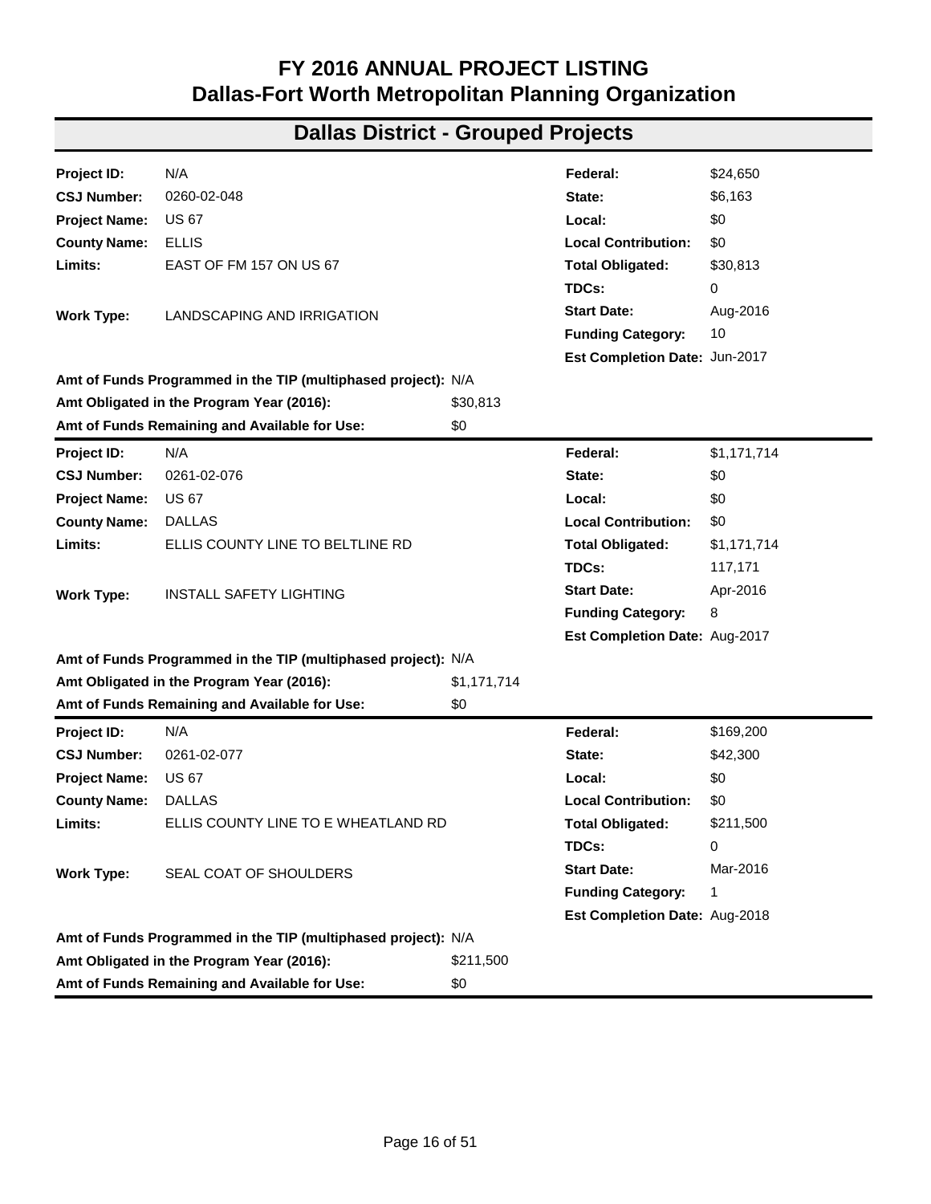# FY 2016 ANNUAL PROJECT LISTING
# Dallas-Fort Worth Metropolitan Planning Organization

## Dallas District - Grouped Projects

| | | | |
|---|---|---|---|
| **Project ID:** | N/A | **Federal:** | $24,650 |
| **CSJ Number:** | 0260-02-048 | **State:** | $6,163 |
| **Project Name:** | US 67 | **Local:** | $0 |
| **County Name:** | ELLIS | **Local Contribution:** | $0 |
| **Limits:** | EAST OF FM 157 ON US 67 | **Total Obligated:** | $30,813 |
| | | **TDCs:** | 0 |
| **Work Type:** | LANDSCAPING AND IRRIGATION | **Start Date:** | Aug-2016 |
| | | **Funding Category:** | 10 |
| | | **Est Completion Date:** | Jun-2017 |

**Amt of Funds Programmed in the TIP (multiphased project):** N/A
**Amt Obligated in the Program Year (2016):** $30,813
**Amt of Funds Remaining and Available for Use:** $0

| | | | |
|---|---|---|---|
| **Project ID:** | N/A | **Federal:** | $1,171,714 |
| **CSJ Number:** | 0261-02-076 | **State:** | $0 |
| **Project Name:** | US 67 | **Local:** | $0 |
| **County Name:** | DALLAS | **Local Contribution:** | $0 |
| **Limits:** | ELLIS COUNTY LINE TO BELTLINE RD | **Total Obligated:** | $1,171,714 |
| | | **TDCs:** | 117,171 |
| **Work Type:** | INSTALL SAFETY LIGHTING | **Start Date:** | Apr-2016 |
| | | **Funding Category:** | 8 |
| | | **Est Completion Date:** | Aug-2017 |

**Amt of Funds Programmed in the TIP (multiphased project):** N/A
**Amt Obligated in the Program Year (2016):** $1,171,714
**Amt of Funds Remaining and Available for Use:** $0

| | | | |
|---|---|---|---|
| **Project ID:** | N/A | **Federal:** | $169,200 |
| **CSJ Number:** | 0261-02-077 | **State:** | $42,300 |
| **Project Name:** | US 67 | **Local:** | $0 |
| **County Name:** | DALLAS | **Local Contribution:** | $0 |
| **Limits:** | ELLIS COUNTY LINE TO E WHEATLAND RD | **Total Obligated:** | $211,500 |
| | | **TDCs:** | 0 |
| **Work Type:** | SEAL COAT OF SHOULDERS | **Start Date:** | Mar-2016 |
| | | **Funding Category:** | 1 |
| | | **Est Completion Date:** | Aug-2018 |

**Amt of Funds Programmed in the TIP (multiphased project):** N/A
**Amt Obligated in the Program Year (2016):** $211,500
**Amt of Funds Remaining and Available for Use:** $0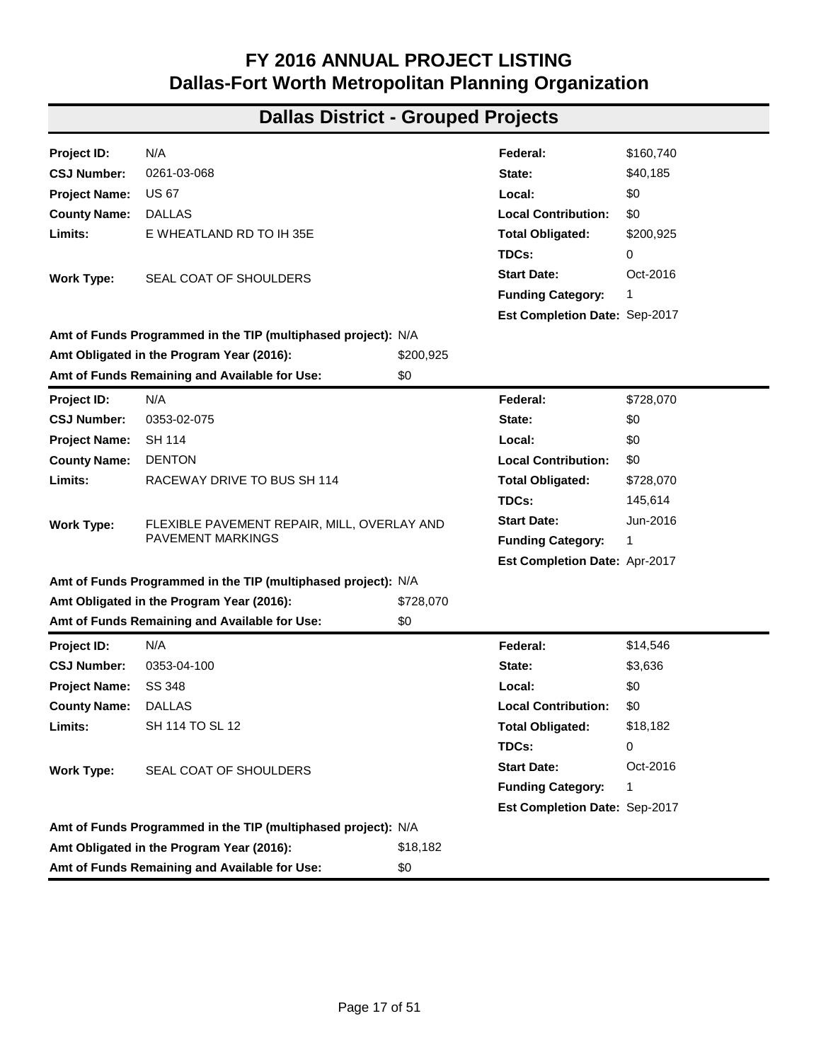# FY 2016 ANNUAL PROJECT LISTING
# Dallas-Fort Worth Metropolitan Planning Organization

## Dallas District - Grouped Projects

| | | | |
|---|---|---|---|
| **Project ID:** | N/A | **Federal:** | $160,740 |
| **CSJ Number:** | 0261-03-068 | **State:** | $40,185 |
| **Project Name:** | US 67 | **Local:** | $0 |
| **County Name:** | DALLAS | **Local Contribution:** | $0 |
| **Limits:** | E WHEATLAND RD TO IH 35E | **Total Obligated:** | $200,925 |
| | | **TDCs:** | 0 |
| **Work Type:** | SEAL COAT OF SHOULDERS | **Start Date:** | Oct-2016 |
| | | **Funding Category:** | 1 |
| | | **Est Completion Date:** | Sep-2017 |

**Amt of Funds Programmed in the TIP (multiphased project):** N/A
**Amt Obligated in the Program Year (2016):** $200,925
**Amt of Funds Remaining and Available for Use:** $0

---

| | | | |
|---|---|---|---|
| **Project ID:** | N/A | **Federal:** | $728,070 |
| **CSJ Number:** | 0353-02-075 | **State:** | $0 |
| **Project Name:** | SH 114 | **Local:** | $0 |
| **County Name:** | DENTON | **Local Contribution:** | $0 |
| **Limits:** | RACEWAY DRIVE TO BUS SH 114 | **Total Obligated:** | $728,070 |
| | | **TDCs:** | 145,614 |
| **Work Type:** | FLEXIBLE PAVEMENT REPAIR, MILL, OVERLAY AND PAVEMENT MARKINGS | **Start Date:** | Jun-2016 |
| | | **Funding Category:** | 1 |
| | | **Est Completion Date:** | Apr-2017 |

**Amt of Funds Programmed in the TIP (multiphased project):** N/A
**Amt Obligated in the Program Year (2016):** $728,070
**Amt of Funds Remaining and Available for Use:** $0

---

| | | | |
|---|---|---|---|
| **Project ID:** | N/A | **Federal:** | $14,546 |
| **CSJ Number:** | 0353-04-100 | **State:** | $3,636 |
| **Project Name:** | SS 348 | **Local:** | $0 |
| **County Name:** | DALLAS | **Local Contribution:** | $0 |
| **Limits:** | SH 114 TO SL 12 | **Total Obligated:** | $18,182 |
| | | **TDCs:** | 0 |
| **Work Type:** | SEAL COAT OF SHOULDERS | **Start Date:** | Oct-2016 |
| | | **Funding Category:** | 1 |
| | | **Est Completion Date:** | Sep-2017 |

**Amt of Funds Programmed in the TIP (multiphased project):** N/A
**Amt Obligated in the Program Year (2016):** $18,182
**Amt of Funds Remaining and Available for Use:** $0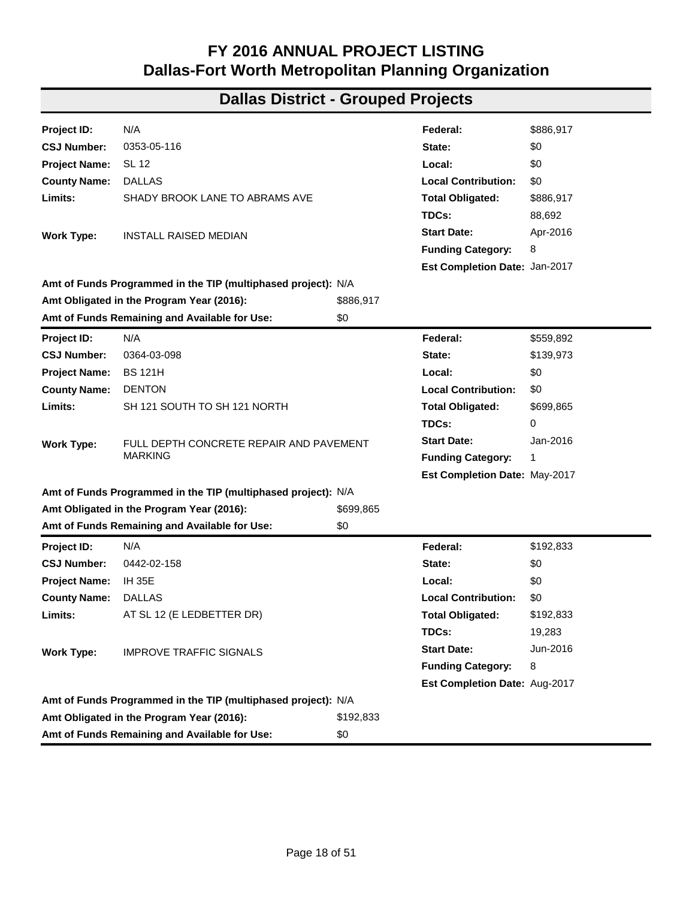# FY 2016 ANNUAL PROJECT LISTING
# Dallas-Fort Worth Metropolitan Planning Organization

## Dallas District - Grouped Projects

| | | | |
|---|---|---|---|
| **Project ID:** | N/A | **Federal:** | $886,917 |
| **CSJ Number:** | 0353-05-116 | **State:** | $0 |
| **Project Name:** | SL 12 | **Local:** | $0 |
| **County Name:** | DALLAS | **Local Contribution:** | $0 |
| **Limits:** | SHADY BROOK LANE TO ABRAMS AVE | **Total Obligated:** | $886,917 |
| | | **TDCs:** | 88,692 |
| **Work Type:** | INSTALL RAISED MEDIAN | **Start Date:** | Apr-2016 |
| | | **Funding Category:** | 8 |
| | | **Est Completion Date:** | Jan-2017 |

**Amt of Funds Programmed in the TIP (multiphased project):** N/A
**Amt Obligated in the Program Year (2016):** $886,917
**Amt of Funds Remaining and Available for Use:** $0

| | | | |
|---|---|---|---|
| **Project ID:** | N/A | **Federal:** | $559,892 |
| **CSJ Number:** | 0364-03-098 | **State:** | $139,973 |
| **Project Name:** | BS 121H | **Local:** | $0 |
| **County Name:** | DENTON | **Local Contribution:** | $0 |
| **Limits:** | SH 121 SOUTH TO SH 121 NORTH | **Total Obligated:** | $699,865 |
| | | **TDCs:** | 0 |
| **Work Type:** | FULL DEPTH CONCRETE REPAIR AND PAVEMENT MARKING | **Start Date:** | Jan-2016 |
| | | **Funding Category:** | 1 |
| | | **Est Completion Date:** | May-2017 |

**Amt of Funds Programmed in the TIP (multiphased project):** N/A
**Amt Obligated in the Program Year (2016):** $699,865
**Amt of Funds Remaining and Available for Use:** $0

| | | | |
|---|---|---|---|
| **Project ID:** | N/A | **Federal:** | $192,833 |
| **CSJ Number:** | 0442-02-158 | **State:** | $0 |
| **Project Name:** | IH 35E | **Local:** | $0 |
| **County Name:** | DALLAS | **Local Contribution:** | $0 |
| **Limits:** | AT SL 12 (E LEDBETTER DR) | **Total Obligated:** | $192,833 |
| | | **TDCs:** | 19,283 |
| **Work Type:** | IMPROVE TRAFFIC SIGNALS | **Start Date:** | Jun-2016 |
| | | **Funding Category:** | 8 |
| | | **Est Completion Date:** | Aug-2017 |

**Amt of Funds Programmed in the TIP (multiphased project):** N/A
**Amt Obligated in the Program Year (2016):** $192,833
**Amt of Funds Remaining and Available for Use:** $0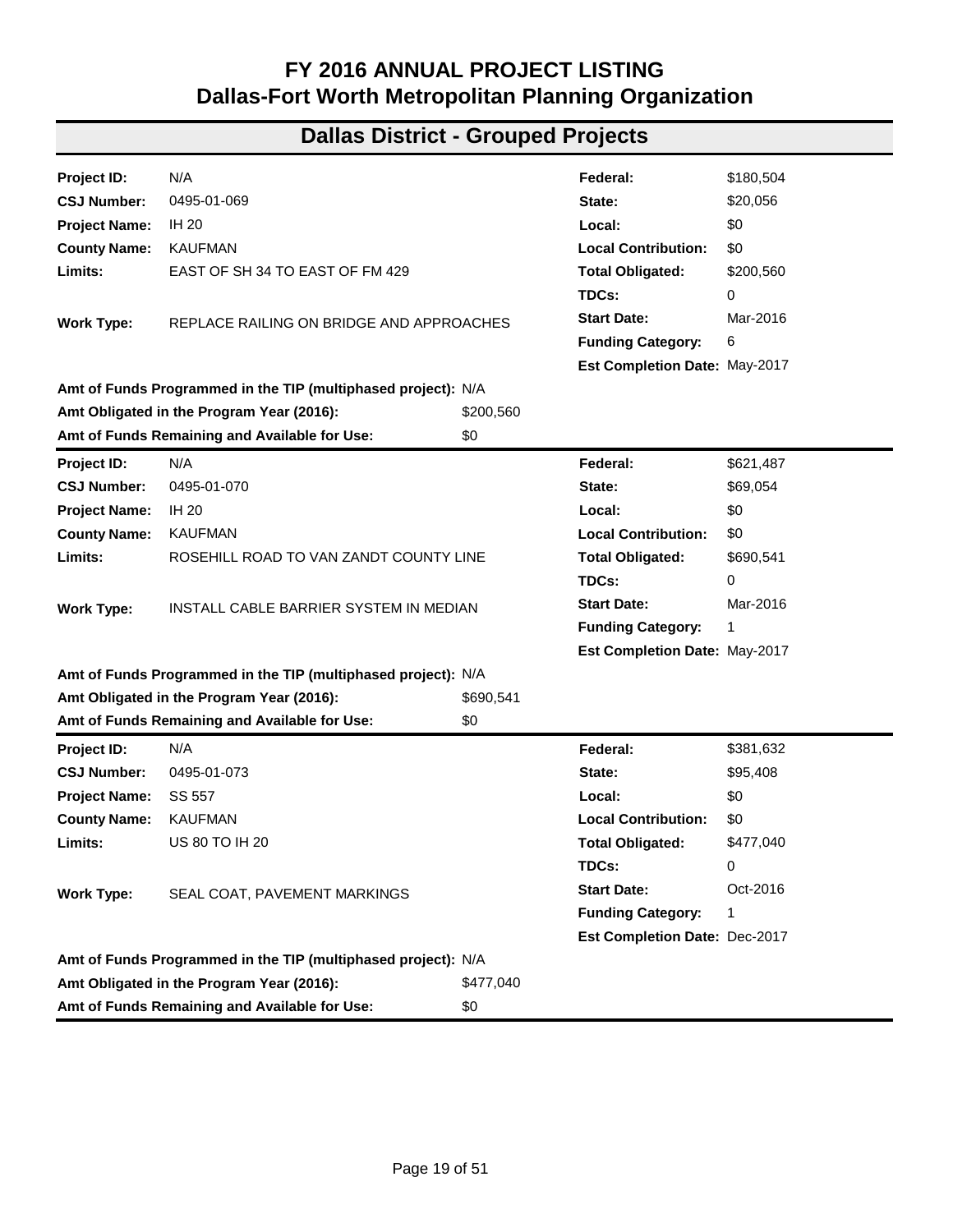# FY 2016 ANNUAL PROJECT LISTING
# Dallas-Fort Worth Metropolitan Planning Organization

## Dallas District - Grouped Projects

| | | | |
|---|---|---|---|
| **Project ID:** | N/A | **Federal:** | $180,504 |
| **CSJ Number:** | 0495-01-069 | **State:** | $20,056 |
| **Project Name:** | IH 20 | **Local:** | $0 |
| **County Name:** | KAUFMAN | **Local Contribution:** | $0 |
| **Limits:** | EAST OF SH 34 TO EAST OF FM 429 | **Total Obligated:** | $200,560 |
| | | **TDCs:** | 0 |
| **Work Type:** | REPLACE RAILING ON BRIDGE AND APPROACHES | **Start Date:** | Mar-2016 |
| | | **Funding Category:** | 6 |
| | | **Est Completion Date:** | May-2017 |

**Amt of Funds Programmed in the TIP (multiphased project):** N/A
**Amt Obligated in the Program Year (2016):** $200,560
**Amt of Funds Remaining and Available for Use:** $0

| | | | |
|---|---|---|---|
| **Project ID:** | N/A | **Federal:** | $621,487 |
| **CSJ Number:** | 0495-01-070 | **State:** | $69,054 |
| **Project Name:** | IH 20 | **Local:** | $0 |
| **County Name:** | KAUFMAN | **Local Contribution:** | $0 |
| **Limits:** | ROSEHILL ROAD TO VAN ZANDT COUNTY LINE | **Total Obligated:** | $690,541 |
| | | **TDCs:** | 0 |
| **Work Type:** | INSTALL CABLE BARRIER SYSTEM IN MEDIAN | **Start Date:** | Mar-2016 |
| | | **Funding Category:** | 1 |
| | | **Est Completion Date:** | May-2017 |

**Amt of Funds Programmed in the TIP (multiphased project):** N/A
**Amt Obligated in the Program Year (2016):** $690,541
**Amt of Funds Remaining and Available for Use:** $0

| | | | |
|---|---|---|---|
| **Project ID:** | N/A | **Federal:** | $381,632 |
| **CSJ Number:** | 0495-01-073 | **State:** | $95,408 |
| **Project Name:** | SS 557 | **Local:** | $0 |
| **County Name:** | KAUFMAN | **Local Contribution:** | $0 |
| **Limits:** | US 80 TO IH 20 | **Total Obligated:** | $477,040 |
| | | **TDCs:** | 0 |
| **Work Type:** | SEAL COAT, PAVEMENT MARKINGS | **Start Date:** | Oct-2016 |
| | | **Funding Category:** | 1 |
| | | **Est Completion Date:** | Dec-2017 |

**Amt of Funds Programmed in the TIP (multiphased project):** N/A
**Amt Obligated in the Program Year (2016):** $477,040
**Amt of Funds Remaining and Available for Use:** $0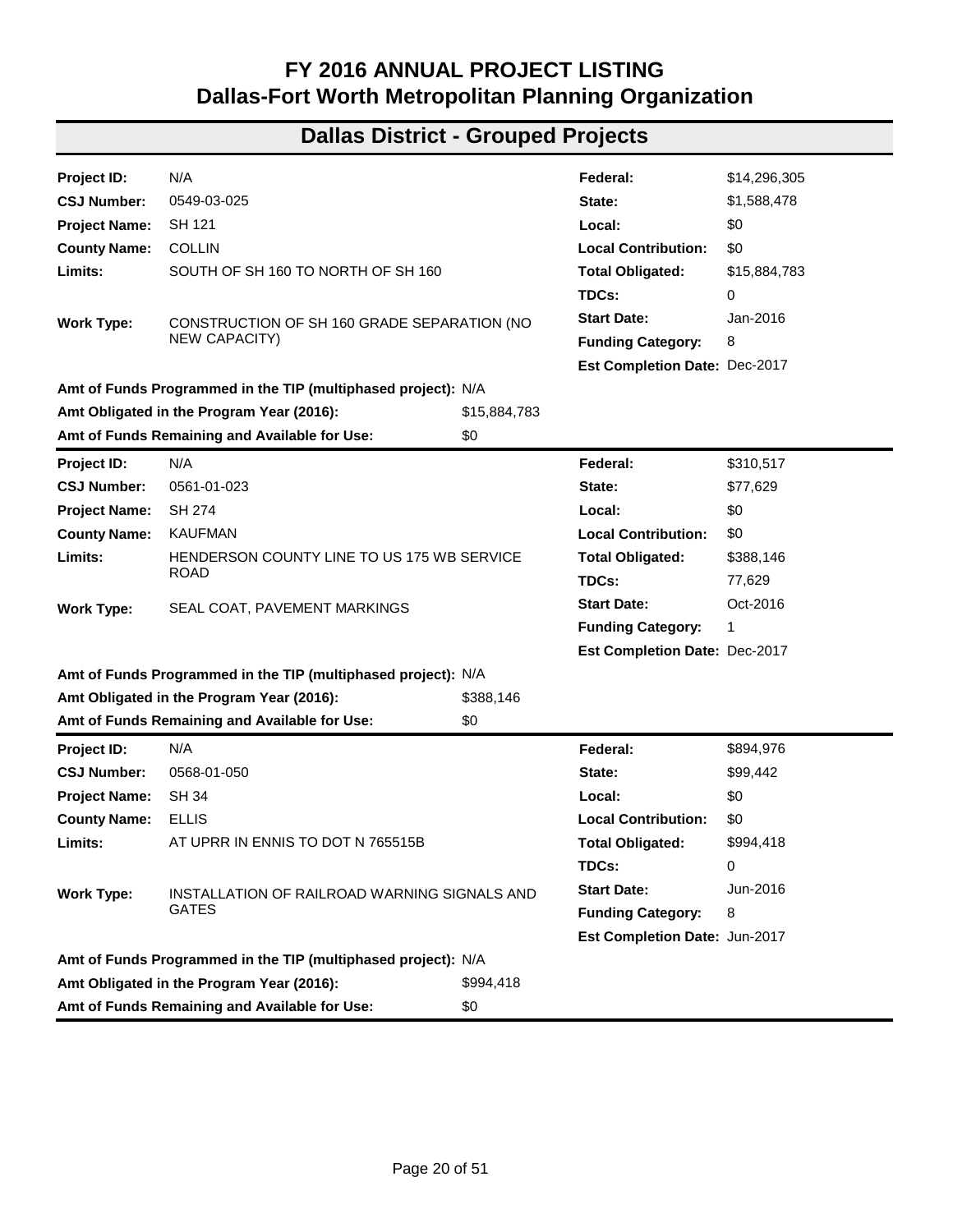# FY 2016 ANNUAL PROJECT LISTING
# Dallas-Fort Worth Metropolitan Planning Organization

## Dallas District - Grouped Projects

| | | | |
|---|---|---|---|
| **Project ID:** | N/A | **Federal:** | $14,296,305 |
| **CSJ Number:** | 0549-03-025 | **State:** | $1,588,478 |
| **Project Name:** | SH 121 | **Local:** | $0 |
| **County Name:** | COLLIN | **Local Contribution:** | $0 |
| **Limits:** | SOUTH OF SH 160 TO NORTH OF SH 160 | **Total Obligated:** | $15,884,783 |
| | | **TDCs:** | 0 |
| **Work Type:** | CONSTRUCTION OF SH 160 GRADE SEPARATION (NO NEW CAPACITY) | **Start Date:** | Jan-2016 |
| | | **Funding Category:** | 8 |
| | | **Est Completion Date:** | Dec-2017 |

**Amt of Funds Programmed in the TIP (multiphased project):** N/A
**Amt Obligated in the Program Year (2016):** $15,884,783
**Amt of Funds Remaining and Available for Use:** $0

| | | | |
|---|---|---|---|
| **Project ID:** | N/A | **Federal:** | $310,517 |
| **CSJ Number:** | 0561-01-023 | **State:** | $77,629 |
| **Project Name:** | SH 274 | **Local:** | $0 |
| **County Name:** | KAUFMAN | **Local Contribution:** | $0 |
| **Limits:** | HENDERSON COUNTY LINE TO US 175 WB SERVICE ROAD | **Total Obligated:** | $388,146 |
| | | **TDCs:** | 77,629 |
| **Work Type:** | SEAL COAT, PAVEMENT MARKINGS | **Start Date:** | Oct-2016 |
| | | **Funding Category:** | 1 |
| | | **Est Completion Date:** | Dec-2017 |

**Amt of Funds Programmed in the TIP (multiphased project):** N/A
**Amt Obligated in the Program Year (2016):** $388,146
**Amt of Funds Remaining and Available for Use:** $0

| | | | |
|---|---|---|---|
| **Project ID:** | N/A | **Federal:** | $894,976 |
| **CSJ Number:** | 0568-01-050 | **State:** | $99,442 |
| **Project Name:** | SH 34 | **Local:** | $0 |
| **County Name:** | ELLIS | **Local Contribution:** | $0 |
| **Limits:** | AT UPRR IN ENNIS TO DOT N 765515B | **Total Obligated:** | $994,418 |
| | | **TDCs:** | 0 |
| **Work Type:** | INSTALLATION OF RAILROAD WARNING SIGNALS AND GATES | **Start Date:** | Jun-2016 |
| | | **Funding Category:** | 8 |
| | | **Est Completion Date:** | Jun-2017 |

**Amt of Funds Programmed in the TIP (multiphased project):** N/A
**Amt Obligated in the Program Year (2016):** $994,418
**Amt of Funds Remaining and Available for Use:** $0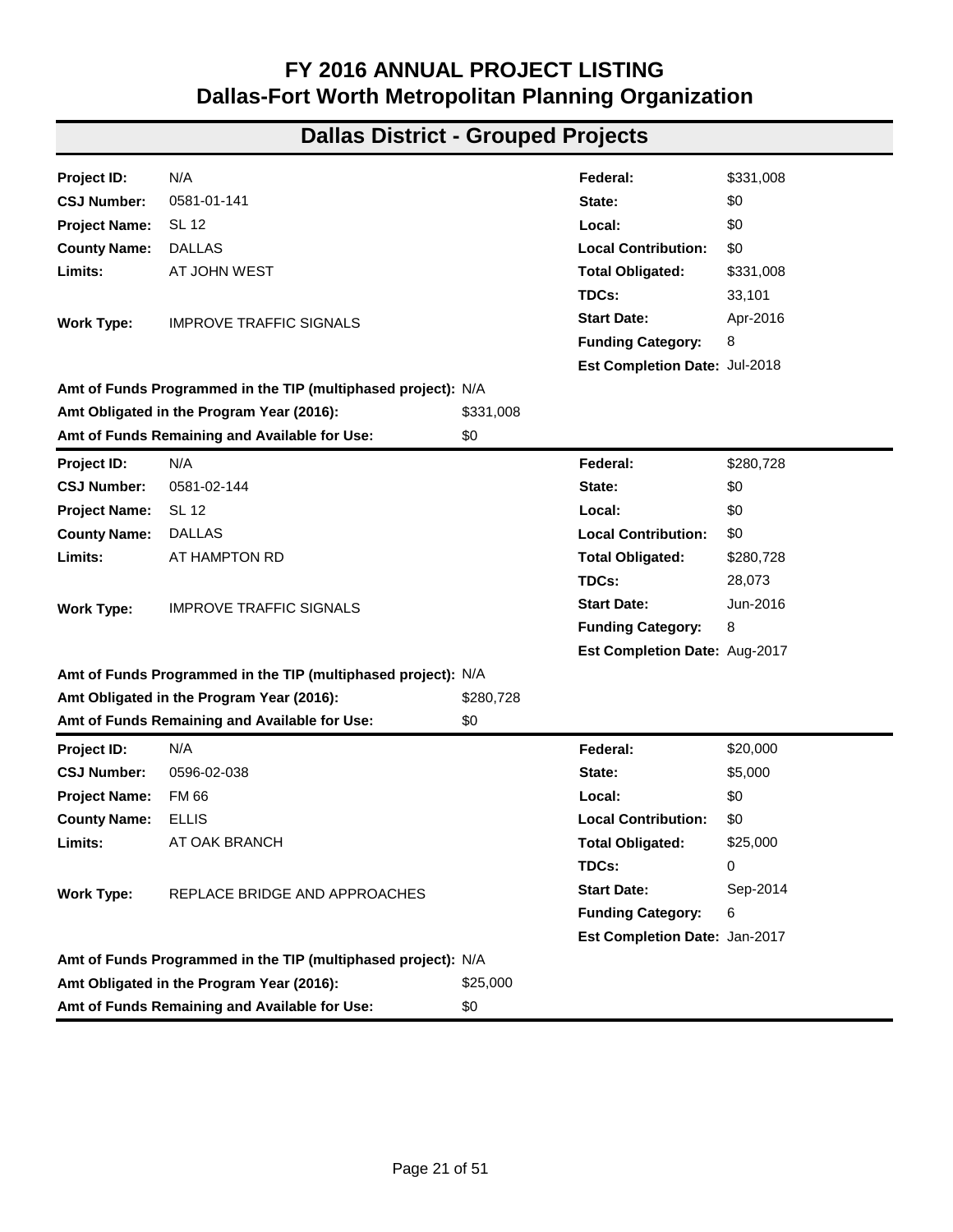# FY 2016 ANNUAL PROJECT LISTING
# Dallas-Fort Worth Metropolitan Planning Organization

## Dallas District - Grouped Projects

| | | | |
|---|---|---|---|
| **Project ID:** | N/A | **Federal:** | $331,008 |
| **CSJ Number:** | 0581-01-141 | **State:** | $0 |
| **Project Name:** | SL 12 | **Local:** | $0 |
| **County Name:** | DALLAS | **Local Contribution:** | $0 |
| **Limits:** | AT JOHN WEST | **Total Obligated:** | $331,008 |
| | | **TDCs:** | 33,101 |
| **Work Type:** | IMPROVE TRAFFIC SIGNALS | **Start Date:** | Apr-2016 |
| | | **Funding Category:** | 8 |
| | | **Est Completion Date:** | Jul-2018 |

**Amt of Funds Programmed in the TIP (multiphased project):** N/A
**Amt Obligated in the Program Year (2016):** $331,008
**Amt of Funds Remaining and Available for Use:** $0

| | | | |
|---|---|---|---|
| **Project ID:** | N/A | **Federal:** | $280,728 |
| **CSJ Number:** | 0581-02-144 | **State:** | $0 |
| **Project Name:** | SL 12 | **Local:** | $0 |
| **County Name:** | DALLAS | **Local Contribution:** | $0 |
| **Limits:** | AT HAMPTON RD | **Total Obligated:** | $280,728 |
| | | **TDCs:** | 28,073 |
| **Work Type:** | IMPROVE TRAFFIC SIGNALS | **Start Date:** | Jun-2016 |
| | | **Funding Category:** | 8 |
| | | **Est Completion Date:** | Aug-2017 |

**Amt of Funds Programmed in the TIP (multiphased project):** N/A
**Amt Obligated in the Program Year (2016):** $280,728
**Amt of Funds Remaining and Available for Use:** $0

| | | | |
|---|---|---|---|
| **Project ID:** | N/A | **Federal:** | $20,000 |
| **CSJ Number:** | 0596-02-038 | **State:** | $5,000 |
| **Project Name:** | FM 66 | **Local:** | $0 |
| **County Name:** | ELLIS | **Local Contribution:** | $0 |
| **Limits:** | AT OAK BRANCH | **Total Obligated:** | $25,000 |
| | | **TDCs:** | 0 |
| **Work Type:** | REPLACE BRIDGE AND APPROACHES | **Start Date:** | Sep-2014 |
| | | **Funding Category:** | 6 |
| | | **Est Completion Date:** | Jan-2017 |

**Amt of Funds Programmed in the TIP (multiphased project):** N/A
**Amt Obligated in the Program Year (2016):** $25,000
**Amt of Funds Remaining and Available for Use:** $0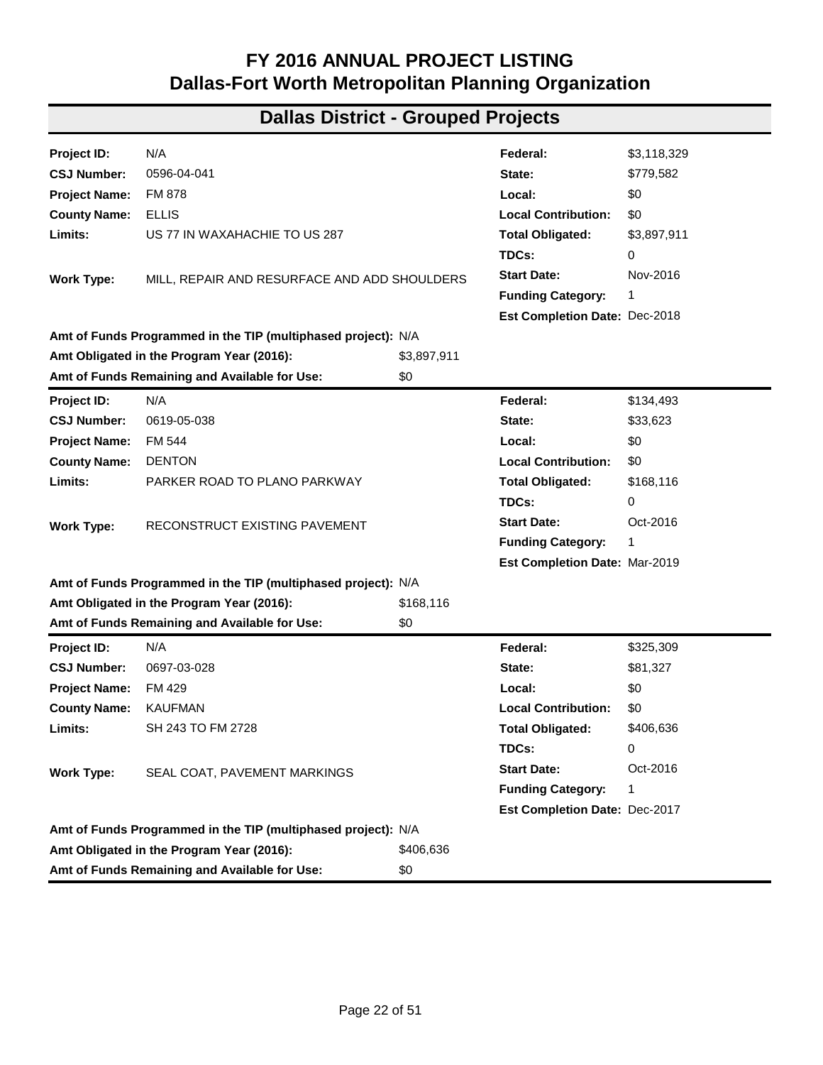# FY 2016 ANNUAL PROJECT LISTING
# Dallas-Fort Worth Metropolitan Planning Organization

## Dallas District - Grouped Projects

| | | | |
|---|---|---|---|
| **Project ID:** | N/A | **Federal:** | $3,118,329 |
| **CSJ Number:** | 0596-04-041 | **State:** | $779,582 |
| **Project Name:** | FM 878 | **Local:** | $0 |
| **County Name:** | ELLIS | **Local Contribution:** | $0 |
| **Limits:** | US 77 IN WAXAHACHIE TO US 287 | **Total Obligated:** | $3,897,911 |
| | | **TDCs:** | 0 |
| **Work Type:** | MILL, REPAIR AND RESURFACE AND ADD SHOULDERS | **Start Date:** | Nov-2016 |
| | | **Funding Category:** | 1 |
| | | **Est Completion Date:** | Dec-2018 |

**Amt of Funds Programmed in the TIP (multiphased project):** N/A
**Amt Obligated in the Program Year (2016):** $3,897,911
**Amt of Funds Remaining and Available for Use:** $0

| | | | |
|---|---|---|---|
| **Project ID:** | N/A | **Federal:** | $134,493 |
| **CSJ Number:** | 0619-05-038 | **State:** | $33,623 |
| **Project Name:** | FM 544 | **Local:** | $0 |
| **County Name:** | DENTON | **Local Contribution:** | $0 |
| **Limits:** | PARKER ROAD TO PLANO PARKWAY | **Total Obligated:** | $168,116 |
| | | **TDCs:** | 0 |
| **Work Type:** | RECONSTRUCT EXISTING PAVEMENT | **Start Date:** | Oct-2016 |
| | | **Funding Category:** | 1 |
| | | **Est Completion Date:** | Mar-2019 |

**Amt of Funds Programmed in the TIP (multiphased project):** N/A
**Amt Obligated in the Program Year (2016):** $168,116
**Amt of Funds Remaining and Available for Use:** $0

| | | | |
|---|---|---|---|
| **Project ID:** | N/A | **Federal:** | $325,309 |
| **CSJ Number:** | 0697-03-028 | **State:** | $81,327 |
| **Project Name:** | FM 429 | **Local:** | $0 |
| **County Name:** | KAUFMAN | **Local Contribution:** | $0 |
| **Limits:** | SH 243 TO FM 2728 | **Total Obligated:** | $406,636 |
| | | **TDCs:** | 0 |
| **Work Type:** | SEAL COAT, PAVEMENT MARKINGS | **Start Date:** | Oct-2016 |
| | | **Funding Category:** | 1 |
| | | **Est Completion Date:** | Dec-2017 |

**Amt of Funds Programmed in the TIP (multiphased project):** N/A
**Amt Obligated in the Program Year (2016):** $406,636
**Amt of Funds Remaining and Available for Use:** $0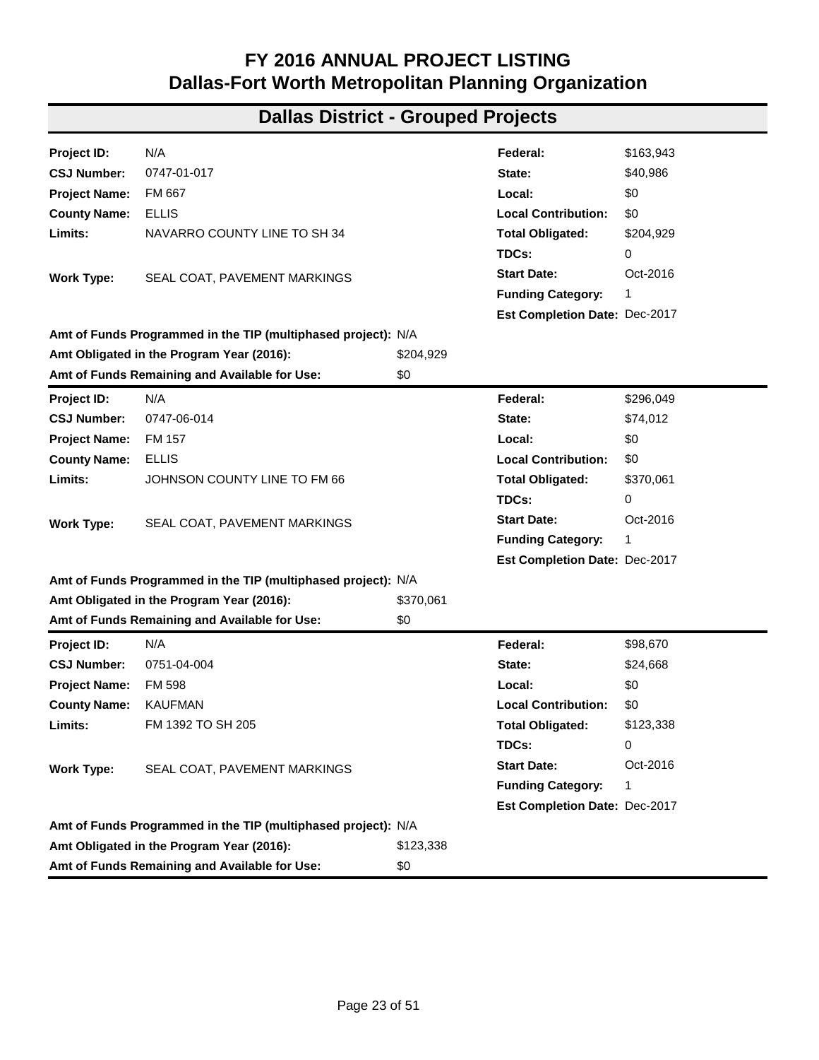# FY 2016 ANNUAL PROJECT LISTING
# Dallas-Fort Worth Metropolitan Planning Organization

## Dallas District - Grouped Projects

| | | | |
|---|---|---|---|
| **Project ID:** | N/A | **Federal:** | $163,943 |
| **CSJ Number:** | 0747-01-017 | **State:** | $40,986 |
| **Project Name:** | FM 667 | **Local:** | $0 |
| **County Name:** | ELLIS | **Local Contribution:** | $0 |
| **Limits:** | NAVARRO COUNTY LINE TO SH 34 | **Total Obligated:** | $204,929 |
| | | **TDCs:** | 0 |
| **Work Type:** | SEAL COAT, PAVEMENT MARKINGS | **Start Date:** | Oct-2016 |
| | | **Funding Category:** | 1 |
| | | **Est Completion Date:** | Dec-2017 |

**Amt of Funds Programmed in the TIP (multiphased project):** N/A
**Amt Obligated in the Program Year (2016):** $204,929
**Amt of Funds Remaining and Available for Use:** $0

---

| | | | |
|---|---|---|---|
| **Project ID:** | N/A | **Federal:** | $296,049 |
| **CSJ Number:** | 0747-06-014 | **State:** | $74,012 |
| **Project Name:** | FM 157 | **Local:** | $0 |
| **County Name:** | ELLIS | **Local Contribution:** | $0 |
| **Limits:** | JOHNSON COUNTY LINE TO FM 66 | **Total Obligated:** | $370,061 |
| | | **TDCs:** | 0 |
| **Work Type:** | SEAL COAT, PAVEMENT MARKINGS | **Start Date:** | Oct-2016 |
| | | **Funding Category:** | 1 |
| | | **Est Completion Date:** | Dec-2017 |

**Amt of Funds Programmed in the TIP (multiphased project):** N/A
**Amt Obligated in the Program Year (2016):** $370,061
**Amt of Funds Remaining and Available for Use:** $0

---

| | | | |
|---|---|---|---|
| **Project ID:** | N/A | **Federal:** | $98,670 |
| **CSJ Number:** | 0751-04-004 | **State:** | $24,668 |
| **Project Name:** | FM 598 | **Local:** | $0 |
| **County Name:** | KAUFMAN | **Local Contribution:** | $0 |
| **Limits:** | FM 1392 TO SH 205 | **Total Obligated:** | $123,338 |
| | | **TDCs:** | 0 |
| **Work Type:** | SEAL COAT, PAVEMENT MARKINGS | **Start Date:** | Oct-2016 |
| | | **Funding Category:** | 1 |
| | | **Est Completion Date:** | Dec-2017 |

**Amt of Funds Programmed in the TIP (multiphased project):** N/A
**Amt Obligated in the Program Year (2016):** $123,338
**Amt of Funds Remaining and Available for Use:** $0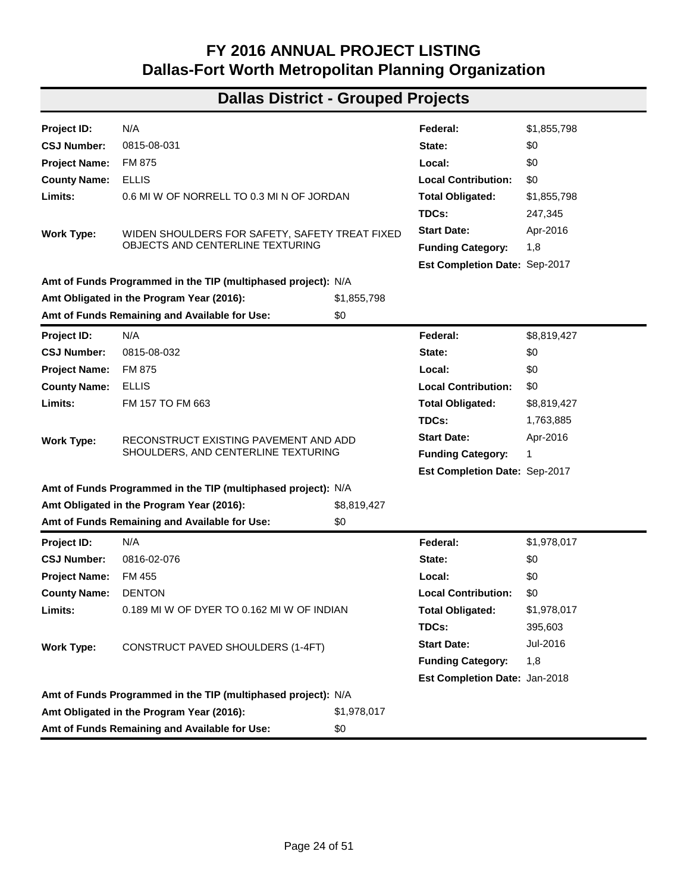# FY 2016 ANNUAL PROJECT LISTING
# Dallas-Fort Worth Metropolitan Planning Organization

## Dallas District - Grouped Projects

| | | | |
|---|---|---|---|
| **Project ID:** | N/A | **Federal:** | $1,855,798 |
| **CSJ Number:** | 0815-08-031 | **State:** | $0 |
| **Project Name:** | FM 875 | **Local:** | $0 |
| **County Name:** | ELLIS | **Local Contribution:** | $0 |
| **Limits:** | 0.6 MI W OF NORRELL TO 0.3 MI N OF JORDAN | **Total Obligated:** | $1,855,798 |
| | | **TDCs:** | 247,345 |
| **Work Type:** | WIDEN SHOULDERS FOR SAFETY, SAFETY TREAT FIXED OBJECTS AND CENTERLINE TEXTURING | **Start Date:** | Apr-2016 |
| | | **Funding Category:** | 1,8 |
| | | **Est Completion Date:** | Sep-2017 |

**Amt of Funds Programmed in the TIP (multiphased project):** N/A
**Amt Obligated in the Program Year (2016):** $1,855,798
**Amt of Funds Remaining and Available for Use:** $0

---

| | | | |
|---|---|---|---|
| **Project ID:** | N/A | **Federal:** | $8,819,427 |
| **CSJ Number:** | 0815-08-032 | **State:** | $0 |
| **Project Name:** | FM 875 | **Local:** | $0 |
| **County Name:** | ELLIS | **Local Contribution:** | $0 |
| **Limits:** | FM 157 TO FM 663 | **Total Obligated:** | $8,819,427 |
| | | **TDCs:** | 1,763,885 |
| **Work Type:** | RECONSTRUCT EXISTING PAVEMENT AND ADD SHOULDERS, AND CENTERLINE TEXTURING | **Start Date:** | Apr-2016 |
| | | **Funding Category:** | 1 |
| | | **Est Completion Date:** | Sep-2017 |

**Amt of Funds Programmed in the TIP (multiphased project):** N/A
**Amt Obligated in the Program Year (2016):** $8,819,427
**Amt of Funds Remaining and Available for Use:** $0

---

| | | | |
|---|---|---|---|
| **Project ID:** | N/A | **Federal:** | $1,978,017 |
| **CSJ Number:** | 0816-02-076 | **State:** | $0 |
| **Project Name:** | FM 455 | **Local:** | $0 |
| **County Name:** | DENTON | **Local Contribution:** | $0 |
| **Limits:** | 0.189 MI W OF DYER TO 0.162 MI W OF INDIAN | **Total Obligated:** | $1,978,017 |
| | | **TDCs:** | 395,603 |
| **Work Type:** | CONSTRUCT PAVED SHOULDERS (1-4FT) | **Start Date:** | Jul-2016 |
| | | **Funding Category:** | 1,8 |
| | | **Est Completion Date:** | Jan-2018 |

**Amt of Funds Programmed in the TIP (multiphased project):** N/A
**Amt Obligated in the Program Year (2016):** $1,978,017
**Amt of Funds Remaining and Available for Use:** $0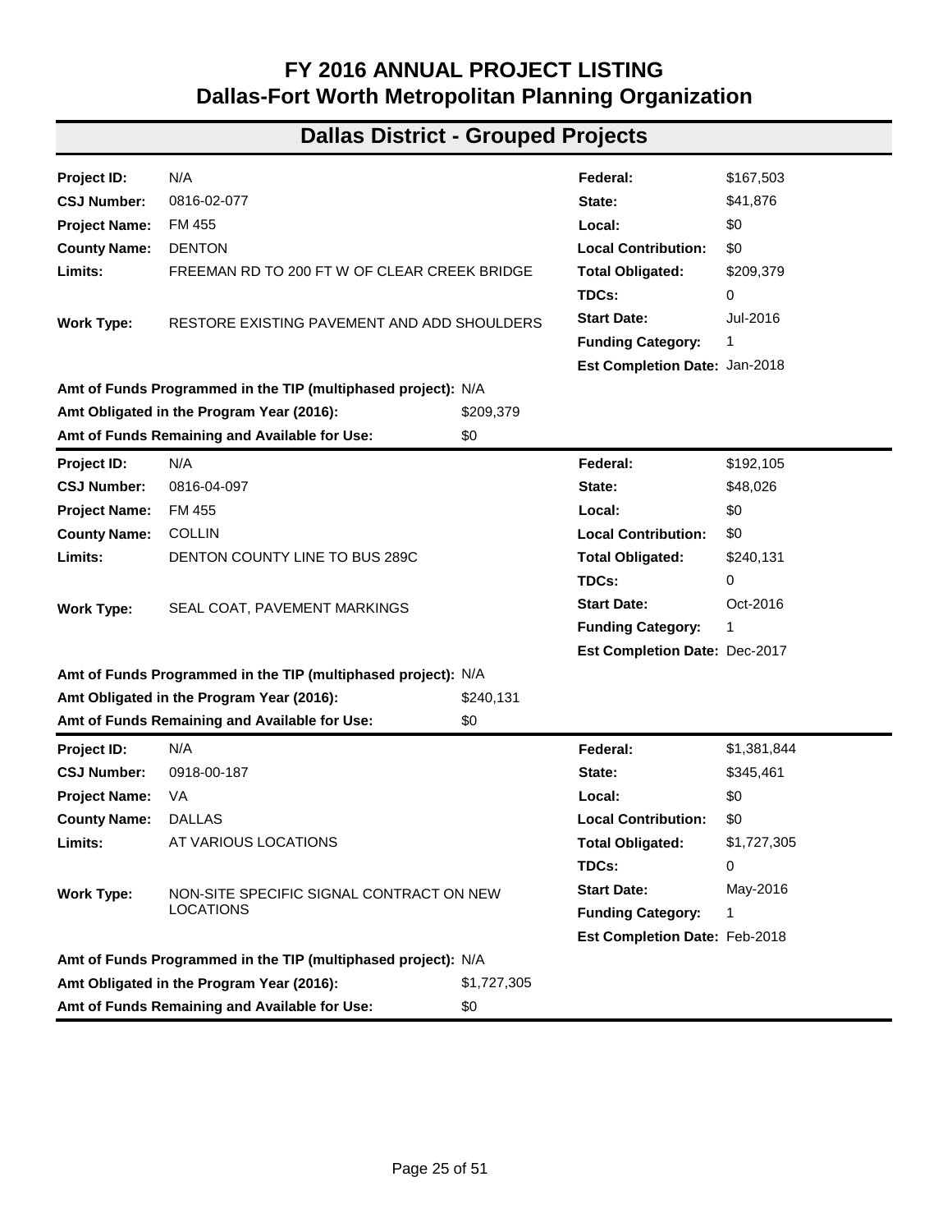# FY 2016 ANNUAL PROJECT LISTING
# Dallas-Fort Worth Metropolitan Planning Organization

## Dallas District - Grouped Projects

| | | | |
|---|---|---|---|
| **Project ID:** | N/A | **Federal:** | $167,503 |
| **CSJ Number:** | 0816-02-077 | **State:** | $41,876 |
| **Project Name:** | FM 455 | **Local:** | $0 |
| **County Name:** | DENTON | **Local Contribution:** | $0 |
| **Limits:** | FREEMAN RD TO 200 FT W OF CLEAR CREEK BRIDGE | **Total Obligated:** | $209,379 |
| | | **TDCs:** | 0 |
| **Work Type:** | RESTORE EXISTING PAVEMENT AND ADD SHOULDERS | **Start Date:** | Jul-2016 |
| | | **Funding Category:** | 1 |
| | | **Est Completion Date:** | Jan-2018 |

**Amt of Funds Programmed in the TIP (multiphased project):** N/A
**Amt Obligated in the Program Year (2016):** $209,379
**Amt of Funds Remaining and Available for Use:** $0

| | | | |
|---|---|---|---|
| **Project ID:** | N/A | **Federal:** | $192,105 |
| **CSJ Number:** | 0816-04-097 | **State:** | $48,026 |
| **Project Name:** | FM 455 | **Local:** | $0 |
| **County Name:** | COLLIN | **Local Contribution:** | $0 |
| **Limits:** | DENTON COUNTY LINE TO BUS 289C | **Total Obligated:** | $240,131 |
| | | **TDCs:** | 0 |
| **Work Type:** | SEAL COAT, PAVEMENT MARKINGS | **Start Date:** | Oct-2016 |
| | | **Funding Category:** | 1 |
| | | **Est Completion Date:** | Dec-2017 |

**Amt of Funds Programmed in the TIP (multiphased project):** N/A
**Amt Obligated in the Program Year (2016):** $240,131
**Amt of Funds Remaining and Available for Use:** $0

| | | | |
|---|---|---|---|
| **Project ID:** | N/A | **Federal:** | $1,381,844 |
| **CSJ Number:** | 0918-00-187 | **State:** | $345,461 |
| **Project Name:** | VA | **Local:** | $0 |
| **County Name:** | DALLAS | **Local Contribution:** | $0 |
| **Limits:** | AT VARIOUS LOCATIONS | **Total Obligated:** | $1,727,305 |
| | | **TDCs:** | 0 |
| **Work Type:** | NON-SITE SPECIFIC SIGNAL CONTRACT ON NEW LOCATIONS | **Start Date:** | May-2016 |
| | | **Funding Category:** | 1 |
| | | **Est Completion Date:** | Feb-2018 |

**Amt of Funds Programmed in the TIP (multiphased project):** N/A
**Amt Obligated in the Program Year (2016):** $1,727,305
**Amt of Funds Remaining and Available for Use:** $0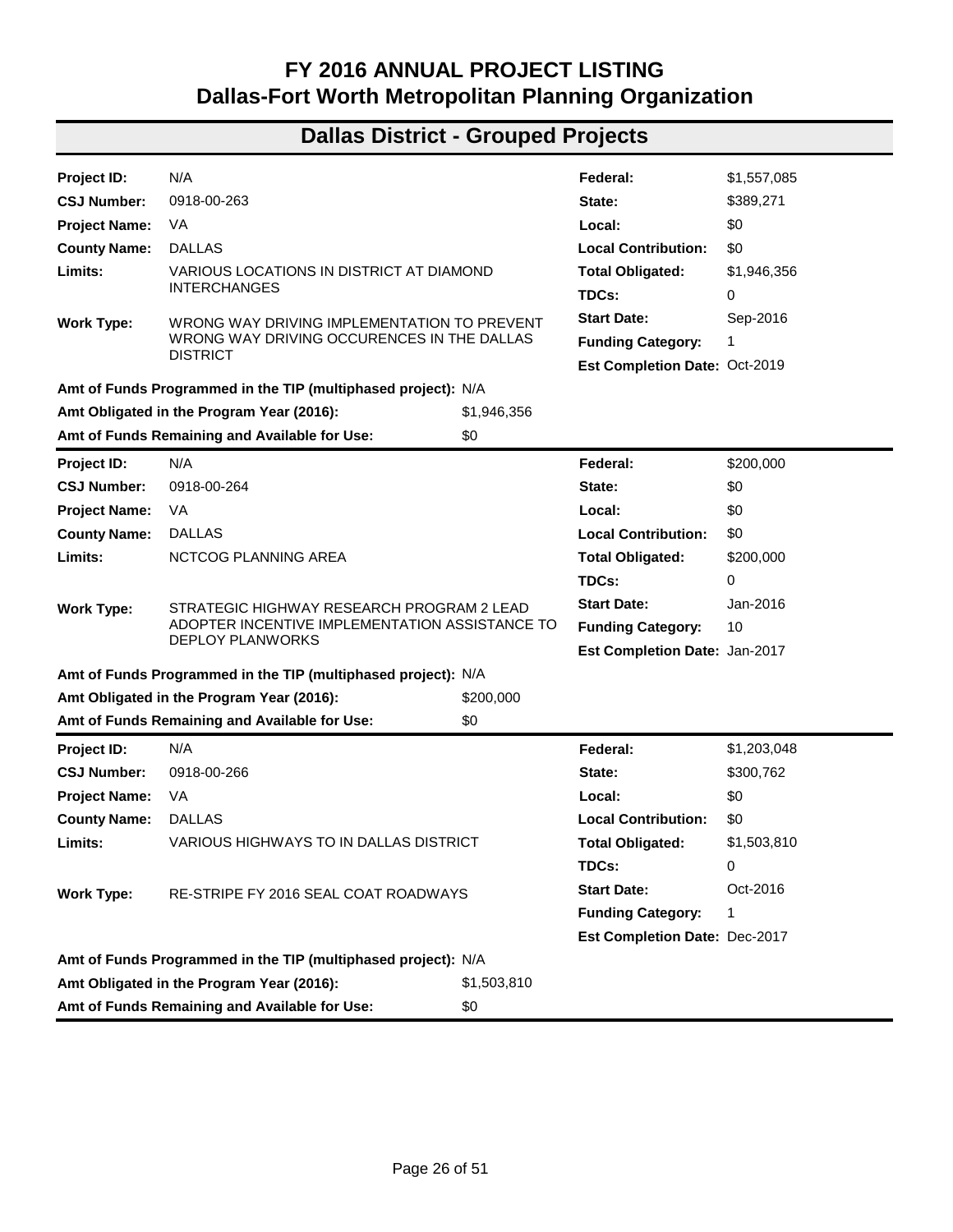# FY 2016 ANNUAL PROJECT LISTING
# Dallas-Fort Worth Metropolitan Planning Organization

## Dallas District - Grouped Projects

| | | | |
|---|---|---|---|
| **Project ID:** | N/A | **Federal:** | $1,557,085 |
| **CSJ Number:** | 0918-00-263 | **State:** | $389,271 |
| **Project Name:** | VA | **Local:** | $0 |
| **County Name:** | DALLAS | **Local Contribution:** | $0 |
| **Limits:** | VARIOUS LOCATIONS IN DISTRICT AT DIAMOND INTERCHANGES | **Total Obligated:** | $1,946,356 |
| | | **TDCs:** | 0 |
| **Work Type:** | WRONG WAY DRIVING IMPLEMENTATION TO PREVENT WRONG WAY DRIVING OCCURENCES IN THE DALLAS DISTRICT | **Start Date:** | Sep-2016 |
| | | **Funding Category:** | 1 |
| | | **Est Completion Date:** | Oct-2019 |

**Amt of Funds Programmed in the TIP (multiphased project):** N/A
**Amt Obligated in the Program Year (2016):** $1,946,356
**Amt of Funds Remaining and Available for Use:** $0

| | | | |
|---|---|---|---|
| **Project ID:** | N/A | **Federal:** | $200,000 |
| **CSJ Number:** | 0918-00-264 | **State:** | $0 |
| **Project Name:** | VA | **Local:** | $0 |
| **County Name:** | DALLAS | **Local Contribution:** | $0 |
| **Limits:** | NCTCOG PLANNING AREA | **Total Obligated:** | $200,000 |
| | | **TDCs:** | 0 |
| **Work Type:** | STRATEGIC HIGHWAY RESEARCH PROGRAM 2 LEAD ADOPTER INCENTIVE IMPLEMENTATION ASSISTANCE TO DEPLOY PLANWORKS | **Start Date:** | Jan-2016 |
| | | **Funding Category:** | 10 |
| | | **Est Completion Date:** | Jan-2017 |

**Amt of Funds Programmed in the TIP (multiphased project):** N/A
**Amt Obligated in the Program Year (2016):** $200,000
**Amt of Funds Remaining and Available for Use:** $0

| | | | |
|---|---|---|---|
| **Project ID:** | N/A | **Federal:** | $1,203,048 |
| **CSJ Number:** | 0918-00-266 | **State:** | $300,762 |
| **Project Name:** | VA | **Local:** | $0 |
| **County Name:** | DALLAS | **Local Contribution:** | $0 |
| **Limits:** | VARIOUS HIGHWAYS TO IN DALLAS DISTRICT | **Total Obligated:** | $1,503,810 |
| | | **TDCs:** | 0 |
| **Work Type:** | RE-STRIPE FY 2016 SEAL COAT ROADWAYS | **Start Date:** | Oct-2016 |
| | | **Funding Category:** | 1 |
| | | **Est Completion Date:** | Dec-2017 |

**Amt of Funds Programmed in the TIP (multiphased project):** N/A
**Amt Obligated in the Program Year (2016):** $1,503,810
**Amt of Funds Remaining and Available for Use:** $0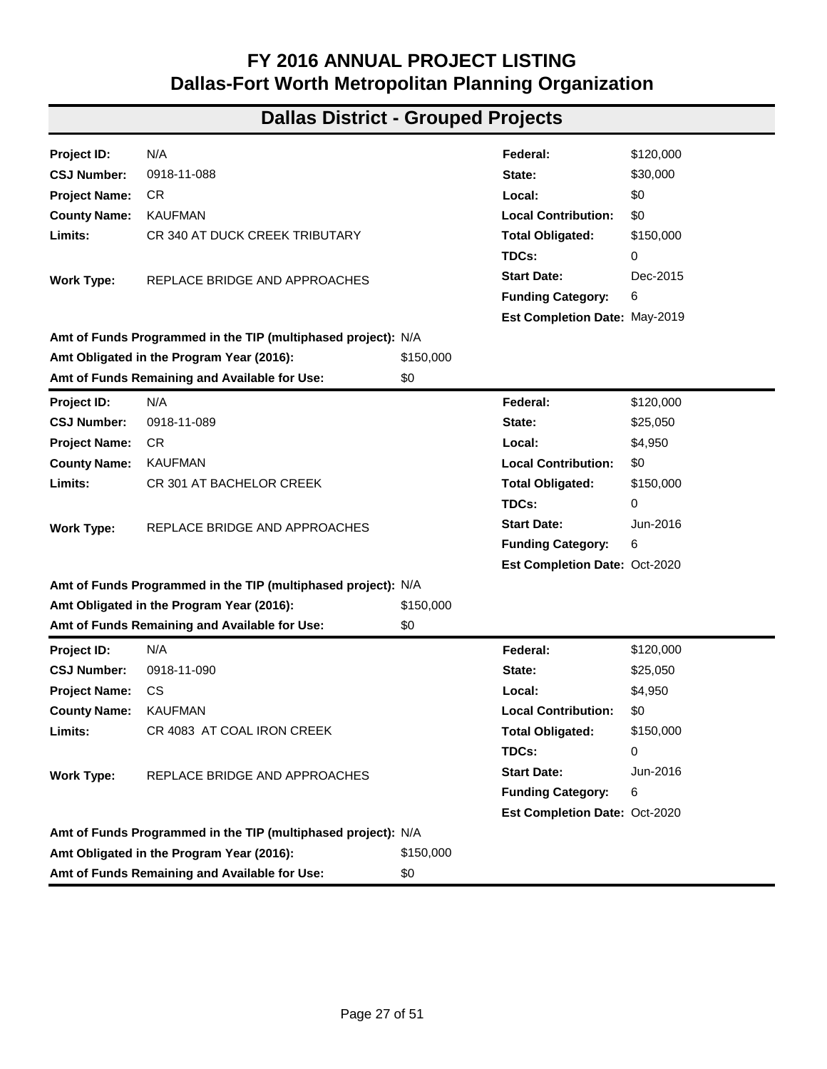# FY 2016 ANNUAL PROJECT LISTING
# Dallas-Fort Worth Metropolitan Planning Organization

## Dallas District - Grouped Projects

| | | | |
|---|---|---|---|
| **Project ID:** | N/A | **Federal:** | $120,000 |
| **CSJ Number:** | 0918-11-088 | **State:** | $30,000 |
| **Project Name:** | CR | **Local:** | $0 |
| **County Name:** | KAUFMAN | **Local Contribution:** | $0 |
| **Limits:** | CR 340 AT DUCK CREEK TRIBUTARY | **Total Obligated:** | $150,000 |
| | | **TDCs:** | 0 |
| **Work Type:** | REPLACE BRIDGE AND APPROACHES | **Start Date:** | Dec-2015 |
| | | **Funding Category:** | 6 |
| | | **Est Completion Date:** | May-2019 |

**Amt of Funds Programmed in the TIP (multiphased project):** N/A
**Amt Obligated in the Program Year (2016):** $150,000
**Amt of Funds Remaining and Available for Use:** $0

---

| | | | |
|---|---|---|---|
| **Project ID:** | N/A | **Federal:** | $120,000 |
| **CSJ Number:** | 0918-11-089 | **State:** | $25,050 |
| **Project Name:** | CR | **Local:** | $4,950 |
| **County Name:** | KAUFMAN | **Local Contribution:** | $0 |
| **Limits:** | CR 301 AT BACHELOR CREEK | **Total Obligated:** | $150,000 |
| | | **TDCs:** | 0 |
| **Work Type:** | REPLACE BRIDGE AND APPROACHES | **Start Date:** | Jun-2016 |
| | | **Funding Category:** | 6 |
| | | **Est Completion Date:** | Oct-2020 |

**Amt of Funds Programmed in the TIP (multiphased project):** N/A
**Amt Obligated in the Program Year (2016):** $150,000
**Amt of Funds Remaining and Available for Use:** $0

---

| | | | |
|---|---|---|---|
| **Project ID:** | N/A | **Federal:** | $120,000 |
| **CSJ Number:** | 0918-11-090 | **State:** | $25,050 |
| **Project Name:** | CS | **Local:** | $4,950 |
| **County Name:** | KAUFMAN | **Local Contribution:** | $0 |
| **Limits:** | CR 4083 AT COAL IRON CREEK | **Total Obligated:** | $150,000 |
| | | **TDCs:** | 0 |
| **Work Type:** | REPLACE BRIDGE AND APPROACHES | **Start Date:** | Jun-2016 |
| | | **Funding Category:** | 6 |
| | | **Est Completion Date:** | Oct-2020 |

**Amt of Funds Programmed in the TIP (multiphased project):** N/A
**Amt Obligated in the Program Year (2016):** $150,000
**Amt of Funds Remaining and Available for Use:** $0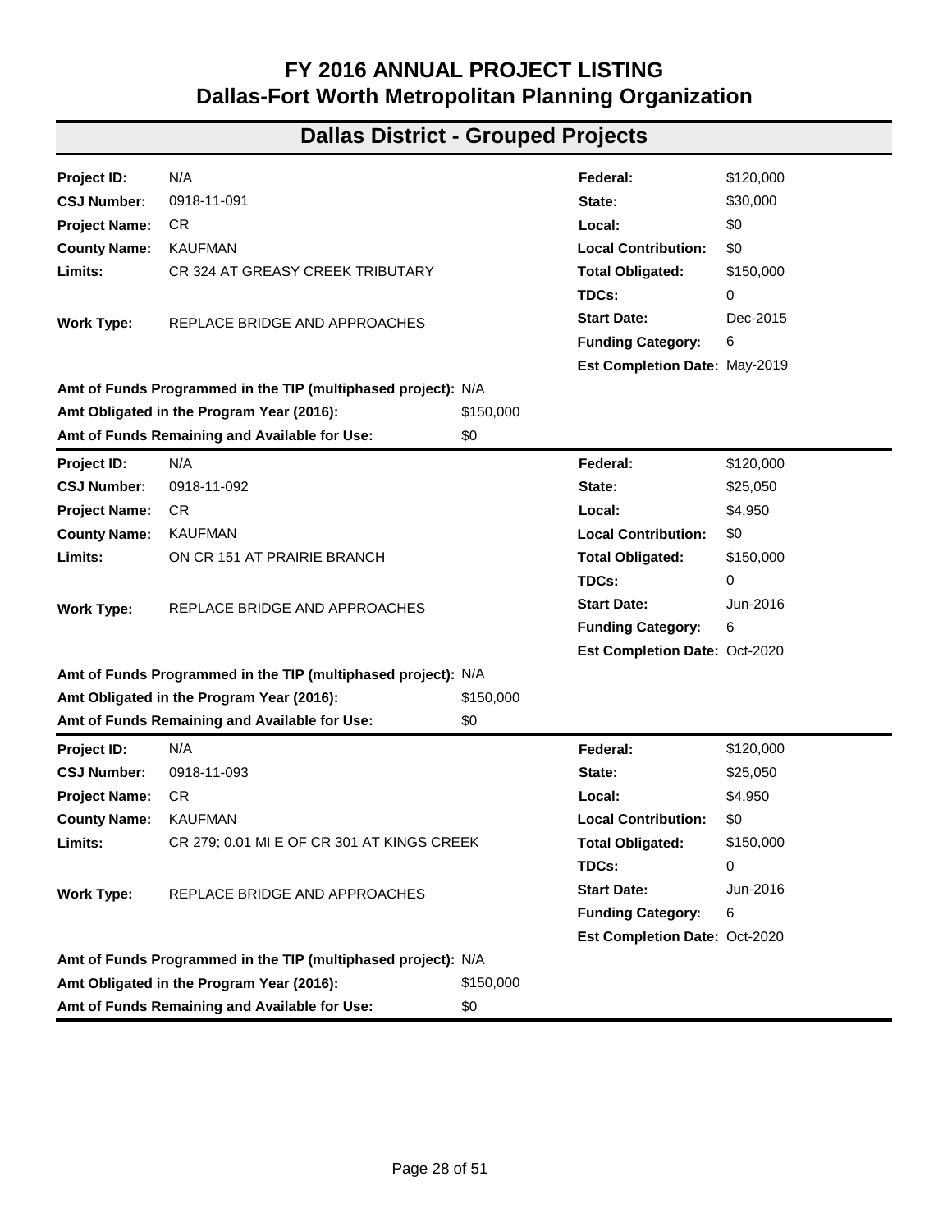# FY 2016 ANNUAL PROJECT LISTING
# Dallas-Fort Worth Metropolitan Planning Organization

## Dallas District - Grouped Projects

| | | | |
|---|---|---|---|
| **Project ID:** | N/A | **Federal:** | $120,000 |
| **CSJ Number:** | 0918-11-091 | **State:** | $30,000 |
| **Project Name:** | CR | **Local:** | $0 |
| **County Name:** | KAUFMAN | **Local Contribution:** | $0 |
| **Limits:** | CR 324 AT GREASY CREEK TRIBUTARY | **Total Obligated:** | $150,000 |
| | | **TDCs:** | 0 |
| **Work Type:** | REPLACE BRIDGE AND APPROACHES | **Start Date:** | Dec-2015 |
| | | **Funding Category:** | 6 |
| | | **Est Completion Date:** | May-2019 |

**Amt of Funds Programmed in the TIP (multiphased project):** N/A
**Amt Obligated in the Program Year (2016):** $150,000
**Amt of Funds Remaining and Available for Use:** $0

| | | | |
|---|---|---|---|
| **Project ID:** | N/A | **Federal:** | $120,000 |
| **CSJ Number:** | 0918-11-092 | **State:** | $25,050 |
| **Project Name:** | CR | **Local:** | $4,950 |
| **County Name:** | KAUFMAN | **Local Contribution:** | $0 |
| **Limits:** | ON CR 151 AT PRAIRIE BRANCH | **Total Obligated:** | $150,000 |
| | | **TDCs:** | 0 |
| **Work Type:** | REPLACE BRIDGE AND APPROACHES | **Start Date:** | Jun-2016 |
| | | **Funding Category:** | 6 |
| | | **Est Completion Date:** | Oct-2020 |

**Amt of Funds Programmed in the TIP (multiphased project):** N/A
**Amt Obligated in the Program Year (2016):** $150,000
**Amt of Funds Remaining and Available for Use:** $0

| | | | |
|---|---|---|---|
| **Project ID:** | N/A | **Federal:** | $120,000 |
| **CSJ Number:** | 0918-11-093 | **State:** | $25,050 |
| **Project Name:** | CR | **Local:** | $4,950 |
| **County Name:** | KAUFMAN | **Local Contribution:** | $0 |
| **Limits:** | CR 279; 0.01 MI E OF CR 301 AT KINGS CREEK | **Total Obligated:** | $150,000 |
| | | **TDCs:** | 0 |
| **Work Type:** | REPLACE BRIDGE AND APPROACHES | **Start Date:** | Jun-2016 |
| | | **Funding Category:** | 6 |
| | | **Est Completion Date:** | Oct-2020 |

**Amt of Funds Programmed in the TIP (multiphased project):** N/A
**Amt Obligated in the Program Year (2016):** $150,000
**Amt of Funds Remaining and Available for Use:** $0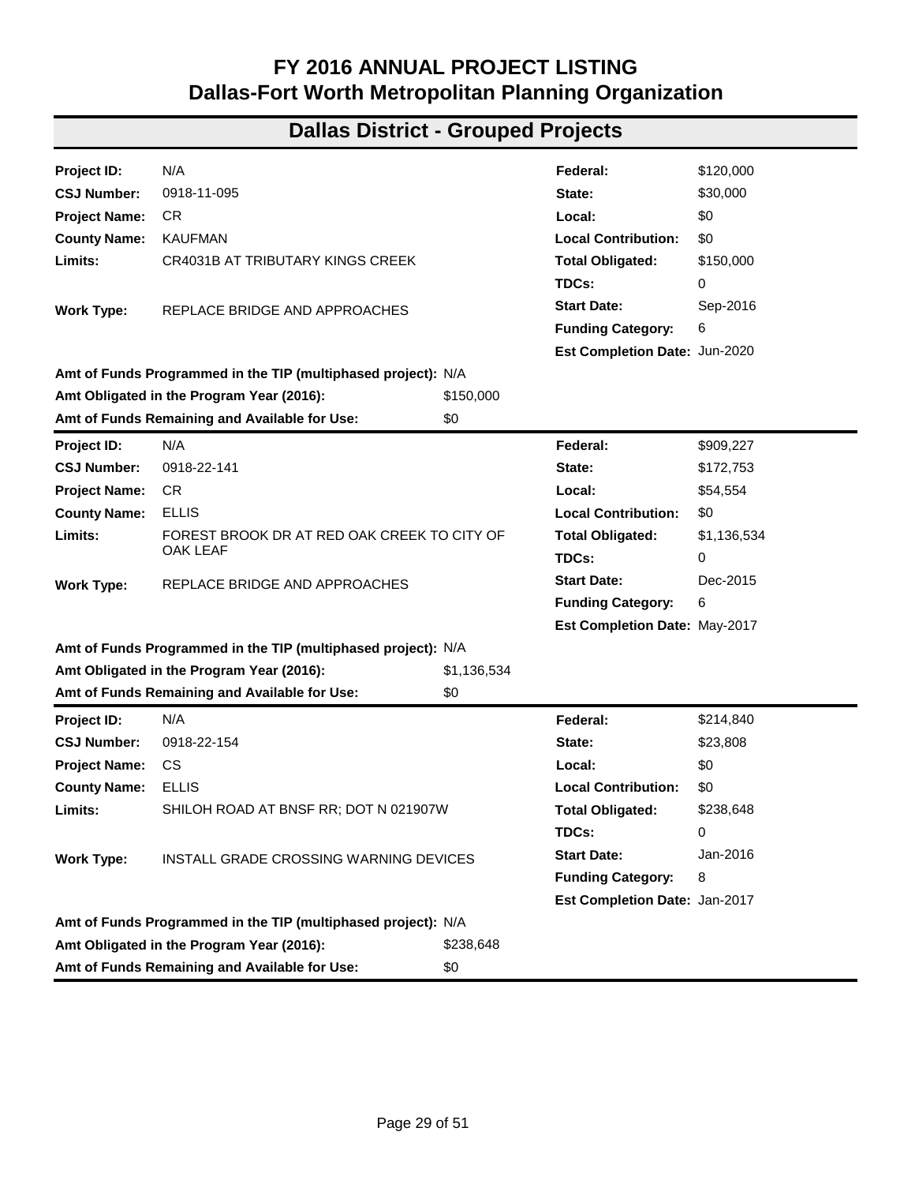# FY 2016 ANNUAL PROJECT LISTING
# Dallas-Fort Worth Metropolitan Planning Organization

## Dallas District - Grouped Projects

| | | | |
|---|---|---|---|
| **Project ID:** | N/A | **Federal:** | $120,000 |
| **CSJ Number:** | 0918-11-095 | **State:** | $30,000 |
| **Project Name:** | CR | **Local:** | $0 |
| **County Name:** | KAUFMAN | **Local Contribution:** | $0 |
| **Limits:** | CR4031B AT TRIBUTARY KINGS CREEK | **Total Obligated:** | $150,000 |
| | | **TDCs:** | 0 |
| **Work Type:** | REPLACE BRIDGE AND APPROACHES | **Start Date:** | Sep-2016 |
| | | **Funding Category:** | 6 |
| | | **Est Completion Date:** | Jun-2020 |

**Amt of Funds Programmed in the TIP (multiphased project):** N/A
**Amt Obligated in the Program Year (2016):** $150,000
**Amt of Funds Remaining and Available for Use:** $0

| | | | |
|---|---|---|---|
| **Project ID:** | N/A | **Federal:** | $909,227 |
| **CSJ Number:** | 0918-22-141 | **State:** | $172,753 |
| **Project Name:** | CR | **Local:** | $54,554 |
| **County Name:** | ELLIS | **Local Contribution:** | $0 |
| **Limits:** | FOREST BROOK DR AT RED OAK CREEK TO CITY OF OAK LEAF | **Total Obligated:** | $1,136,534 |
| | | **TDCs:** | 0 |
| **Work Type:** | REPLACE BRIDGE AND APPROACHES | **Start Date:** | Dec-2015 |
| | | **Funding Category:** | 6 |
| | | **Est Completion Date:** | May-2017 |

**Amt of Funds Programmed in the TIP (multiphased project):** N/A
**Amt Obligated in the Program Year (2016):** $1,136,534
**Amt of Funds Remaining and Available for Use:** $0

| | | | |
|---|---|---|---|
| **Project ID:** | N/A | **Federal:** | $214,840 |
| **CSJ Number:** | 0918-22-154 | **State:** | $23,808 |
| **Project Name:** | CS | **Local:** | $0 |
| **County Name:** | ELLIS | **Local Contribution:** | $0 |
| **Limits:** | SHILOH ROAD AT BNSF RR; DOT N 021907W | **Total Obligated:** | $238,648 |
| | | **TDCs:** | 0 |
| **Work Type:** | INSTALL GRADE CROSSING WARNING DEVICES | **Start Date:** | Jan-2016 |
| | | **Funding Category:** | 8 |
| | | **Est Completion Date:** | Jan-2017 |

**Amt of Funds Programmed in the TIP (multiphased project):** N/A
**Amt Obligated in the Program Year (2016):** $238,648
**Amt of Funds Remaining and Available for Use:** $0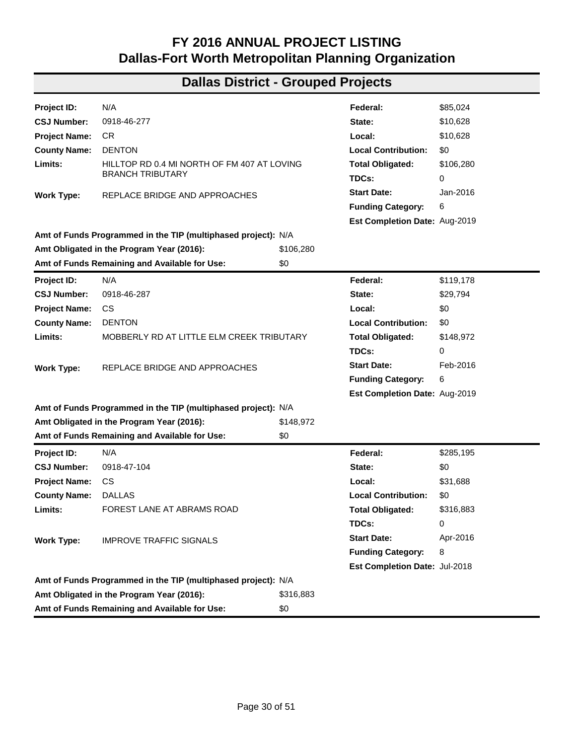# FY 2016 ANNUAL PROJECT LISTING
# Dallas-Fort Worth Metropolitan Planning Organization

## Dallas District - Grouped Projects

| | | | |
|---|---|---|---|
| **Project ID:** | N/A | **Federal:** | $85,024 |
| **CSJ Number:** | 0918-46-277 | **State:** | $10,628 |
| **Project Name:** | CR | **Local:** | $10,628 |
| **County Name:** | DENTON | **Local Contribution:** | $0 |
| **Limits:** | HILLTOP RD 0.4 MI NORTH OF FM 407 AT LOVING BRANCH TRIBUTARY | **Total Obligated:** | $106,280 |
| | | **TDCs:** | 0 |
| **Work Type:** | REPLACE BRIDGE AND APPROACHES | **Start Date:** | Jan-2016 |
| | | **Funding Category:** | 6 |
| | | **Est Completion Date:** | Aug-2019 |

**Amt of Funds Programmed in the TIP (multiphased project):** N/A
**Amt Obligated in the Program Year (2016):** $106,280
**Amt of Funds Remaining and Available for Use:** $0

| | | | |
|---|---|---|---|
| **Project ID:** | N/A | **Federal:** | $119,178 |
| **CSJ Number:** | 0918-46-287 | **State:** | $29,794 |
| **Project Name:** | CS | **Local:** | $0 |
| **County Name:** | DENTON | **Local Contribution:** | $0 |
| **Limits:** | MOBBERLY RD AT LITTLE ELM CREEK TRIBUTARY | **Total Obligated:** | $148,972 |
| | | **TDCs:** | 0 |
| **Work Type:** | REPLACE BRIDGE AND APPROACHES | **Start Date:** | Feb-2016 |
| | | **Funding Category:** | 6 |
| | | **Est Completion Date:** | Aug-2019 |

**Amt of Funds Programmed in the TIP (multiphased project):** N/A
**Amt Obligated in the Program Year (2016):** $148,972
**Amt of Funds Remaining and Available for Use:** $0

| | | | |
|---|---|---|---|
| **Project ID:** | N/A | **Federal:** | $285,195 |
| **CSJ Number:** | 0918-47-104 | **State:** | $0 |
| **Project Name:** | CS | **Local:** | $31,688 |
| **County Name:** | DALLAS | **Local Contribution:** | $0 |
| **Limits:** | FOREST LANE AT ABRAMS ROAD | **Total Obligated:** | $316,883 |
| | | **TDCs:** | 0 |
| **Work Type:** | IMPROVE TRAFFIC SIGNALS | **Start Date:** | Apr-2016 |
| | | **Funding Category:** | 8 |
| | | **Est Completion Date:** | Jul-2018 |

**Amt of Funds Programmed in the TIP (multiphased project):** N/A
**Amt Obligated in the Program Year (2016):** $316,883
**Amt of Funds Remaining and Available for Use:** $0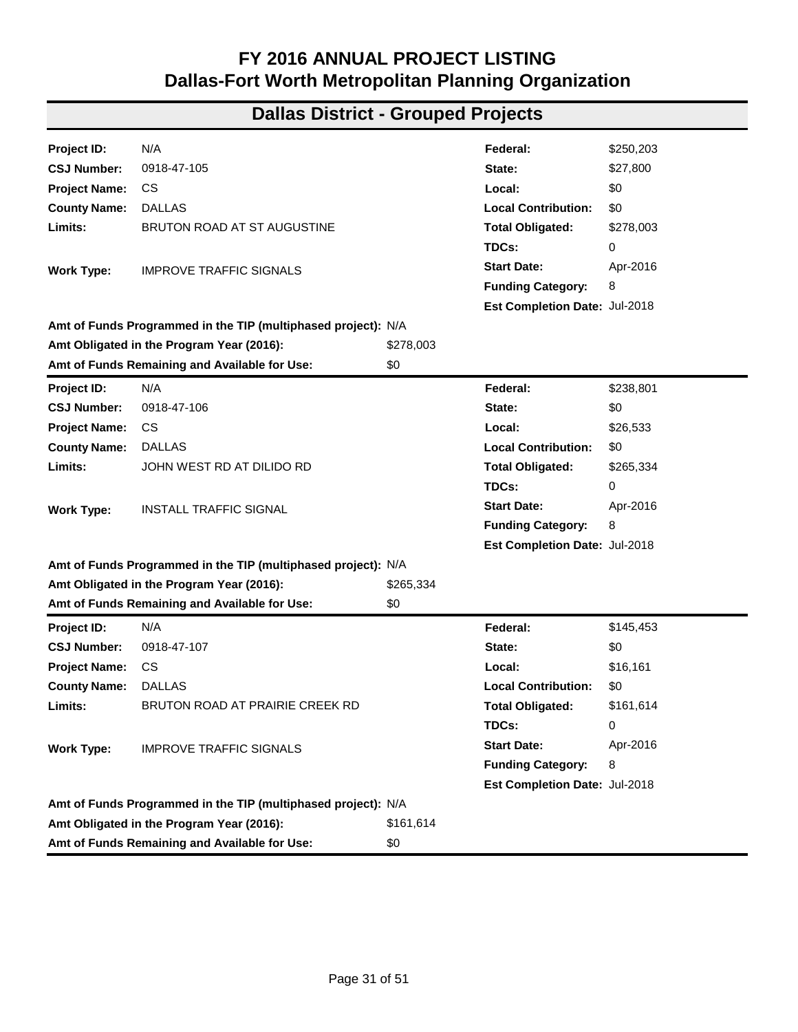# FY 2016 ANNUAL PROJECT LISTING
# Dallas-Fort Worth Metropolitan Planning Organization

## Dallas District - Grouped Projects

| | | | |
|---|---|---|---|
| **Project ID:** | N/A | **Federal:** | $250,203 |
| **CSJ Number:** | 0918-47-105 | **State:** | $27,800 |
| **Project Name:** | CS | **Local:** | $0 |
| **County Name:** | DALLAS | **Local Contribution:** | $0 |
| **Limits:** | BRUTON ROAD AT ST AUGUSTINE | **Total Obligated:** | $278,003 |
| | | **TDCs:** | 0 |
| **Work Type:** | IMPROVE TRAFFIC SIGNALS | **Start Date:** | Apr-2016 |
| | | **Funding Category:** | 8 |
| | | **Est Completion Date:** | Jul-2018 |

**Amt of Funds Programmed in the TIP (multiphased project):** N/A
**Amt Obligated in the Program Year (2016):** $278,003
**Amt of Funds Remaining and Available for Use:** $0

| | | | |
|---|---|---|---|
| **Project ID:** | N/A | **Federal:** | $238,801 |
| **CSJ Number:** | 0918-47-106 | **State:** | $0 |
| **Project Name:** | CS | **Local:** | $26,533 |
| **County Name:** | DALLAS | **Local Contribution:** | $0 |
| **Limits:** | JOHN WEST RD AT DILIDO RD | **Total Obligated:** | $265,334 |
| | | **TDCs:** | 0 |
| **Work Type:** | INSTALL TRAFFIC SIGNAL | **Start Date:** | Apr-2016 |
| | | **Funding Category:** | 8 |
| | | **Est Completion Date:** | Jul-2018 |

**Amt of Funds Programmed in the TIP (multiphased project):** N/A
**Amt Obligated in the Program Year (2016):** $265,334
**Amt of Funds Remaining and Available for Use:** $0

| | | | |
|---|---|---|---|
| **Project ID:** | N/A | **Federal:** | $145,453 |
| **CSJ Number:** | 0918-47-107 | **State:** | $0 |
| **Project Name:** | CS | **Local:** | $16,161 |
| **County Name:** | DALLAS | **Local Contribution:** | $0 |
| **Limits:** | BRUTON ROAD AT PRAIRIE CREEK RD | **Total Obligated:** | $161,614 |
| | | **TDCs:** | 0 |
| **Work Type:** | IMPROVE TRAFFIC SIGNALS | **Start Date:** | Apr-2016 |
| | | **Funding Category:** | 8 |
| | | **Est Completion Date:** | Jul-2018 |

**Amt of Funds Programmed in the TIP (multiphased project):** N/A
**Amt Obligated in the Program Year (2016):** $161,614
**Amt of Funds Remaining and Available for Use:** $0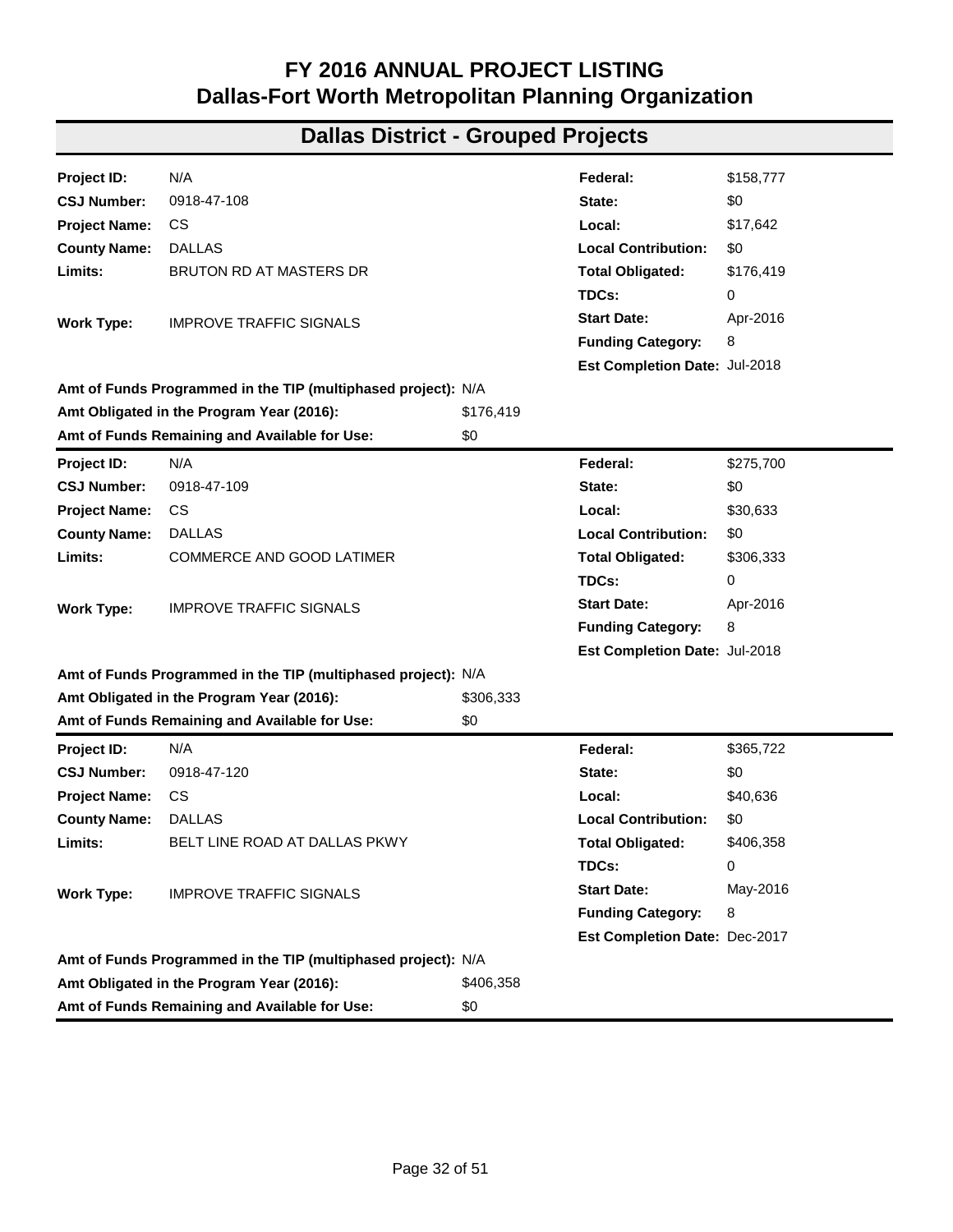# FY 2016 ANNUAL PROJECT LISTING
# Dallas-Fort Worth Metropolitan Planning Organization

## Dallas District - Grouped Projects

| | | | |
|---|---|---|---|
| **Project ID:** | N/A | **Federal:** | $158,777 |
| **CSJ Number:** | 0918-47-108 | **State:** | $0 |
| **Project Name:** | CS | **Local:** | $17,642 |
| **County Name:** | DALLAS | **Local Contribution:** | $0 |
| **Limits:** | BRUTON RD AT MASTERS DR | **Total Obligated:** | $176,419 |
| | | **TDCs:** | 0 |
| **Work Type:** | IMPROVE TRAFFIC SIGNALS | **Start Date:** | Apr-2016 |
| | | **Funding Category:** | 8 |
| | | **Est Completion Date:** | Jul-2018 |

**Amt of Funds Programmed in the TIP (multiphased project):** N/A
**Amt Obligated in the Program Year (2016):** $176,419
**Amt of Funds Remaining and Available for Use:** $0

| | | | |
|---|---|---|---|
| **Project ID:** | N/A | **Federal:** | $275,700 |
| **CSJ Number:** | 0918-47-109 | **State:** | $0 |
| **Project Name:** | CS | **Local:** | $30,633 |
| **County Name:** | DALLAS | **Local Contribution:** | $0 |
| **Limits:** | COMMERCE AND GOOD LATIMER | **Total Obligated:** | $306,333 |
| | | **TDCs:** | 0 |
| **Work Type:** | IMPROVE TRAFFIC SIGNALS | **Start Date:** | Apr-2016 |
| | | **Funding Category:** | 8 |
| | | **Est Completion Date:** | Jul-2018 |

**Amt of Funds Programmed in the TIP (multiphased project):** N/A
**Amt Obligated in the Program Year (2016):** $306,333
**Amt of Funds Remaining and Available for Use:** $0

| | | | |
|---|---|---|---|
| **Project ID:** | N/A | **Federal:** | $365,722 |
| **CSJ Number:** | 0918-47-120 | **State:** | $0 |
| **Project Name:** | CS | **Local:** | $40,636 |
| **County Name:** | DALLAS | **Local Contribution:** | $0 |
| **Limits:** | BELT LINE ROAD AT DALLAS PKWY | **Total Obligated:** | $406,358 |
| | | **TDCs:** | 0 |
| **Work Type:** | IMPROVE TRAFFIC SIGNALS | **Start Date:** | May-2016 |
| | | **Funding Category:** | 8 |
| | | **Est Completion Date:** | Dec-2017 |

**Amt of Funds Programmed in the TIP (multiphased project):** N/A
**Amt Obligated in the Program Year (2016):** $406,358
**Amt of Funds Remaining and Available for Use:** $0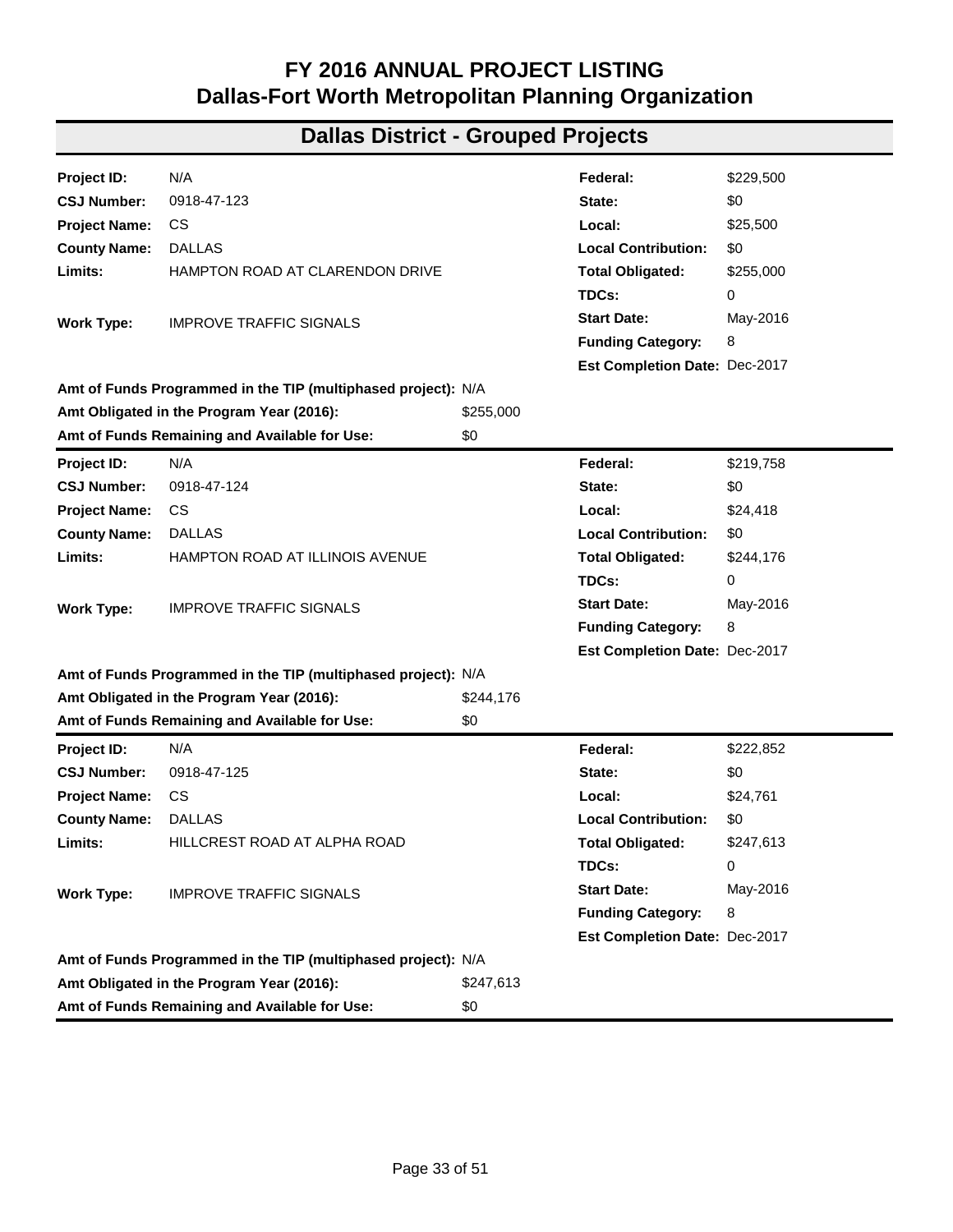# FY 2016 ANNUAL PROJECT LISTING
# Dallas-Fort Worth Metropolitan Planning Organization

## Dallas District - Grouped Projects

| | | | |
|---|---|---|---|
| **Project ID:** | N/A | **Federal:** | $229,500 |
| **CSJ Number:** | 0918-47-123 | **State:** | $0 |
| **Project Name:** | CS | **Local:** | $25,500 |
| **County Name:** | DALLAS | **Local Contribution:** | $0 |
| **Limits:** | HAMPTON ROAD AT CLARENDON DRIVE | **Total Obligated:** | $255,000 |
| | | **TDCs:** | 0 |
| **Work Type:** | IMPROVE TRAFFIC SIGNALS | **Start Date:** | May-2016 |
| | | **Funding Category:** | 8 |
| | | **Est Completion Date:** | Dec-2017 |

**Amt of Funds Programmed in the TIP (multiphased project):** N/A
**Amt Obligated in the Program Year (2016):** $255,000
**Amt of Funds Remaining and Available for Use:** $0

| | | | |
|---|---|---|---|
| **Project ID:** | N/A | **Federal:** | $219,758 |
| **CSJ Number:** | 0918-47-124 | **State:** | $0 |
| **Project Name:** | CS | **Local:** | $24,418 |
| **County Name:** | DALLAS | **Local Contribution:** | $0 |
| **Limits:** | HAMPTON ROAD AT ILLINOIS AVENUE | **Total Obligated:** | $244,176 |
| | | **TDCs:** | 0 |
| **Work Type:** | IMPROVE TRAFFIC SIGNALS | **Start Date:** | May-2016 |
| | | **Funding Category:** | 8 |
| | | **Est Completion Date:** | Dec-2017 |

**Amt of Funds Programmed in the TIP (multiphased project):** N/A
**Amt Obligated in the Program Year (2016):** $244,176
**Amt of Funds Remaining and Available for Use:** $0

| | | | |
|---|---|---|---|
| **Project ID:** | N/A | **Federal:** | $222,852 |
| **CSJ Number:** | 0918-47-125 | **State:** | $0 |
| **Project Name:** | CS | **Local:** | $24,761 |
| **County Name:** | DALLAS | **Local Contribution:** | $0 |
| **Limits:** | HILLCREST ROAD AT ALPHA ROAD | **Total Obligated:** | $247,613 |
| | | **TDCs:** | 0 |
| **Work Type:** | IMPROVE TRAFFIC SIGNALS | **Start Date:** | May-2016 |
| | | **Funding Category:** | 8 |
| | | **Est Completion Date:** | Dec-2017 |

**Amt of Funds Programmed in the TIP (multiphased project):** N/A
**Amt Obligated in the Program Year (2016):** $247,613
**Amt of Funds Remaining and Available for Use:** $0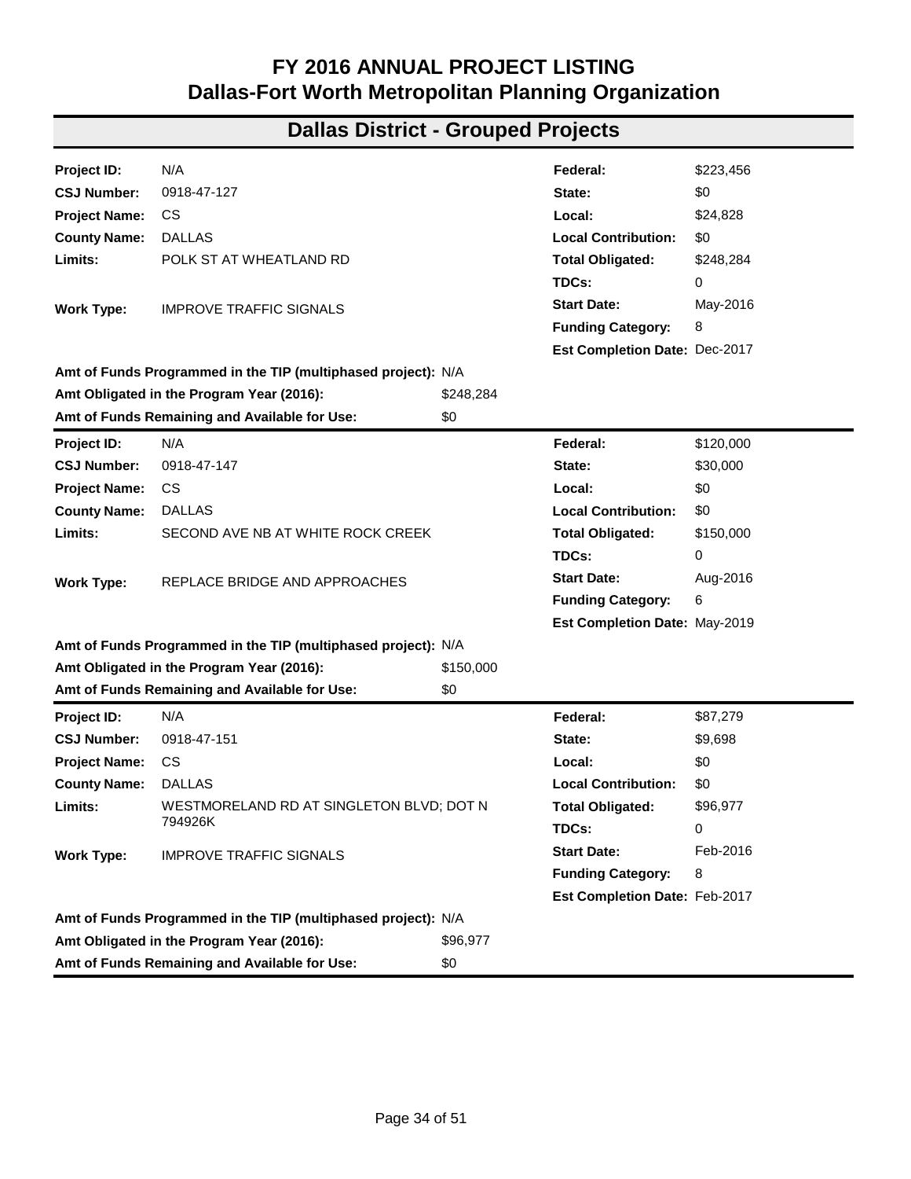# FY 2016 ANNUAL PROJECT LISTING
# Dallas-Fort Worth Metropolitan Planning Organization

## Dallas District - Grouped Projects

| | | | |
|---|---|---|---|
| **Project ID:** | N/A | **Federal:** | $223,456 |
| **CSJ Number:** | 0918-47-127 | **State:** | $0 |
| **Project Name:** | CS | **Local:** | $24,828 |
| **County Name:** | DALLAS | **Local Contribution:** | $0 |
| **Limits:** | POLK ST AT WHEATLAND RD | **Total Obligated:** | $248,284 |
| | | **TDCs:** | 0 |
| **Work Type:** | IMPROVE TRAFFIC SIGNALS | **Start Date:** | May-2016 |
| | | **Funding Category:** | 8 |
| | | **Est Completion Date:** | Dec-2017 |

**Amt of Funds Programmed in the TIP (multiphased project):** N/A
**Amt Obligated in the Program Year (2016):** $248,284
**Amt of Funds Remaining and Available for Use:** $0

| | | | |
|---|---|---|---|
| **Project ID:** | N/A | **Federal:** | $120,000 |
| **CSJ Number:** | 0918-47-147 | **State:** | $30,000 |
| **Project Name:** | CS | **Local:** | $0 |
| **County Name:** | DALLAS | **Local Contribution:** | $0 |
| **Limits:** | SECOND AVE NB AT WHITE ROCK CREEK | **Total Obligated:** | $150,000 |
| | | **TDCs:** | 0 |
| **Work Type:** | REPLACE BRIDGE AND APPROACHES | **Start Date:** | Aug-2016 |
| | | **Funding Category:** | 6 |
| | | **Est Completion Date:** | May-2019 |

**Amt of Funds Programmed in the TIP (multiphased project):** N/A
**Amt Obligated in the Program Year (2016):** $150,000
**Amt of Funds Remaining and Available for Use:** $0

| | | | |
|---|---|---|---|
| **Project ID:** | N/A | **Federal:** | $87,279 |
| **CSJ Number:** | 0918-47-151 | **State:** | $9,698 |
| **Project Name:** | CS | **Local:** | $0 |
| **County Name:** | DALLAS | **Local Contribution:** | $0 |
| **Limits:** | WESTMORELAND RD AT SINGLETON BLVD; DOT N 794926K | **Total Obligated:** | $96,977 |
| | | **TDCs:** | 0 |
| **Work Type:** | IMPROVE TRAFFIC SIGNALS | **Start Date:** | Feb-2016 |
| | | **Funding Category:** | 8 |
| | | **Est Completion Date:** | Feb-2017 |

**Amt of Funds Programmed in the TIP (multiphased project):** N/A
**Amt Obligated in the Program Year (2016):** $96,977
**Amt of Funds Remaining and Available for Use:** $0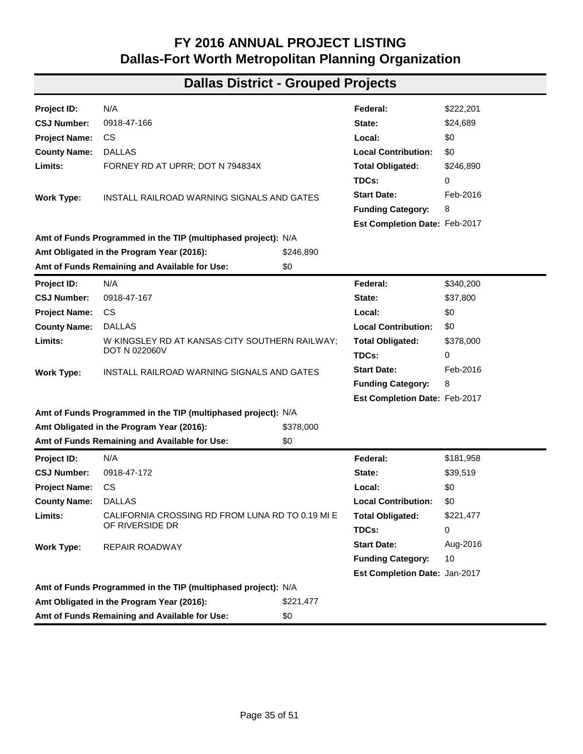# FY 2016 ANNUAL PROJECT LISTING
# Dallas-Fort Worth Metropolitan Planning Organization

## Dallas District - Grouped Projects

| | | | |
|---|---|---|---|
| **Project ID:** | N/A | **Federal:** | $222,201 |
| **CSJ Number:** | 0918-47-166 | **State:** | $24,689 |
| **Project Name:** | CS | **Local:** | $0 |
| **County Name:** | DALLAS | **Local Contribution:** | $0 |
| **Limits:** | FORNEY RD AT UPRR; DOT N 794834X | **Total Obligated:** | $246,890 |
| | | **TDCs:** | 0 |
| **Work Type:** | INSTALL RAILROAD WARNING SIGNALS AND GATES | **Start Date:** | Feb-2016 |
| | | **Funding Category:** | 8 |
| | | **Est Completion Date:** | Feb-2017 |

**Amt of Funds Programmed in the TIP (multiphased project):** N/A
**Amt Obligated in the Program Year (2016):** $246,890
**Amt of Funds Remaining and Available for Use:** $0

| | | | |
|---|---|---|---|
| **Project ID:** | N/A | **Federal:** | $340,200 |
| **CSJ Number:** | 0918-47-167 | **State:** | $37,800 |
| **Project Name:** | CS | **Local:** | $0 |
| **County Name:** | DALLAS | **Local Contribution:** | $0 |
| **Limits:** | W KINGSLEY RD AT KANSAS CITY SOUTHERN RAILWAY; DOT N 022060V | **Total Obligated:** | $378,000 |
| | | **TDCs:** | 0 |
| **Work Type:** | INSTALL RAILROAD WARNING SIGNALS AND GATES | **Start Date:** | Feb-2016 |
| | | **Funding Category:** | 8 |
| | | **Est Completion Date:** | Feb-2017 |

**Amt of Funds Programmed in the TIP (multiphased project):** N/A
**Amt Obligated in the Program Year (2016):** $378,000
**Amt of Funds Remaining and Available for Use:** $0

| | | | |
|---|---|---|---|
| **Project ID:** | N/A | **Federal:** | $181,958 |
| **CSJ Number:** | 0918-47-172 | **State:** | $39,519 |
| **Project Name:** | CS | **Local:** | $0 |
| **County Name:** | DALLAS | **Local Contribution:** | $0 |
| **Limits:** | CALIFORNIA CROSSING RD FROM LUNA RD TO 0.19 MI E OF RIVERSIDE DR | **Total Obligated:** | $221,477 |
| | | **TDCs:** | 0 |
| **Work Type:** | REPAIR ROADWAY | **Start Date:** | Aug-2016 |
| | | **Funding Category:** | 10 |
| | | **Est Completion Date:** | Jan-2017 |

**Amt of Funds Programmed in the TIP (multiphased project):** N/A
**Amt Obligated in the Program Year (2016):** $221,477
**Amt of Funds Remaining and Available for Use:** $0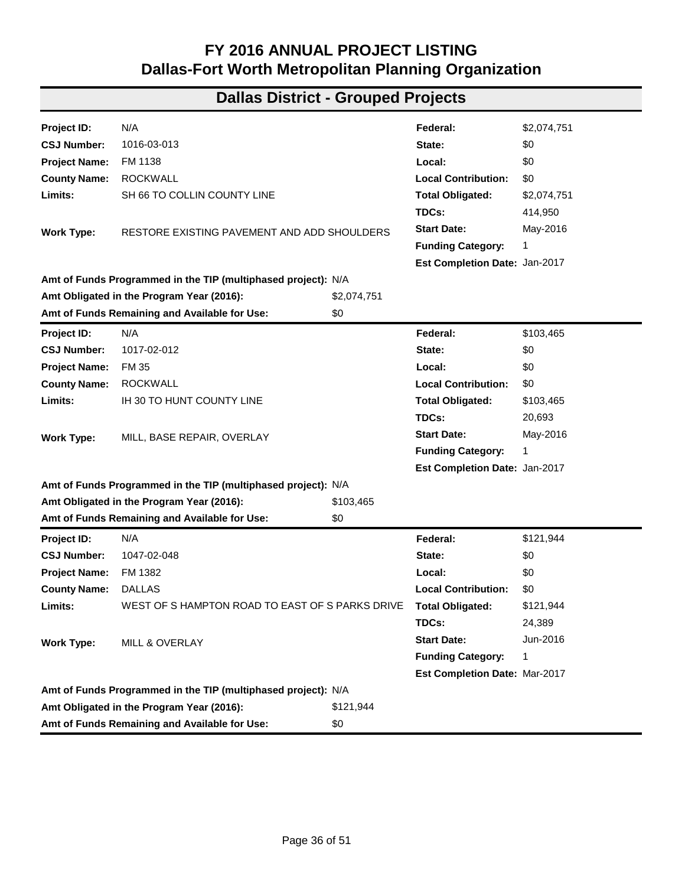# FY 2016 ANNUAL PROJECT LISTING
# Dallas-Fort Worth Metropolitan Planning Organization

## Dallas District - Grouped Projects

| | | | |
|---|---|---|---|
| **Project ID:** | N/A | **Federal:** | $2,074,751 |
| **CSJ Number:** | 1016-03-013 | **State:** | $0 |
| **Project Name:** | FM 1138 | **Local:** | $0 |
| **County Name:** | ROCKWALL | **Local Contribution:** | $0 |
| **Limits:** | SH 66 TO COLLIN COUNTY LINE | **Total Obligated:** | $2,074,751 |
| | | **TDCs:** | 414,950 |
| **Work Type:** | RESTORE EXISTING PAVEMENT AND ADD SHOULDERS | **Start Date:** | May-2016 |
| | | **Funding Category:** | 1 |
| | | **Est Completion Date:** | Jan-2017 |

**Amt of Funds Programmed in the TIP (multiphased project):** N/A
**Amt Obligated in the Program Year (2016):** $2,074,751
**Amt of Funds Remaining and Available for Use:** $0

| | | | |
|---|---|---|---|
| **Project ID:** | N/A | **Federal:** | $103,465 |
| **CSJ Number:** | 1017-02-012 | **State:** | $0 |
| **Project Name:** | FM 35 | **Local:** | $0 |
| **County Name:** | ROCKWALL | **Local Contribution:** | $0 |
| **Limits:** | IH 30 TO HUNT COUNTY LINE | **Total Obligated:** | $103,465 |
| | | **TDCs:** | 20,693 |
| **Work Type:** | MILL, BASE REPAIR, OVERLAY | **Start Date:** | May-2016 |
| | | **Funding Category:** | 1 |
| | | **Est Completion Date:** | Jan-2017 |

**Amt of Funds Programmed in the TIP (multiphased project):** N/A
**Amt Obligated in the Program Year (2016):** $103,465
**Amt of Funds Remaining and Available for Use:** $0

| | | | |
|---|---|---|---|
| **Project ID:** | N/A | **Federal:** | $121,944 |
| **CSJ Number:** | 1047-02-048 | **State:** | $0 |
| **Project Name:** | FM 1382 | **Local:** | $0 |
| **County Name:** | DALLAS | **Local Contribution:** | $0 |
| **Limits:** | WEST OF S HAMPTON ROAD TO EAST OF S PARKS DRIVE | **Total Obligated:** | $121,944 |
| | | **TDCs:** | 24,389 |
| **Work Type:** | MILL & OVERLAY | **Start Date:** | Jun-2016 |
| | | **Funding Category:** | 1 |
| | | **Est Completion Date:** | Mar-2017 |

**Amt of Funds Programmed in the TIP (multiphased project):** N/A
**Amt Obligated in the Program Year (2016):** $121,944
**Amt of Funds Remaining and Available for Use:** $0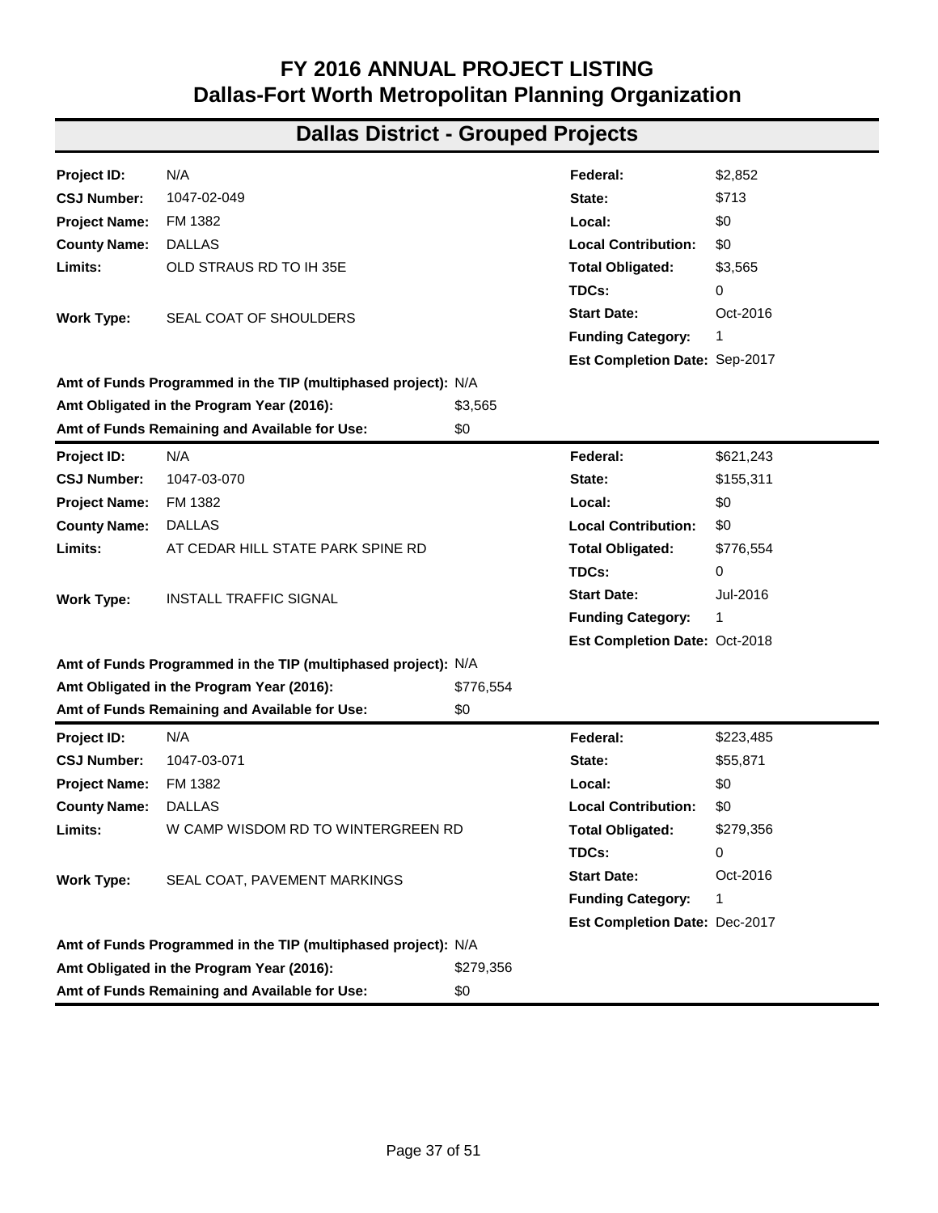# FY 2016 ANNUAL PROJECT LISTING
# Dallas-Fort Worth Metropolitan Planning Organization

## Dallas District - Grouped Projects

| | | | |
|---|---|---|---|
| **Project ID:** | N/A | **Federal:** | $2,852 |
| **CSJ Number:** | 1047-02-049 | **State:** | $713 |
| **Project Name:** | FM 1382 | **Local:** | $0 |
| **County Name:** | DALLAS | **Local Contribution:** | $0 |
| **Limits:** | OLD STRAUS RD TO IH 35E | **Total Obligated:** | $3,565 |
| | | **TDCs:** | 0 |
| **Work Type:** | SEAL COAT OF SHOULDERS | **Start Date:** | Oct-2016 |
| | | **Funding Category:** | 1 |
| | | **Est Completion Date:** | Sep-2017 |

**Amt of Funds Programmed in the TIP (multiphased project):** N/A
**Amt Obligated in the Program Year (2016):** $3,565
**Amt of Funds Remaining and Available for Use:** $0

| | | | |
|---|---|---|---|
| **Project ID:** | N/A | **Federal:** | $621,243 |
| **CSJ Number:** | 1047-03-070 | **State:** | $155,311 |
| **Project Name:** | FM 1382 | **Local:** | $0 |
| **County Name:** | DALLAS | **Local Contribution:** | $0 |
| **Limits:** | AT CEDAR HILL STATE PARK SPINE RD | **Total Obligated:** | $776,554 |
| | | **TDCs:** | 0 |
| **Work Type:** | INSTALL TRAFFIC SIGNAL | **Start Date:** | Jul-2016 |
| | | **Funding Category:** | 1 |
| | | **Est Completion Date:** | Oct-2018 |

**Amt of Funds Programmed in the TIP (multiphased project):** N/A
**Amt Obligated in the Program Year (2016):** $776,554
**Amt of Funds Remaining and Available for Use:** $0

| | | | |
|---|---|---|---|
| **Project ID:** | N/A | **Federal:** | $223,485 |
| **CSJ Number:** | 1047-03-071 | **State:** | $55,871 |
| **Project Name:** | FM 1382 | **Local:** | $0 |
| **County Name:** | DALLAS | **Local Contribution:** | $0 |
| **Limits:** | W CAMP WISDOM RD TO WINTERGREEN RD | **Total Obligated:** | $279,356 |
| | | **TDCs:** | 0 |
| **Work Type:** | SEAL COAT, PAVEMENT MARKINGS | **Start Date:** | Oct-2016 |
| | | **Funding Category:** | 1 |
| | | **Est Completion Date:** | Dec-2017 |

**Amt of Funds Programmed in the TIP (multiphased project):** N/A
**Amt Obligated in the Program Year (2016):** $279,356
**Amt of Funds Remaining and Available for Use:** $0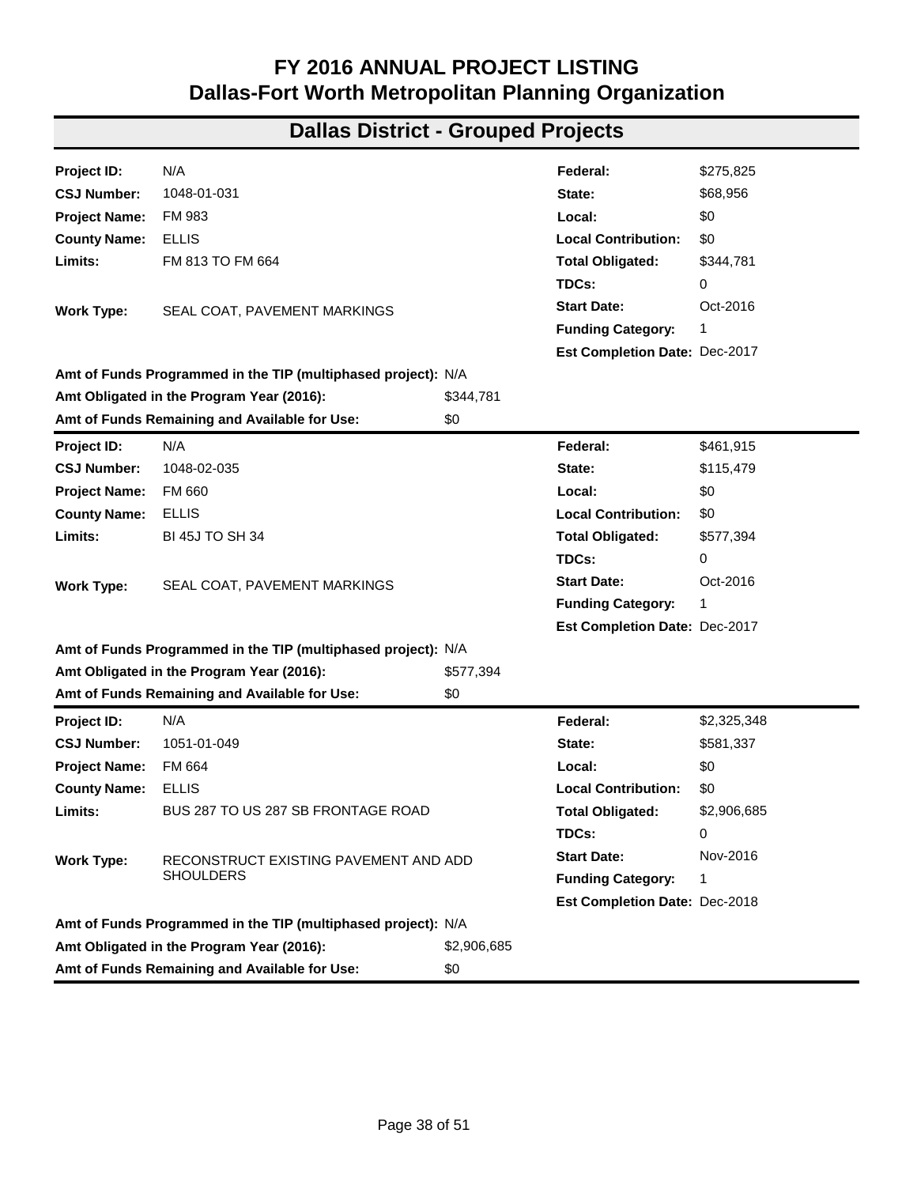# FY 2016 ANNUAL PROJECT LISTING
# Dallas-Fort Worth Metropolitan Planning Organization

## Dallas District - Grouped Projects

| | | | |
|---|---|---|---|
| **Project ID:** | N/A | **Federal:** | $275,825 |
| **CSJ Number:** | 1048-01-031 | **State:** | $68,956 |
| **Project Name:** | FM 983 | **Local:** | $0 |
| **County Name:** | ELLIS | **Local Contribution:** | $0 |
| **Limits:** | FM 813 TO FM 664 | **Total Obligated:** | $344,781 |
| | | **TDCs:** | 0 |
| **Work Type:** | SEAL COAT, PAVEMENT MARKINGS | **Start Date:** | Oct-2016 |
| | | **Funding Category:** | 1 |
| | | **Est Completion Date:** | Dec-2017 |

**Amt of Funds Programmed in the TIP (multiphased project):** N/A
**Amt Obligated in the Program Year (2016):** $344,781
**Amt of Funds Remaining and Available for Use:** $0

| | | | |
|---|---|---|---|
| **Project ID:** | N/A | **Federal:** | $461,915 |
| **CSJ Number:** | 1048-02-035 | **State:** | $115,479 |
| **Project Name:** | FM 660 | **Local:** | $0 |
| **County Name:** | ELLIS | **Local Contribution:** | $0 |
| **Limits:** | BI 45J TO SH 34 | **Total Obligated:** | $577,394 |
| | | **TDCs:** | 0 |
| **Work Type:** | SEAL COAT, PAVEMENT MARKINGS | **Start Date:** | Oct-2016 |
| | | **Funding Category:** | 1 |
| | | **Est Completion Date:** | Dec-2017 |

**Amt of Funds Programmed in the TIP (multiphased project):** N/A
**Amt Obligated in the Program Year (2016):** $577,394
**Amt of Funds Remaining and Available for Use:** $0

| | | | |
|---|---|---|---|
| **Project ID:** | N/A | **Federal:** | $2,325,348 |
| **CSJ Number:** | 1051-01-049 | **State:** | $581,337 |
| **Project Name:** | FM 664 | **Local:** | $0 |
| **County Name:** | ELLIS | **Local Contribution:** | $0 |
| **Limits:** | BUS 287 TO US 287 SB FRONTAGE ROAD | **Total Obligated:** | $2,906,685 |
| | | **TDCs:** | 0 |
| **Work Type:** | RECONSTRUCT EXISTING PAVEMENT AND ADD SHOULDERS | **Start Date:** | Nov-2016 |
| | | **Funding Category:** | 1 |
| | | **Est Completion Date:** | Dec-2018 |

**Amt of Funds Programmed in the TIP (multiphased project):** N/A
**Amt Obligated in the Program Year (2016):** $2,906,685
**Amt of Funds Remaining and Available for Use:** $0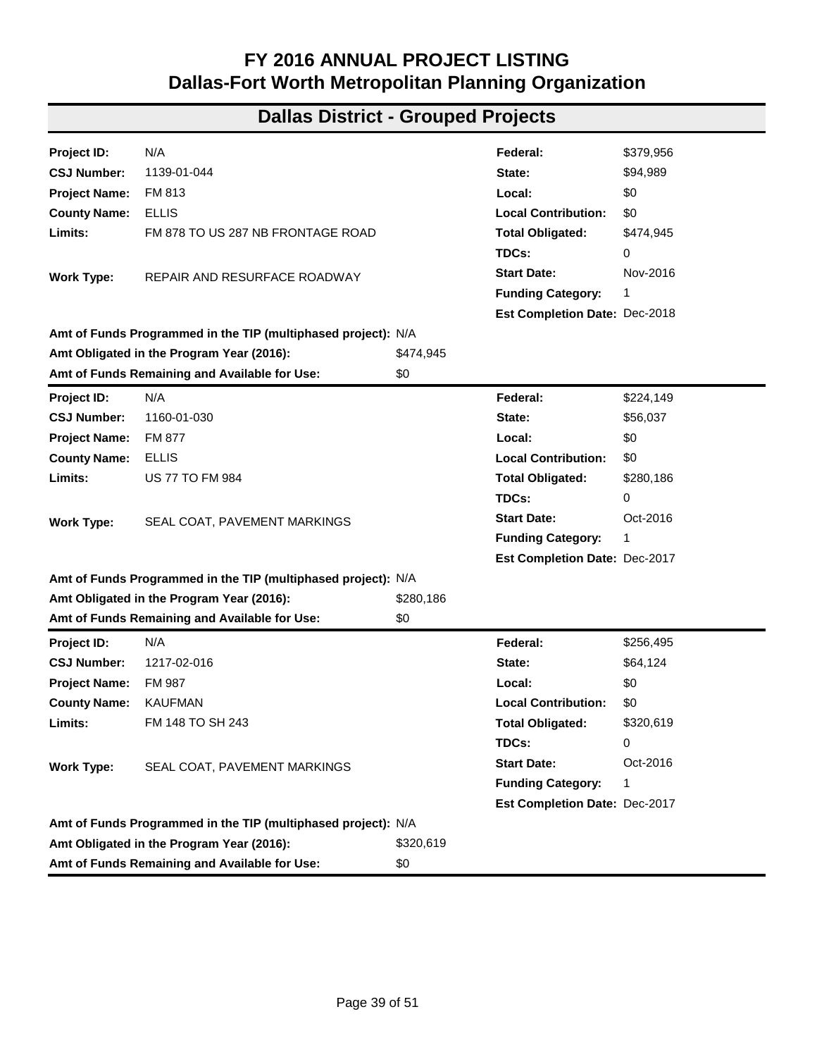# FY 2016 ANNUAL PROJECT LISTING
# Dallas-Fort Worth Metropolitan Planning Organization

## Dallas District - Grouped Projects

| | | | |
|---|---|---|---|
| **Project ID:** | N/A | **Federal:** | $379,956 |
| **CSJ Number:** | 1139-01-044 | **State:** | $94,989 |
| **Project Name:** | FM 813 | **Local:** | $0 |
| **County Name:** | ELLIS | **Local Contribution:** | $0 |
| **Limits:** | FM 878 TO US 287 NB FRONTAGE ROAD | **Total Obligated:** | $474,945 |
| | | **TDCs:** | 0 |
| **Work Type:** | REPAIR AND RESURFACE ROADWAY | **Start Date:** | Nov-2016 |
| | | **Funding Category:** | 1 |
| | | **Est Completion Date:** | Dec-2018 |

**Amt of Funds Programmed in the TIP (multiphased project):** N/A
**Amt Obligated in the Program Year (2016):** $474,945
**Amt of Funds Remaining and Available for Use:** $0

| | | | |
|---|---|---|---|
| **Project ID:** | N/A | **Federal:** | $224,149 |
| **CSJ Number:** | 1160-01-030 | **State:** | $56,037 |
| **Project Name:** | FM 877 | **Local:** | $0 |
| **County Name:** | ELLIS | **Local Contribution:** | $0 |
| **Limits:** | US 77 TO FM 984 | **Total Obligated:** | $280,186 |
| | | **TDCs:** | 0 |
| **Work Type:** | SEAL COAT, PAVEMENT MARKINGS | **Start Date:** | Oct-2016 |
| | | **Funding Category:** | 1 |
| | | **Est Completion Date:** | Dec-2017 |

**Amt of Funds Programmed in the TIP (multiphased project):** N/A
**Amt Obligated in the Program Year (2016):** $280,186
**Amt of Funds Remaining and Available for Use:** $0

| | | | |
|---|---|---|---|
| **Project ID:** | N/A | **Federal:** | $256,495 |
| **CSJ Number:** | 1217-02-016 | **State:** | $64,124 |
| **Project Name:** | FM 987 | **Local:** | $0 |
| **County Name:** | KAUFMAN | **Local Contribution:** | $0 |
| **Limits:** | FM 148 TO SH 243 | **Total Obligated:** | $320,619 |
| | | **TDCs:** | 0 |
| **Work Type:** | SEAL COAT, PAVEMENT MARKINGS | **Start Date:** | Oct-2016 |
| | | **Funding Category:** | 1 |
| | | **Est Completion Date:** | Dec-2017 |

**Amt of Funds Programmed in the TIP (multiphased project):** N/A
**Amt Obligated in the Program Year (2016):** $320,619
**Amt of Funds Remaining and Available for Use:** $0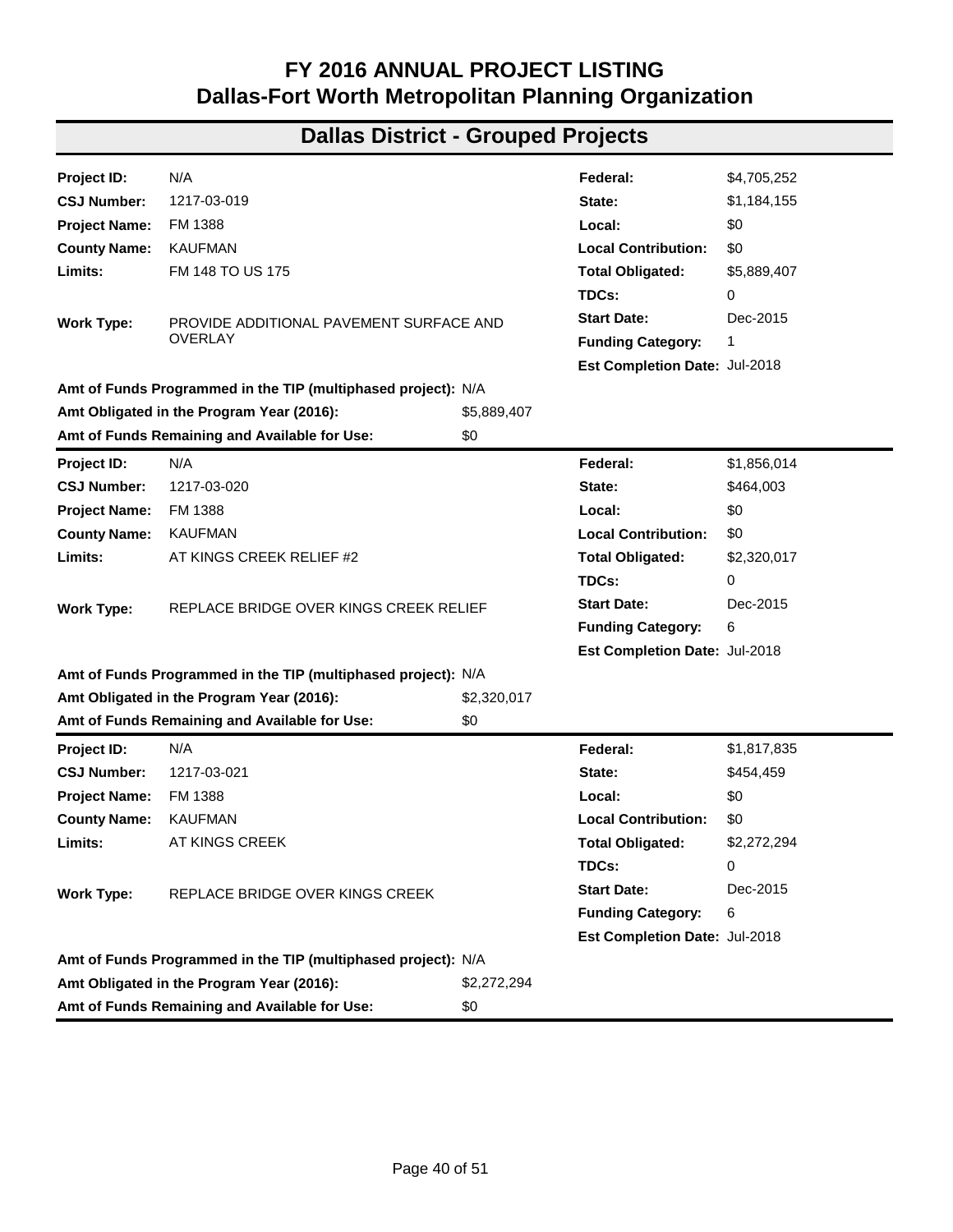# FY 2016 ANNUAL PROJECT LISTING
# Dallas-Fort Worth Metropolitan Planning Organization

## Dallas District - Grouped Projects

| | | | |
|---|---|---|---|
| **Project ID:** | N/A | **Federal:** | $4,705,252 |
| **CSJ Number:** | 1217-03-019 | **State:** | $1,184,155 |
| **Project Name:** | FM 1388 | **Local:** | $0 |
| **County Name:** | KAUFMAN | **Local Contribution:** | $0 |
| **Limits:** | FM 148 TO US 175 | **Total Obligated:** | $5,889,407 |
| | | **TDCs:** | 0 |
| **Work Type:** | PROVIDE ADDITIONAL PAVEMENT SURFACE AND OVERLAY | **Start Date:** | Dec-2015 |
| | | **Funding Category:** | 1 |
| | | **Est Completion Date:** | Jul-2018 |

**Amt of Funds Programmed in the TIP (multiphased project):** N/A
**Amt Obligated in the Program Year (2016):** $5,889,407
**Amt of Funds Remaining and Available for Use:** $0

| | | | |
|---|---|---|---|
| **Project ID:** | N/A | **Federal:** | $1,856,014 |
| **CSJ Number:** | 1217-03-020 | **State:** | $464,003 |
| **Project Name:** | FM 1388 | **Local:** | $0 |
| **County Name:** | KAUFMAN | **Local Contribution:** | $0 |
| **Limits:** | AT KINGS CREEK RELIEF #2 | **Total Obligated:** | $2,320,017 |
| | | **TDCs:** | 0 |
| **Work Type:** | REPLACE BRIDGE OVER KINGS CREEK RELIEF | **Start Date:** | Dec-2015 |
| | | **Funding Category:** | 6 |
| | | **Est Completion Date:** | Jul-2018 |

**Amt of Funds Programmed in the TIP (multiphased project):** N/A
**Amt Obligated in the Program Year (2016):** $2,320,017
**Amt of Funds Remaining and Available for Use:** $0

| | | | |
|---|---|---|---|
| **Project ID:** | N/A | **Federal:** | $1,817,835 |
| **CSJ Number:** | 1217-03-021 | **State:** | $454,459 |
| **Project Name:** | FM 1388 | **Local:** | $0 |
| **County Name:** | KAUFMAN | **Local Contribution:** | $0 |
| **Limits:** | AT KINGS CREEK | **Total Obligated:** | $2,272,294 |
| | | **TDCs:** | 0 |
| **Work Type:** | REPLACE BRIDGE OVER KINGS CREEK | **Start Date:** | Dec-2015 |
| | | **Funding Category:** | 6 |
| | | **Est Completion Date:** | Jul-2018 |

**Amt of Funds Programmed in the TIP (multiphased project):** N/A
**Amt Obligated in the Program Year (2016):** $2,272,294
**Amt of Funds Remaining and Available for Use:** $0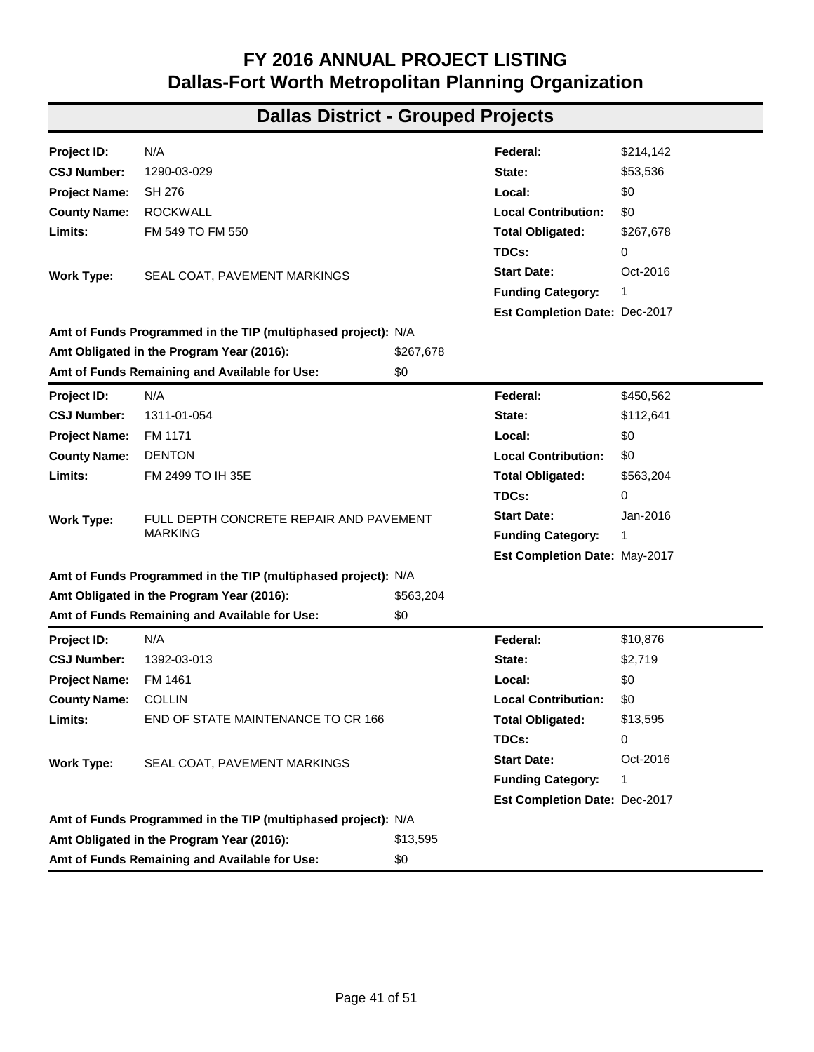# FY 2016 ANNUAL PROJECT LISTING
# Dallas-Fort Worth Metropolitan Planning Organization

## Dallas District - Grouped Projects

| | | | |
|---|---|---|---|
| **Project ID:** | N/A | **Federal:** | $214,142 |
| **CSJ Number:** | 1290-03-029 | **State:** | $53,536 |
| **Project Name:** | SH 276 | **Local:** | $0 |
| **County Name:** | ROCKWALL | **Local Contribution:** | $0 |
| **Limits:** | FM 549 TO FM 550 | **Total Obligated:** | $267,678 |
| | | **TDCs:** | 0 |
| **Work Type:** | SEAL COAT, PAVEMENT MARKINGS | **Start Date:** | Oct-2016 |
| | | **Funding Category:** | 1 |
| | | **Est Completion Date:** | Dec-2017 |

**Amt of Funds Programmed in the TIP (multiphased project):** N/A
**Amt Obligated in the Program Year (2016):** $267,678
**Amt of Funds Remaining and Available for Use:** $0

---

| | | | |
|---|---|---|---|
| **Project ID:** | N/A | **Federal:** | $450,562 |
| **CSJ Number:** | 1311-01-054 | **State:** | $112,641 |
| **Project Name:** | FM 1171 | **Local:** | $0 |
| **County Name:** | DENTON | **Local Contribution:** | $0 |
| **Limits:** | FM 2499 TO IH 35E | **Total Obligated:** | $563,204 |
| | | **TDCs:** | 0 |
| **Work Type:** | FULL DEPTH CONCRETE REPAIR AND PAVEMENT MARKING | **Start Date:** | Jan-2016 |
| | | **Funding Category:** | 1 |
| | | **Est Completion Date:** | May-2017 |

**Amt of Funds Programmed in the TIP (multiphased project):** N/A
**Amt Obligated in the Program Year (2016):** $563,204
**Amt of Funds Remaining and Available for Use:** $0

---

| | | | |
|---|---|---|---|
| **Project ID:** | N/A | **Federal:** | $10,876 |
| **CSJ Number:** | 1392-03-013 | **State:** | $2,719 |
| **Project Name:** | FM 1461 | **Local:** | $0 |
| **County Name:** | COLLIN | **Local Contribution:** | $0 |
| **Limits:** | END OF STATE MAINTENANCE TO CR 166 | **Total Obligated:** | $13,595 |
| | | **TDCs:** | 0 |
| **Work Type:** | SEAL COAT, PAVEMENT MARKINGS | **Start Date:** | Oct-2016 |
| | | **Funding Category:** | 1 |
| | | **Est Completion Date:** | Dec-2017 |

**Amt of Funds Programmed in the TIP (multiphased project):** N/A
**Amt Obligated in the Program Year (2016):** $13,595
**Amt of Funds Remaining and Available for Use:** $0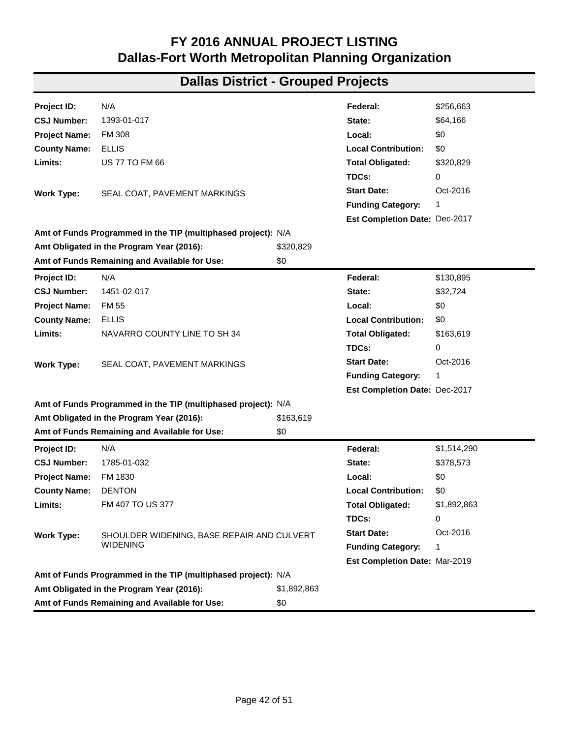# FY 2016 ANNUAL PROJECT LISTING
# Dallas-Fort Worth Metropolitan Planning Organization

## Dallas District - Grouped Projects

| | | | |
|---|---|---|---|
| **Project ID:** | N/A | **Federal:** | $256,663 |
| **CSJ Number:** | 1393-01-017 | **State:** | $64,166 |
| **Project Name:** | FM 308 | **Local:** | $0 |
| **County Name:** | ELLIS | **Local Contribution:** | $0 |
| **Limits:** | US 77 TO FM 66 | **Total Obligated:** | $320,829 |
| | | **TDCs:** | 0 |
| **Work Type:** | SEAL COAT, PAVEMENT MARKINGS | **Start Date:** | Oct-2016 |
| | | **Funding Category:** | 1 |
| | | **Est Completion Date:** | Dec-2017 |

**Amt of Funds Programmed in the TIP (multiphased project):** N/A
**Amt Obligated in the Program Year (2016):** $320,829
**Amt of Funds Remaining and Available for Use:** $0

| | | | |
|---|---|---|---|
| **Project ID:** | N/A | **Federal:** | $130,895 |
| **CSJ Number:** | 1451-02-017 | **State:** | $32,724 |
| **Project Name:** | FM 55 | **Local:** | $0 |
| **County Name:** | ELLIS | **Local Contribution:** | $0 |
| **Limits:** | NAVARRO COUNTY LINE TO SH 34 | **Total Obligated:** | $163,619 |
| | | **TDCs:** | 0 |
| **Work Type:** | SEAL COAT, PAVEMENT MARKINGS | **Start Date:** | Oct-2016 |
| | | **Funding Category:** | 1 |
| | | **Est Completion Date:** | Dec-2017 |

**Amt of Funds Programmed in the TIP (multiphased project):** N/A
**Amt Obligated in the Program Year (2016):** $163,619
**Amt of Funds Remaining and Available for Use:** $0

| | | | |
|---|---|---|---|
| **Project ID:** | N/A | **Federal:** | $1,514,290 |
| **CSJ Number:** | 1785-01-032 | **State:** | $378,573 |
| **Project Name:** | FM 1830 | **Local:** | $0 |
| **County Name:** | DENTON | **Local Contribution:** | $0 |
| **Limits:** | FM 407 TO US 377 | **Total Obligated:** | $1,892,863 |
| | | **TDCs:** | 0 |
| **Work Type:** | SHOULDER WIDENING, BASE REPAIR AND CULVERT WIDENING | **Start Date:** | Oct-2016 |
| | | **Funding Category:** | 1 |
| | | **Est Completion Date:** | Mar-2019 |

**Amt of Funds Programmed in the TIP (multiphased project):** N/A
**Amt Obligated in the Program Year (2016):** $1,892,863
**Amt of Funds Remaining and Available for Use:** $0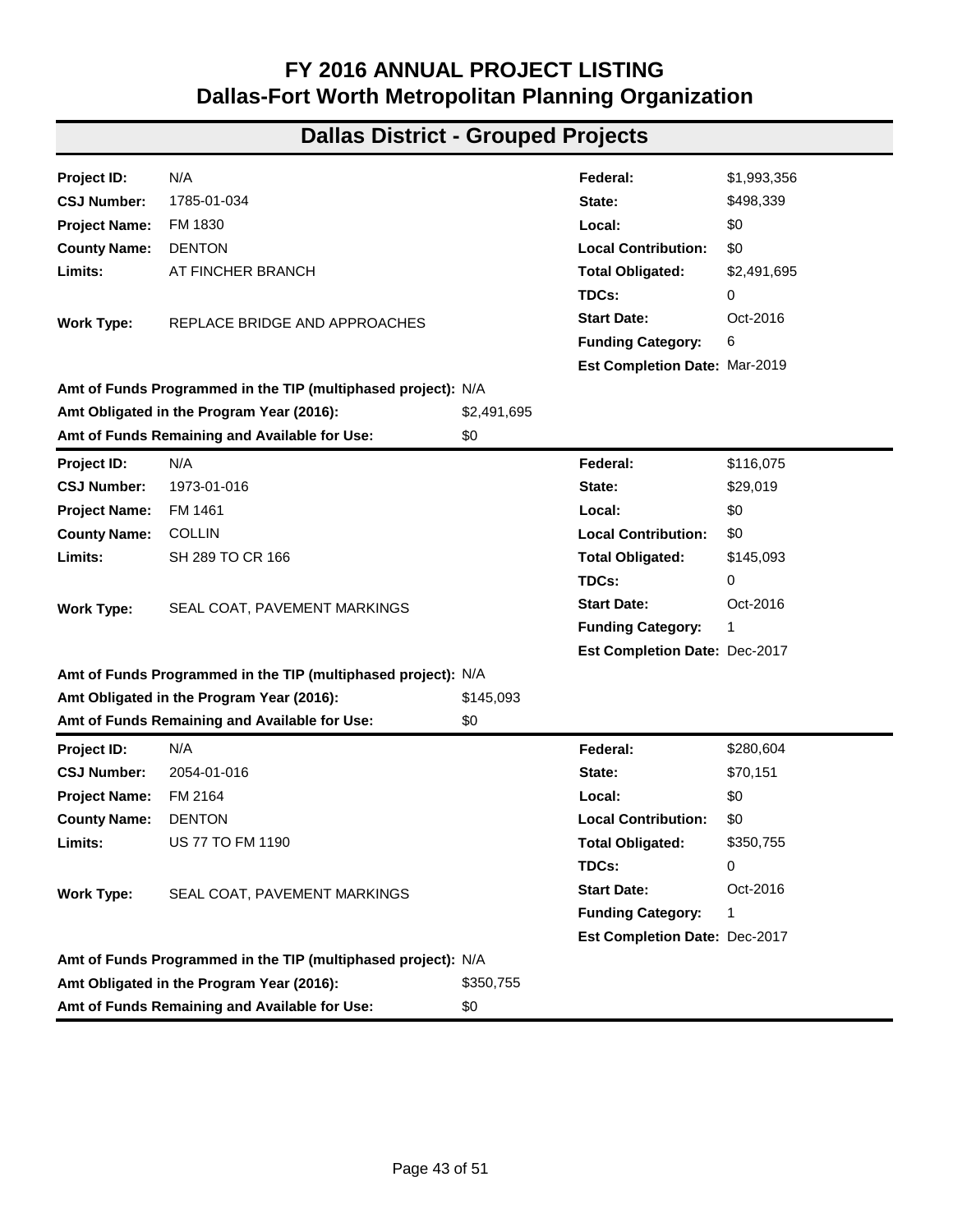# FY 2016 ANNUAL PROJECT LISTING
# Dallas-Fort Worth Metropolitan Planning Organization

## Dallas District - Grouped Projects

| | | | |
|---|---|---|---|
| **Project ID:** | N/A | **Federal:** | $1,993,356 |
| **CSJ Number:** | 1785-01-034 | **State:** | $498,339 |
| **Project Name:** | FM 1830 | **Local:** | $0 |
| **County Name:** | DENTON | **Local Contribution:** | $0 |
| **Limits:** | AT FINCHER BRANCH | **Total Obligated:** | $2,491,695 |
| | | **TDCs:** | 0 |
| **Work Type:** | REPLACE BRIDGE AND APPROACHES | **Start Date:** | Oct-2016 |
| | | **Funding Category:** | 6 |
| | | **Est Completion Date:** | Mar-2019 |

**Amt of Funds Programmed in the TIP (multiphased project):** N/A
**Amt Obligated in the Program Year (2016):** $2,491,695
**Amt of Funds Remaining and Available for Use:** $0

| | | | |
|---|---|---|---|
| **Project ID:** | N/A | **Federal:** | $116,075 |
| **CSJ Number:** | 1973-01-016 | **State:** | $29,019 |
| **Project Name:** | FM 1461 | **Local:** | $0 |
| **County Name:** | COLLIN | **Local Contribution:** | $0 |
| **Limits:** | SH 289 TO CR 166 | **Total Obligated:** | $145,093 |
| | | **TDCs:** | 0 |
| **Work Type:** | SEAL COAT, PAVEMENT MARKINGS | **Start Date:** | Oct-2016 |
| | | **Funding Category:** | 1 |
| | | **Est Completion Date:** | Dec-2017 |

**Amt of Funds Programmed in the TIP (multiphased project):** N/A
**Amt Obligated in the Program Year (2016):** $145,093
**Amt of Funds Remaining and Available for Use:** $0

| | | | |
|---|---|---|---|
| **Project ID:** | N/A | **Federal:** | $280,604 |
| **CSJ Number:** | 2054-01-016 | **State:** | $70,151 |
| **Project Name:** | FM 2164 | **Local:** | $0 |
| **County Name:** | DENTON | **Local Contribution:** | $0 |
| **Limits:** | US 77 TO FM 1190 | **Total Obligated:** | $350,755 |
| | | **TDCs:** | 0 |
| **Work Type:** | SEAL COAT, PAVEMENT MARKINGS | **Start Date:** | Oct-2016 |
| | | **Funding Category:** | 1 |
| | | **Est Completion Date:** | Dec-2017 |

**Amt of Funds Programmed in the TIP (multiphased project):** N/A
**Amt Obligated in the Program Year (2016):** $350,755
**Amt of Funds Remaining and Available for Use:** $0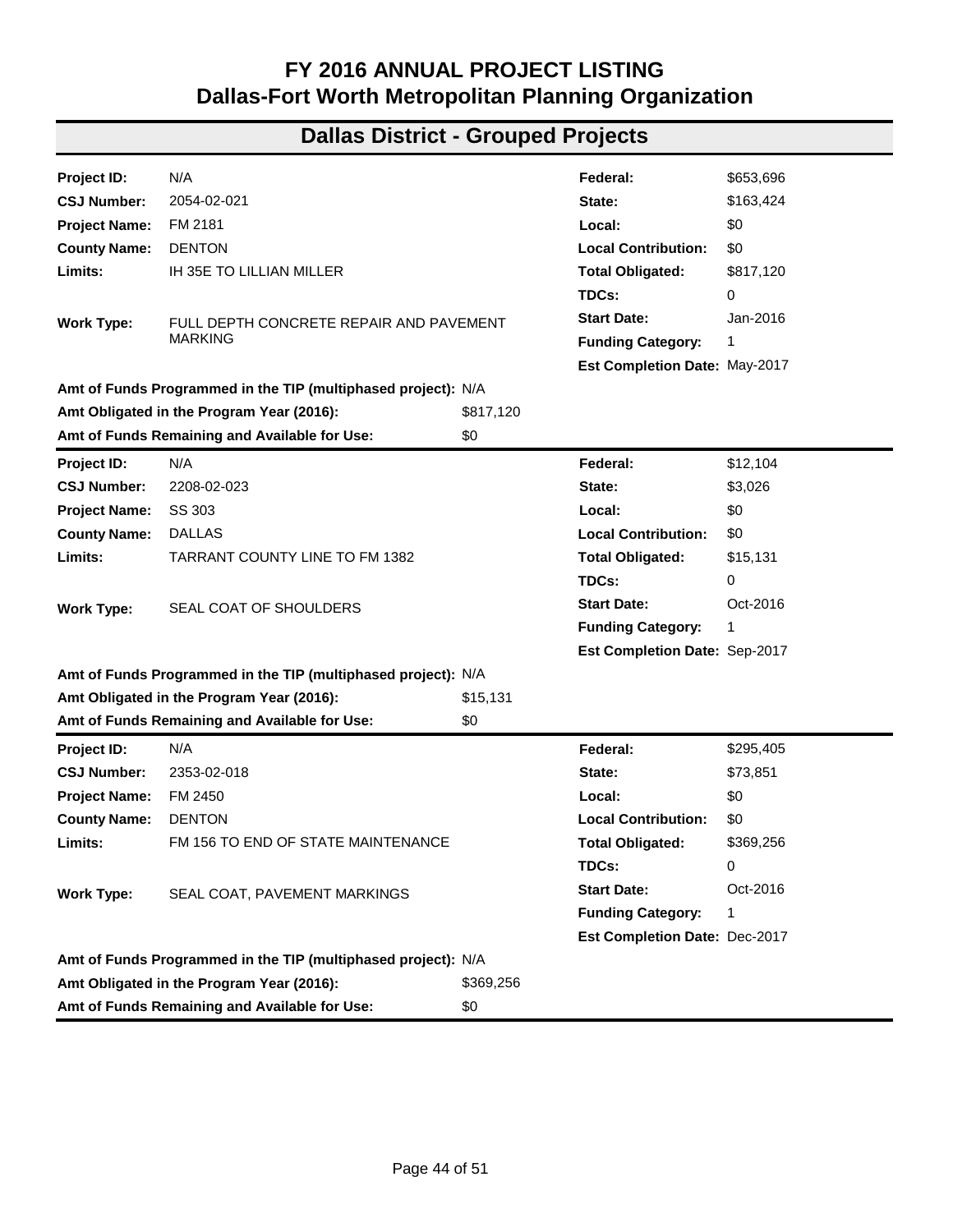# FY 2016 ANNUAL PROJECT LISTING
# Dallas-Fort Worth Metropolitan Planning Organization

## Dallas District - Grouped Projects

| | | | |
|---|---|---|---|
| **Project ID:** | N/A | **Federal:** | $653,696 |
| **CSJ Number:** | 2054-02-021 | **State:** | $163,424 |
| **Project Name:** | FM 2181 | **Local:** | $0 |
| **County Name:** | DENTON | **Local Contribution:** | $0 |
| **Limits:** | IH 35E TO LILLIAN MILLER | **Total Obligated:** | $817,120 |
| | | **TDCs:** | 0 |
| **Work Type:** | FULL DEPTH CONCRETE REPAIR AND PAVEMENT MARKING | **Start Date:** | Jan-2016 |
| | | **Funding Category:** | 1 |
| | | **Est Completion Date:** | May-2017 |

**Amt of Funds Programmed in the TIP (multiphased project):** N/A
**Amt Obligated in the Program Year (2016):** $817,120
**Amt of Funds Remaining and Available for Use:** $0

| | | | |
|---|---|---|---|
| **Project ID:** | N/A | **Federal:** | $12,104 |
| **CSJ Number:** | 2208-02-023 | **State:** | $3,026 |
| **Project Name:** | SS 303 | **Local:** | $0 |
| **County Name:** | DALLAS | **Local Contribution:** | $0 |
| **Limits:** | TARRANT COUNTY LINE TO FM 1382 | **Total Obligated:** | $15,131 |
| | | **TDCs:** | 0 |
| **Work Type:** | SEAL COAT OF SHOULDERS | **Start Date:** | Oct-2016 |
| | | **Funding Category:** | 1 |
| | | **Est Completion Date:** | Sep-2017 |

**Amt of Funds Programmed in the TIP (multiphased project):** N/A
**Amt Obligated in the Program Year (2016):** $15,131
**Amt of Funds Remaining and Available for Use:** $0

| | | | |
|---|---|---|---|
| **Project ID:** | N/A | **Federal:** | $295,405 |
| **CSJ Number:** | 2353-02-018 | **State:** | $73,851 |
| **Project Name:** | FM 2450 | **Local:** | $0 |
| **County Name:** | DENTON | **Local Contribution:** | $0 |
| **Limits:** | FM 156 TO END OF STATE MAINTENANCE | **Total Obligated:** | $369,256 |
| | | **TDCs:** | 0 |
| **Work Type:** | SEAL COAT, PAVEMENT MARKINGS | **Start Date:** | Oct-2016 |
| | | **Funding Category:** | 1 |
| | | **Est Completion Date:** | Dec-2017 |

**Amt of Funds Programmed in the TIP (multiphased project):** N/A
**Amt Obligated in the Program Year (2016):** $369,256
**Amt of Funds Remaining and Available for Use:** $0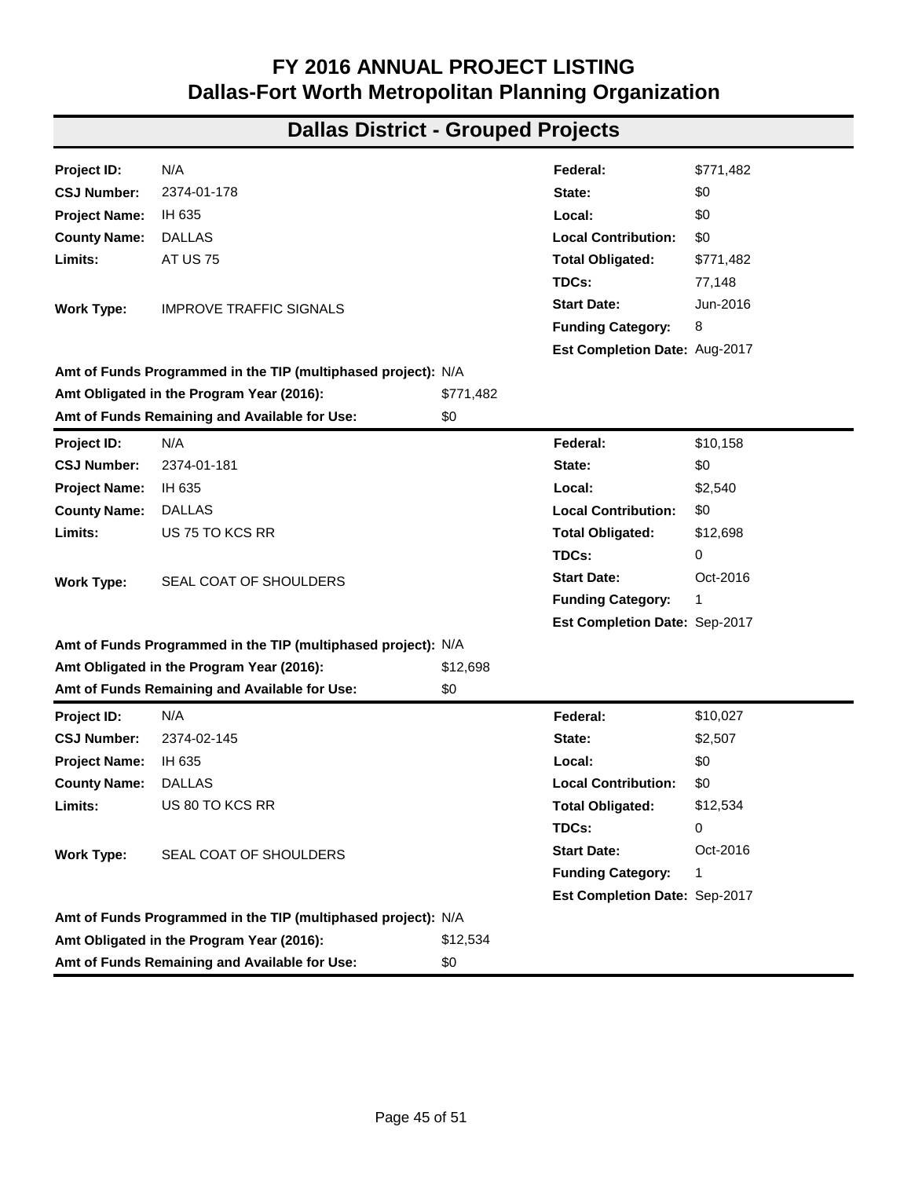# FY 2016 ANNUAL PROJECT LISTING
# Dallas-Fort Worth Metropolitan Planning Organization

## Dallas District - Grouped Projects

| | | | |
|---|---|---|---|
| **Project ID:** | N/A | **Federal:** | $771,482 |
| **CSJ Number:** | 2374-01-178 | **State:** | $0 |
| **Project Name:** | IH 635 | **Local:** | $0 |
| **County Name:** | DALLAS | **Local Contribution:** | $0 |
| **Limits:** | AT US 75 | **Total Obligated:** | $771,482 |
| | | **TDCs:** | 77,148 |
| **Work Type:** | IMPROVE TRAFFIC SIGNALS | **Start Date:** | Jun-2016 |
| | | **Funding Category:** | 8 |
| | | **Est Completion Date:** | Aug-2017 |

**Amt of Funds Programmed in the TIP (multiphased project):** N/A
**Amt Obligated in the Program Year (2016):** $771,482
**Amt of Funds Remaining and Available for Use:** $0

| | | | |
|---|---|---|---|
| **Project ID:** | N/A | **Federal:** | $10,158 |
| **CSJ Number:** | 2374-01-181 | **State:** | $0 |
| **Project Name:** | IH 635 | **Local:** | $2,540 |
| **County Name:** | DALLAS | **Local Contribution:** | $0 |
| **Limits:** | US 75 TO KCS RR | **Total Obligated:** | $12,698 |
| | | **TDCs:** | 0 |
| **Work Type:** | SEAL COAT OF SHOULDERS | **Start Date:** | Oct-2016 |
| | | **Funding Category:** | 1 |
| | | **Est Completion Date:** | Sep-2017 |

**Amt of Funds Programmed in the TIP (multiphased project):** N/A
**Amt Obligated in the Program Year (2016):** $12,698
**Amt of Funds Remaining and Available for Use:** $0

| | | | |
|---|---|---|---|
| **Project ID:** | N/A | **Federal:** | $10,027 |
| **CSJ Number:** | 2374-02-145 | **State:** | $2,507 |
| **Project Name:** | IH 635 | **Local:** | $0 |
| **County Name:** | DALLAS | **Local Contribution:** | $0 |
| **Limits:** | US 80 TO KCS RR | **Total Obligated:** | $12,534 |
| | | **TDCs:** | 0 |
| **Work Type:** | SEAL COAT OF SHOULDERS | **Start Date:** | Oct-2016 |
| | | **Funding Category:** | 1 |
| | | **Est Completion Date:** | Sep-2017 |

**Amt of Funds Programmed in the TIP (multiphased project):** N/A
**Amt Obligated in the Program Year (2016):** $12,534
**Amt of Funds Remaining and Available for Use:** $0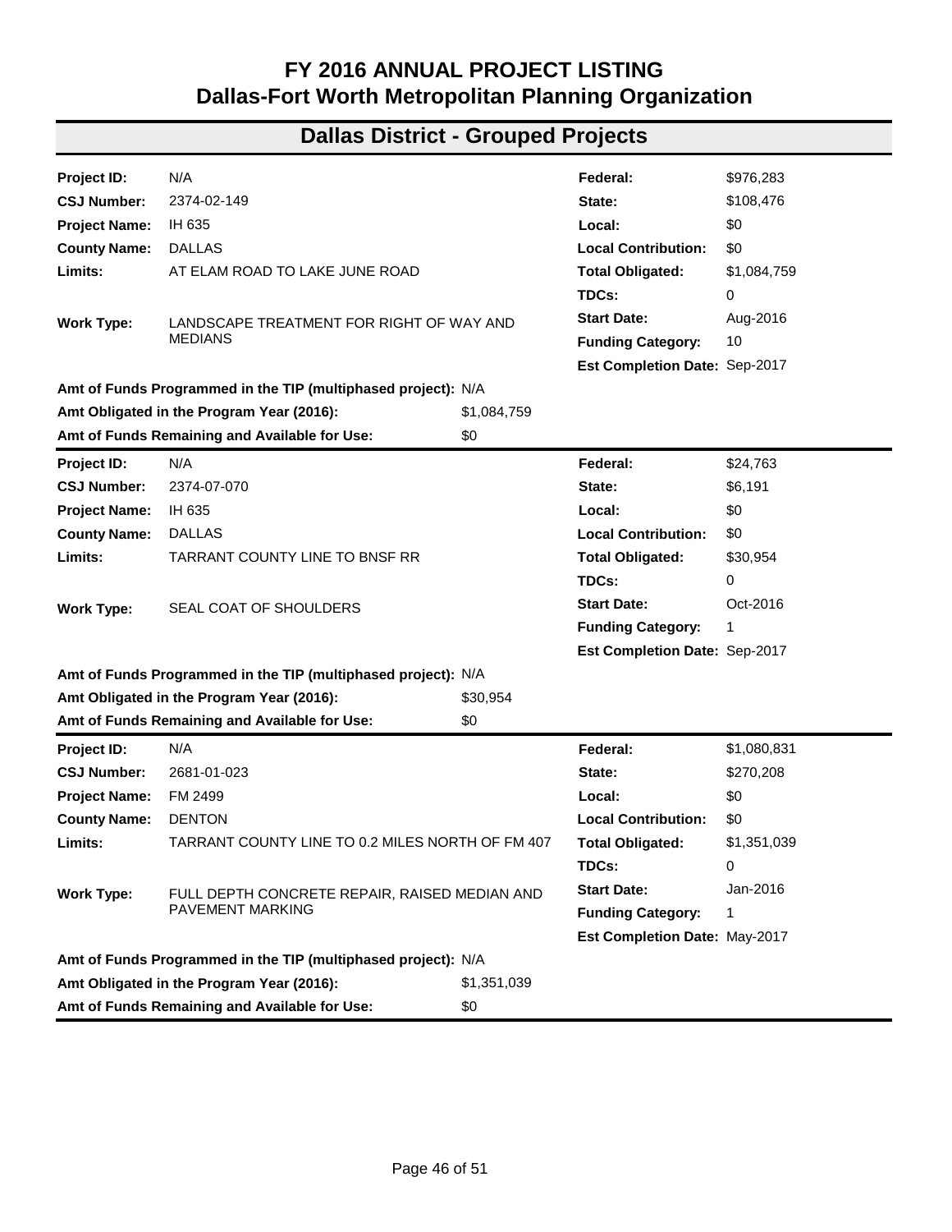# FY 2016 ANNUAL PROJECT LISTING
# Dallas-Fort Worth Metropolitan Planning Organization

## Dallas District - Grouped Projects

| | | | |
|---|---|---|---|
| **Project ID:** | N/A | **Federal:** | $976,283 |
| **CSJ Number:** | 2374-02-149 | **State:** | $108,476 |
| **Project Name:** | IH 635 | **Local:** | $0 |
| **County Name:** | DALLAS | **Local Contribution:** | $0 |
| **Limits:** | AT ELAM ROAD TO LAKE JUNE ROAD | **Total Obligated:** | $1,084,759 |
| | | **TDCs:** | 0 |
| **Work Type:** | LANDSCAPE TREATMENT FOR RIGHT OF WAY AND MEDIANS | **Start Date:** | Aug-2016 |
| | | **Funding Category:** | 10 |
| | | **Est Completion Date:** | Sep-2017 |

**Amt of Funds Programmed in the TIP (multiphased project):** N/A
**Amt Obligated in the Program Year (2016):** $1,084,759
**Amt of Funds Remaining and Available for Use:** $0

| | | | |
|---|---|---|---|
| **Project ID:** | N/A | **Federal:** | $24,763 |
| **CSJ Number:** | 2374-07-070 | **State:** | $6,191 |
| **Project Name:** | IH 635 | **Local:** | $0 |
| **County Name:** | DALLAS | **Local Contribution:** | $0 |
| **Limits:** | TARRANT COUNTY LINE TO BNSF RR | **Total Obligated:** | $30,954 |
| | | **TDCs:** | 0 |
| **Work Type:** | SEAL COAT OF SHOULDERS | **Start Date:** | Oct-2016 |
| | | **Funding Category:** | 1 |
| | | **Est Completion Date:** | Sep-2017 |

**Amt of Funds Programmed in the TIP (multiphased project):** N/A
**Amt Obligated in the Program Year (2016):** $30,954
**Amt of Funds Remaining and Available for Use:** $0

| | | | |
|---|---|---|---|
| **Project ID:** | N/A | **Federal:** | $1,080,831 |
| **CSJ Number:** | 2681-01-023 | **State:** | $270,208 |
| **Project Name:** | FM 2499 | **Local:** | $0 |
| **County Name:** | DENTON | **Local Contribution:** | $0 |
| **Limits:** | TARRANT COUNTY LINE TO 0.2 MILES NORTH OF FM 407 | **Total Obligated:** | $1,351,039 |
| | | **TDCs:** | 0 |
| **Work Type:** | FULL DEPTH CONCRETE REPAIR, RAISED MEDIAN AND PAVEMENT MARKING | **Start Date:** | Jan-2016 |
| | | **Funding Category:** | 1 |
| | | **Est Completion Date:** | May-2017 |

**Amt of Funds Programmed in the TIP (multiphased project):** N/A
**Amt Obligated in the Program Year (2016):** $1,351,039
**Amt of Funds Remaining and Available for Use:** $0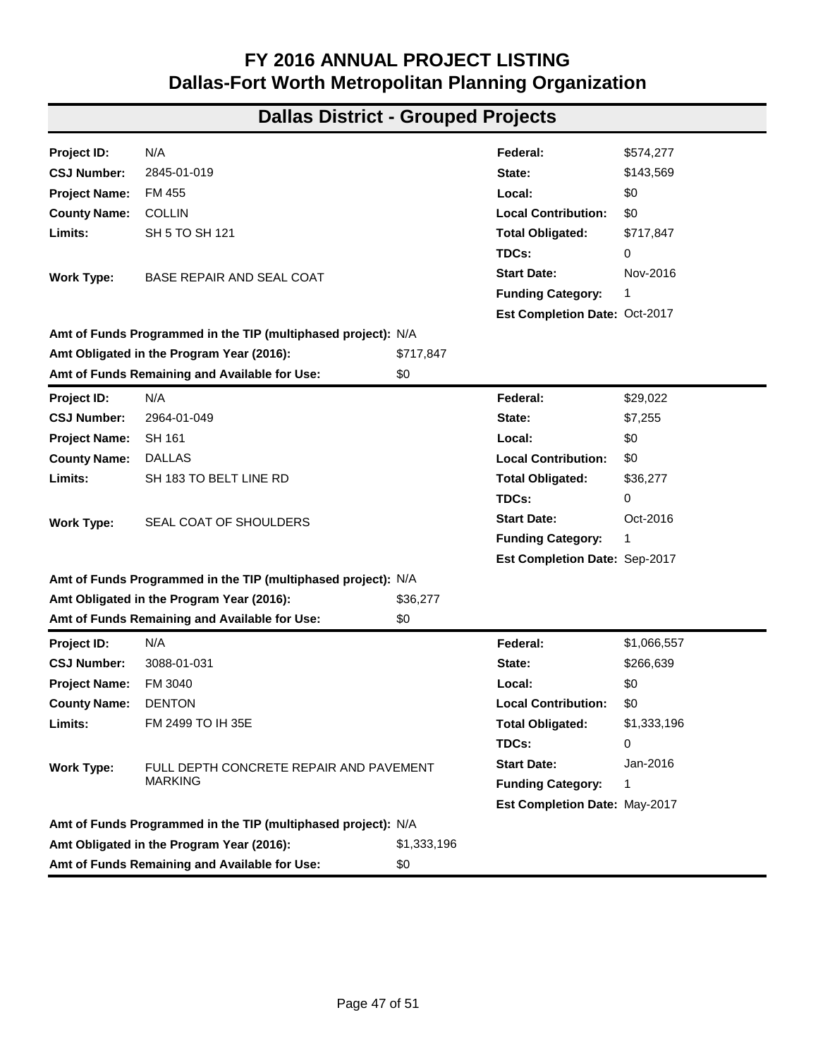# FY 2016 ANNUAL PROJECT LISTING
# Dallas-Fort Worth Metropolitan Planning Organization

## Dallas District - Grouped Projects

| | | | |
|---|---|---|---|
| **Project ID:** | N/A | **Federal:** | $574,277 |
| **CSJ Number:** | 2845-01-019 | **State:** | $143,569 |
| **Project Name:** | FM 455 | **Local:** | $0 |
| **County Name:** | COLLIN | **Local Contribution:** | $0 |
| **Limits:** | SH 5 TO SH 121 | **Total Obligated:** | $717,847 |
| | | **TDCs:** | 0 |
| **Work Type:** | BASE REPAIR AND SEAL COAT | **Start Date:** | Nov-2016 |
| | | **Funding Category:** | 1 |
| | | **Est Completion Date:** | Oct-2017 |

**Amt of Funds Programmed in the TIP (multiphased project):** N/A
**Amt Obligated in the Program Year (2016):** $717,847
**Amt of Funds Remaining and Available for Use:** $0

| | | | |
|---|---|---|---|
| **Project ID:** | N/A | **Federal:** | $29,022 |
| **CSJ Number:** | 2964-01-049 | **State:** | $7,255 |
| **Project Name:** | SH 161 | **Local:** | $0 |
| **County Name:** | DALLAS | **Local Contribution:** | $0 |
| **Limits:** | SH 183 TO BELT LINE RD | **Total Obligated:** | $36,277 |
| | | **TDCs:** | 0 |
| **Work Type:** | SEAL COAT OF SHOULDERS | **Start Date:** | Oct-2016 |
| | | **Funding Category:** | 1 |
| | | **Est Completion Date:** | Sep-2017 |

**Amt of Funds Programmed in the TIP (multiphased project):** N/A
**Amt Obligated in the Program Year (2016):** $36,277
**Amt of Funds Remaining and Available for Use:** $0

| | | | |
|---|---|---|---|
| **Project ID:** | N/A | **Federal:** | $1,066,557 |
| **CSJ Number:** | 3088-01-031 | **State:** | $266,639 |
| **Project Name:** | FM 3040 | **Local:** | $0 |
| **County Name:** | DENTON | **Local Contribution:** | $0 |
| **Limits:** | FM 2499 TO IH 35E | **Total Obligated:** | $1,333,196 |
| | | **TDCs:** | 0 |
| **Work Type:** | FULL DEPTH CONCRETE REPAIR AND PAVEMENT MARKING | **Start Date:** | Jan-2016 |
| | | **Funding Category:** | 1 |
| | | **Est Completion Date:** | May-2017 |

**Amt of Funds Programmed in the TIP (multiphased project):** N/A
**Amt Obligated in the Program Year (2016):** $1,333,196
**Amt of Funds Remaining and Available for Use:** $0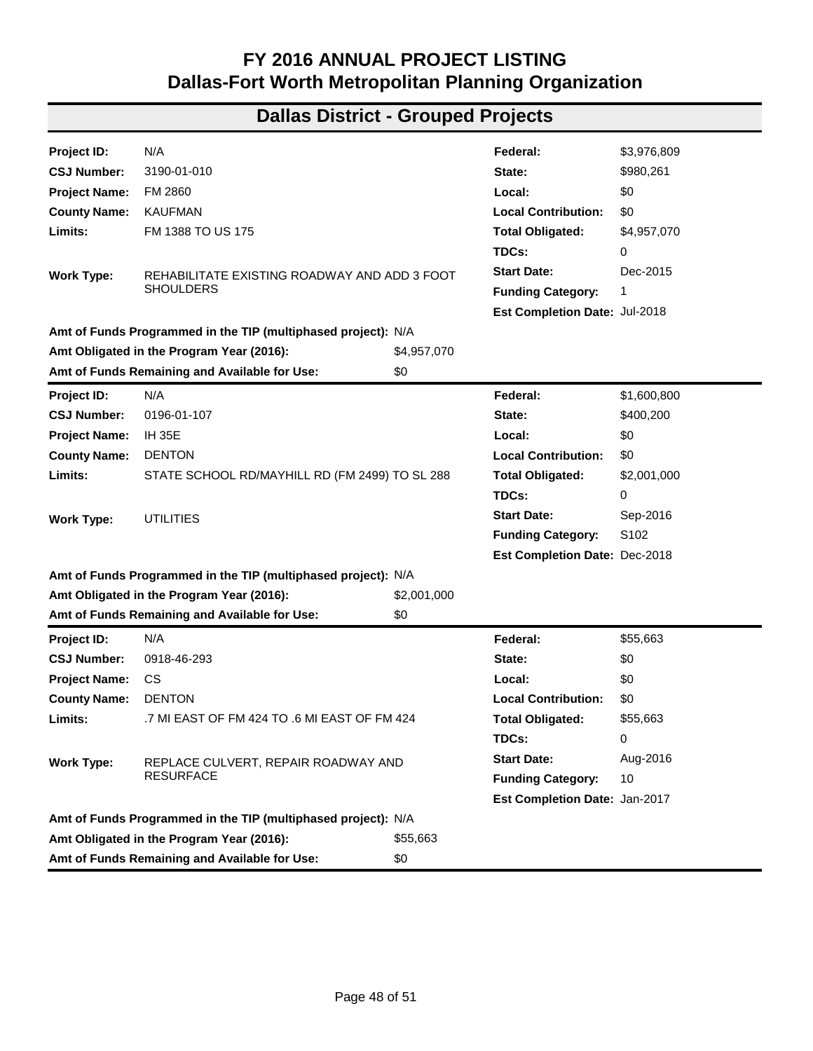# FY 2016 ANNUAL PROJECT LISTING
# Dallas-Fort Worth Metropolitan Planning Organization

## Dallas District - Grouped Projects

| | | | |
|---|---|---|---|
| **Project ID:** | N/A | **Federal:** | $3,976,809 |
| **CSJ Number:** | 3190-01-010 | **State:** | $980,261 |
| **Project Name:** | FM 2860 | **Local:** | $0 |
| **County Name:** | KAUFMAN | **Local Contribution:** | $0 |
| **Limits:** | FM 1388 TO US 175 | **Total Obligated:** | $4,957,070 |
| | | **TDCs:** | 0 |
| **Work Type:** | REHABILITATE EXISTING ROADWAY AND ADD 3 FOOT SHOULDERS | **Start Date:** | Dec-2015 |
| | | **Funding Category:** | 1 |
| | | **Est Completion Date:** | Jul-2018 |

**Amt of Funds Programmed in the TIP (multiphased project):** N/A
**Amt Obligated in the Program Year (2016):** $4,957,070
**Amt of Funds Remaining and Available for Use:** $0

| | | | |
|---|---|---|---|
| **Project ID:** | N/A | **Federal:** | $1,600,800 |
| **CSJ Number:** | 0196-01-107 | **State:** | $400,200 |
| **Project Name:** | IH 35E | **Local:** | $0 |
| **County Name:** | DENTON | **Local Contribution:** | $0 |
| **Limits:** | STATE SCHOOL RD/MAYHILL RD (FM 2499) TO SL 288 | **Total Obligated:** | $2,001,000 |
| | | **TDCs:** | 0 |
| **Work Type:** | UTILITIES | **Start Date:** | Sep-2016 |
| | | **Funding Category:** | S102 |
| | | **Est Completion Date:** | Dec-2018 |

**Amt of Funds Programmed in the TIP (multiphased project):** N/A
**Amt Obligated in the Program Year (2016):** $2,001,000
**Amt of Funds Remaining and Available for Use:** $0

| | | | |
|---|---|---|---|
| **Project ID:** | N/A | **Federal:** | $55,663 |
| **CSJ Number:** | 0918-46-293 | **State:** | $0 |
| **Project Name:** | CS | **Local:** | $0 |
| **County Name:** | DENTON | **Local Contribution:** | $0 |
| **Limits:** | .7 MI EAST OF FM 424 TO .6 MI EAST OF FM 424 | **Total Obligated:** | $55,663 |
| | | **TDCs:** | 0 |
| **Work Type:** | REPLACE CULVERT, REPAIR ROADWAY AND RESURFACE | **Start Date:** | Aug-2016 |
| | | **Funding Category:** | 10 |
| | | **Est Completion Date:** | Jan-2017 |

**Amt of Funds Programmed in the TIP (multiphased project):** N/A
**Amt Obligated in the Program Year (2016):** $55,663
**Amt of Funds Remaining and Available for Use:** $0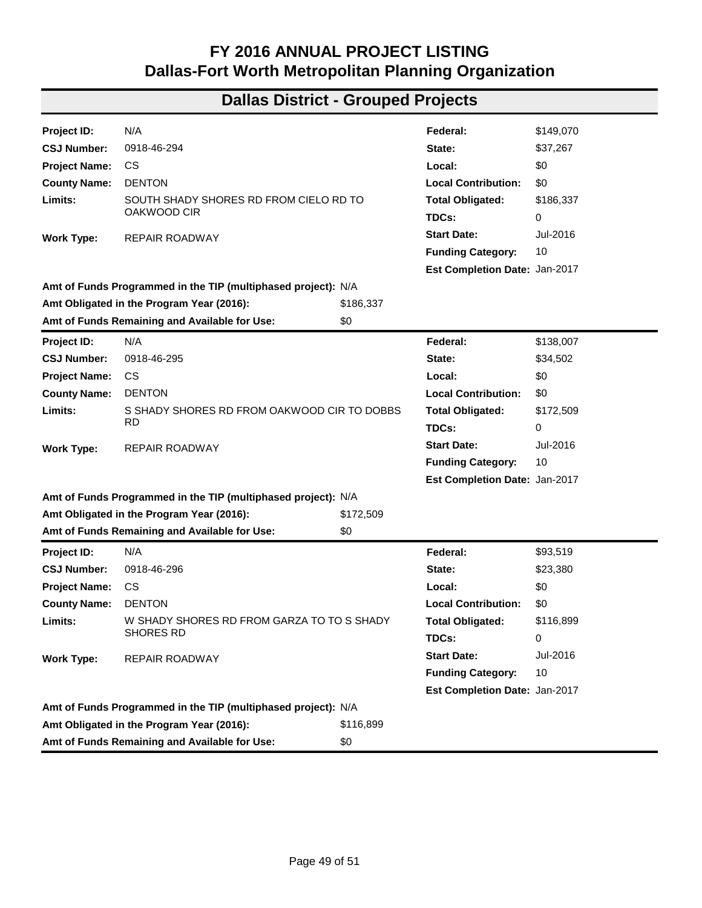# FY 2016 ANNUAL PROJECT LISTING
# Dallas-Fort Worth Metropolitan Planning Organization

## Dallas District - Grouped Projects

| | | | |
|---|---|---|---|
| **Project ID:** | N/A | **Federal:** | $149,070 |
| **CSJ Number:** | 0918-46-294 | **State:** | $37,267 |
| **Project Name:** | CS | **Local:** | $0 |
| **County Name:** | DENTON | **Local Contribution:** | $0 |
| **Limits:** | SOUTH SHADY SHORES RD FROM CIELO RD TO OAKWOOD CIR | **Total Obligated:** | $186,337 |
| | | **TDCs:** | 0 |
| **Work Type:** | REPAIR ROADWAY | **Start Date:** | Jul-2016 |
| | | **Funding Category:** | 10 |
| | | **Est Completion Date:** | Jan-2017 |

**Amt of Funds Programmed in the TIP (multiphased project):** N/A
**Amt Obligated in the Program Year (2016):** $186,337
**Amt of Funds Remaining and Available for Use:** $0

| | | | |
|---|---|---|---|
| **Project ID:** | N/A | **Federal:** | $138,007 |
| **CSJ Number:** | 0918-46-295 | **State:** | $34,502 |
| **Project Name:** | CS | **Local:** | $0 |
| **County Name:** | DENTON | **Local Contribution:** | $0 |
| **Limits:** | S SHADY SHORES RD FROM OAKWOOD CIR TO DOBBS RD | **Total Obligated:** | $172,509 |
| | | **TDCs:** | 0 |
| **Work Type:** | REPAIR ROADWAY | **Start Date:** | Jul-2016 |
| | | **Funding Category:** | 10 |
| | | **Est Completion Date:** | Jan-2017 |

**Amt of Funds Programmed in the TIP (multiphased project):** N/A
**Amt Obligated in the Program Year (2016):** $172,509
**Amt of Funds Remaining and Available for Use:** $0

| | | | |
|---|---|---|---|
| **Project ID:** | N/A | **Federal:** | $93,519 |
| **CSJ Number:** | 0918-46-296 | **State:** | $23,380 |
| **Project Name:** | CS | **Local:** | $0 |
| **County Name:** | DENTON | **Local Contribution:** | $0 |
| **Limits:** | W SHADY SHORES RD FROM GARZA TO TO S SHADY SHORES RD | **Total Obligated:** | $116,899 |
| | | **TDCs:** | 0 |
| **Work Type:** | REPAIR ROADWAY | **Start Date:** | Jul-2016 |
| | | **Funding Category:** | 10 |
| | | **Est Completion Date:** | Jan-2017 |

**Amt of Funds Programmed in the TIP (multiphased project):** N/A
**Amt Obligated in the Program Year (2016):** $116,899
**Amt of Funds Remaining and Available for Use:** $0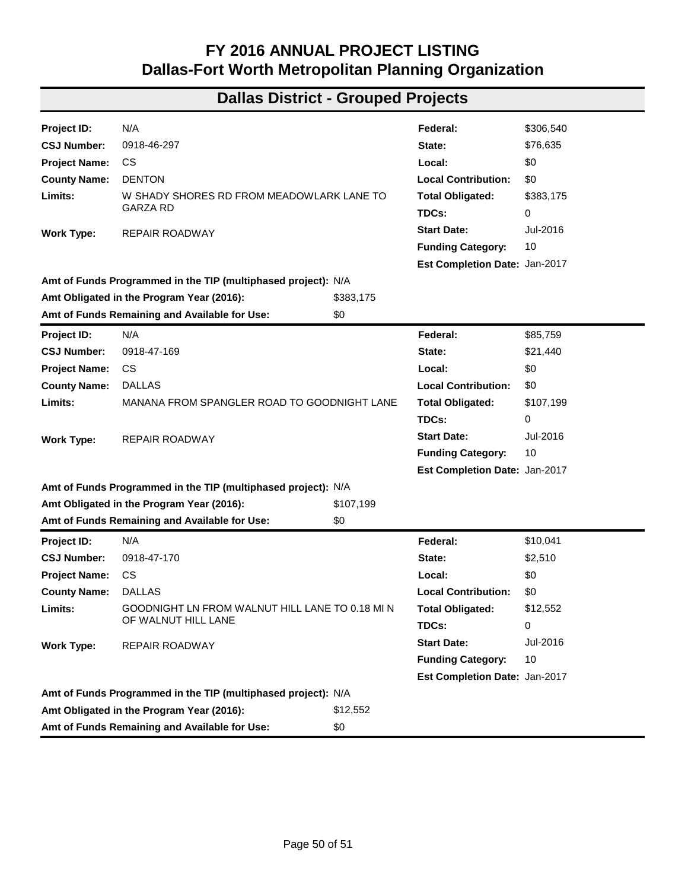# FY 2016 ANNUAL PROJECT LISTING
# Dallas-Fort Worth Metropolitan Planning Organization

## Dallas District - Grouped Projects

| | | | |
|---|---|---|---|
| **Project ID:** | N/A | **Federal:** | $306,540 |
| **CSJ Number:** | 0918-46-297 | **State:** | $76,635 |
| **Project Name:** | CS | **Local:** | $0 |
| **County Name:** | DENTON | **Local Contribution:** | $0 |
| **Limits:** | W SHADY SHORES RD FROM MEADOWLARK LANE TO GARZA RD | **Total Obligated:** | $383,175 |
| | | **TDCs:** | 0 |
| **Work Type:** | REPAIR ROADWAY | **Start Date:** | Jul-2016 |
| | | **Funding Category:** | 10 |
| | | **Est Completion Date:** | Jan-2017 |

**Amt of Funds Programmed in the TIP (multiphased project):** N/A
**Amt Obligated in the Program Year (2016):** $383,175
**Amt of Funds Remaining and Available for Use:** $0

| | | | |
|---|---|---|---|
| **Project ID:** | N/A | **Federal:** | $85,759 |
| **CSJ Number:** | 0918-47-169 | **State:** | $21,440 |
| **Project Name:** | CS | **Local:** | $0 |
| **County Name:** | DALLAS | **Local Contribution:** | $0 |
| **Limits:** | MANANA FROM SPANGLER ROAD TO GOODNIGHT LANE | **Total Obligated:** | $107,199 |
| | | **TDCs:** | 0 |
| **Work Type:** | REPAIR ROADWAY | **Start Date:** | Jul-2016 |
| | | **Funding Category:** | 10 |
| | | **Est Completion Date:** | Jan-2017 |

**Amt of Funds Programmed in the TIP (multiphased project):** N/A
**Amt Obligated in the Program Year (2016):** $107,199
**Amt of Funds Remaining and Available for Use:** $0

| | | | |
|---|---|---|---|
| **Project ID:** | N/A | **Federal:** | $10,041 |
| **CSJ Number:** | 0918-47-170 | **State:** | $2,510 |
| **Project Name:** | CS | **Local:** | $0 |
| **County Name:** | DALLAS | **Local Contribution:** | $0 |
| **Limits:** | GOODNIGHT LN FROM WALNUT HILL LANE TO 0.18 MI N OF WALNUT HILL LANE | **Total Obligated:** | $12,552 |
| | | **TDCs:** | 0 |
| **Work Type:** | REPAIR ROADWAY | **Start Date:** | Jul-2016 |
| | | **Funding Category:** | 10 |
| | | **Est Completion Date:** | Jan-2017 |

**Amt of Funds Programmed in the TIP (multiphased project):** N/A
**Amt Obligated in the Program Year (2016):** $12,552
**Amt of Funds Remaining and Available for Use:** $0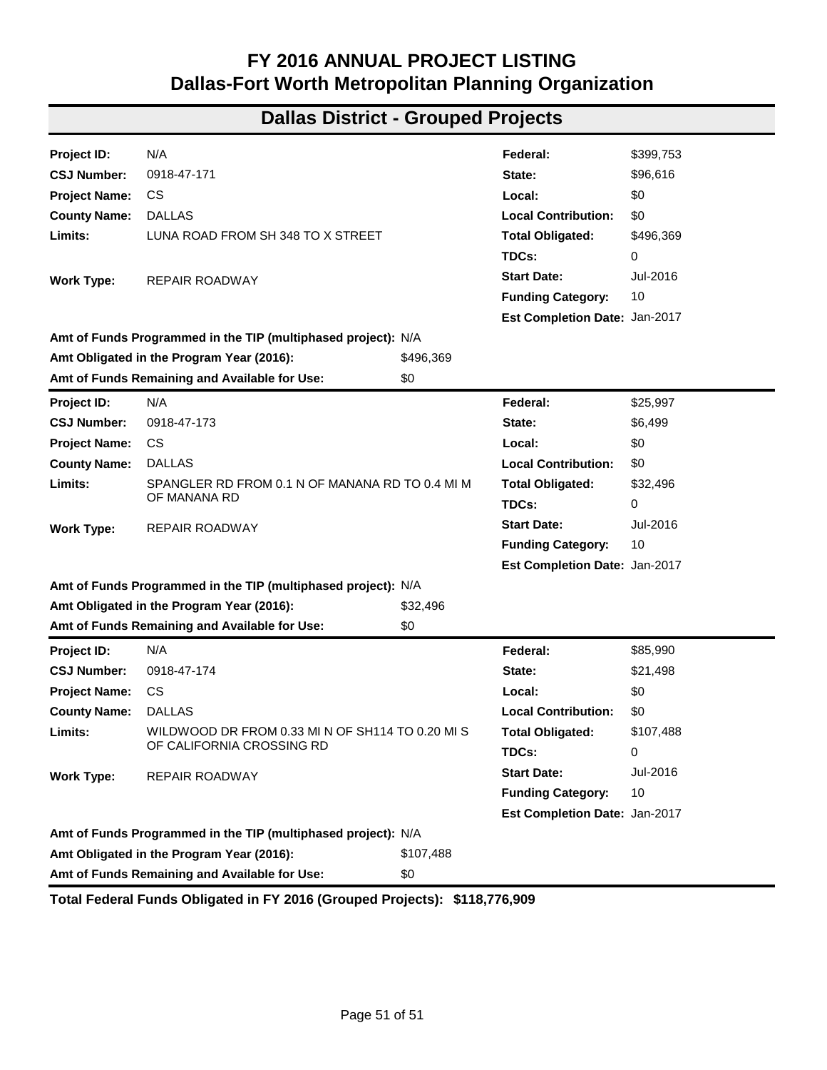# FY 2016 ANNUAL PROJECT LISTING
# Dallas-Fort Worth Metropolitan Planning Organization

## Dallas District - Grouped Projects

| | | | |
|---|---|---|---|
| **Project ID:** | N/A | **Federal:** | $399,753 |
| **CSJ Number:** | 0918-47-171 | **State:** | $96,616 |
| **Project Name:** | CS | **Local:** | $0 |
| **County Name:** | DALLAS | **Local Contribution:** | $0 |
| **Limits:** | LUNA ROAD FROM SH 348 TO X STREET | **Total Obligated:** | $496,369 |
| | | **TDCs:** | 0 |
| **Work Type:** | REPAIR ROADWAY | **Start Date:** | Jul-2016 |
| | | **Funding Category:** | 10 |
| | | **Est Completion Date:** | Jan-2017 |

**Amt of Funds Programmed in the TIP (multiphased project):** N/A
**Amt Obligated in the Program Year (2016):** $496,369
**Amt of Funds Remaining and Available for Use:** $0

| | | | |
|---|---|---|---|
| **Project ID:** | N/A | **Federal:** | $25,997 |
| **CSJ Number:** | 0918-47-173 | **State:** | $6,499 |
| **Project Name:** | CS | **Local:** | $0 |
| **County Name:** | DALLAS | **Local Contribution:** | $0 |
| **Limits:** | SPANGLER RD FROM 0.1 N OF MANANA RD TO 0.4 MI M OF MANANA RD | **Total Obligated:** | $32,496 |
| | | **TDCs:** | 0 |
| **Work Type:** | REPAIR ROADWAY | **Start Date:** | Jul-2016 |
| | | **Funding Category:** | 10 |
| | | **Est Completion Date:** | Jan-2017 |

**Amt of Funds Programmed in the TIP (multiphased project):** N/A
**Amt Obligated in the Program Year (2016):** $32,496
**Amt of Funds Remaining and Available for Use:** $0

| | | | |
|---|---|---|---|
| **Project ID:** | N/A | **Federal:** | $85,990 |
| **CSJ Number:** | 0918-47-174 | **State:** | $21,498 |
| **Project Name:** | CS | **Local:** | $0 |
| **County Name:** | DALLAS | **Local Contribution:** | $0 |
| **Limits:** | WILDWOOD DR FROM 0.33 MI N OF SH114 TO 0.20 MI S OF CALIFORNIA CROSSING RD | **Total Obligated:** | $107,488 |
| | | **TDCs:** | 0 |
| **Work Type:** | REPAIR ROADWAY | **Start Date:** | Jul-2016 |
| | | **Funding Category:** | 10 |
| | | **Est Completion Date:** | Jan-2017 |

**Amt of Funds Programmed in the TIP (multiphased project):** N/A
**Amt Obligated in the Program Year (2016):** $107,488
**Amt of Funds Remaining and Available for Use:** $0

**Total Federal Funds Obligated in FY 2016 (Grouped Projects): $118,776,909**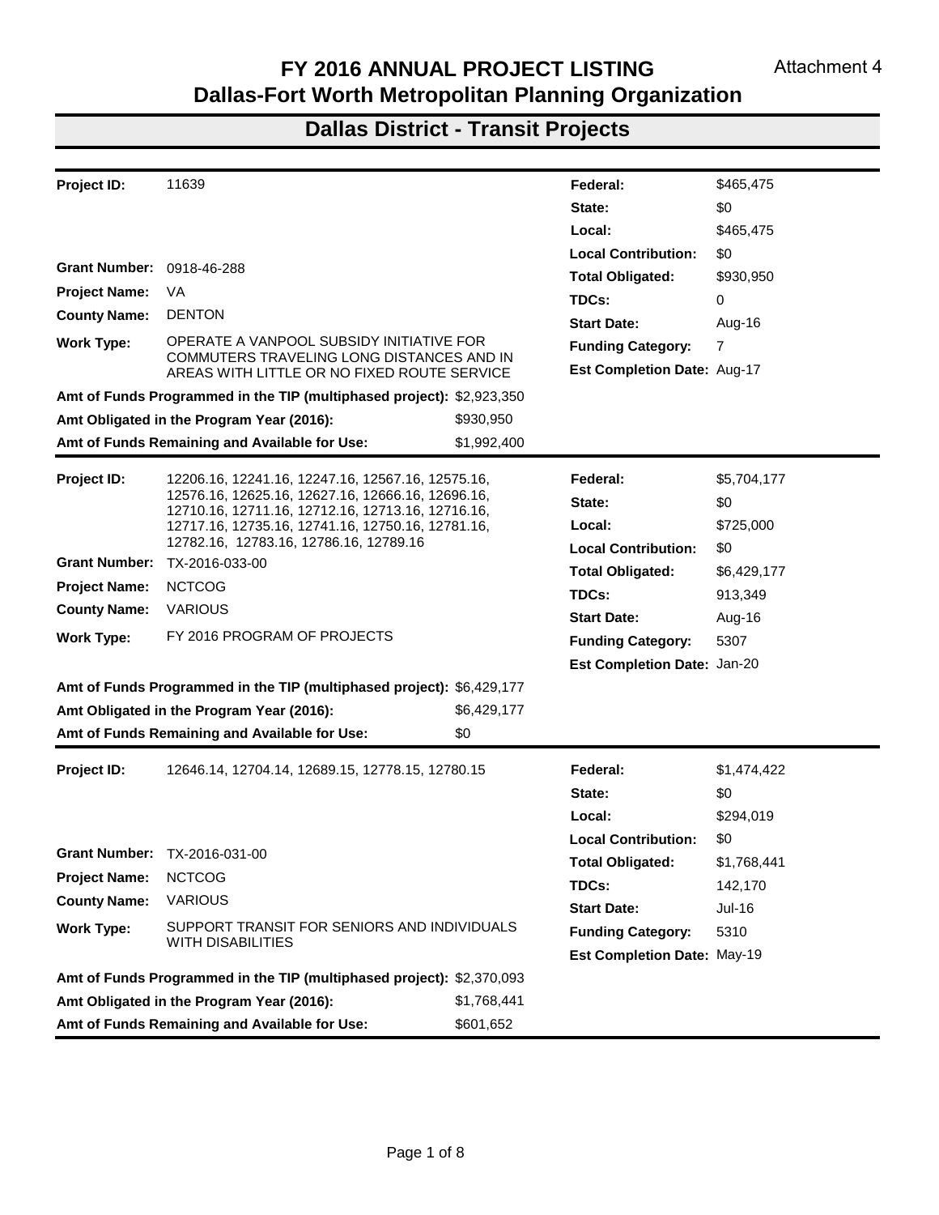Attachment 4

# FY 2016 ANNUAL PROJECT LISTING
# Dallas-Fort Worth Metropolitan Planning Organization

## Dallas District - Transit Projects

| | | | |
|---|---|---|---|
| **Project ID:** | 11639 | **Federal:** | $465,475 |
| | | **State:** | $0 |
| | | **Local:** | $465,475 |
| | | **Local Contribution:** | $0 |
| **Grant Number:** | 0918-46-288 | **Total Obligated:** | $930,950 |
| **Project Name:** | VA | **TDCs:** | 0 |
| **County Name:** | DENTON | **Start Date:** | Aug-16 |
| **Work Type:** | OPERATE A VANPOOL SUBSIDY INITIATIVE FOR COMMUTERS TRAVELING LONG DISTANCES AND IN AREAS WITH LITTLE OR NO FIXED ROUTE SERVICE | **Funding Category:** | 7 |
| | | **Est Completion Date:** | Aug-17 |

**Amt of Funds Programmed in the TIP (multiphased project):** $2,923,350
**Amt Obligated in the Program Year (2016):** $930,950
**Amt of Funds Remaining and Available for Use:** $1,992,400

---

| | | | |
|---|---|---|---|
| **Project ID:** | 12206.16, 12241.16, 12247.16, 12567.16, 12575.16, 12576.16, 12625.16, 12627.16, 12666.16, 12696.16, 12710.16, 12711.16, 12712.16, 12713.16, 12716.16, 12717.16, 12735.16, 12741.16, 12750.16, 12781.16, 12782.16, 12783.16, 12786.16, 12789.16 | **Federal:** | $5,704,177 |
| | | **State:** | $0 |
| | | **Local:** | $725,000 |
| | | **Local Contribution:** | $0 |
| **Grant Number:** | TX-2016-033-00 | **Total Obligated:** | $6,429,177 |
| **Project Name:** | NCTCOG | **TDCs:** | 913,349 |
| **County Name:** | VARIOUS | **Start Date:** | Aug-16 |
| **Work Type:** | FY 2016 PROGRAM OF PROJECTS | **Funding Category:** | 5307 |
| | | **Est Completion Date:** | Jan-20 |

**Amt of Funds Programmed in the TIP (multiphased project):** $6,429,177
**Amt Obligated in the Program Year (2016):** $6,429,177
**Amt of Funds Remaining and Available for Use:** $0

---

| | | | |
|---|---|---|---|
| **Project ID:** | 12646.14, 12704.14, 12689.15, 12778.15, 12780.15 | **Federal:** | $1,474,422 |
| | | **State:** | $0 |
| | | **Local:** | $294,019 |
| | | **Local Contribution:** | $0 |
| **Grant Number:** | TX-2016-031-00 | **Total Obligated:** | $1,768,441 |
| **Project Name:** | NCTCOG | **TDCs:** | 142,170 |
| **County Name:** | VARIOUS | **Start Date:** | Jul-16 |
| **Work Type:** | SUPPORT TRANSIT FOR SENIORS AND INDIVIDUALS WITH DISABILITIES | **Funding Category:** | 5310 |
| | | **Est Completion Date:** | May-19 |

**Amt of Funds Programmed in the TIP (multiphased project):** $2,370,093
**Amt Obligated in the Program Year (2016):** $1,768,441
**Amt of Funds Remaining and Available for Use:** $601,652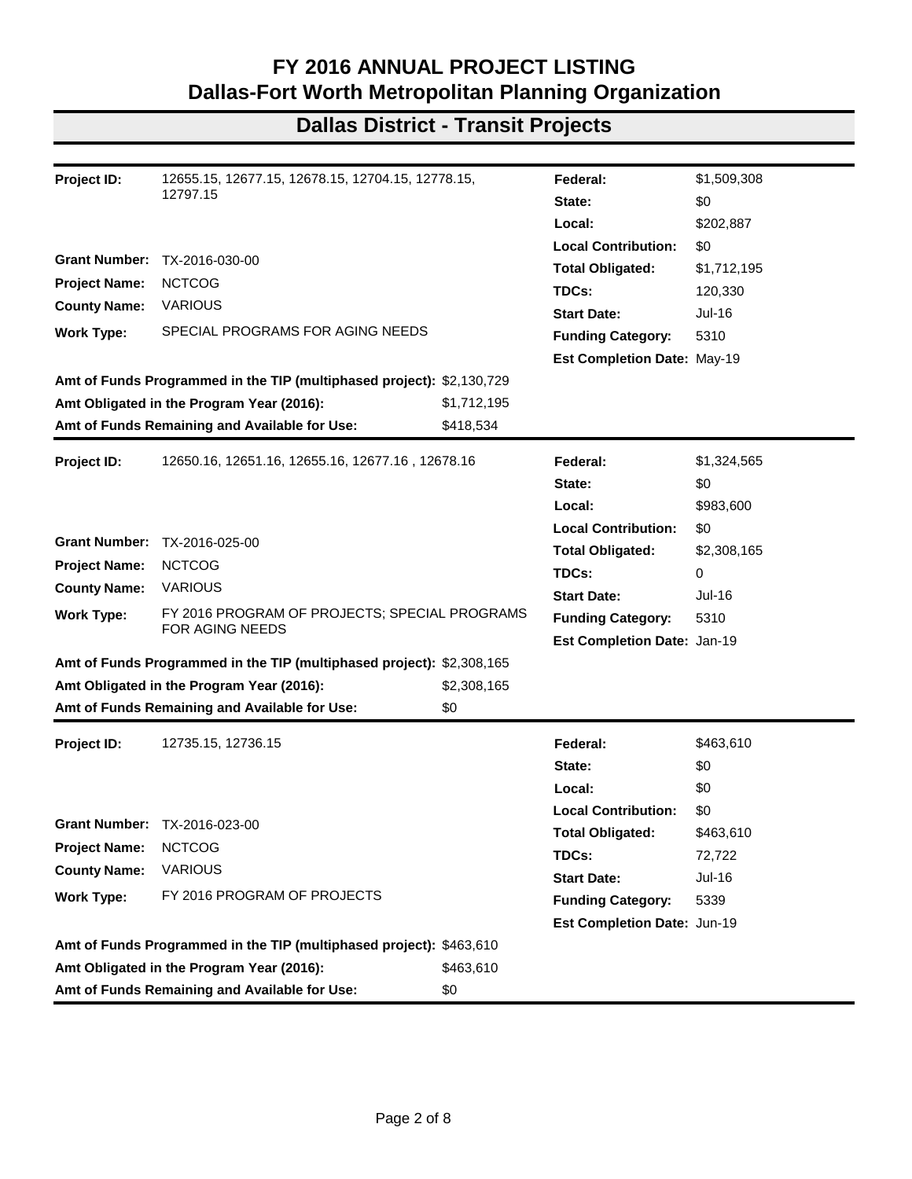# FY 2016 ANNUAL PROJECT LISTING
# Dallas-Fort Worth Metropolitan Planning Organization

## Dallas District - Transit Projects

| | | | |
|---|---|---|---|
| **Project ID:** | 12655.15, 12677.15, 12678.15, 12704.15, 12778.15, 12797.15 | **Federal:** | $1,509,308 |
| | | **State:** | $0 |
| | | **Local:** | $202,887 |
| | | **Local Contribution:** | $0 |
| **Grant Number:** | TX-2016-030-00 | **Total Obligated:** | $1,712,195 |
| **Project Name:** | NCTCOG | **TDCs:** | 120,330 |
| **County Name:** | VARIOUS | **Start Date:** | Jul-16 |
| **Work Type:** | SPECIAL PROGRAMS FOR AGING NEEDS | **Funding Category:** | 5310 |
| | | **Est Completion Date:** | May-19 |

**Amt of Funds Programmed in the TIP (multiphased project):** $2,130,729
**Amt Obligated in the Program Year (2016):** $1,712,195
**Amt of Funds Remaining and Available for Use:** $418,534

---

| | | | |
|---|---|---|---|
| **Project ID:** | 12650.16, 12651.16, 12655.16, 12677.16 , 12678.16 | **Federal:** | $1,324,565 |
| | | **State:** | $0 |
| | | **Local:** | $983,600 |
| | | **Local Contribution:** | $0 |
| **Grant Number:** | TX-2016-025-00 | **Total Obligated:** | $2,308,165 |
| **Project Name:** | NCTCOG | **TDCs:** | 0 |
| **County Name:** | VARIOUS | **Start Date:** | Jul-16 |
| **Work Type:** | FY 2016 PROGRAM OF PROJECTS; SPECIAL PROGRAMS FOR AGING NEEDS | **Funding Category:** | 5310 |
| | | **Est Completion Date:** | Jan-19 |

**Amt of Funds Programmed in the TIP (multiphased project):** $2,308,165
**Amt Obligated in the Program Year (2016):** $2,308,165
**Amt of Funds Remaining and Available for Use:** $0

---

| | | | |
|---|---|---|---|
| **Project ID:** | 12735.15, 12736.15 | **Federal:** | $463,610 |
| | | **State:** | $0 |
| | | **Local:** | $0 |
| | | **Local Contribution:** | $0 |
| **Grant Number:** | TX-2016-023-00 | **Total Obligated:** | $463,610 |
| **Project Name:** | NCTCOG | **TDCs:** | 72,722 |
| **County Name:** | VARIOUS | **Start Date:** | Jul-16 |
| **Work Type:** | FY 2016 PROGRAM OF PROJECTS | **Funding Category:** | 5339 |
| | | **Est Completion Date:** | Jun-19 |

**Amt of Funds Programmed in the TIP (multiphased project):** $463,610
**Amt Obligated in the Program Year (2016):** $463,610
**Amt of Funds Remaining and Available for Use:** $0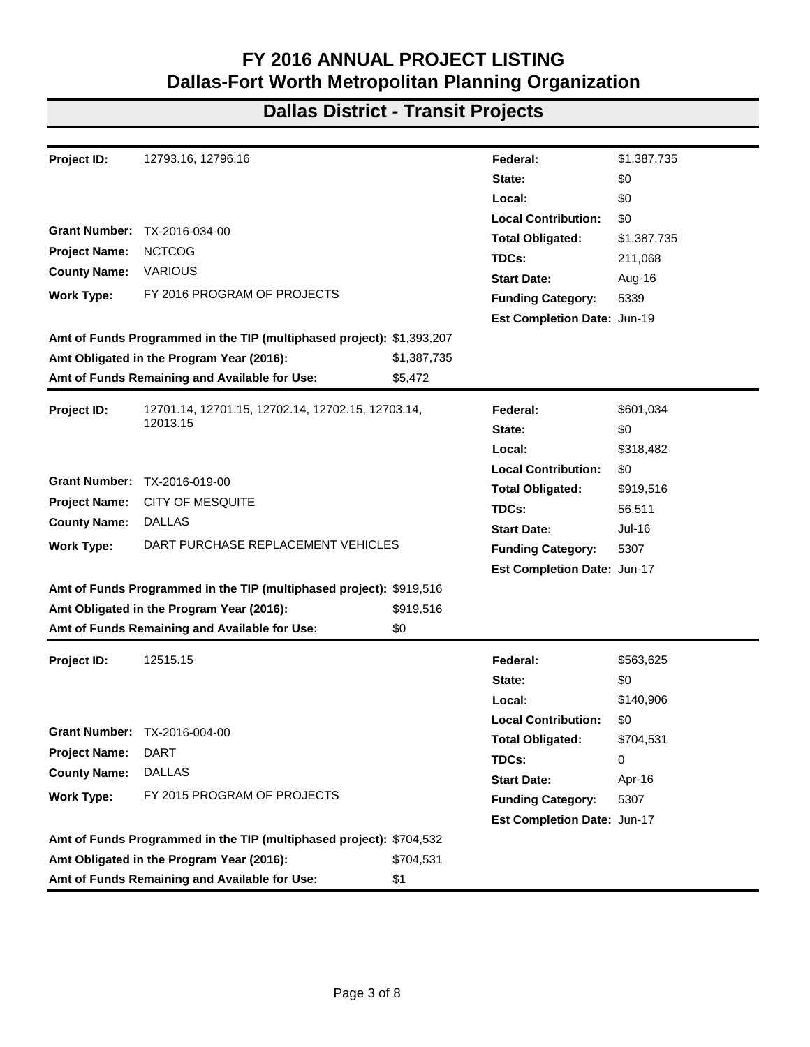# FY 2016 ANNUAL PROJECT LISTING
# Dallas-Fort Worth Metropolitan Planning Organization

## Dallas District - Transit Projects

| | | | |
|---|---|---|---|
| **Project ID:** | 12793.16, 12796.16 | **Federal:** | $1,387,735 |
| | | **State:** | $0 |
| | | **Local:** | $0 |
| | | **Local Contribution:** | $0 |
| **Grant Number:** | TX-2016-034-00 | **Total Obligated:** | $1,387,735 |
| **Project Name:** | NCTCOG | **TDCs:** | 211,068 |
| **County Name:** | VARIOUS | **Start Date:** | Aug-16 |
| **Work Type:** | FY 2016 PROGRAM OF PROJECTS | **Funding Category:** | 5339 |
| | | **Est Completion Date:** | Jun-19 |

| | |
|---|---|
| **Amt of Funds Programmed in the TIP (multiphased project):** | $1,393,207 |
| **Amt Obligated in the Program Year (2016):** | $1,387,735 |
| **Amt of Funds Remaining and Available for Use:** | $5,472 |

| | | | |
|---|---|---|---|
| **Project ID:** | 12701.14, 12701.15, 12702.14, 12702.15, 12703.14, 12013.15 | **Federal:** | $601,034 |
| | | **State:** | $0 |
| | | **Local:** | $318,482 |
| | | **Local Contribution:** | $0 |
| **Grant Number:** | TX-2016-019-00 | **Total Obligated:** | $919,516 |
| **Project Name:** | CITY OF MESQUITE | **TDCs:** | 56,511 |
| **County Name:** | DALLAS | **Start Date:** | Jul-16 |
| **Work Type:** | DART PURCHASE REPLACEMENT VEHICLES | **Funding Category:** | 5307 |
| | | **Est Completion Date:** | Jun-17 |

| | |
|---|---|
| **Amt of Funds Programmed in the TIP (multiphased project):** | $919,516 |
| **Amt Obligated in the Program Year (2016):** | $919,516 |
| **Amt of Funds Remaining and Available for Use:** | $0 |

| | | | |
|---|---|---|---|
| **Project ID:** | 12515.15 | **Federal:** | $563,625 |
| | | **State:** | $0 |
| | | **Local:** | $140,906 |
| | | **Local Contribution:** | $0 |
| **Grant Number:** | TX-2016-004-00 | **Total Obligated:** | $704,531 |
| **Project Name:** | DART | **TDCs:** | 0 |
| **County Name:** | DALLAS | **Start Date:** | Apr-16 |
| **Work Type:** | FY 2015 PROGRAM OF PROJECTS | **Funding Category:** | 5307 |
| | | **Est Completion Date:** | Jun-17 |

| | |
|---|---|
| **Amt of Funds Programmed in the TIP (multiphased project):** | $704,532 |
| **Amt Obligated in the Program Year (2016):** | $704,531 |
| **Amt of Funds Remaining and Available for Use:** | $1 |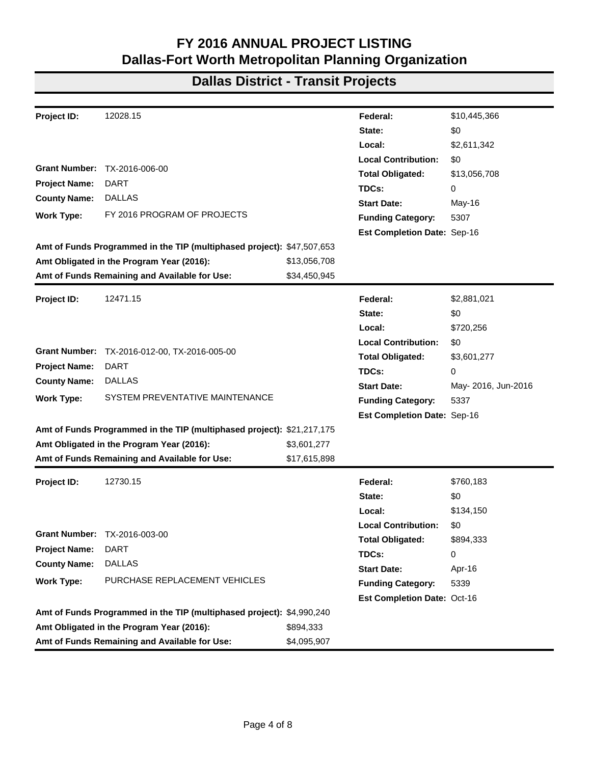# FY 2016 ANNUAL PROJECT LISTING
# Dallas-Fort Worth Metropolitan Planning Organization

## Dallas District - Transit Projects

| | | | |
|---|---|---|---|
| **Project ID:** | 12028.15 | **Federal:** | $10,445,366 |
| | | **State:** | $0 |
| | | **Local:** | $2,611,342 |
| | | **Local Contribution:** | $0 |
| **Grant Number:** | TX-2016-006-00 | **Total Obligated:** | $13,056,708 |
| **Project Name:** | DART | **TDCs:** | 0 |
| **County Name:** | DALLAS | **Start Date:** | May-16 |
| **Work Type:** | FY 2016 PROGRAM OF PROJECTS | **Funding Category:** | 5307 |
| | | **Est Completion Date:** | Sep-16 |

**Amt of Funds Programmed in the TIP (multiphased project):** $47,507,653
**Amt Obligated in the Program Year (2016):** $13,056,708
**Amt of Funds Remaining and Available for Use:** $34,450,945

| | | | |
|---|---|---|---|
| **Project ID:** | 12471.15 | **Federal:** | $2,881,021 |
| | | **State:** | $0 |
| | | **Local:** | $720,256 |
| | | **Local Contribution:** | $0 |
| **Grant Number:** | TX-2016-012-00, TX-2016-005-00 | **Total Obligated:** | $3,601,277 |
| **Project Name:** | DART | **TDCs:** | 0 |
| **County Name:** | DALLAS | **Start Date:** | May- 2016, Jun-2016 |
| **Work Type:** | SYSTEM PREVENTATIVE MAINTENANCE | **Funding Category:** | 5337 |
| | | **Est Completion Date:** | Sep-16 |

**Amt of Funds Programmed in the TIP (multiphased project):** $21,217,175
**Amt Obligated in the Program Year (2016):** $3,601,277
**Amt of Funds Remaining and Available for Use:** $17,615,898

| | | | |
|---|---|---|---|
| **Project ID:** | 12730.15 | **Federal:** | $760,183 |
| | | **State:** | $0 |
| | | **Local:** | $134,150 |
| | | **Local Contribution:** | $0 |
| **Grant Number:** | TX-2016-003-00 | **Total Obligated:** | $894,333 |
| **Project Name:** | DART | **TDCs:** | 0 |
| **County Name:** | DALLAS | **Start Date:** | Apr-16 |
| **Work Type:** | PURCHASE REPLACEMENT VEHICLES | **Funding Category:** | 5339 |
| | | **Est Completion Date:** | Oct-16 |

**Amt of Funds Programmed in the TIP (multiphased project):** $4,990,240
**Amt Obligated in the Program Year (2016):** $894,333
**Amt of Funds Remaining and Available for Use:** $4,095,907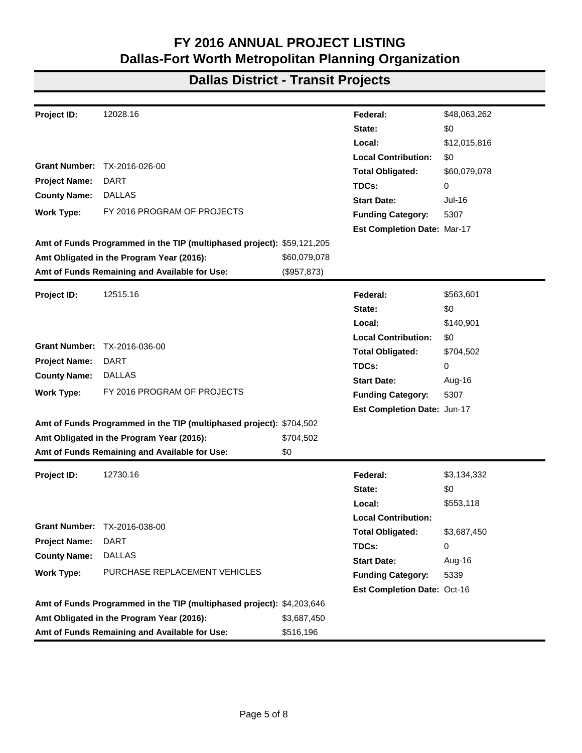# FY 2016 ANNUAL PROJECT LISTING
# Dallas-Fort Worth Metropolitan Planning Organization

## Dallas District - Transit Projects

| | | | |
|---|---|---|---|
| **Project ID:** | 12028.16 | **Federal:** | $48,063,262 |
| | | **State:** | $0 |
| | | **Local:** | $12,015,816 |
| | | **Local Contribution:** | $0 |
| **Grant Number:** | TX-2016-026-00 | **Total Obligated:** | $60,079,078 |
| **Project Name:** | DART | **TDCs:** | 0 |
| **County Name:** | DALLAS | **Start Date:** | Jul-16 |
| **Work Type:** | FY 2016 PROGRAM OF PROJECTS | **Funding Category:** | 5307 |
| | | **Est Completion Date:** | Mar-17 |

**Amt of Funds Programmed in the TIP (multiphased project):** $59,121,205
**Amt Obligated in the Program Year (2016):** $60,079,078
**Amt of Funds Remaining and Available for Use:** ($957,873)

| | | | |
|---|---|---|---|
| **Project ID:** | 12515.16 | **Federal:** | $563,601 |
| | | **State:** | $0 |
| | | **Local:** | $140,901 |
| | | **Local Contribution:** | $0 |
| **Grant Number:** | TX-2016-036-00 | **Total Obligated:** | $704,502 |
| **Project Name:** | DART | **TDCs:** | 0 |
| **County Name:** | DALLAS | **Start Date:** | Aug-16 |
| **Work Type:** | FY 2016 PROGRAM OF PROJECTS | **Funding Category:** | 5307 |
| | | **Est Completion Date:** | Jun-17 |

**Amt of Funds Programmed in the TIP (multiphased project):** $704,502
**Amt Obligated in the Program Year (2016):** $704,502
**Amt of Funds Remaining and Available for Use:** $0

| | | | |
|---|---|---|---|
| **Project ID:** | 12730.16 | **Federal:** | $3,134,332 |
| | | **State:** | $0 |
| | | **Local:** | $553,118 |
| | | **Local Contribution:** | |
| **Grant Number:** | TX-2016-038-00 | **Total Obligated:** | $3,687,450 |
| **Project Name:** | DART | **TDCs:** | 0 |
| **County Name:** | DALLAS | **Start Date:** | Aug-16 |
| **Work Type:** | PURCHASE REPLACEMENT VEHICLES | **Funding Category:** | 5339 |
| | | **Est Completion Date:** | Oct-16 |

**Amt of Funds Programmed in the TIP (multiphased project):** $4,203,646
**Amt Obligated in the Program Year (2016):** $3,687,450
**Amt of Funds Remaining and Available for Use:** $516,196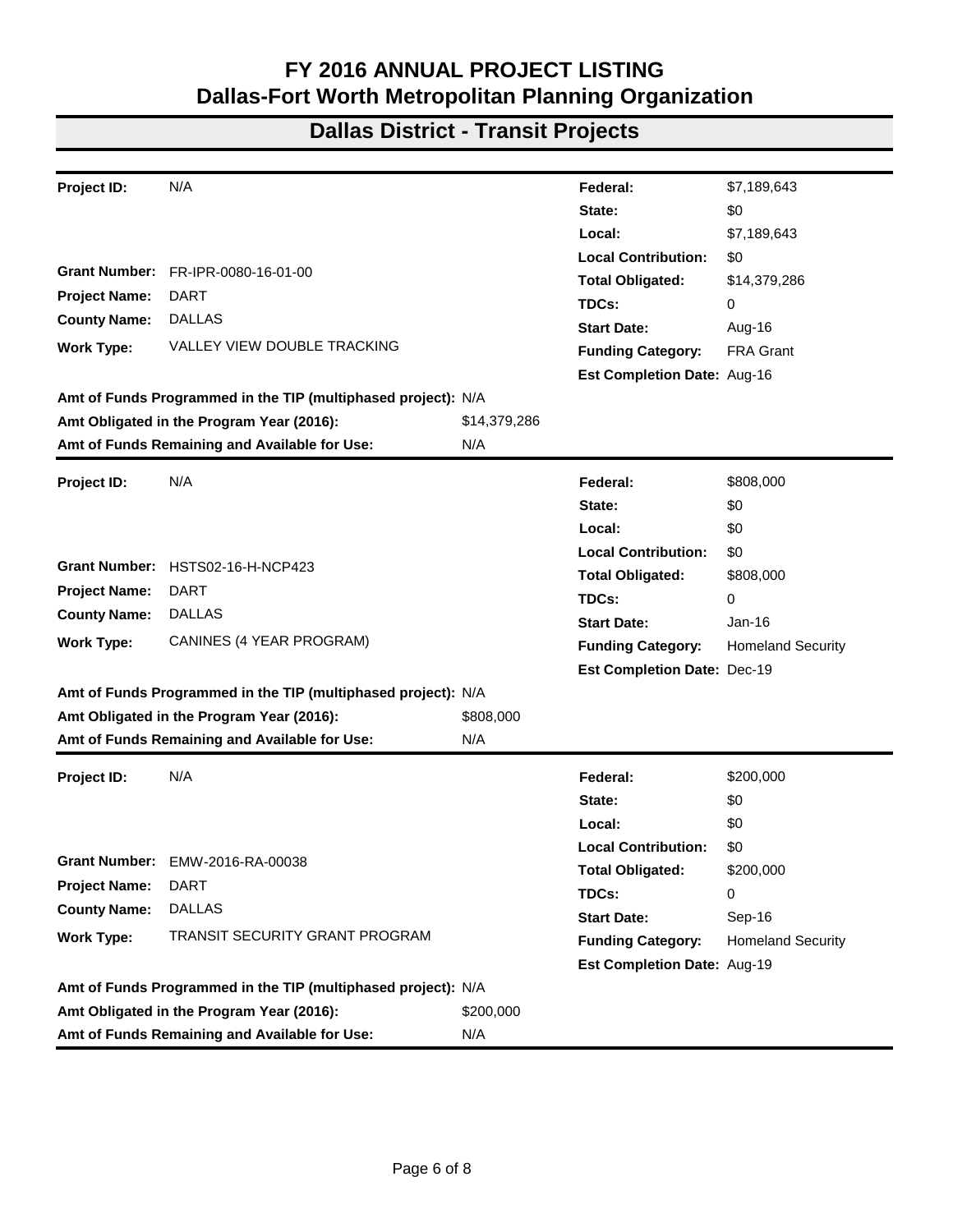# FY 2016 ANNUAL PROJECT LISTING
# Dallas-Fort Worth Metropolitan Planning Organization

## Dallas District - Transit Projects

| | | | |
|---|---|---|---|
| **Project ID:** | N/A | **Federal:** | $7,189,643 |
| | | **State:** | $0 |
| | | **Local:** | $7,189,643 |
| | | **Local Contribution:** | $0 |
| **Grant Number:** | FR-IPR-0080-16-01-00 | **Total Obligated:** | $14,379,286 |
| **Project Name:** | DART | **TDCs:** | 0 |
| **County Name:** | DALLAS | **Start Date:** | Aug-16 |
| **Work Type:** | VALLEY VIEW DOUBLE TRACKING | **Funding Category:** | FRA Grant |
| | | **Est Completion Date:** | Aug-16 |

**Amt of Funds Programmed in the TIP (multiphased project):** N/A
**Amt Obligated in the Program Year (2016):** $14,379,286
**Amt of Funds Remaining and Available for Use:** N/A

| | | | |
|---|---|---|---|
| **Project ID:** | N/A | **Federal:** | $808,000 |
| | | **State:** | $0 |
| | | **Local:** | $0 |
| | | **Local Contribution:** | $0 |
| **Grant Number:** | HSTS02-16-H-NCP423 | **Total Obligated:** | $808,000 |
| **Project Name:** | DART | **TDCs:** | 0 |
| **County Name:** | DALLAS | **Start Date:** | Jan-16 |
| **Work Type:** | CANINES (4 YEAR PROGRAM) | **Funding Category:** | Homeland Security |
| | | **Est Completion Date:** | Dec-19 |

**Amt of Funds Programmed in the TIP (multiphased project):** N/A
**Amt Obligated in the Program Year (2016):** $808,000
**Amt of Funds Remaining and Available for Use:** N/A

| | | | |
|---|---|---|---|
| **Project ID:** | N/A | **Federal:** | $200,000 |
| | | **State:** | $0 |
| | | **Local:** | $0 |
| | | **Local Contribution:** | $0 |
| **Grant Number:** | EMW-2016-RA-00038 | **Total Obligated:** | $200,000 |
| **Project Name:** | DART | **TDCs:** | 0 |
| **County Name:** | DALLAS | **Start Date:** | Sep-16 |
| **Work Type:** | TRANSIT SECURITY GRANT PROGRAM | **Funding Category:** | Homeland Security |
| | | **Est Completion Date:** | Aug-19 |

**Amt of Funds Programmed in the TIP (multiphased project):** N/A
**Amt Obligated in the Program Year (2016):** $200,000
**Amt of Funds Remaining and Available for Use:** N/A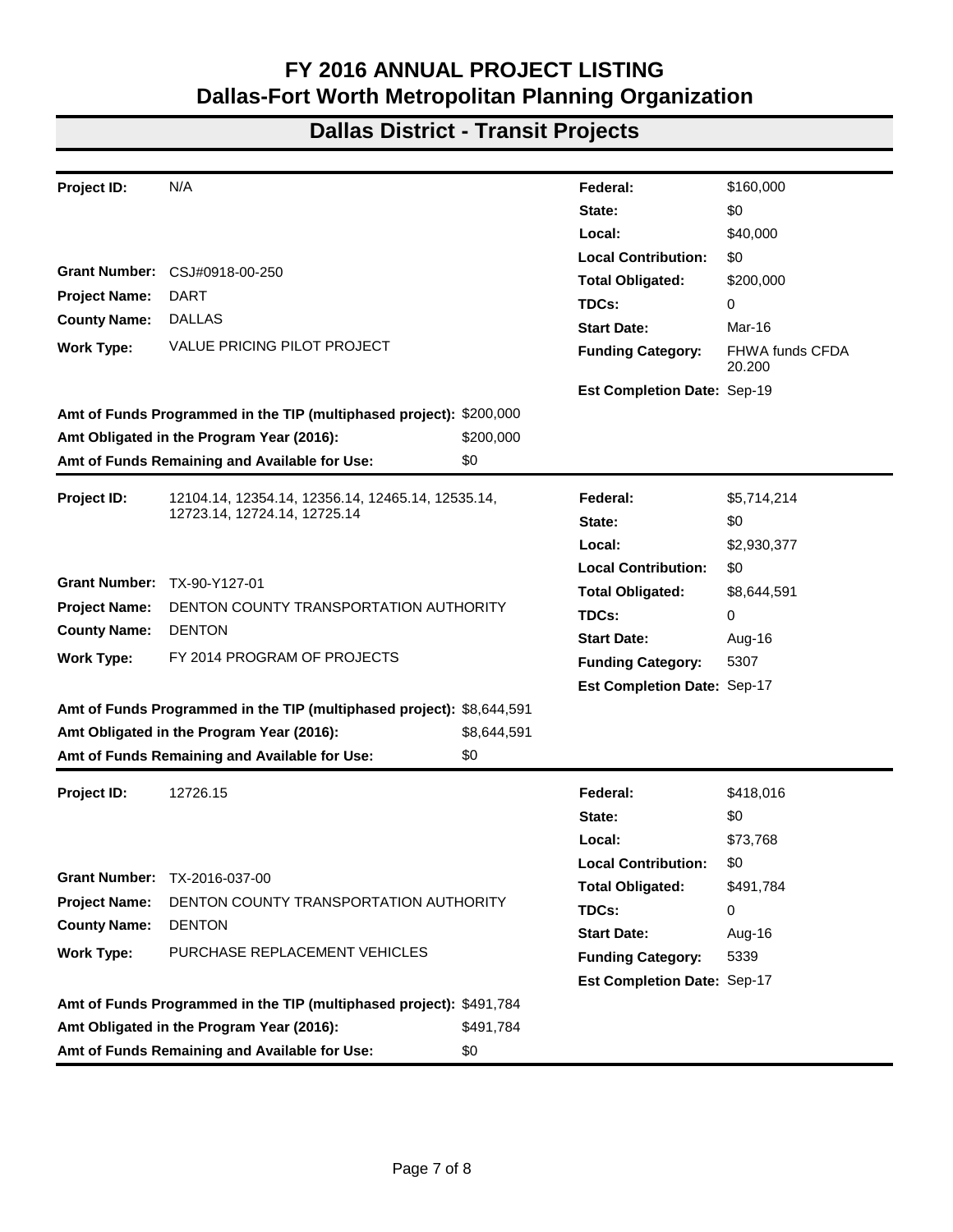# FY 2016 ANNUAL PROJECT LISTING
## Dallas-Fort Worth Metropolitan Planning Organization

## Dallas District - Transit Projects

| | | | |
|---|---|---|---|
| **Project ID:** | N/A | **Federal:** | $160,000 |
| | | **State:** | $0 |
| | | **Local:** | $40,000 |
| | | **Local Contribution:** | $0 |
| **Grant Number:** | CSJ#0918-00-250 | **Total Obligated:** | $200,000 |
| **Project Name:** | DART | **TDCs:** | 0 |
| **County Name:** | DALLAS | **Start Date:** | Mar-16 |
| **Work Type:** | VALUE PRICING PILOT PROJECT | **Funding Category:** | FHWA funds CFDA 20.200 |
| | | **Est Completion Date:** | Sep-19 |

**Amt of Funds Programmed in the TIP (multiphased project):** $200,000
**Amt Obligated in the Program Year (2016):** $200,000
**Amt of Funds Remaining and Available for Use:** $0

| | | | |
|---|---|---|---|
| **Project ID:** | 12104.14, 12354.14, 12356.14, 12465.14, 12535.14, 12723.14, 12724.14, 12725.14 | **Federal:** | $5,714,214 |
| | | **State:** | $0 |
| | | **Local:** | $2,930,377 |
| | | **Local Contribution:** | $0 |
| **Grant Number:** | TX-90-Y127-01 | **Total Obligated:** | $8,644,591 |
| **Project Name:** | DENTON COUNTY TRANSPORTATION AUTHORITY | **TDCs:** | 0 |
| **County Name:** | DENTON | **Start Date:** | Aug-16 |
| **Work Type:** | FY 2014 PROGRAM OF PROJECTS | **Funding Category:** | 5307 |
| | | **Est Completion Date:** | Sep-17 |

**Amt of Funds Programmed in the TIP (multiphased project):** $8,644,591
**Amt Obligated in the Program Year (2016):** $8,644,591
**Amt of Funds Remaining and Available for Use:** $0

| | | | |
|---|---|---|---|
| **Project ID:** | 12726.15 | **Federal:** | $418,016 |
| | | **State:** | $0 |
| | | **Local:** | $73,768 |
| | | **Local Contribution:** | $0 |
| **Grant Number:** | TX-2016-037-00 | **Total Obligated:** | $491,784 |
| **Project Name:** | DENTON COUNTY TRANSPORTATION AUTHORITY | **TDCs:** | 0 |
| **County Name:** | DENTON | **Start Date:** | Aug-16 |
| **Work Type:** | PURCHASE REPLACEMENT VEHICLES | **Funding Category:** | 5339 |
| | | **Est Completion Date:** | Sep-17 |

**Amt of Funds Programmed in the TIP (multiphased project):** $491,784
**Amt Obligated in the Program Year (2016):** $491,784
**Amt of Funds Remaining and Available for Use:** $0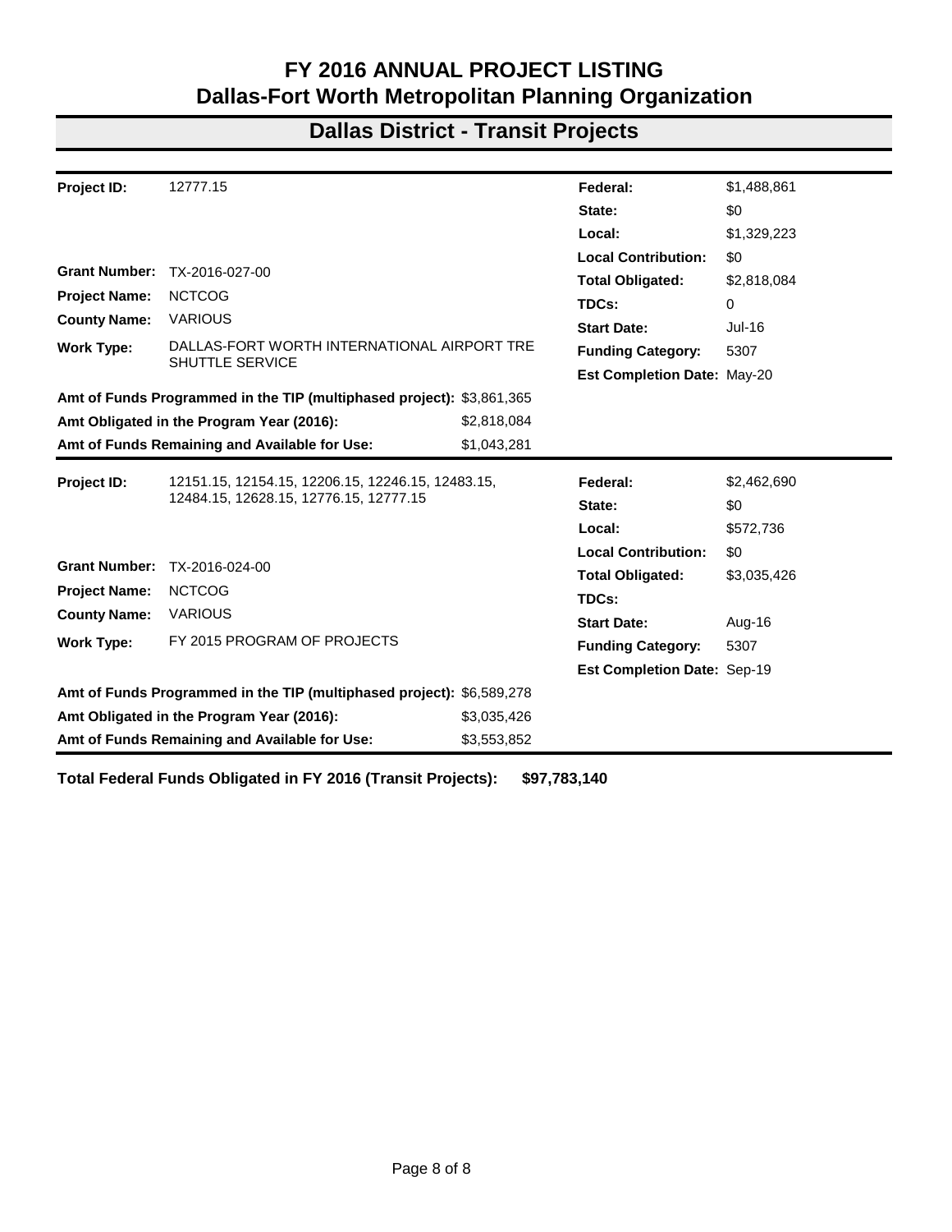# FY 2016 ANNUAL PROJECT LISTING
# Dallas-Fort Worth Metropolitan Planning Organization

## Dallas District - Transit Projects

| | | | |
|---|---|---|---|
| **Project ID:** | 12777.15 | **Federal:** | $1,488,861 |
| | | **State:** | $0 |
| | | **Local:** | $1,329,223 |
| | | **Local Contribution:** | $0 |
| **Grant Number:** | TX-2016-027-00 | **Total Obligated:** | $2,818,084 |
| **Project Name:** | NCTCOG | **TDCs:** | 0 |
| **County Name:** | VARIOUS | **Start Date:** | Jul-16 |
| **Work Type:** | DALLAS-FORT WORTH INTERNATIONAL AIRPORT TRE SHUTTLE SERVICE | **Funding Category:** | 5307 |
| | | **Est Completion Date:** | May-20 |

| | |
|---|---|
| **Amt of Funds Programmed in the TIP (multiphased project):** | $3,861,365 |
| **Amt Obligated in the Program Year (2016):** | $2,818,084 |
| **Amt of Funds Remaining and Available for Use:** | $1,043,281 |

| | | | |
|---|---|---|---|
| **Project ID:** | 12151.15, 12154.15, 12206.15, 12246.15, 12483.15, 12484.15, 12628.15, 12776.15, 12777.15 | **Federal:** | $2,462,690 |
| | | **State:** | $0 |
| | | **Local:** | $572,736 |
| | | **Local Contribution:** | $0 |
| **Grant Number:** | TX-2016-024-00 | **Total Obligated:** | $3,035,426 |
| **Project Name:** | NCTCOG | **TDCs:** | |
| **County Name:** | VARIOUS | **Start Date:** | Aug-16 |
| **Work Type:** | FY 2015 PROGRAM OF PROJECTS | **Funding Category:** | 5307 |
| | | **Est Completion Date:** | Sep-19 |

| | |
|---|---|
| **Amt of Funds Programmed in the TIP (multiphased project):** | $6,589,278 |
| **Amt Obligated in the Program Year (2016):** | $3,035,426 |
| **Amt of Funds Remaining and Available for Use:** | $3,553,852 |

**Total Federal Funds Obligated in FY 2016 (Transit Projects): $97,783,140**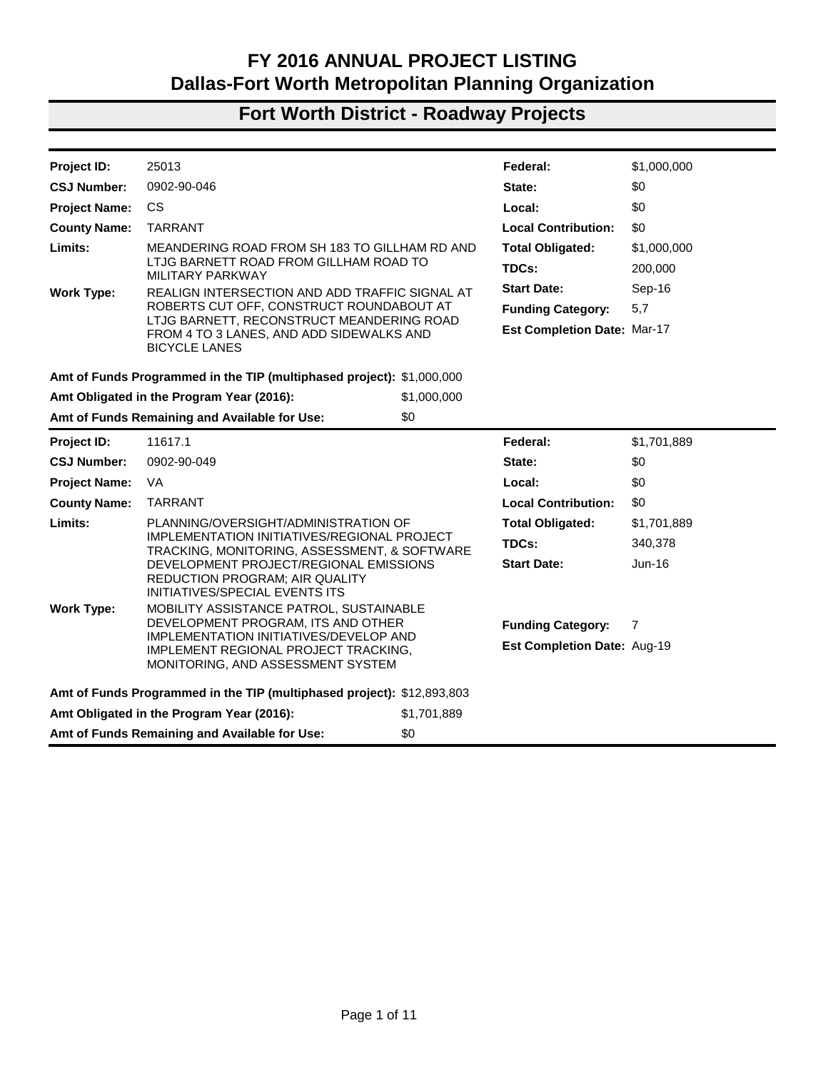# FY 2016 ANNUAL PROJECT LISTING
# Dallas-Fort Worth Metropolitan Planning Organization

## Fort Worth District - Roadway Projects

| | | | |
|---|---|---|---|
| **Project ID:** | 25013 | **Federal:** | $1,000,000 |
| **CSJ Number:** | 0902-90-046 | **State:** | $0 |
| **Project Name:** | CS | **Local:** | $0 |
| **County Name:** | TARRANT | **Local Contribution:** | $0 |
| **Limits:** | MEANDERING ROAD FROM SH 183 TO GILLHAM RD AND LTJG BARNETT ROAD FROM GILLHAM ROAD TO MILITARY PARKWAY | **Total Obligated:** | $1,000,000 |
| | | **TDCs:** | 200,000 |
| **Work Type:** | REALIGN INTERSECTION AND ADD TRAFFIC SIGNAL AT ROBERTS CUT OFF, CONSTRUCT ROUNDABOUT AT LTJG BARNETT, RECONSTRUCT MEANDERING ROAD FROM 4 TO 3 LANES, AND ADD SIDEWALKS AND BICYCLE LANES | **Start Date:** | Sep-16 |
| | | **Funding Category:** | 5,7 |
| | | **Est Completion Date:** | Mar-17 |

**Amt of Funds Programmed in the TIP (multiphased project):** $1,000,000
**Amt Obligated in the Program Year (2016):** $1,000,000
**Amt of Funds Remaining and Available for Use:** $0

| | | | |
|---|---|---|---|
| **Project ID:** | 11617.1 | **Federal:** | $1,701,889 |
| **CSJ Number:** | 0902-90-049 | **State:** | $0 |
| **Project Name:** | VA | **Local:** | $0 |
| **County Name:** | TARRANT | **Local Contribution:** | $0 |
| **Limits:** | PLANNING/OVERSIGHT/ADMINISTRATION OF IMPLEMENTATION INITIATIVES/REGIONAL PROJECT TRACKING, MONITORING, ASSESSMENT, & SOFTWARE DEVELOPMENT PROJECT/REGIONAL EMISSIONS REDUCTION PROGRAM; AIR QUALITY INITIATIVES/SPECIAL EVENTS ITS | **Total Obligated:** | $1,701,889 |
| | | **TDCs:** | 340,378 |
| | | **Start Date:** | Jun-16 |
| **Work Type:** | MOBILITY ASSISTANCE PATROL, SUSTAINABLE DEVELOPMENT PROGRAM, ITS AND OTHER IMPLEMENTATION INITIATIVES/DEVELOP AND IMPLEMENT REGIONAL PROJECT TRACKING, MONITORING, AND ASSESSMENT SYSTEM | **Funding Category:** | 7 |
| | | **Est Completion Date:** | Aug-19 |

**Amt of Funds Programmed in the TIP (multiphased project):** $12,893,803
**Amt Obligated in the Program Year (2016):** $1,701,889
**Amt of Funds Remaining and Available for Use:** $0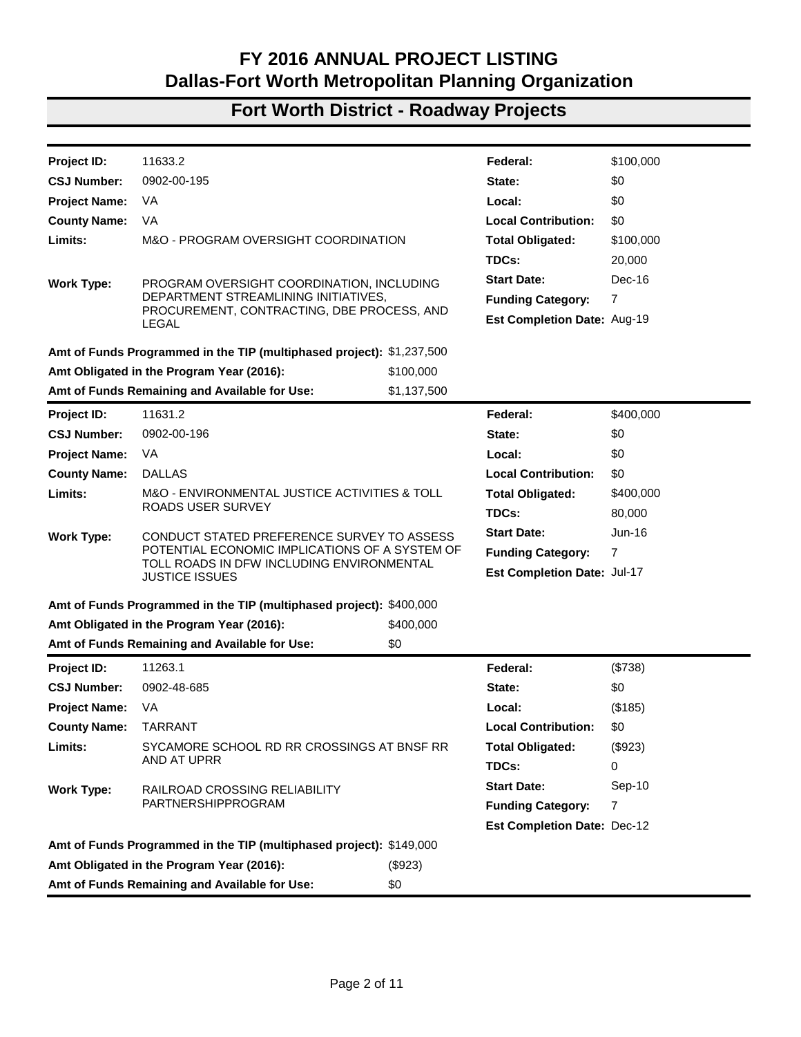# FY 2016 ANNUAL PROJECT LISTING
# Dallas-Fort Worth Metropolitan Planning Organization

## Fort Worth District - Roadway Projects

| | | | |
|---|---|---|---|
| **Project ID:** | 11633.2 | **Federal:** | $100,000 |
| **CSJ Number:** | 0902-00-195 | **State:** | $0 |
| **Project Name:** | VA | **Local:** | $0 |
| **County Name:** | VA | **Local Contribution:** | $0 |
| **Limits:** | M&O - PROGRAM OVERSIGHT COORDINATION | **Total Obligated:** | $100,000 |
| | | **TDCs:** | 20,000 |
| **Work Type:** | PROGRAM OVERSIGHT COORDINATION, INCLUDING DEPARTMENT STREAMLINING INITIATIVES, PROCUREMENT, CONTRACTING, DBE PROCESS, AND LEGAL | **Start Date:** | Dec-16 |
| | | **Funding Category:** | 7 |
| | | **Est Completion Date:** | Aug-19 |

| | |
|---|---|
| **Amt of Funds Programmed in the TIP (multiphased project):** | $1,237,500 |
| **Amt Obligated in the Program Year (2016):** | $100,000 |
| **Amt of Funds Remaining and Available for Use:** | $1,137,500 |

| | | | |
|---|---|---|---|
| **Project ID:** | 11631.2 | **Federal:** | $400,000 |
| **CSJ Number:** | 0902-00-196 | **State:** | $0 |
| **Project Name:** | VA | **Local:** | $0 |
| **County Name:** | DALLAS | **Local Contribution:** | $0 |
| **Limits:** | M&O - ENVIRONMENTAL JUSTICE ACTIVITIES & TOLL ROADS USER SURVEY | **Total Obligated:** | $400,000 |
| | | **TDCs:** | 80,000 |
| **Work Type:** | CONDUCT STATED PREFERENCE SURVEY TO ASSESS POTENTIAL ECONOMIC IMPLICATIONS OF A SYSTEM OF TOLL ROADS IN DFW INCLUDING ENVIRONMENTAL JUSTICE ISSUES | **Start Date:** | Jun-16 |
| | | **Funding Category:** | 7 |
| | | **Est Completion Date:** | Jul-17 |

| | |
|---|---|
| **Amt of Funds Programmed in the TIP (multiphased project):** | $400,000 |
| **Amt Obligated in the Program Year (2016):** | $400,000 |
| **Amt of Funds Remaining and Available for Use:** | $0 |

| | | | |
|---|---|---|---|
| **Project ID:** | 11263.1 | **Federal:** | ($738) |
| **CSJ Number:** | 0902-48-685 | **State:** | $0 |
| **Project Name:** | VA | **Local:** | ($185) |
| **County Name:** | TARRANT | **Local Contribution:** | $0 |
| **Limits:** | SYCAMORE SCHOOL RD RR CROSSINGS AT BNSF RR AND AT UPRR | **Total Obligated:** | ($923) |
| | | **TDCs:** | 0 |
| **Work Type:** | RAILROAD CROSSING RELIABILITY PARTNERSHIPPROGRAM | **Start Date:** | Sep-10 |
| | | **Funding Category:** | 7 |
| | | **Est Completion Date:** | Dec-12 |

| | |
|---|---|
| **Amt of Funds Programmed in the TIP (multiphased project):** | $149,000 |
| **Amt Obligated in the Program Year (2016):** | ($923) |
| **Amt of Funds Remaining and Available for Use:** | $0 |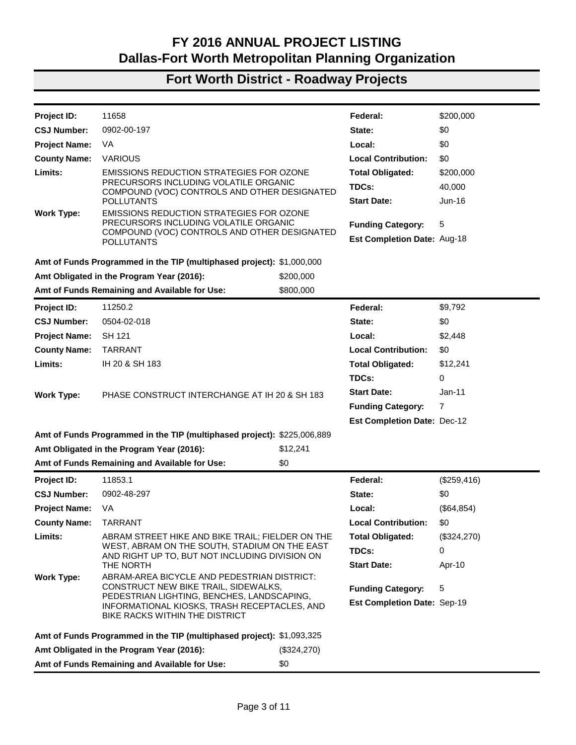# FY 2016 ANNUAL PROJECT LISTING
# Dallas-Fort Worth Metropolitan Planning Organization

## Fort Worth District - Roadway Projects

| | | | |
|---|---|---|---|
| **Project ID:** | 11658 | **Federal:** | $200,000 |
| **CSJ Number:** | 0902-00-197 | **State:** | $0 |
| **Project Name:** | VA | **Local:** | $0 |
| **County Name:** | VARIOUS | **Local Contribution:** | $0 |
| **Limits:** | EMISSIONS REDUCTION STRATEGIES FOR OZONE PRECURSORS INCLUDING VOLATILE ORGANIC COMPOUND (VOC) CONTROLS AND OTHER DESIGNATED POLLUTANTS | **Total Obligated:** | $200,000 |
| | | **TDCs:** | 40,000 |
| | | **Start Date:** | Jun-16 |
| **Work Type:** | EMISSIONS REDUCTION STRATEGIES FOR OZONE PRECURSORS INCLUDING VOLATILE ORGANIC COMPOUND (VOC) CONTROLS AND OTHER DESIGNATED POLLUTANTS | **Funding Category:** | 5 |
| | | **Est Completion Date:** | Aug-18 |

**Amt of Funds Programmed in the TIP (multiphased project):** $1,000,000
**Amt Obligated in the Program Year (2016):** $200,000
**Amt of Funds Remaining and Available for Use:** $800,000

---

| | | | |
|---|---|---|---|
| **Project ID:** | 11250.2 | **Federal:** | $9,792 |
| **CSJ Number:** | 0504-02-018 | **State:** | $0 |
| **Project Name:** | SH 121 | **Local:** | $2,448 |
| **County Name:** | TARRANT | **Local Contribution:** | $0 |
| **Limits:** | IH 20 & SH 183 | **Total Obligated:** | $12,241 |
| | | **TDCs:** | 0 |
| **Work Type:** | PHASE CONSTRUCT INTERCHANGE AT IH 20 & SH 183 | **Start Date:** | Jan-11 |
| | | **Funding Category:** | 7 |
| | | **Est Completion Date:** | Dec-12 |

**Amt of Funds Programmed in the TIP (multiphased project):** $225,006,889
**Amt Obligated in the Program Year (2016):** $12,241
**Amt of Funds Remaining and Available for Use:** $0

---

| | | | |
|---|---|---|---|
| **Project ID:** | 11853.1 | **Federal:** | ($259,416) |
| **CSJ Number:** | 0902-48-297 | **State:** | $0 |
| **Project Name:** | VA | **Local:** | ($64,854) |
| **County Name:** | TARRANT | **Local Contribution:** | $0 |
| **Limits:** | ABRAM STREET HIKE AND BIKE TRAIL; FIELDER ON THE WEST, ABRAM ON THE SOUTH, STADIUM ON THE EAST AND RIGHT UP TO, BUT NOT INCLUDING DIVISION ON THE NORTH | **Total Obligated:** | ($324,270) |
| | | **TDCs:** | 0 |
| | | **Start Date:** | Apr-10 |
| **Work Type:** | ABRAM-AREA BICYCLE AND PEDESTRIAN DISTRICT: CONSTRUCT NEW BIKE TRAIL, SIDEWALKS, PEDESTRIAN LIGHTING, BENCHES, LANDSCAPING, INFORMATIONAL KIOSKS, TRASH RECEPTACLES, AND BIKE RACKS WITHIN THE DISTRICT | **Funding Category:** | 5 |
| | | **Est Completion Date:** | Sep-19 |

**Amt of Funds Programmed in the TIP (multiphased project):** $1,093,325
**Amt Obligated in the Program Year (2016):** ($324,270)
**Amt of Funds Remaining and Available for Use:** $0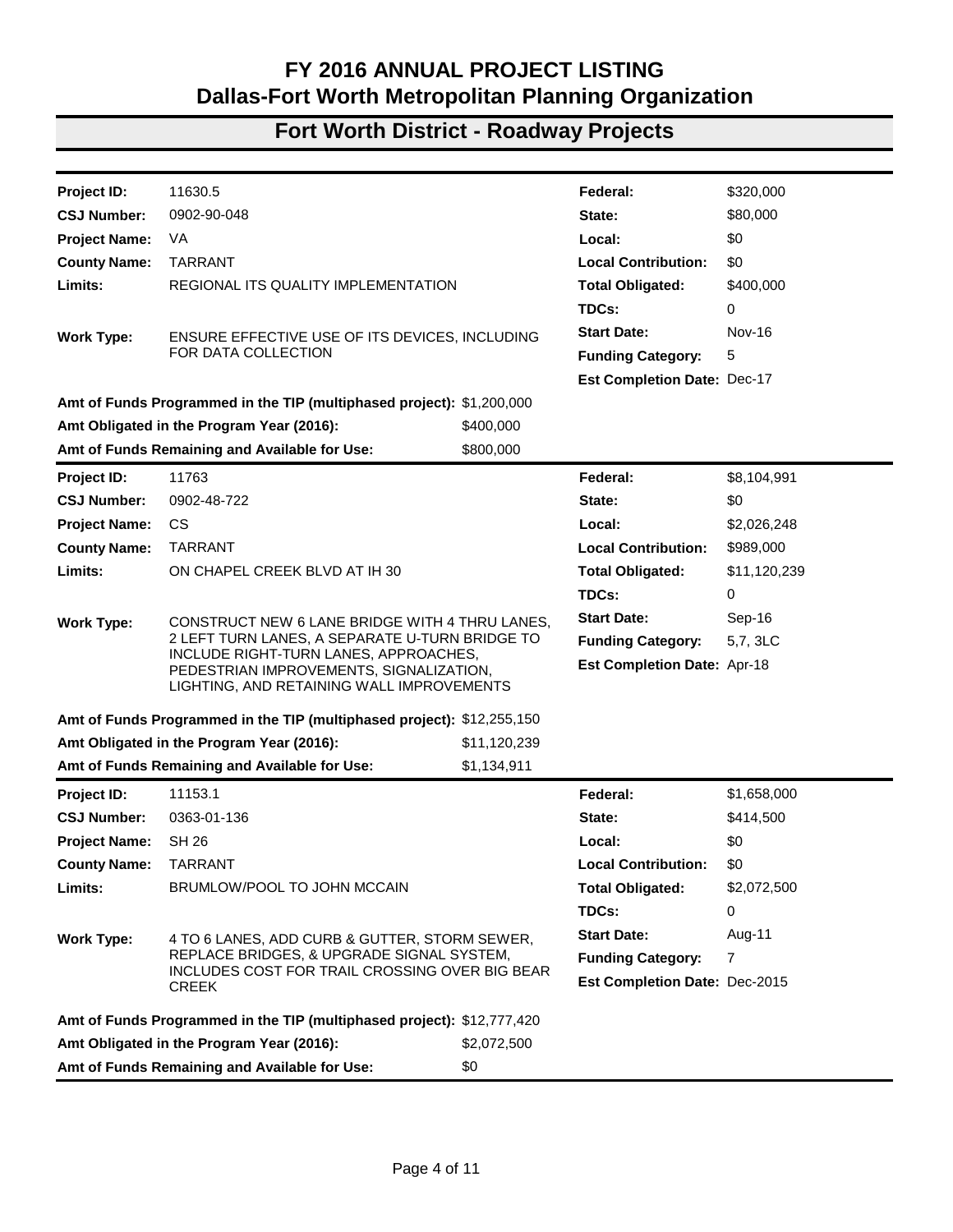# FY 2016 ANNUAL PROJECT LISTING
## Dallas-Fort Worth Metropolitan Planning Organization

## Fort Worth District - Roadway Projects

| | | | |
|---|---|---|---|
| **Project ID:** | 11630.5 | **Federal:** | $320,000 |
| **CSJ Number:** | 0902-90-048 | **State:** | $80,000 |
| **Project Name:** | VA | **Local:** | $0 |
| **County Name:** | TARRANT | **Local Contribution:** | $0 |
| **Limits:** | REGIONAL ITS QUALITY IMPLEMENTATION | **Total Obligated:** | $400,000 |
| | | **TDCs:** | 0 |
| **Work Type:** | ENSURE EFFECTIVE USE OF ITS DEVICES, INCLUDING FOR DATA COLLECTION | **Start Date:** | Nov-16 |
| | | **Funding Category:** | 5 |
| | | **Est Completion Date:** | Dec-17 |

**Amt of Funds Programmed in the TIP (multiphased project):** $1,200,000
**Amt Obligated in the Program Year (2016):** $400,000
**Amt of Funds Remaining and Available for Use:** $800,000

| | | | |
|---|---|---|---|
| **Project ID:** | 11763 | **Federal:** | $8,104,991 |
| **CSJ Number:** | 0902-48-722 | **State:** | $0 |
| **Project Name:** | CS | **Local:** | $2,026,248 |
| **County Name:** | TARRANT | **Local Contribution:** | $989,000 |
| **Limits:** | ON CHAPEL CREEK BLVD AT IH 30 | **Total Obligated:** | $11,120,239 |
| | | **TDCs:** | 0 |
| **Work Type:** | CONSTRUCT NEW 6 LANE BRIDGE WITH 4 THRU LANES, 2 LEFT TURN LANES, A SEPARATE U-TURN BRIDGE TO INCLUDE RIGHT-TURN LANES, APPROACHES, PEDESTRIAN IMPROVEMENTS, SIGNALIZATION, LIGHTING, AND RETAINING WALL IMPROVEMENTS | **Start Date:** | Sep-16 |
| | | **Funding Category:** | 5,7, 3LC |
| | | **Est Completion Date:** | Apr-18 |

**Amt of Funds Programmed in the TIP (multiphased project):** $12,255,150
**Amt Obligated in the Program Year (2016):** $11,120,239
**Amt of Funds Remaining and Available for Use:** $1,134,911

| | | | |
|---|---|---|---|
| **Project ID:** | 11153.1 | **Federal:** | $1,658,000 |
| **CSJ Number:** | 0363-01-136 | **State:** | $414,500 |
| **Project Name:** | SH 26 | **Local:** | $0 |
| **County Name:** | TARRANT | **Local Contribution:** | $0 |
| **Limits:** | BRUMLOW/POOL TO JOHN MCCAIN | **Total Obligated:** | $2,072,500 |
| | | **TDCs:** | 0 |
| **Work Type:** | 4 TO 6 LANES, ADD CURB & GUTTER, STORM SEWER, REPLACE BRIDGES, & UPGRADE SIGNAL SYSTEM, INCLUDES COST FOR TRAIL CROSSING OVER BIG BEAR CREEK | **Start Date:** | Aug-11 |
| | | **Funding Category:** | 7 |
| | | **Est Completion Date:** | Dec-2015 |

**Amt of Funds Programmed in the TIP (multiphased project):** $12,777,420
**Amt Obligated in the Program Year (2016):** $2,072,500
**Amt of Funds Remaining and Available for Use:** $0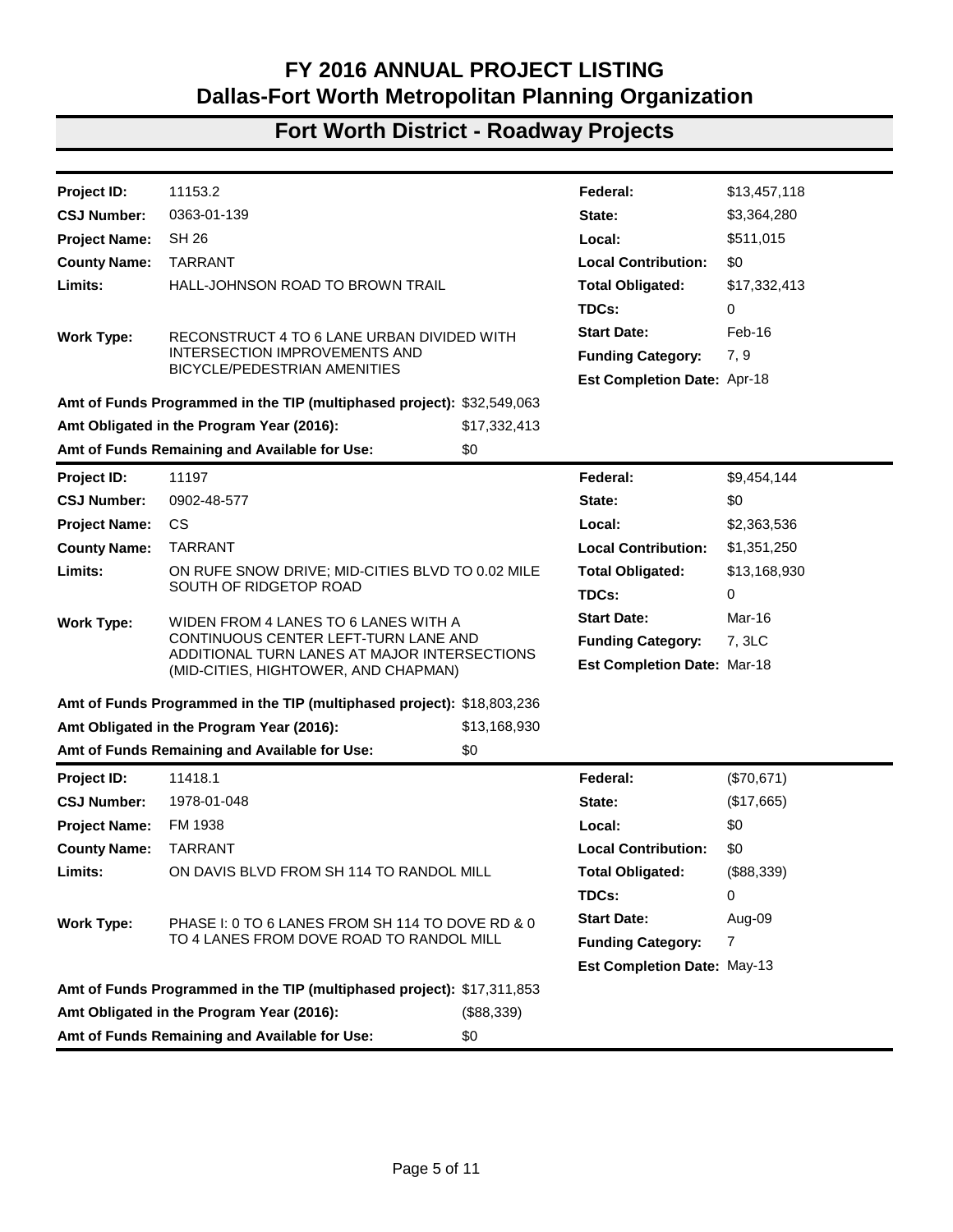# FY 2016 ANNUAL PROJECT LISTING
## Dallas-Fort Worth Metropolitan Planning Organization

## Fort Worth District - Roadway Projects

| | | | |
|---|---|---|---|
| **Project ID:** | 11153.2 | **Federal:** | $13,457,118 |
| **CSJ Number:** | 0363-01-139 | **State:** | $3,364,280 |
| **Project Name:** | SH 26 | **Local:** | $511,015 |
| **County Name:** | TARRANT | **Local Contribution:** | $0 |
| **Limits:** | HALL-JOHNSON ROAD TO BROWN TRAIL | **Total Obligated:** | $17,332,413 |
| | | **TDCs:** | 0 |
| **Work Type:** | RECONSTRUCT 4 TO 6 LANE URBAN DIVIDED WITH INTERSECTION IMPROVEMENTS AND BICYCLE/PEDESTRIAN AMENITIES | **Start Date:** | Feb-16 |
| | | **Funding Category:** | 7, 9 |
| | | **Est Completion Date:** | Apr-18 |

**Amt of Funds Programmed in the TIP (multiphased project):** $32,549,063
**Amt Obligated in the Program Year (2016):** $17,332,413
**Amt of Funds Remaining and Available for Use:** $0

---

| | | | |
|---|---|---|---|
| **Project ID:** | 11197 | **Federal:** | $9,454,144 |
| **CSJ Number:** | 0902-48-577 | **State:** | $0 |
| **Project Name:** | CS | **Local:** | $2,363,536 |
| **County Name:** | TARRANT | **Local Contribution:** | $1,351,250 |
| **Limits:** | ON RUFE SNOW DRIVE; MID-CITIES BLVD TO 0.02 MILE SOUTH OF RIDGETOP ROAD | **Total Obligated:** | $13,168,930 |
| | | **TDCs:** | 0 |
| **Work Type:** | WIDEN FROM 4 LANES TO 6 LANES WITH A CONTINUOUS CENTER LEFT-TURN LANE AND ADDITIONAL TURN LANES AT MAJOR INTERSECTIONS (MID-CITIES, HIGHTOWER, AND CHAPMAN) | **Start Date:** | Mar-16 |
| | | **Funding Category:** | 7, 3LC |
| | | **Est Completion Date:** | Mar-18 |

**Amt of Funds Programmed in the TIP (multiphased project):** $18,803,236
**Amt Obligated in the Program Year (2016):** $13,168,930
**Amt of Funds Remaining and Available for Use:** $0

---

| | | | |
|---|---|---|---|
| **Project ID:** | 11418.1 | **Federal:** | ($70,671) |
| **CSJ Number:** | 1978-01-048 | **State:** | ($17,665) |
| **Project Name:** | FM 1938 | **Local:** | $0 |
| **County Name:** | TARRANT | **Local Contribution:** | $0 |
| **Limits:** | ON DAVIS BLVD FROM SH 114 TO RANDOL MILL | **Total Obligated:** | ($88,339) |
| | | **TDCs:** | 0 |
| **Work Type:** | PHASE I: 0 TO 6 LANES FROM SH 114 TO DOVE RD & 0 TO 4 LANES FROM DOVE ROAD TO RANDOL MILL | **Start Date:** | Aug-09 |
| | | **Funding Category:** | 7 |
| | | **Est Completion Date:** | May-13 |

**Amt of Funds Programmed in the TIP (multiphased project):** $17,311,853
**Amt Obligated in the Program Year (2016):** ($88,339)
**Amt of Funds Remaining and Available for Use:** $0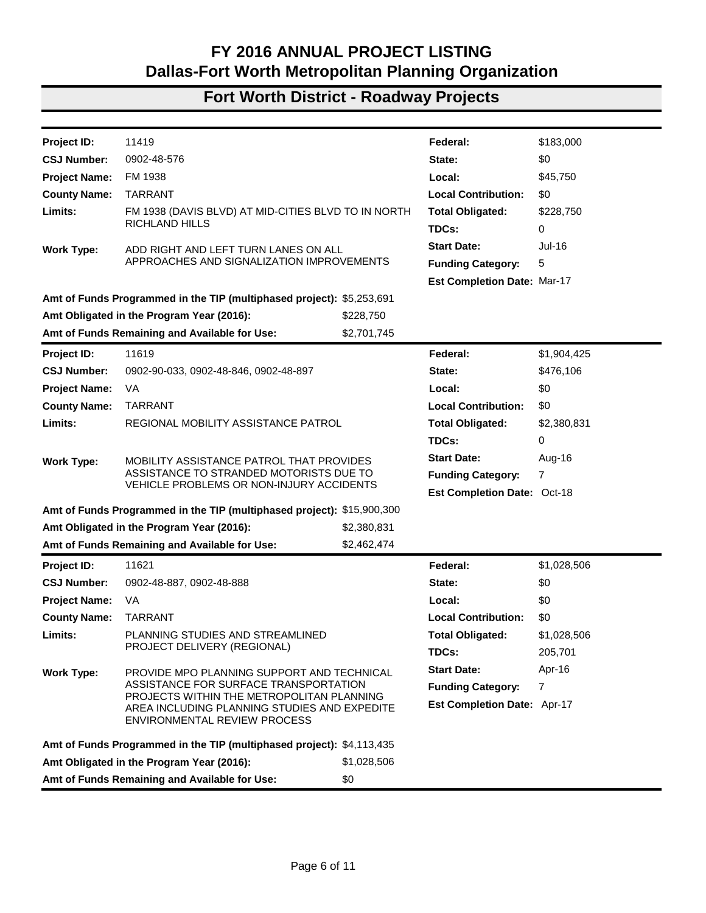# FY 2016 ANNUAL PROJECT LISTING
## Dallas-Fort Worth Metropolitan Planning Organization

## Fort Worth District - Roadway Projects

| | | | |
|---|---|---|---|
| **Project ID:** | 11419 | **Federal:** | $183,000 |
| **CSJ Number:** | 0902-48-576 | **State:** | $0 |
| **Project Name:** | FM 1938 | **Local:** | $45,750 |
| **County Name:** | TARRANT | **Local Contribution:** | $0 |
| **Limits:** | FM 1938 (DAVIS BLVD) AT MID-CITIES BLVD TO IN NORTH RICHLAND HILLS | **Total Obligated:** | $228,750 |
| | | **TDCs:** | 0 |
| **Work Type:** | ADD RIGHT AND LEFT TURN LANES ON ALL APPROACHES AND SIGNALIZATION IMPROVEMENTS | **Start Date:** | Jul-16 |
| | | **Funding Category:** | 5 |
| | | **Est Completion Date:** | Mar-17 |

**Amt of Funds Programmed in the TIP (multiphased project):** $5,253,691
**Amt Obligated in the Program Year (2016):** $228,750
**Amt of Funds Remaining and Available for Use:** $2,701,745

| | | | |
|---|---|---|---|
| **Project ID:** | 11619 | **Federal:** | $1,904,425 |
| **CSJ Number:** | 0902-90-033, 0902-48-846, 0902-48-897 | **State:** | $476,106 |
| **Project Name:** | VA | **Local:** | $0 |
| **County Name:** | TARRANT | **Local Contribution:** | $0 |
| **Limits:** | REGIONAL MOBILITY ASSISTANCE PATROL | **Total Obligated:** | $2,380,831 |
| | | **TDCs:** | 0 |
| **Work Type:** | MOBILITY ASSISTANCE PATROL THAT PROVIDES ASSISTANCE TO STRANDED MOTORISTS DUE TO VEHICLE PROBLEMS OR NON-INJURY ACCIDENTS | **Start Date:** | Aug-16 |
| | | **Funding Category:** | 7 |
| | | **Est Completion Date:** | Oct-18 |

**Amt of Funds Programmed in the TIP (multiphased project):** $15,900,300
**Amt Obligated in the Program Year (2016):** $2,380,831
**Amt of Funds Remaining and Available for Use:** $2,462,474

| | | | |
|---|---|---|---|
| **Project ID:** | 11621 | **Federal:** | $1,028,506 |
| **CSJ Number:** | 0902-48-887, 0902-48-888 | **State:** | $0 |
| **Project Name:** | VA | **Local:** | $0 |
| **County Name:** | TARRANT | **Local Contribution:** | $0 |
| **Limits:** | PLANNING STUDIES AND STREAMLINED PROJECT DELIVERY (REGIONAL) | **Total Obligated:** | $1,028,506 |
| | | **TDCs:** | 205,701 |
| **Work Type:** | PROVIDE MPO PLANNING SUPPORT AND TECHNICAL ASSISTANCE FOR SURFACE TRANSPORTATION PROJECTS WITHIN THE METROPOLITAN PLANNING AREA INCLUDING PLANNING STUDIES AND EXPEDITE ENVIRONMENTAL REVIEW PROCESS | **Start Date:** | Apr-16 |
| | | **Funding Category:** | 7 |
| | | **Est Completion Date:** | Apr-17 |

**Amt of Funds Programmed in the TIP (multiphased project):** $4,113,435
**Amt Obligated in the Program Year (2016):** $1,028,506
**Amt of Funds Remaining and Available for Use:** $0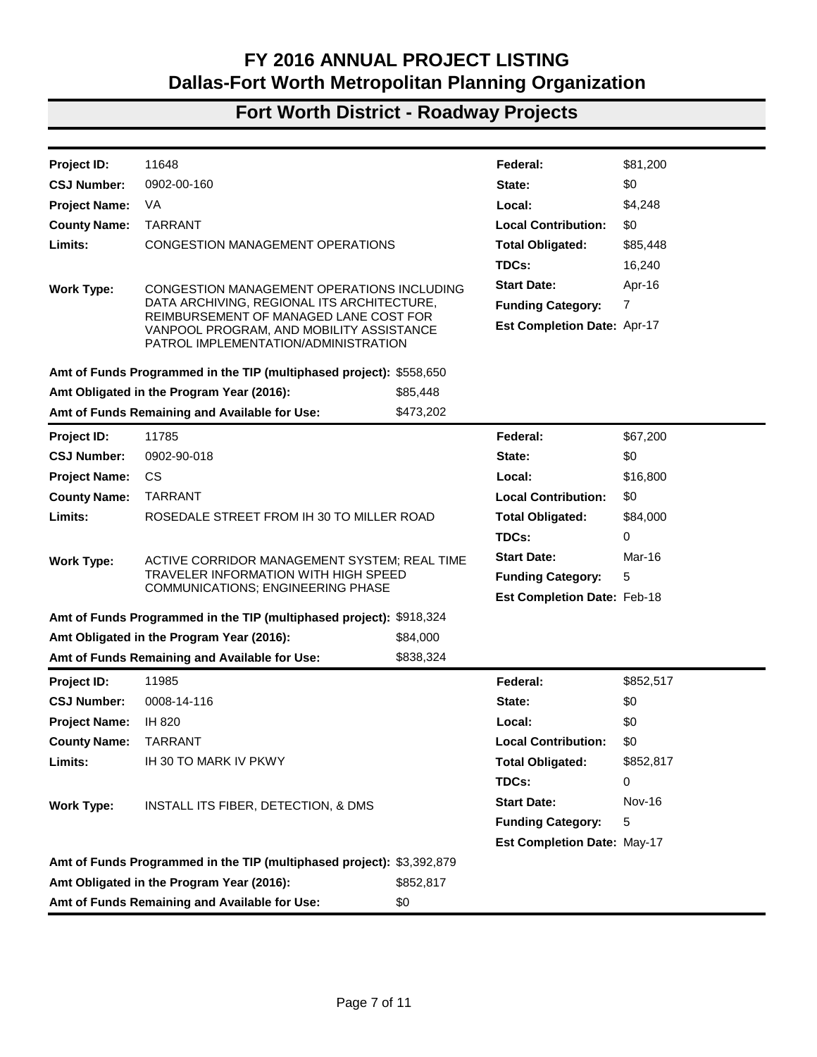# FY 2016 ANNUAL PROJECT LISTING
# Dallas-Fort Worth Metropolitan Planning Organization

## Fort Worth District - Roadway Projects

| | | | |
|---|---|---|---|
| **Project ID:** | 11648 | **Federal:** | $81,200 |
| **CSJ Number:** | 0902-00-160 | **State:** | $0 |
| **Project Name:** | VA | **Local:** | $4,248 |
| **County Name:** | TARRANT | **Local Contribution:** | $0 |
| **Limits:** | CONGESTION MANAGEMENT OPERATIONS | **Total Obligated:** | $85,448 |
| | | **TDCs:** | 16,240 |
| **Work Type:** | CONGESTION MANAGEMENT OPERATIONS INCLUDING DATA ARCHIVING, REGIONAL ITS ARCHITECTURE, REIMBURSEMENT OF MANAGED LANE COST FOR VANPOOL PROGRAM, AND MOBILITY ASSISTANCE PATROL IMPLEMENTATION/ADMINISTRATION | **Start Date:** | Apr-16 |
| | | **Funding Category:** | 7 |
| | | **Est Completion Date:** | Apr-17 |

**Amt of Funds Programmed in the TIP (multiphased project):** $558,650
**Amt Obligated in the Program Year (2016):** $85,448
**Amt of Funds Remaining and Available for Use:** $473,202

| | | | |
|---|---|---|---|
| **Project ID:** | 11785 | **Federal:** | $67,200 |
| **CSJ Number:** | 0902-90-018 | **State:** | $0 |
| **Project Name:** | CS | **Local:** | $16,800 |
| **County Name:** | TARRANT | **Local Contribution:** | $0 |
| **Limits:** | ROSEDALE STREET FROM IH 30 TO MILLER ROAD | **Total Obligated:** | $84,000 |
| | | **TDCs:** | 0 |
| **Work Type:** | ACTIVE CORRIDOR MANAGEMENT SYSTEM; REAL TIME TRAVELER INFORMATION WITH HIGH SPEED COMMUNICATIONS; ENGINEERING PHASE | **Start Date:** | Mar-16 |
| | | **Funding Category:** | 5 |
| | | **Est Completion Date:** | Feb-18 |

**Amt of Funds Programmed in the TIP (multiphased project):** $918,324
**Amt Obligated in the Program Year (2016):** $84,000
**Amt of Funds Remaining and Available for Use:** $838,324

| | | | |
|---|---|---|---|
| **Project ID:** | 11985 | **Federal:** | $852,517 |
| **CSJ Number:** | 0008-14-116 | **State:** | $0 |
| **Project Name:** | IH 820 | **Local:** | $0 |
| **County Name:** | TARRANT | **Local Contribution:** | $0 |
| **Limits:** | IH 30 TO MARK IV PKWY | **Total Obligated:** | $852,817 |
| | | **TDCs:** | 0 |
| **Work Type:** | INSTALL ITS FIBER, DETECTION, & DMS | **Start Date:** | Nov-16 |
| | | **Funding Category:** | 5 |
| | | **Est Completion Date:** | May-17 |

**Amt of Funds Programmed in the TIP (multiphased project):** $3,392,879
**Amt Obligated in the Program Year (2016):** $852,817
**Amt of Funds Remaining and Available for Use:** $0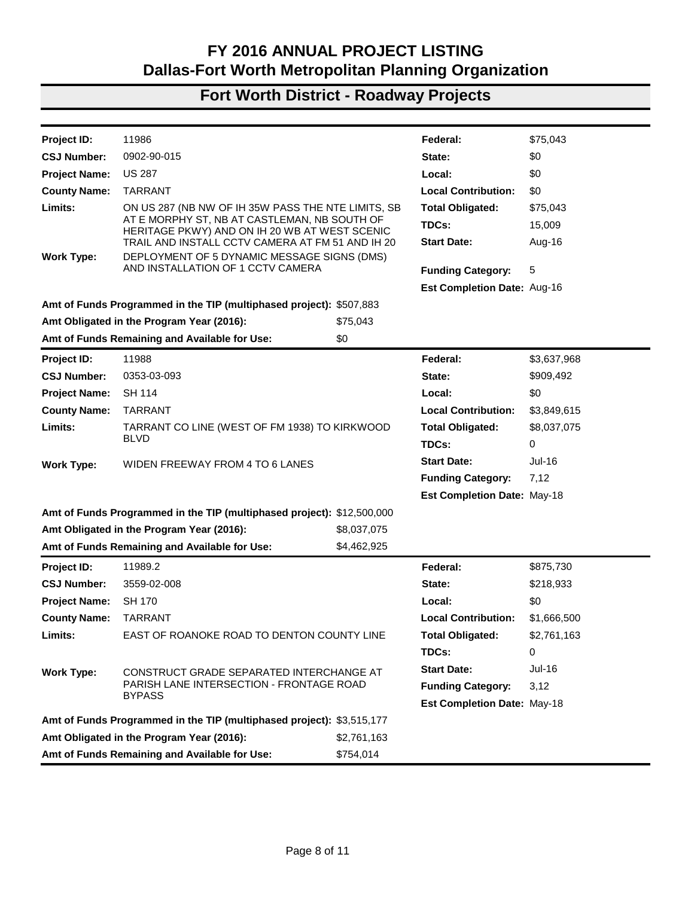# FY 2016 ANNUAL PROJECT LISTING
## Dallas-Fort Worth Metropolitan Planning Organization

## Fort Worth District - Roadway Projects

| | | | |
|---|---|---|---|
| **Project ID:** | 11986 | **Federal:** | $75,043 |
| **CSJ Number:** | 0902-90-015 | **State:** | $0 |
| **Project Name:** | US 287 | **Local:** | $0 |
| **County Name:** | TARRANT | **Local Contribution:** | $0 |
| **Limits:** | ON US 287 (NB NW OF IH 35W PASS THE NTE LIMITS, SB AT E MORPHY ST, NB AT CASTLEMAN, NB SOUTH OF HERITAGE PKWY) AND ON IH 20 WB AT WEST SCENIC TRAIL AND INSTALL CCTV CAMERA AT FM 51 AND IH 20 | **Total Obligated:** | $75,043 |
| | | **TDCs:** | 15,009 |
| | | **Start Date:** | Aug-16 |
| **Work Type:** | DEPLOYMENT OF 5 DYNAMIC MESSAGE SIGNS (DMS) AND INSTALLATION OF 1 CCTV CAMERA | **Funding Category:** | 5 |
| | | **Est Completion Date:** | Aug-16 |

**Amt of Funds Programmed in the TIP (multiphased project):** $507,883
**Amt Obligated in the Program Year (2016):** $75,043
**Amt of Funds Remaining and Available for Use:** $0

| | | | |
|---|---|---|---|
| **Project ID:** | 11988 | **Federal:** | $3,637,968 |
| **CSJ Number:** | 0353-03-093 | **State:** | $909,492 |
| **Project Name:** | SH 114 | **Local:** | $0 |
| **County Name:** | TARRANT | **Local Contribution:** | $3,849,615 |
| **Limits:** | TARRANT CO LINE (WEST OF FM 1938) TO KIRKWOOD BLVD | **Total Obligated:** | $8,037,075 |
| | | **TDCs:** | 0 |
| **Work Type:** | WIDEN FREEWAY FROM 4 TO 6 LANES | **Start Date:** | Jul-16 |
| | | **Funding Category:** | 7,12 |
| | | **Est Completion Date:** | May-18 |

**Amt of Funds Programmed in the TIP (multiphased project):** $12,500,000
**Amt Obligated in the Program Year (2016):** $8,037,075
**Amt of Funds Remaining and Available for Use:** $4,462,925

| | | | |
|---|---|---|---|
| **Project ID:** | 11989.2 | **Federal:** | $875,730 |
| **CSJ Number:** | 3559-02-008 | **State:** | $218,933 |
| **Project Name:** | SH 170 | **Local:** | $0 |
| **County Name:** | TARRANT | **Local Contribution:** | $1,666,500 |
| **Limits:** | EAST OF ROANOKE ROAD TO DENTON COUNTY LINE | **Total Obligated:** | $2,761,163 |
| | | **TDCs:** | 0 |
| **Work Type:** | CONSTRUCT GRADE SEPARATED INTERCHANGE AT PARISH LANE INTERSECTION - FRONTAGE ROAD BYPASS | **Start Date:** | Jul-16 |
| | | **Funding Category:** | 3,12 |
| | | **Est Completion Date:** | May-18 |

**Amt of Funds Programmed in the TIP (multiphased project):** $3,515,177
**Amt Obligated in the Program Year (2016):** $2,761,163
**Amt of Funds Remaining and Available for Use:** $754,014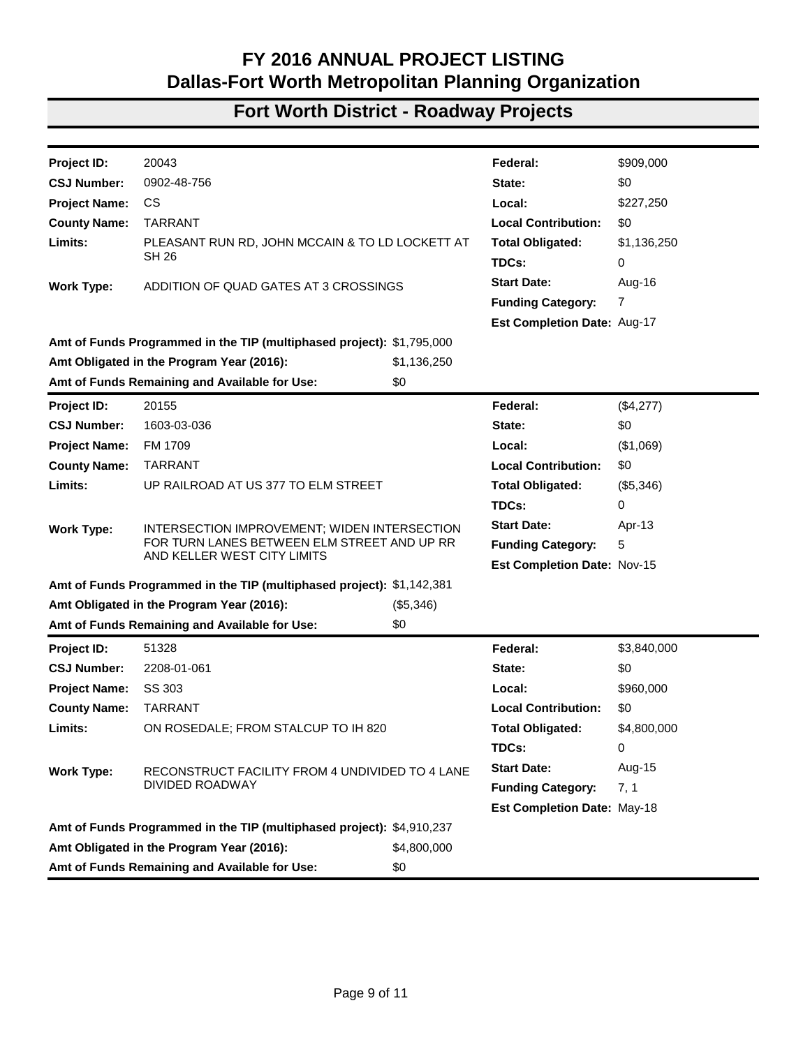# FY 2016 ANNUAL PROJECT LISTING
# Dallas-Fort Worth Metropolitan Planning Organization

## Fort Worth District - Roadway Projects

| | | | |
|---|---|---|---|
| **Project ID:** | 20043 | **Federal:** | $909,000 |
| **CSJ Number:** | 0902-48-756 | **State:** | $0 |
| **Project Name:** | CS | **Local:** | $227,250 |
| **County Name:** | TARRANT | **Local Contribution:** | $0 |
| **Limits:** | PLEASANT RUN RD, JOHN MCCAIN & TO LD LOCKETT AT SH 26 | **Total Obligated:** | $1,136,250 |
| | | **TDCs:** | 0 |
| **Work Type:** | ADDITION OF QUAD GATES AT 3 CROSSINGS | **Start Date:** | Aug-16 |
| | | **Funding Category:** | 7 |
| | | **Est Completion Date:** | Aug-17 |

**Amt of Funds Programmed in the TIP (multiphased project):** $1,795,000
**Amt Obligated in the Program Year (2016):** $1,136,250
**Amt of Funds Remaining and Available for Use:** $0

| | | | |
|---|---|---|---|
| **Project ID:** | 20155 | **Federal:** | ($4,277) |
| **CSJ Number:** | 1603-03-036 | **State:** | $0 |
| **Project Name:** | FM 1709 | **Local:** | ($1,069) |
| **County Name:** | TARRANT | **Local Contribution:** | $0 |
| **Limits:** | UP RAILROAD AT US 377 TO ELM STREET | **Total Obligated:** | ($5,346) |
| | | **TDCs:** | 0 |
| **Work Type:** | INTERSECTION IMPROVEMENT; WIDEN INTERSECTION FOR TURN LANES BETWEEN ELM STREET AND UP RR AND KELLER WEST CITY LIMITS | **Start Date:** | Apr-13 |
| | | **Funding Category:** | 5 |
| | | **Est Completion Date:** | Nov-15 |

**Amt of Funds Programmed in the TIP (multiphased project):** $1,142,381
**Amt Obligated in the Program Year (2016):** ($5,346)
**Amt of Funds Remaining and Available for Use:** $0

| | | | |
|---|---|---|---|
| **Project ID:** | 51328 | **Federal:** | $3,840,000 |
| **CSJ Number:** | 2208-01-061 | **State:** | $0 |
| **Project Name:** | SS 303 | **Local:** | $960,000 |
| **County Name:** | TARRANT | **Local Contribution:** | $0 |
| **Limits:** | ON ROSEDALE; FROM STALCUP TO IH 820 | **Total Obligated:** | $4,800,000 |
| | | **TDCs:** | 0 |
| **Work Type:** | RECONSTRUCT FACILITY FROM 4 UNDIVIDED TO 4 LANE DIVIDED ROADWAY | **Start Date:** | Aug-15 |
| | | **Funding Category:** | 7, 1 |
| | | **Est Completion Date:** | May-18 |

**Amt of Funds Programmed in the TIP (multiphased project):** $4,910,237
**Amt Obligated in the Program Year (2016):** $4,800,000
**Amt of Funds Remaining and Available for Use:** $0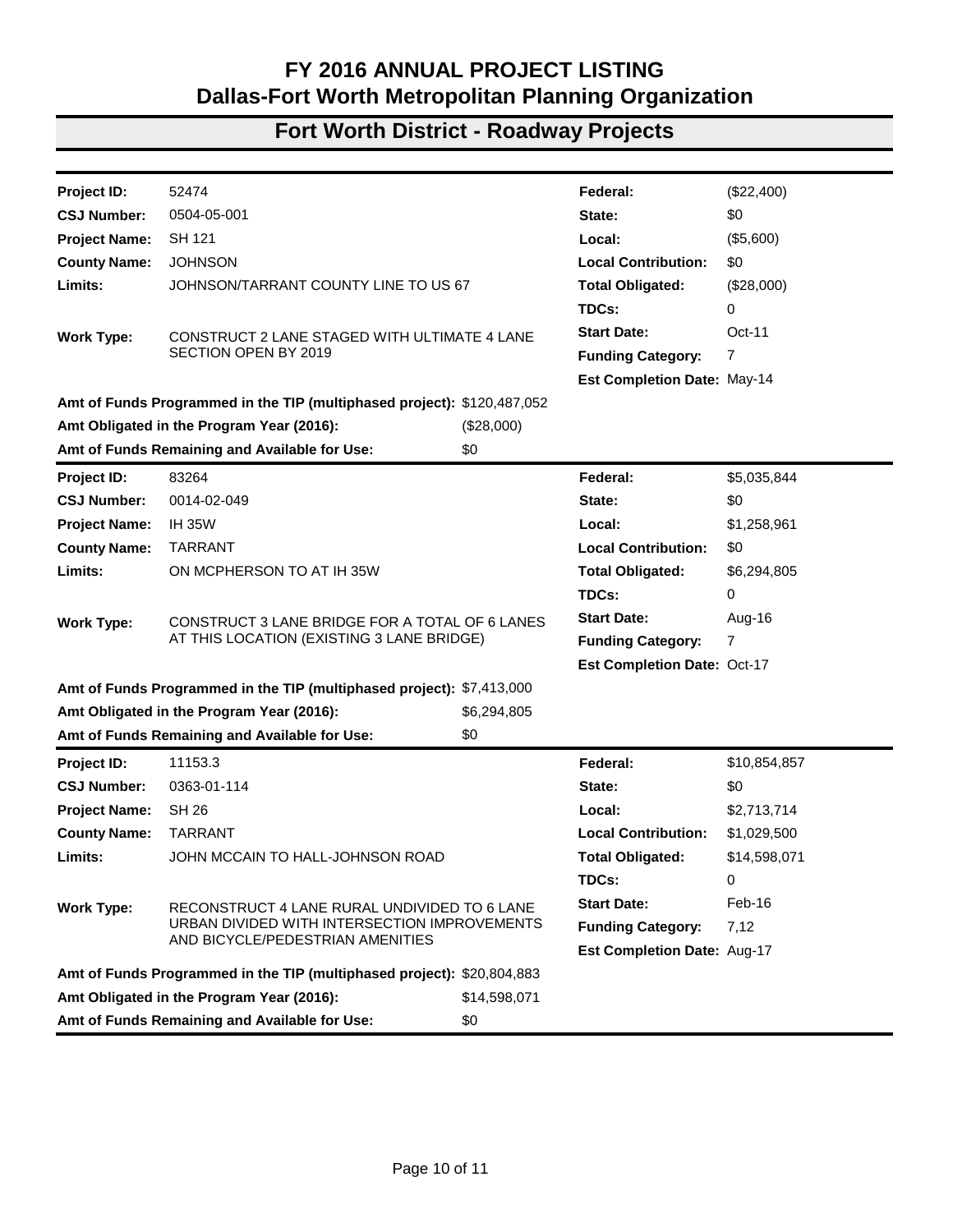# FY 2016 ANNUAL PROJECT LISTING
# Dallas-Fort Worth Metropolitan Planning Organization

## Fort Worth District - Roadway Projects

| | | | |
|---|---|---|---|
| **Project ID:** | 52474 | **Federal:** | ($22,400) |
| **CSJ Number:** | 0504-05-001 | **State:** | $0 |
| **Project Name:** | SH 121 | **Local:** | ($5,600) |
| **County Name:** | JOHNSON | **Local Contribution:** | $0 |
| **Limits:** | JOHNSON/TARRANT COUNTY LINE TO US 67 | **Total Obligated:** | ($28,000) |
| | | **TDCs:** | 0 |
| **Work Type:** | CONSTRUCT 2 LANE STAGED WITH ULTIMATE 4 LANE SECTION OPEN BY 2019 | **Start Date:** | Oct-11 |
| | | **Funding Category:** | 7 |
| | | **Est Completion Date:** | May-14 |

**Amt of Funds Programmed in the TIP (multiphased project):** $120,487,052
**Amt Obligated in the Program Year (2016):** ($28,000)
**Amt of Funds Remaining and Available for Use:** $0

| | | | |
|---|---|---|---|
| **Project ID:** | 83264 | **Federal:** | $5,035,844 |
| **CSJ Number:** | 0014-02-049 | **State:** | $0 |
| **Project Name:** | IH 35W | **Local:** | $1,258,961 |
| **County Name:** | TARRANT | **Local Contribution:** | $0 |
| **Limits:** | ON MCPHERSON TO AT IH 35W | **Total Obligated:** | $6,294,805 |
| | | **TDCs:** | 0 |
| **Work Type:** | CONSTRUCT 3 LANE BRIDGE FOR A TOTAL OF 6 LANES AT THIS LOCATION (EXISTING 3 LANE BRIDGE) | **Start Date:** | Aug-16 |
| | | **Funding Category:** | 7 |
| | | **Est Completion Date:** | Oct-17 |

**Amt of Funds Programmed in the TIP (multiphased project):** $7,413,000
**Amt Obligated in the Program Year (2016):** $6,294,805
**Amt of Funds Remaining and Available for Use:** $0

| | | | |
|---|---|---|---|
| **Project ID:** | 11153.3 | **Federal:** | $10,854,857 |
| **CSJ Number:** | 0363-01-114 | **State:** | $0 |
| **Project Name:** | SH 26 | **Local:** | $2,713,714 |
| **County Name:** | TARRANT | **Local Contribution:** | $1,029,500 |
| **Limits:** | JOHN MCCAIN TO HALL-JOHNSON ROAD | **Total Obligated:** | $14,598,071 |
| | | **TDCs:** | 0 |
| **Work Type:** | RECONSTRUCT 4 LANE RURAL UNDIVIDED TO 6 LANE URBAN DIVIDED WITH INTERSECTION IMPROVEMENTS AND BICYCLE/PEDESTRIAN AMENITIES | **Start Date:** | Feb-16 |
| | | **Funding Category:** | 7,12 |
| | | **Est Completion Date:** | Aug-17 |

**Amt of Funds Programmed in the TIP (multiphased project):** $20,804,883
**Amt Obligated in the Program Year (2016):** $14,598,071
**Amt of Funds Remaining and Available for Use:** $0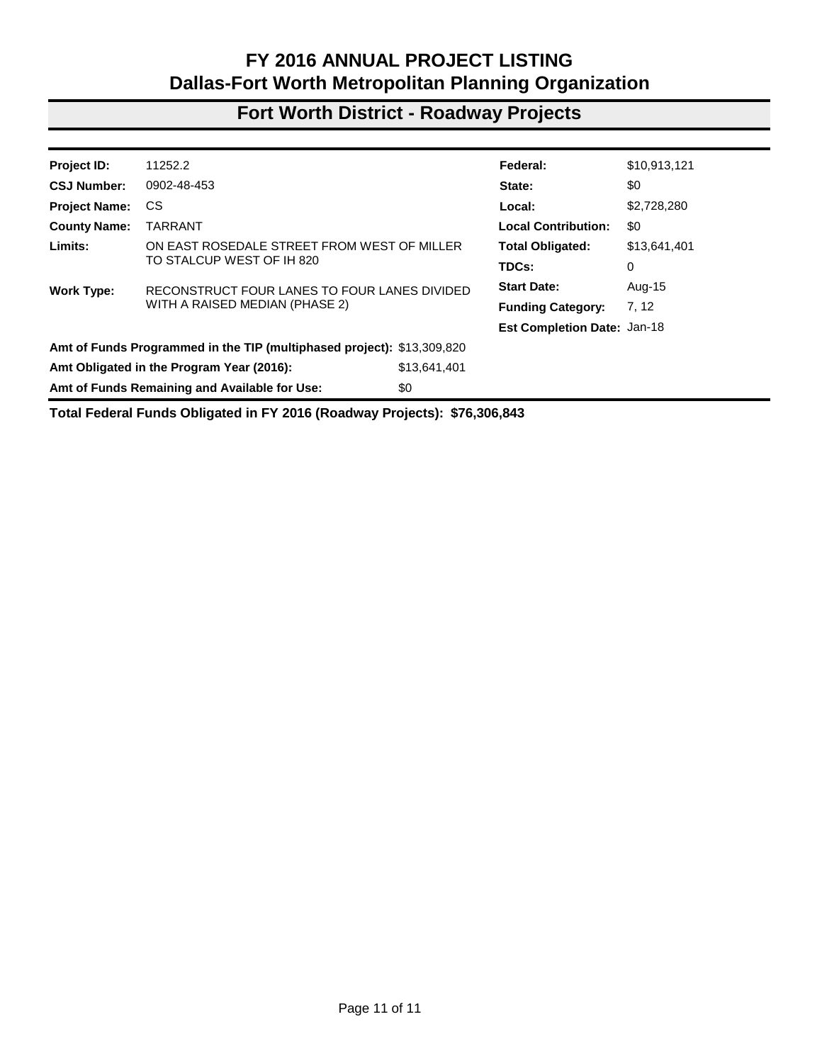# FY 2016 ANNUAL PROJECT LISTING
## Dallas-Fort Worth Metropolitan Planning Organization

## Fort Worth District - Roadway Projects

| | | | |
|---|---|---|---|
| **Project ID:** | 11252.2 | **Federal:** | $10,913,121 |
| **CSJ Number:** | 0902-48-453 | **State:** | $0 |
| **Project Name:** | CS | **Local:** | $2,728,280 |
| **County Name:** | TARRANT | **Local Contribution:** | $0 |
| **Limits:** | ON EAST ROSEDALE STREET FROM WEST OF MILLER TO STALCUP WEST OF IH 820 | **Total Obligated:** | $13,641,401 |
| | | **TDCs:** | 0 |
| **Work Type:** | RECONSTRUCT FOUR LANES TO FOUR LANES DIVIDED WITH A RAISED MEDIAN (PHASE 2) | **Start Date:** | Aug-15 |
| | | **Funding Category:** | 7, 12 |
| | | **Est Completion Date:** | Jan-18 |

**Amt of Funds Programmed in the TIP (multiphased project):** $13,309,820

**Amt Obligated in the Program Year (2016):** $13,641,401

**Amt of Funds Remaining and Available for Use:** $0

**Total Federal Funds Obligated in FY 2016 (Roadway Projects): $76,306,843**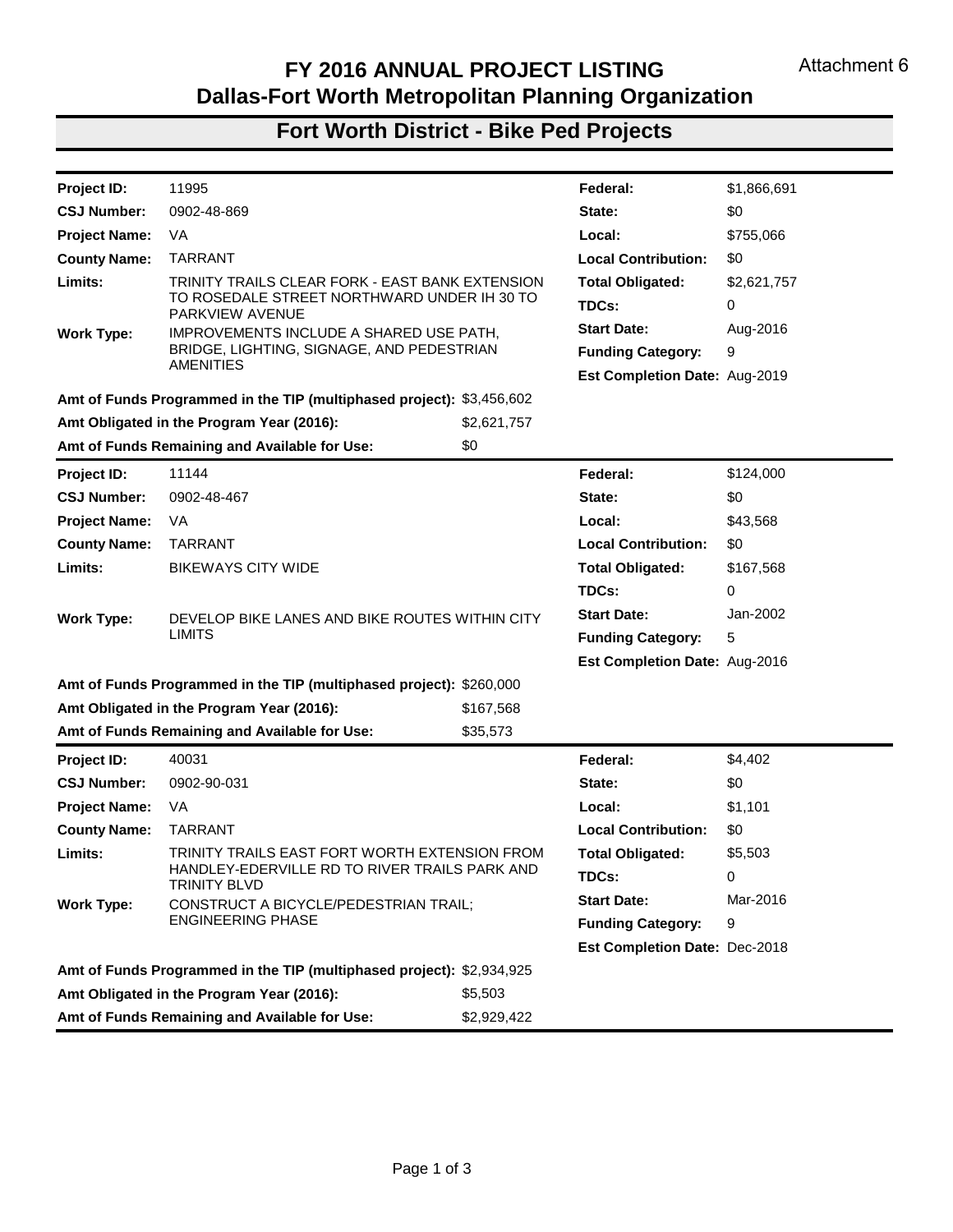Attachment 6

# FY 2016 ANNUAL PROJECT LISTING
## Dallas-Fort Worth Metropolitan Planning Organization

## Fort Worth District - Bike Ped Projects

| | | | |
|---|---|---|---|
| **Project ID:** | 11995 | **Federal:** | $1,866,691 |
| **CSJ Number:** | 0902-48-869 | **State:** | $0 |
| **Project Name:** | VA | **Local:** | $755,066 |
| **County Name:** | TARRANT | **Local Contribution:** | $0 |
| **Limits:** | TRINITY TRAILS CLEAR FORK - EAST BANK EXTENSION TO ROSEDALE STREET NORTHWARD UNDER IH 30 TO PARKVIEW AVENUE | **Total Obligated:** | $2,621,757 |
| | | **TDCs:** | 0 |
| **Work Type:** | IMPROVEMENTS INCLUDE A SHARED USE PATH, BRIDGE, LIGHTING, SIGNAGE, AND PEDESTRIAN AMENITIES | **Start Date:** | Aug-2016 |
| | | **Funding Category:** | 9 |
| | | **Est Completion Date:** | Aug-2019 |

**Amt of Funds Programmed in the TIP (multiphased project):** $3,456,602
**Amt Obligated in the Program Year (2016):** $2,621,757
**Amt of Funds Remaining and Available for Use:** $0

| | | | |
|---|---|---|---|
| **Project ID:** | 11144 | **Federal:** | $124,000 |
| **CSJ Number:** | 0902-48-467 | **State:** | $0 |
| **Project Name:** | VA | **Local:** | $43,568 |
| **County Name:** | TARRANT | **Local Contribution:** | $0 |
| **Limits:** | BIKEWAYS CITY WIDE | **Total Obligated:** | $167,568 |
| | | **TDCs:** | 0 |
| **Work Type:** | DEVELOP BIKE LANES AND BIKE ROUTES WITHIN CITY LIMITS | **Start Date:** | Jan-2002 |
| | | **Funding Category:** | 5 |
| | | **Est Completion Date:** | Aug-2016 |

**Amt of Funds Programmed in the TIP (multiphased project):** $260,000
**Amt Obligated in the Program Year (2016):** $167,568
**Amt of Funds Remaining and Available for Use:** $35,573

| | | | |
|---|---|---|---|
| **Project ID:** | 40031 | **Federal:** | $4,402 |
| **CSJ Number:** | 0902-90-031 | **State:** | $0 |
| **Project Name:** | VA | **Local:** | $1,101 |
| **County Name:** | TARRANT | **Local Contribution:** | $0 |
| **Limits:** | TRINITY TRAILS EAST FORT WORTH EXTENSION FROM HANDLEY-EDERVILLE RD TO RIVER TRAILS PARK AND TRINITY BLVD | **Total Obligated:** | $5,503 |
| | | **TDCs:** | 0 |
| **Work Type:** | CONSTRUCT A BICYCLE/PEDESTRIAN TRAIL; ENGINEERING PHASE | **Start Date:** | Mar-2016 |
| | | **Funding Category:** | 9 |
| | | **Est Completion Date:** | Dec-2018 |

**Amt of Funds Programmed in the TIP (multiphased project):** $2,934,925
**Amt Obligated in the Program Year (2016):** $5,503
**Amt of Funds Remaining and Available for Use:** $2,929,422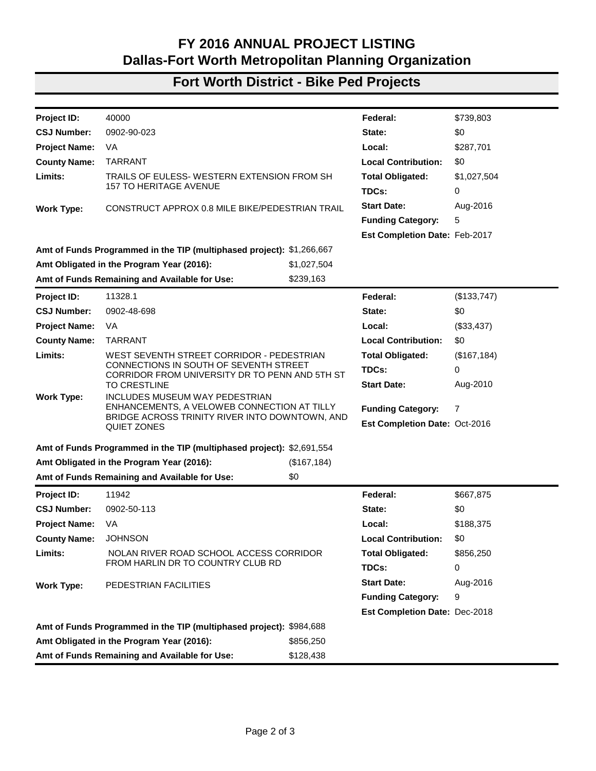# FY 2016 ANNUAL PROJECT LISTING
# Dallas-Fort Worth Metropolitan Planning Organization

## Fort Worth District - Bike Ped Projects

| | | | |
|---|---|---|---|
| **Project ID:** | 40000 | **Federal:** | $739,803 |
| **CSJ Number:** | 0902-90-023 | **State:** | $0 |
| **Project Name:** | VA | **Local:** | $287,701 |
| **County Name:** | TARRANT | **Local Contribution:** | $0 |
| **Limits:** | TRAILS OF EULESS- WESTERN EXTENSION FROM SH 157 TO HERITAGE AVENUE | **Total Obligated:** | $1,027,504 |
| | | **TDCs:** | 0 |
| **Work Type:** | CONSTRUCT APPROX 0.8 MILE BIKE/PEDESTRIAN TRAIL | **Start Date:** | Aug-2016 |
| | | **Funding Category:** | 5 |
| | | **Est Completion Date:** | Feb-2017 |

**Amt of Funds Programmed in the TIP (multiphased project):** $1,266,667
**Amt Obligated in the Program Year (2016):** $1,027,504
**Amt of Funds Remaining and Available for Use:** $239,163

| | | | |
|---|---|---|---|
| **Project ID:** | 11328.1 | **Federal:** | ($133,747) |
| **CSJ Number:** | 0902-48-698 | **State:** | $0 |
| **Project Name:** | VA | **Local:** | ($33,437) |
| **County Name:** | TARRANT | **Local Contribution:** | $0 |
| **Limits:** | WEST SEVENTH STREET CORRIDOR - PEDESTRIAN CONNECTIONS IN SOUTH OF SEVENTH STREET CORRIDOR FROM UNIVERSITY DR TO PENN AND 5TH ST TO CRESTLINE | **Total Obligated:** | ($167,184) |
| | | **TDCs:** | 0 |
| | | **Start Date:** | Aug-2010 |
| **Work Type:** | INCLUDES MUSEUM WAY PEDESTRIAN ENHANCEMENTS, A VELOWEB CONNECTION AT TILLY BRIDGE ACROSS TRINITY RIVER INTO DOWNTOWN, AND QUIET ZONES | **Funding Category:** | 7 |
| | | **Est Completion Date:** | Oct-2016 |

**Amt of Funds Programmed in the TIP (multiphased project):** $2,691,554
**Amt Obligated in the Program Year (2016):** ($167,184)
**Amt of Funds Remaining and Available for Use:** $0

| | | | |
|---|---|---|---|
| **Project ID:** | 11942 | **Federal:** | $667,875 |
| **CSJ Number:** | 0902-50-113 | **State:** | $0 |
| **Project Name:** | VA | **Local:** | $188,375 |
| **County Name:** | JOHNSON | **Local Contribution:** | $0 |
| **Limits:** | NOLAN RIVER ROAD SCHOOL ACCESS CORRIDOR FROM HARLIN DR TO COUNTRY CLUB RD | **Total Obligated:** | $856,250 |
| | | **TDCs:** | 0 |
| **Work Type:** | PEDESTRIAN FACILITIES | **Start Date:** | Aug-2016 |
| | | **Funding Category:** | 9 |
| | | **Est Completion Date:** | Dec-2018 |

**Amt of Funds Programmed in the TIP (multiphased project):** $984,688
**Amt Obligated in the Program Year (2016):** $856,250
**Amt of Funds Remaining and Available for Use:** $128,438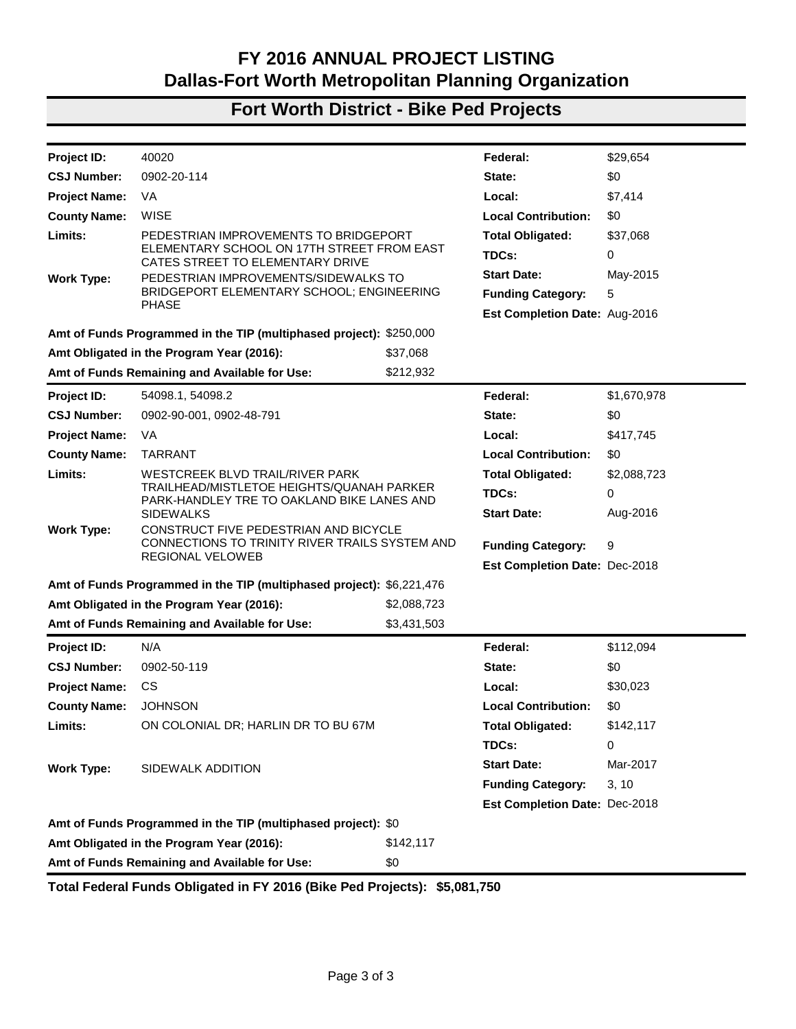# FY 2016 ANNUAL PROJECT LISTING
## Dallas-Fort Worth Metropolitan Planning Organization

## Fort Worth District - Bike Ped Projects

| | | | |
|---|---|---|---|
| **Project ID:** | 40020 | **Federal:** | $29,654 |
| **CSJ Number:** | 0902-20-114 | **State:** | $0 |
| **Project Name:** | VA | **Local:** | $7,414 |
| **County Name:** | WISE | **Local Contribution:** | $0 |
| **Limits:** | PEDESTRIAN IMPROVEMENTS TO BRIDGEPORT ELEMENTARY SCHOOL ON 17TH STREET FROM EAST CATES STREET TO ELEMENTARY DRIVE | **Total Obligated:** | $37,068 |
| | | **TDCs:** | 0 |
| **Work Type:** | PEDESTRIAN IMPROVEMENTS/SIDEWALKS TO BRIDGEPORT ELEMENTARY SCHOOL; ENGINEERING PHASE | **Start Date:** | May-2015 |
| | | **Funding Category:** | 5 |
| | | **Est Completion Date:** | Aug-2016 |

**Amt of Funds Programmed in the TIP (multiphased project):** $250,000
**Amt Obligated in the Program Year (2016):** $37,068
**Amt of Funds Remaining and Available for Use:** $212,932

| | | | |
|---|---|---|---|
| **Project ID:** | 54098.1, 54098.2 | **Federal:** | $1,670,978 |
| **CSJ Number:** | 0902-90-001, 0902-48-791 | **State:** | $0 |
| **Project Name:** | VA | **Local:** | $417,745 |
| **County Name:** | TARRANT | **Local Contribution:** | $0 |
| **Limits:** | WESTCREEK BLVD TRAIL/RIVER PARK TRAILHEAD/MISTLETOE HEIGHTS/QUANAH PARKER PARK-HANDLEY TRE TO OAKLAND BIKE LANES AND SIDEWALKS | **Total Obligated:** | $2,088,723 |
| | | **TDCs:** | 0 |
| | | **Start Date:** | Aug-2016 |
| **Work Type:** | CONSTRUCT FIVE PEDESTRIAN AND BICYCLE CONNECTIONS TO TRINITY RIVER TRAILS SYSTEM AND REGIONAL VELOWEB | **Funding Category:** | 9 |
| | | **Est Completion Date:** | Dec-2018 |

**Amt of Funds Programmed in the TIP (multiphased project):** $6,221,476
**Amt Obligated in the Program Year (2016):** $2,088,723
**Amt of Funds Remaining and Available for Use:** $3,431,503

| | | | |
|---|---|---|---|
| **Project ID:** | N/A | **Federal:** | $112,094 |
| **CSJ Number:** | 0902-50-119 | **State:** | $0 |
| **Project Name:** | CS | **Local:** | $30,023 |
| **County Name:** | JOHNSON | **Local Contribution:** | $0 |
| **Limits:** | ON COLONIAL DR; HARLIN DR TO BU 67M | **Total Obligated:** | $142,117 |
| | | **TDCs:** | 0 |
| **Work Type:** | SIDEWALK ADDITION | **Start Date:** | Mar-2017 |
| | | **Funding Category:** | 3, 10 |
| | | **Est Completion Date:** | Dec-2018 |

**Amt of Funds Programmed in the TIP (multiphased project):** $0
**Amt Obligated in the Program Year (2016):** $142,117
**Amt of Funds Remaining and Available for Use:** $0

**Total Federal Funds Obligated in FY 2016 (Bike Ped Projects): $5,081,750**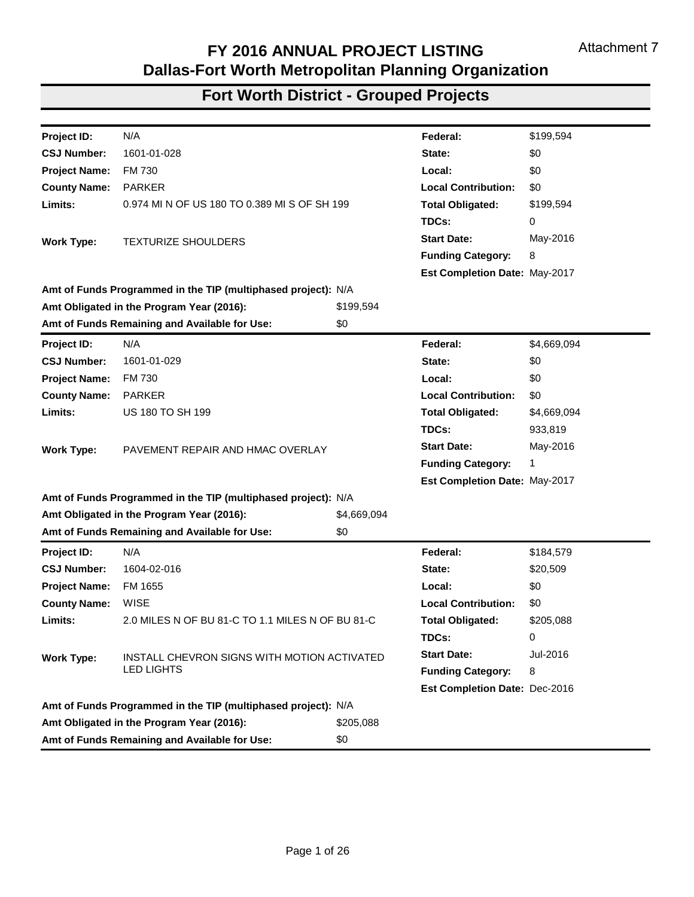Attachment 7

# FY 2016 ANNUAL PROJECT LISTING
## Dallas-Fort Worth Metropolitan Planning Organization

## Fort Worth District - Grouped Projects

| | | | |
|---|---|---|---|
| **Project ID:** | N/A | **Federal:** | $199,594 |
| **CSJ Number:** | 1601-01-028 | **State:** | $0 |
| **Project Name:** | FM 730 | **Local:** | $0 |
| **County Name:** | PARKER | **Local Contribution:** | $0 |
| **Limits:** | 0.974 MI N OF US 180 TO 0.389 MI S OF SH 199 | **Total Obligated:** | $199,594 |
| | | **TDCs:** | 0 |
| **Work Type:** | TEXTURIZE SHOULDERS | **Start Date:** | May-2016 |
| | | **Funding Category:** | 8 |
| | | **Est Completion Date:** | May-2017 |

| | |
|---|---|
| **Amt of Funds Programmed in the TIP (multiphased project):** | N/A |
| **Amt Obligated in the Program Year (2016):** | $199,594 |
| **Amt of Funds Remaining and Available for Use:** | $0 |

| | | | |
|---|---|---|---|
| **Project ID:** | N/A | **Federal:** | $4,669,094 |
| **CSJ Number:** | 1601-01-029 | **State:** | $0 |
| **Project Name:** | FM 730 | **Local:** | $0 |
| **County Name:** | PARKER | **Local Contribution:** | $0 |
| **Limits:** | US 180 TO SH 199 | **Total Obligated:** | $4,669,094 |
| | | **TDCs:** | 933,819 |
| **Work Type:** | PAVEMENT REPAIR AND HMAC OVERLAY | **Start Date:** | May-2016 |
| | | **Funding Category:** | 1 |
| | | **Est Completion Date:** | May-2017 |

| | |
|---|---|
| **Amt of Funds Programmed in the TIP (multiphased project):** | N/A |
| **Amt Obligated in the Program Year (2016):** | $4,669,094 |
| **Amt of Funds Remaining and Available for Use:** | $0 |

| | | | |
|---|---|---|---|
| **Project ID:** | N/A | **Federal:** | $184,579 |
| **CSJ Number:** | 1604-02-016 | **State:** | $20,509 |
| **Project Name:** | FM 1655 | **Local:** | $0 |
| **County Name:** | WISE | **Local Contribution:** | $0 |
| **Limits:** | 2.0 MILES N OF BU 81-C TO 1.1 MILES N OF BU 81-C | **Total Obligated:** | $205,088 |
| | | **TDCs:** | 0 |
| **Work Type:** | INSTALL CHEVRON SIGNS WITH MOTION ACTIVATED LED LIGHTS | **Start Date:** | Jul-2016 |
| | | **Funding Category:** | 8 |
| | | **Est Completion Date:** | Dec-2016 |

| | |
|---|---|
| **Amt of Funds Programmed in the TIP (multiphased project):** | N/A |
| **Amt Obligated in the Program Year (2016):** | $205,088 |
| **Amt of Funds Remaining and Available for Use:** | $0 |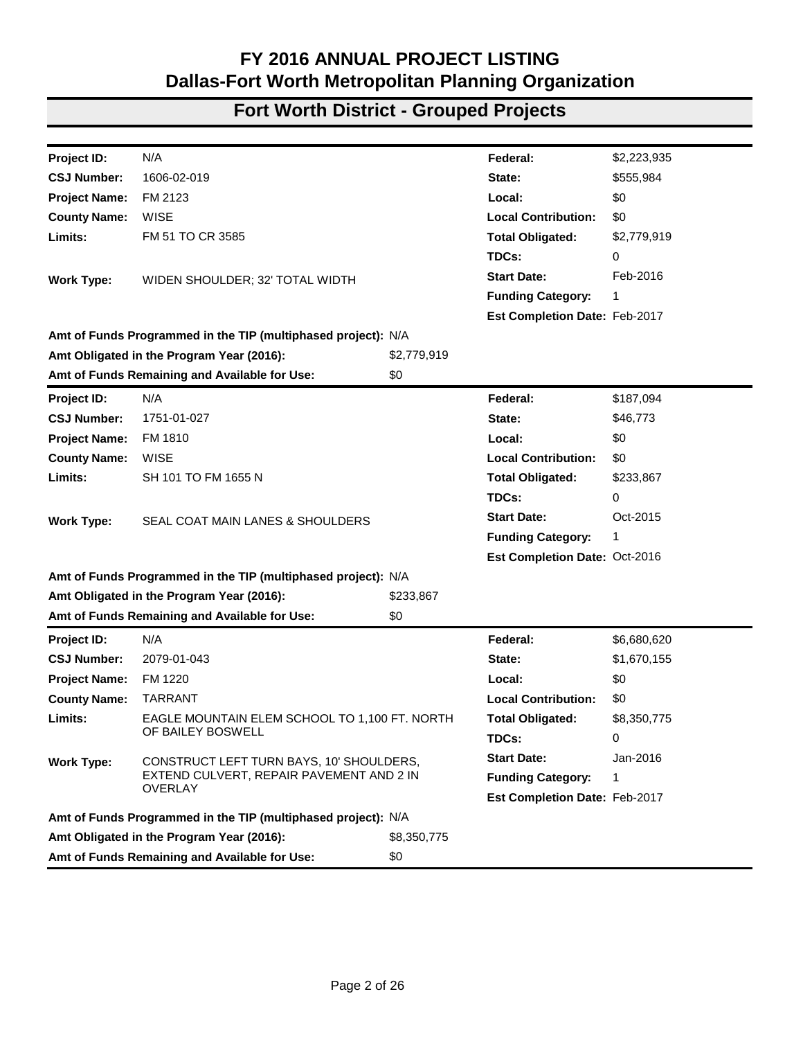# FY 2016 ANNUAL PROJECT LISTING
# Dallas-Fort Worth Metropolitan Planning Organization

## Fort Worth District - Grouped Projects

| | | | |
|---|---|---|---|
| **Project ID:** | N/A | **Federal:** | $2,223,935 |
| **CSJ Number:** | 1606-02-019 | **State:** | $555,984 |
| **Project Name:** | FM 2123 | **Local:** | $0 |
| **County Name:** | WISE | **Local Contribution:** | $0 |
| **Limits:** | FM 51 TO CR 3585 | **Total Obligated:** | $2,779,919 |
| | | **TDCs:** | 0 |
| **Work Type:** | WIDEN SHOULDER; 32' TOTAL WIDTH | **Start Date:** | Feb-2016 |
| | | **Funding Category:** | 1 |
| | | **Est Completion Date:** | Feb-2017 |

**Amt of Funds Programmed in the TIP (multiphased project):** N/A
**Amt Obligated in the Program Year (2016):** $2,779,919
**Amt of Funds Remaining and Available for Use:** $0

| | | | |
|---|---|---|---|
| **Project ID:** | N/A | **Federal:** | $187,094 |
| **CSJ Number:** | 1751-01-027 | **State:** | $46,773 |
| **Project Name:** | FM 1810 | **Local:** | $0 |
| **County Name:** | WISE | **Local Contribution:** | $0 |
| **Limits:** | SH 101 TO FM 1655 N | **Total Obligated:** | $233,867 |
| | | **TDCs:** | 0 |
| **Work Type:** | SEAL COAT MAIN LANES & SHOULDERS | **Start Date:** | Oct-2015 |
| | | **Funding Category:** | 1 |
| | | **Est Completion Date:** | Oct-2016 |

**Amt of Funds Programmed in the TIP (multiphased project):** N/A
**Amt Obligated in the Program Year (2016):** $233,867
**Amt of Funds Remaining and Available for Use:** $0

| | | | |
|---|---|---|---|
| **Project ID:** | N/A | **Federal:** | $6,680,620 |
| **CSJ Number:** | 2079-01-043 | **State:** | $1,670,155 |
| **Project Name:** | FM 1220 | **Local:** | $0 |
| **County Name:** | TARRANT | **Local Contribution:** | $0 |
| **Limits:** | EAGLE MOUNTAIN ELEM SCHOOL TO 1,100 FT. NORTH OF BAILEY BOSWELL | **Total Obligated:** | $8,350,775 |
| | | **TDCs:** | 0 |
| **Work Type:** | CONSTRUCT LEFT TURN BAYS, 10' SHOULDERS, EXTEND CULVERT, REPAIR PAVEMENT AND 2 IN OVERLAY | **Start Date:** | Jan-2016 |
| | | **Funding Category:** | 1 |
| | | **Est Completion Date:** | Feb-2017 |

**Amt of Funds Programmed in the TIP (multiphased project):** N/A
**Amt Obligated in the Program Year (2016):** $8,350,775
**Amt of Funds Remaining and Available for Use:** $0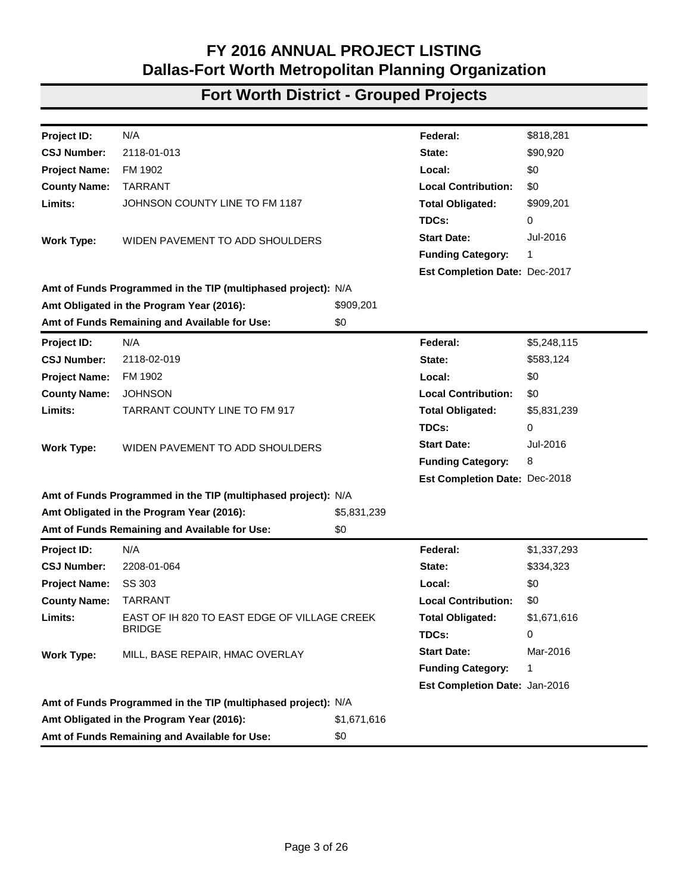# FY 2016 ANNUAL PROJECT LISTING
# Dallas-Fort Worth Metropolitan Planning Organization

## Fort Worth District - Grouped Projects

| | | | |
|---|---|---|---|
| **Project ID:** | N/A | **Federal:** | $818,281 |
| **CSJ Number:** | 2118-01-013 | **State:** | $90,920 |
| **Project Name:** | FM 1902 | **Local:** | $0 |
| **County Name:** | TARRANT | **Local Contribution:** | $0 |
| **Limits:** | JOHNSON COUNTY LINE TO FM 1187 | **Total Obligated:** | $909,201 |
| | | **TDCs:** | 0 |
| **Work Type:** | WIDEN PAVEMENT TO ADD SHOULDERS | **Start Date:** | Jul-2016 |
| | | **Funding Category:** | 1 |
| | | **Est Completion Date:** | Dec-2017 |

**Amt of Funds Programmed in the TIP (multiphased project):** N/A
**Amt Obligated in the Program Year (2016):** $909,201
**Amt of Funds Remaining and Available for Use:** $0

| | | | |
|---|---|---|---|
| **Project ID:** | N/A | **Federal:** | $5,248,115 |
| **CSJ Number:** | 2118-02-019 | **State:** | $583,124 |
| **Project Name:** | FM 1902 | **Local:** | $0 |
| **County Name:** | JOHNSON | **Local Contribution:** | $0 |
| **Limits:** | TARRANT COUNTY LINE TO FM 917 | **Total Obligated:** | $5,831,239 |
| | | **TDCs:** | 0 |
| **Work Type:** | WIDEN PAVEMENT TO ADD SHOULDERS | **Start Date:** | Jul-2016 |
| | | **Funding Category:** | 8 |
| | | **Est Completion Date:** | Dec-2018 |

**Amt of Funds Programmed in the TIP (multiphased project):** N/A
**Amt Obligated in the Program Year (2016):** $5,831,239
**Amt of Funds Remaining and Available for Use:** $0

| | | | |
|---|---|---|---|
| **Project ID:** | N/A | **Federal:** | $1,337,293 |
| **CSJ Number:** | 2208-01-064 | **State:** | $334,323 |
| **Project Name:** | SS 303 | **Local:** | $0 |
| **County Name:** | TARRANT | **Local Contribution:** | $0 |
| **Limits:** | EAST OF IH 820 TO EAST EDGE OF VILLAGE CREEK BRIDGE | **Total Obligated:** | $1,671,616 |
| | | **TDCs:** | 0 |
| **Work Type:** | MILL, BASE REPAIR, HMAC OVERLAY | **Start Date:** | Mar-2016 |
| | | **Funding Category:** | 1 |
| | | **Est Completion Date:** | Jan-2016 |

**Amt of Funds Programmed in the TIP (multiphased project):** N/A
**Amt Obligated in the Program Year (2016):** $1,671,616
**Amt of Funds Remaining and Available for Use:** $0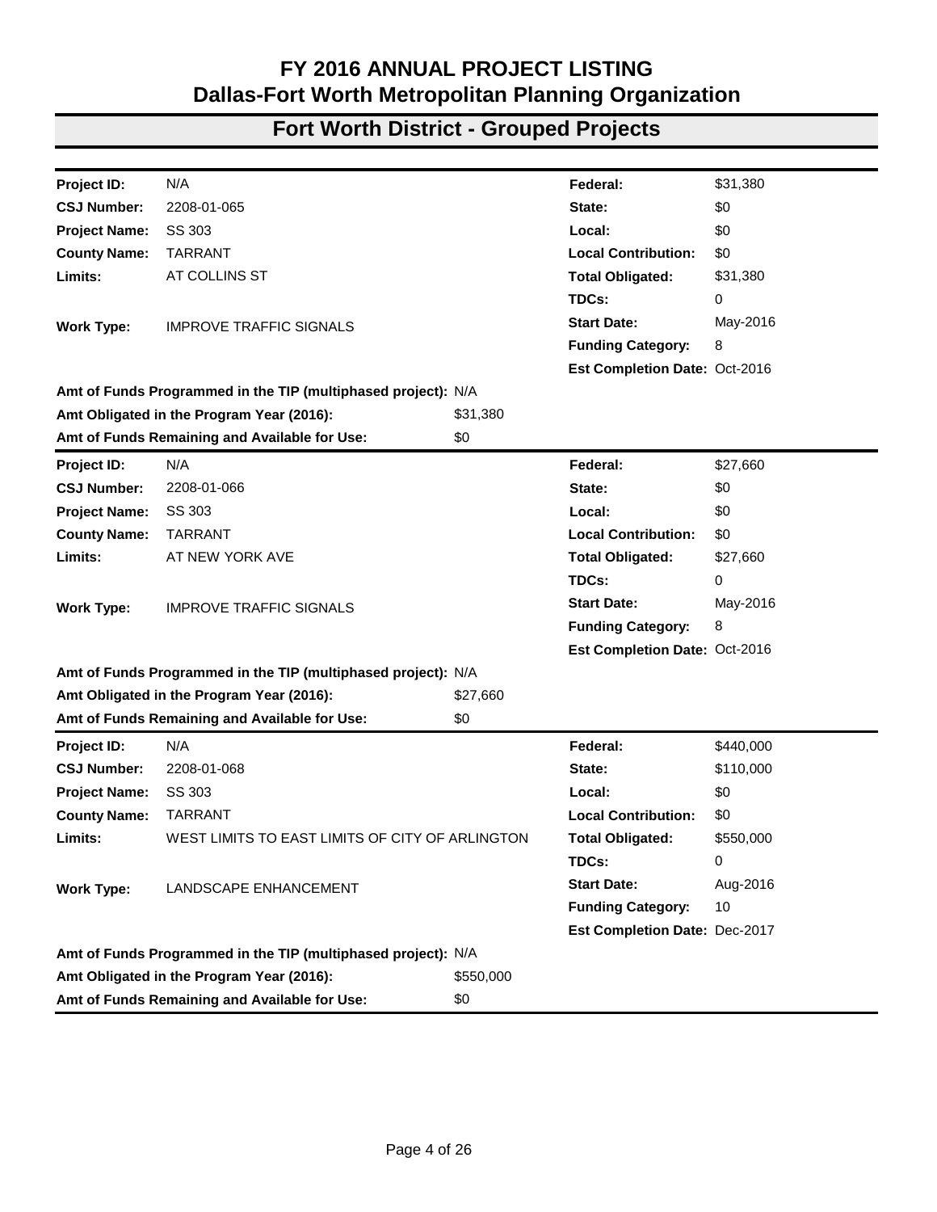# FY 2016 ANNUAL PROJECT LISTING
# Dallas-Fort Worth Metropolitan Planning Organization

## Fort Worth District - Grouped Projects

| | | | |
|---|---|---|---|
| **Project ID:** | N/A | **Federal:** | $31,380 |
| **CSJ Number:** | 2208-01-065 | **State:** | $0 |
| **Project Name:** | SS 303 | **Local:** | $0 |
| **County Name:** | TARRANT | **Local Contribution:** | $0 |
| **Limits:** | AT COLLINS ST | **Total Obligated:** | $31,380 |
| | | **TDCs:** | 0 |
| **Work Type:** | IMPROVE TRAFFIC SIGNALS | **Start Date:** | May-2016 |
| | | **Funding Category:** | 8 |
| | | **Est Completion Date:** | Oct-2016 |

**Amt of Funds Programmed in the TIP (multiphased project):** N/A
**Amt Obligated in the Program Year (2016):** $31,380
**Amt of Funds Remaining and Available for Use:** $0

| | | | |
|---|---|---|---|
| **Project ID:** | N/A | **Federal:** | $27,660 |
| **CSJ Number:** | 2208-01-066 | **State:** | $0 |
| **Project Name:** | SS 303 | **Local:** | $0 |
| **County Name:** | TARRANT | **Local Contribution:** | $0 |
| **Limits:** | AT NEW YORK AVE | **Total Obligated:** | $27,660 |
| | | **TDCs:** | 0 |
| **Work Type:** | IMPROVE TRAFFIC SIGNALS | **Start Date:** | May-2016 |
| | | **Funding Category:** | 8 |
| | | **Est Completion Date:** | Oct-2016 |

**Amt of Funds Programmed in the TIP (multiphased project):** N/A
**Amt Obligated in the Program Year (2016):** $27,660
**Amt of Funds Remaining and Available for Use:** $0

| | | | |
|---|---|---|---|
| **Project ID:** | N/A | **Federal:** | $440,000 |
| **CSJ Number:** | 2208-01-068 | **State:** | $110,000 |
| **Project Name:** | SS 303 | **Local:** | $0 |
| **County Name:** | TARRANT | **Local Contribution:** | $0 |
| **Limits:** | WEST LIMITS TO EAST LIMITS OF CITY OF ARLINGTON | **Total Obligated:** | $550,000 |
| | | **TDCs:** | 0 |
| **Work Type:** | LANDSCAPE ENHANCEMENT | **Start Date:** | Aug-2016 |
| | | **Funding Category:** | 10 |
| | | **Est Completion Date:** | Dec-2017 |

**Amt of Funds Programmed in the TIP (multiphased project):** N/A
**Amt Obligated in the Program Year (2016):** $550,000
**Amt of Funds Remaining and Available for Use:** $0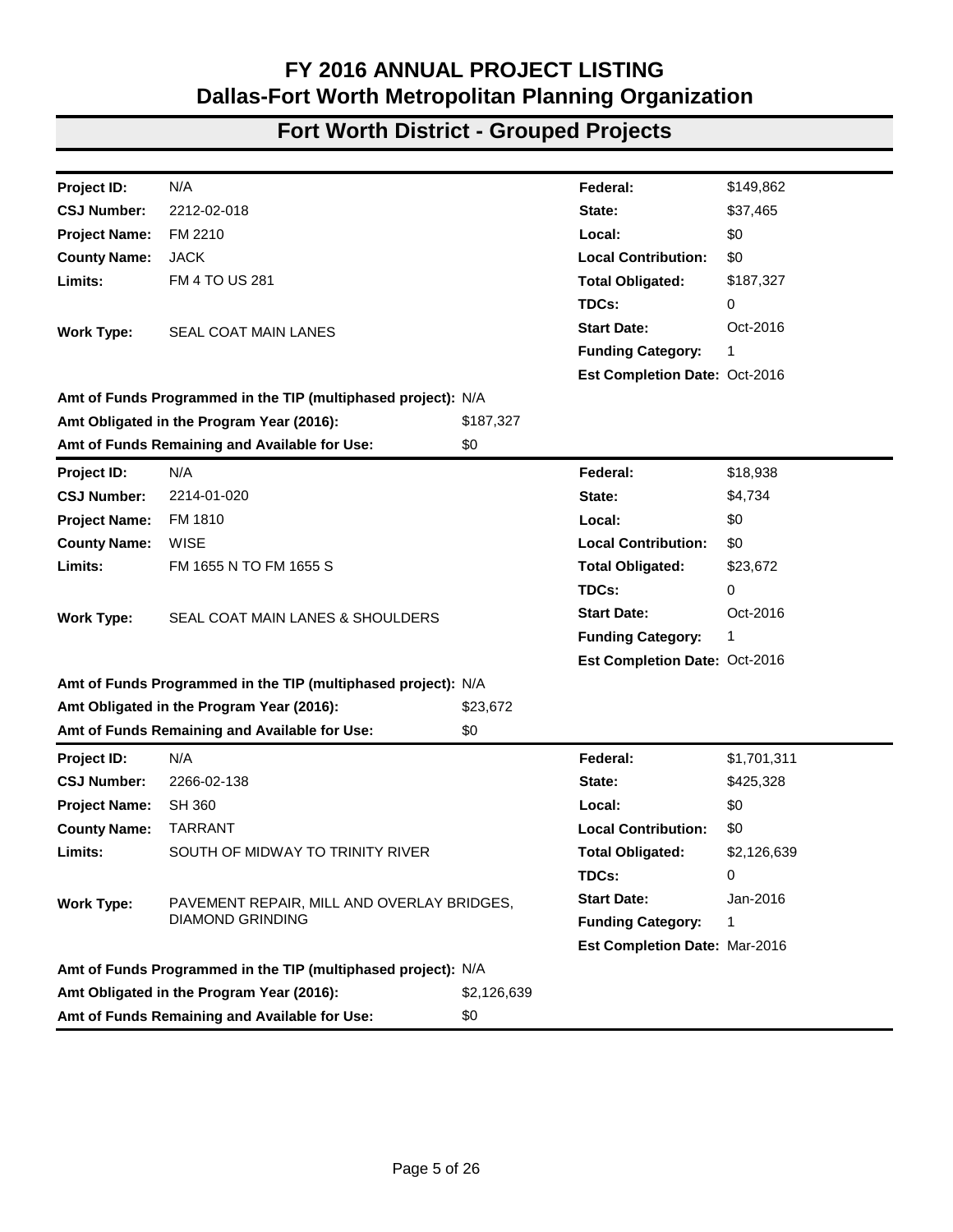# FY 2016 ANNUAL PROJECT LISTING
# Dallas-Fort Worth Metropolitan Planning Organization

## Fort Worth District - Grouped Projects

| | | | |
|---|---|---|---|
| **Project ID:** | N/A | **Federal:** | $149,862 |
| **CSJ Number:** | 2212-02-018 | **State:** | $37,465 |
| **Project Name:** | FM 2210 | **Local:** | $0 |
| **County Name:** | JACK | **Local Contribution:** | $0 |
| **Limits:** | FM 4 TO US 281 | **Total Obligated:** | $187,327 |
| | | **TDCs:** | 0 |
| **Work Type:** | SEAL COAT MAIN LANES | **Start Date:** | Oct-2016 |
| | | **Funding Category:** | 1 |
| | | **Est Completion Date:** | Oct-2016 |

**Amt of Funds Programmed in the TIP (multiphased project):** N/A
**Amt Obligated in the Program Year (2016):** $187,327
**Amt of Funds Remaining and Available for Use:** $0

| | | | |
|---|---|---|---|
| **Project ID:** | N/A | **Federal:** | $18,938 |
| **CSJ Number:** | 2214-01-020 | **State:** | $4,734 |
| **Project Name:** | FM 1810 | **Local:** | $0 |
| **County Name:** | WISE | **Local Contribution:** | $0 |
| **Limits:** | FM 1655 N TO FM 1655 S | **Total Obligated:** | $23,672 |
| | | **TDCs:** | 0 |
| **Work Type:** | SEAL COAT MAIN LANES & SHOULDERS | **Start Date:** | Oct-2016 |
| | | **Funding Category:** | 1 |
| | | **Est Completion Date:** | Oct-2016 |

**Amt of Funds Programmed in the TIP (multiphased project):** N/A
**Amt Obligated in the Program Year (2016):** $23,672
**Amt of Funds Remaining and Available for Use:** $0

| | | | |
|---|---|---|---|
| **Project ID:** | N/A | **Federal:** | $1,701,311 |
| **CSJ Number:** | 2266-02-138 | **State:** | $425,328 |
| **Project Name:** | SH 360 | **Local:** | $0 |
| **County Name:** | TARRANT | **Local Contribution:** | $0 |
| **Limits:** | SOUTH OF MIDWAY TO TRINITY RIVER | **Total Obligated:** | $2,126,639 |
| | | **TDCs:** | 0 |
| **Work Type:** | PAVEMENT REPAIR, MILL AND OVERLAY BRIDGES, DIAMOND GRINDING | **Start Date:** | Jan-2016 |
| | | **Funding Category:** | 1 |
| | | **Est Completion Date:** | Mar-2016 |

**Amt of Funds Programmed in the TIP (multiphased project):** N/A
**Amt Obligated in the Program Year (2016):** $2,126,639
**Amt of Funds Remaining and Available for Use:** $0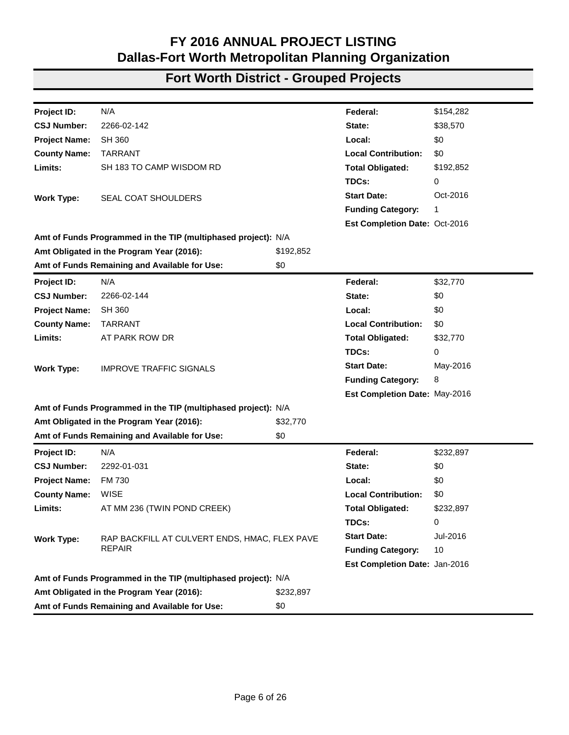# FY 2016 ANNUAL PROJECT LISTING
# Dallas-Fort Worth Metropolitan Planning Organization

## Fort Worth District - Grouped Projects

| | | | |
|---|---|---|---|
| **Project ID:** | N/A | **Federal:** | $154,282 |
| **CSJ Number:** | 2266-02-142 | **State:** | $38,570 |
| **Project Name:** | SH 360 | **Local:** | $0 |
| **County Name:** | TARRANT | **Local Contribution:** | $0 |
| **Limits:** | SH 183 TO CAMP WISDOM RD | **Total Obligated:** | $192,852 |
| | | **TDCs:** | 0 |
| **Work Type:** | SEAL COAT SHOULDERS | **Start Date:** | Oct-2016 |
| | | **Funding Category:** | 1 |
| | | **Est Completion Date:** | Oct-2016 |

**Amt of Funds Programmed in the TIP (multiphased project):** N/A
**Amt Obligated in the Program Year (2016):** $192,852
**Amt of Funds Remaining and Available for Use:** $0

| | | | |
|---|---|---|---|
| **Project ID:** | N/A | **Federal:** | $32,770 |
| **CSJ Number:** | 2266-02-144 | **State:** | $0 |
| **Project Name:** | SH 360 | **Local:** | $0 |
| **County Name:** | TARRANT | **Local Contribution:** | $0 |
| **Limits:** | AT PARK ROW DR | **Total Obligated:** | $32,770 |
| | | **TDCs:** | 0 |
| **Work Type:** | IMPROVE TRAFFIC SIGNALS | **Start Date:** | May-2016 |
| | | **Funding Category:** | 8 |
| | | **Est Completion Date:** | May-2016 |

**Amt of Funds Programmed in the TIP (multiphased project):** N/A
**Amt Obligated in the Program Year (2016):** $32,770
**Amt of Funds Remaining and Available for Use:** $0

| | | | |
|---|---|---|---|
| **Project ID:** | N/A | **Federal:** | $232,897 |
| **CSJ Number:** | 2292-01-031 | **State:** | $0 |
| **Project Name:** | FM 730 | **Local:** | $0 |
| **County Name:** | WISE | **Local Contribution:** | $0 |
| **Limits:** | AT MM 236 (TWIN POND CREEK) | **Total Obligated:** | $232,897 |
| | | **TDCs:** | 0 |
| **Work Type:** | RAP BACKFILL AT CULVERT ENDS, HMAC, FLEX PAVE REPAIR | **Start Date:** | Jul-2016 |
| | | **Funding Category:** | 10 |
| | | **Est Completion Date:** | Jan-2016 |

**Amt of Funds Programmed in the TIP (multiphased project):** N/A
**Amt Obligated in the Program Year (2016):** $232,897
**Amt of Funds Remaining and Available for Use:** $0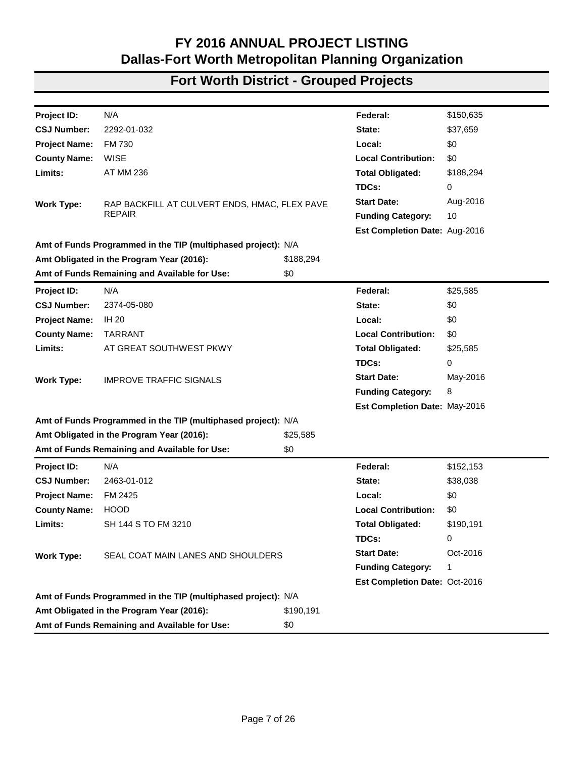# FY 2016 ANNUAL PROJECT LISTING
# Dallas-Fort Worth Metropolitan Planning Organization

## Fort Worth District - Grouped Projects

| | | | |
|---|---|---|---|
| **Project ID:** | N/A | **Federal:** | $150,635 |
| **CSJ Number:** | 2292-01-032 | **State:** | $37,659 |
| **Project Name:** | FM 730 | **Local:** | $0 |
| **County Name:** | WISE | **Local Contribution:** | $0 |
| **Limits:** | AT MM 236 | **Total Obligated:** | $188,294 |
| | | **TDCs:** | 0 |
| **Work Type:** | RAP BACKFILL AT CULVERT ENDS, HMAC, FLEX PAVE REPAIR | **Start Date:** | Aug-2016 |
| | | **Funding Category:** | 10 |
| | | **Est Completion Date:** | Aug-2016 |

**Amt of Funds Programmed in the TIP (multiphased project):** N/A
**Amt Obligated in the Program Year (2016):** $188,294
**Amt of Funds Remaining and Available for Use:** $0

| | | | |
|---|---|---|---|
| **Project ID:** | N/A | **Federal:** | $25,585 |
| **CSJ Number:** | 2374-05-080 | **State:** | $0 |
| **Project Name:** | IH 20 | **Local:** | $0 |
| **County Name:** | TARRANT | **Local Contribution:** | $0 |
| **Limits:** | AT GREAT SOUTHWEST PKWY | **Total Obligated:** | $25,585 |
| | | **TDCs:** | 0 |
| **Work Type:** | IMPROVE TRAFFIC SIGNALS | **Start Date:** | May-2016 |
| | | **Funding Category:** | 8 |
| | | **Est Completion Date:** | May-2016 |

**Amt of Funds Programmed in the TIP (multiphased project):** N/A
**Amt Obligated in the Program Year (2016):** $25,585
**Amt of Funds Remaining and Available for Use:** $0

| | | | |
|---|---|---|---|
| **Project ID:** | N/A | **Federal:** | $152,153 |
| **CSJ Number:** | 2463-01-012 | **State:** | $38,038 |
| **Project Name:** | FM 2425 | **Local:** | $0 |
| **County Name:** | HOOD | **Local Contribution:** | $0 |
| **Limits:** | SH 144 S TO FM 3210 | **Total Obligated:** | $190,191 |
| | | **TDCs:** | 0 |
| **Work Type:** | SEAL COAT MAIN LANES AND SHOULDERS | **Start Date:** | Oct-2016 |
| | | **Funding Category:** | 1 |
| | | **Est Completion Date:** | Oct-2016 |

**Amt of Funds Programmed in the TIP (multiphased project):** N/A
**Amt Obligated in the Program Year (2016):** $190,191
**Amt of Funds Remaining and Available for Use:** $0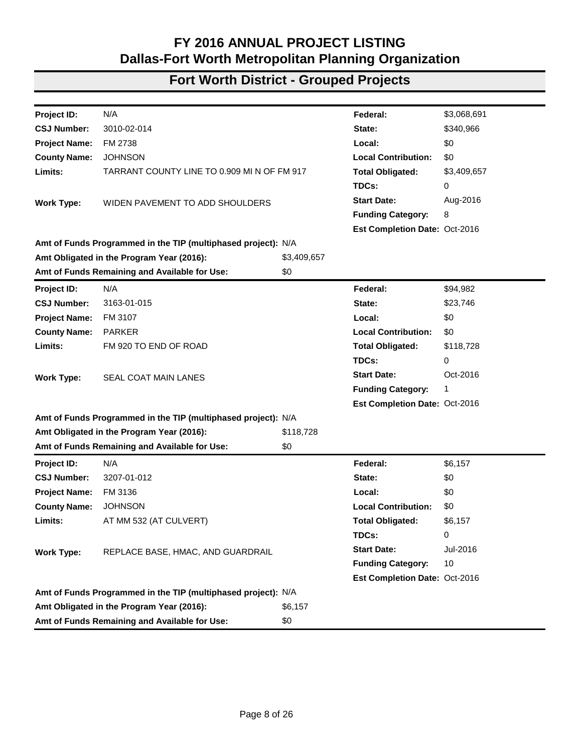# FY 2016 ANNUAL PROJECT LISTING
# Dallas-Fort Worth Metropolitan Planning Organization

## Fort Worth District - Grouped Projects

| | | | |
|---|---|---|---|
| **Project ID:** | N/A | **Federal:** | $3,068,691 |
| **CSJ Number:** | 3010-02-014 | **State:** | $340,966 |
| **Project Name:** | FM 2738 | **Local:** | $0 |
| **County Name:** | JOHNSON | **Local Contribution:** | $0 |
| **Limits:** | TARRANT COUNTY LINE TO 0.909 MI N OF FM 917 | **Total Obligated:** | $3,409,657 |
| | | **TDCs:** | 0 |
| **Work Type:** | WIDEN PAVEMENT TO ADD SHOULDERS | **Start Date:** | Aug-2016 |
| | | **Funding Category:** | 8 |
| | | **Est Completion Date:** | Oct-2016 |

**Amt of Funds Programmed in the TIP (multiphased project):** N/A
**Amt Obligated in the Program Year (2016):** $3,409,657
**Amt of Funds Remaining and Available for Use:** $0

| | | | |
|---|---|---|---|
| **Project ID:** | N/A | **Federal:** | $94,982 |
| **CSJ Number:** | 3163-01-015 | **State:** | $23,746 |
| **Project Name:** | FM 3107 | **Local:** | $0 |
| **County Name:** | PARKER | **Local Contribution:** | $0 |
| **Limits:** | FM 920 TO END OF ROAD | **Total Obligated:** | $118,728 |
| | | **TDCs:** | 0 |
| **Work Type:** | SEAL COAT MAIN LANES | **Start Date:** | Oct-2016 |
| | | **Funding Category:** | 1 |
| | | **Est Completion Date:** | Oct-2016 |

**Amt of Funds Programmed in the TIP (multiphased project):** N/A
**Amt Obligated in the Program Year (2016):** $118,728
**Amt of Funds Remaining and Available for Use:** $0

| | | | |
|---|---|---|---|
| **Project ID:** | N/A | **Federal:** | $6,157 |
| **CSJ Number:** | 3207-01-012 | **State:** | $0 |
| **Project Name:** | FM 3136 | **Local:** | $0 |
| **County Name:** | JOHNSON | **Local Contribution:** | $0 |
| **Limits:** | AT MM 532 (AT CULVERT) | **Total Obligated:** | $6,157 |
| | | **TDCs:** | 0 |
| **Work Type:** | REPLACE BASE, HMAC, AND GUARDRAIL | **Start Date:** | Jul-2016 |
| | | **Funding Category:** | 10 |
| | | **Est Completion Date:** | Oct-2016 |

**Amt of Funds Programmed in the TIP (multiphased project):** N/A
**Amt Obligated in the Program Year (2016):** $6,157
**Amt of Funds Remaining and Available for Use:** $0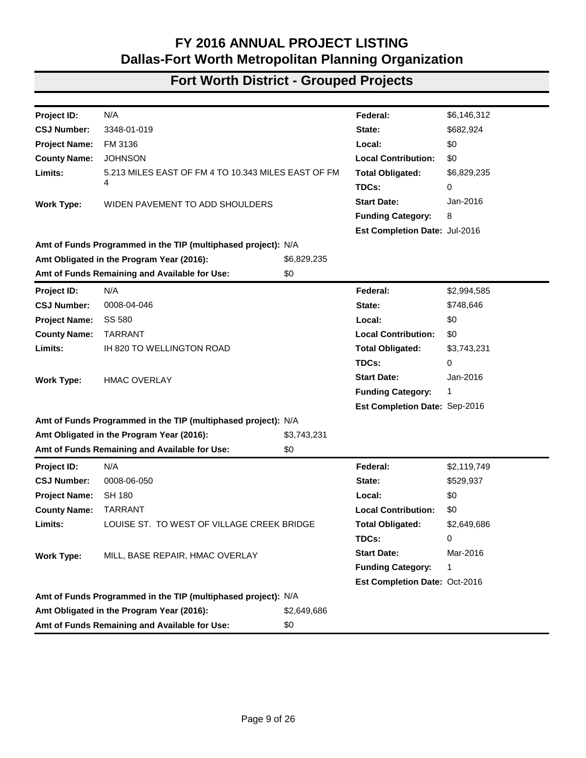# FY 2016 ANNUAL PROJECT LISTING
# Dallas-Fort Worth Metropolitan Planning Organization

## Fort Worth District - Grouped Projects

| | | | |
|---|---|---|---|
| **Project ID:** | N/A | **Federal:** | $6,146,312 |
| **CSJ Number:** | 3348-01-019 | **State:** | $682,924 |
| **Project Name:** | FM 3136 | **Local:** | $0 |
| **County Name:** | JOHNSON | **Local Contribution:** | $0 |
| **Limits:** | 5.213 MILES EAST OF FM 4 TO 10.343 MILES EAST OF FM 4 | **Total Obligated:** | $6,829,235 |
| | | **TDCs:** | 0 |
| **Work Type:** | WIDEN PAVEMENT TO ADD SHOULDERS | **Start Date:** | Jan-2016 |
| | | **Funding Category:** | 8 |
| | | **Est Completion Date:** | Jul-2016 |

**Amt of Funds Programmed in the TIP (multiphased project):** N/A
**Amt Obligated in the Program Year (2016):** $6,829,235
**Amt of Funds Remaining and Available for Use:** $0

| | | | |
|---|---|---|---|
| **Project ID:** | N/A | **Federal:** | $2,994,585 |
| **CSJ Number:** | 0008-04-046 | **State:** | $748,646 |
| **Project Name:** | SS 580 | **Local:** | $0 |
| **County Name:** | TARRANT | **Local Contribution:** | $0 |
| **Limits:** | IH 820 TO WELLINGTON ROAD | **Total Obligated:** | $3,743,231 |
| | | **TDCs:** | 0 |
| **Work Type:** | HMAC OVERLAY | **Start Date:** | Jan-2016 |
| | | **Funding Category:** | 1 |
| | | **Est Completion Date:** | Sep-2016 |

**Amt of Funds Programmed in the TIP (multiphased project):** N/A
**Amt Obligated in the Program Year (2016):** $3,743,231
**Amt of Funds Remaining and Available for Use:** $0

| | | | |
|---|---|---|---|
| **Project ID:** | N/A | **Federal:** | $2,119,749 |
| **CSJ Number:** | 0008-06-050 | **State:** | $529,937 |
| **Project Name:** | SH 180 | **Local:** | $0 |
| **County Name:** | TARRANT | **Local Contribution:** | $0 |
| **Limits:** | LOUISE ST. TO WEST OF VILLAGE CREEK BRIDGE | **Total Obligated:** | $2,649,686 |
| | | **TDCs:** | 0 |
| **Work Type:** | MILL, BASE REPAIR, HMAC OVERLAY | **Start Date:** | Mar-2016 |
| | | **Funding Category:** | 1 |
| | | **Est Completion Date:** | Oct-2016 |

**Amt of Funds Programmed in the TIP (multiphased project):** N/A
**Amt Obligated in the Program Year (2016):** $2,649,686
**Amt of Funds Remaining and Available for Use:** $0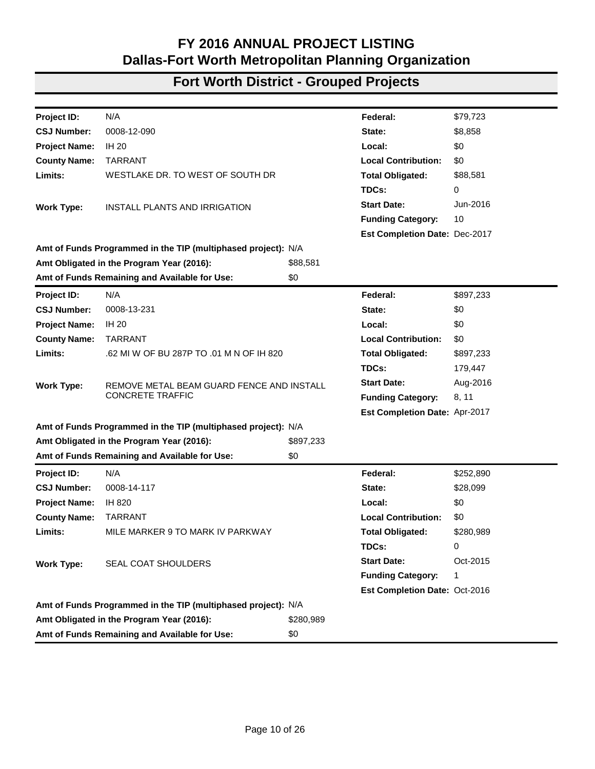# FY 2016 ANNUAL PROJECT LISTING
# Dallas-Fort Worth Metropolitan Planning Organization

## Fort Worth District - Grouped Projects

| | | | | |
|---|---|---|---|---|
| **Project ID:** | N/A | | **Federal:** | $79,723 |
| **CSJ Number:** | 0008-12-090 | | **State:** | $8,858 |
| **Project Name:** | IH 20 | | **Local:** | $0 |
| **County Name:** | TARRANT | | **Local Contribution:** | $0 |
| **Limits:** | WESTLAKE DR. TO WEST OF SOUTH DR | | **Total Obligated:** | $88,581 |
| | | | **TDCs:** | 0 |
| **Work Type:** | INSTALL PLANTS AND IRRIGATION | | **Start Date:** | Jun-2016 |
| | | | **Funding Category:** | 10 |
| | | | **Est Completion Date:** | Dec-2017 |
| **Amt of Funds Programmed in the TIP (multiphased project):** | | N/A | | |
| **Amt Obligated in the Program Year (2016):** | | $88,581 | | |
| **Amt of Funds Remaining and Available for Use:** | | $0 | | |

| | | | | |
|---|---|---|---|---|
| **Project ID:** | N/A | | **Federal:** | $897,233 |
| **CSJ Number:** | 0008-13-231 | | **State:** | $0 |
| **Project Name:** | IH 20 | | **Local:** | $0 |
| **County Name:** | TARRANT | | **Local Contribution:** | $0 |
| **Limits:** | .62 MI W OF BU 287P TO .01 M N OF IH 820 | | **Total Obligated:** | $897,233 |
| | | | **TDCs:** | 179,447 |
| **Work Type:** | REMOVE METAL BEAM GUARD FENCE AND INSTALL CONCRETE TRAFFIC | | **Start Date:** | Aug-2016 |
| | | | **Funding Category:** | 8, 11 |
| | | | **Est Completion Date:** | Apr-2017 |
| **Amt of Funds Programmed in the TIP (multiphased project):** | | N/A | | |
| **Amt Obligated in the Program Year (2016):** | | $897,233 | | |
| **Amt of Funds Remaining and Available for Use:** | | $0 | | |

| | | | | |
|---|---|---|---|---|
| **Project ID:** | N/A | | **Federal:** | $252,890 |
| **CSJ Number:** | 0008-14-117 | | **State:** | $28,099 |
| **Project Name:** | IH 820 | | **Local:** | $0 |
| **County Name:** | TARRANT | | **Local Contribution:** | $0 |
| **Limits:** | MILE MARKER 9 TO MARK IV PARKWAY | | **Total Obligated:** | $280,989 |
| | | | **TDCs:** | 0 |
| **Work Type:** | SEAL COAT SHOULDERS | | **Start Date:** | Oct-2015 |
| | | | **Funding Category:** | 1 |
| | | | **Est Completion Date:** | Oct-2016 |
| **Amt of Funds Programmed in the TIP (multiphased project):** | | N/A | | |
| **Amt Obligated in the Program Year (2016):** | | $280,989 | | |
| **Amt of Funds Remaining and Available for Use:** | | $0 | | |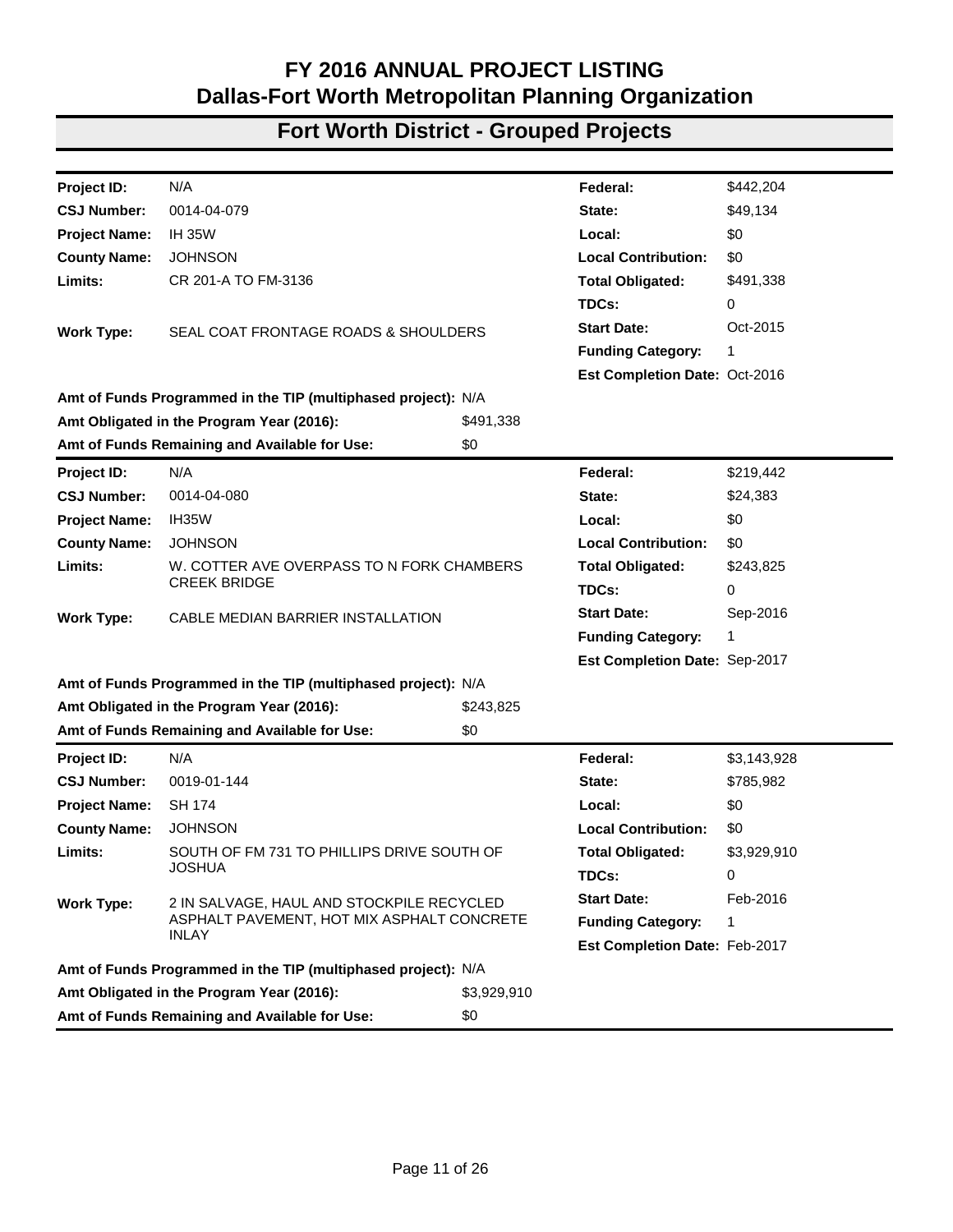# FY 2016 ANNUAL PROJECT LISTING
# Dallas-Fort Worth Metropolitan Planning Organization

## Fort Worth District - Grouped Projects

| | | | |
|---|---|---|---|
| **Project ID:** | N/A | **Federal:** | $442,204 |
| **CSJ Number:** | 0014-04-079 | **State:** | $49,134 |
| **Project Name:** | IH 35W | **Local:** | $0 |
| **County Name:** | JOHNSON | **Local Contribution:** | $0 |
| **Limits:** | CR 201-A TO FM-3136 | **Total Obligated:** | $491,338 |
| | | **TDCs:** | 0 |
| **Work Type:** | SEAL COAT FRONTAGE ROADS & SHOULDERS | **Start Date:** | Oct-2015 |
| | | **Funding Category:** | 1 |
| | | **Est Completion Date:** | Oct-2016 |

**Amt of Funds Programmed in the TIP (multiphased project):** N/A
**Amt Obligated in the Program Year (2016):** $491,338
**Amt of Funds Remaining and Available for Use:** $0

| | | | |
|---|---|---|---|
| **Project ID:** | N/A | **Federal:** | $219,442 |
| **CSJ Number:** | 0014-04-080 | **State:** | $24,383 |
| **Project Name:** | IH35W | **Local:** | $0 |
| **County Name:** | JOHNSON | **Local Contribution:** | $0 |
| **Limits:** | W. COTTER AVE OVERPASS TO N FORK CHAMBERS CREEK BRIDGE | **Total Obligated:** | $243,825 |
| | | **TDCs:** | 0 |
| **Work Type:** | CABLE MEDIAN BARRIER INSTALLATION | **Start Date:** | Sep-2016 |
| | | **Funding Category:** | 1 |
| | | **Est Completion Date:** | Sep-2017 |

**Amt of Funds Programmed in the TIP (multiphased project):** N/A
**Amt Obligated in the Program Year (2016):** $243,825
**Amt of Funds Remaining and Available for Use:** $0

| | | | |
|---|---|---|---|
| **Project ID:** | N/A | **Federal:** | $3,143,928 |
| **CSJ Number:** | 0019-01-144 | **State:** | $785,982 |
| **Project Name:** | SH 174 | **Local:** | $0 |
| **County Name:** | JOHNSON | **Local Contribution:** | $0 |
| **Limits:** | SOUTH OF FM 731 TO PHILLIPS DRIVE SOUTH OF JOSHUA | **Total Obligated:** | $3,929,910 |
| | | **TDCs:** | 0 |
| **Work Type:** | 2 IN SALVAGE, HAUL AND STOCKPILE RECYCLED ASPHALT PAVEMENT, HOT MIX ASPHALT CONCRETE INLAY | **Start Date:** | Feb-2016 |
| | | **Funding Category:** | 1 |
| | | **Est Completion Date:** | Feb-2017 |

**Amt of Funds Programmed in the TIP (multiphased project):** N/A
**Amt Obligated in the Program Year (2016):** $3,929,910
**Amt of Funds Remaining and Available for Use:** $0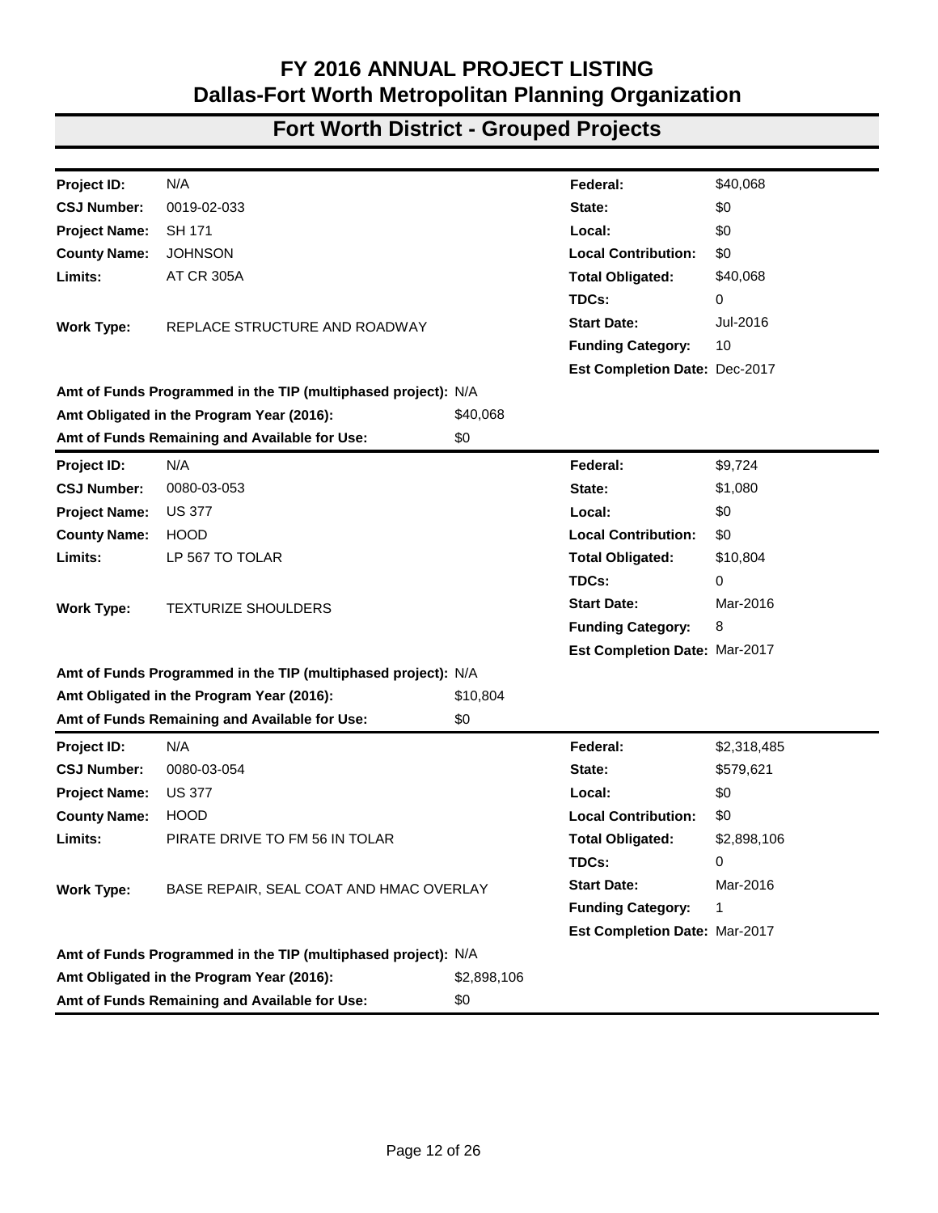# FY 2016 ANNUAL PROJECT LISTING
# Dallas-Fort Worth Metropolitan Planning Organization

## Fort Worth District - Grouped Projects

| | | | |
|---|---|---|---|
| **Project ID:** | N/A | **Federal:** | $40,068 |
| **CSJ Number:** | 0019-02-033 | **State:** | $0 |
| **Project Name:** | SH 171 | **Local:** | $0 |
| **County Name:** | JOHNSON | **Local Contribution:** | $0 |
| **Limits:** | AT CR 305A | **Total Obligated:** | $40,068 |
| | | **TDCs:** | 0 |
| **Work Type:** | REPLACE STRUCTURE AND ROADWAY | **Start Date:** | Jul-2016 |
| | | **Funding Category:** | 10 |
| | | **Est Completion Date:** | Dec-2017 |

**Amt of Funds Programmed in the TIP (multiphased project):** N/A
**Amt Obligated in the Program Year (2016):** $40,068
**Amt of Funds Remaining and Available for Use:** $0

| | | | |
|---|---|---|---|
| **Project ID:** | N/A | **Federal:** | $9,724 |
| **CSJ Number:** | 0080-03-053 | **State:** | $1,080 |
| **Project Name:** | US 377 | **Local:** | $0 |
| **County Name:** | HOOD | **Local Contribution:** | $0 |
| **Limits:** | LP 567 TO TOLAR | **Total Obligated:** | $10,804 |
| | | **TDCs:** | 0 |
| **Work Type:** | TEXTURIZE SHOULDERS | **Start Date:** | Mar-2016 |
| | | **Funding Category:** | 8 |
| | | **Est Completion Date:** | Mar-2017 |

**Amt of Funds Programmed in the TIP (multiphased project):** N/A
**Amt Obligated in the Program Year (2016):** $10,804
**Amt of Funds Remaining and Available for Use:** $0

| | | | |
|---|---|---|---|
| **Project ID:** | N/A | **Federal:** | $2,318,485 |
| **CSJ Number:** | 0080-03-054 | **State:** | $579,621 |
| **Project Name:** | US 377 | **Local:** | $0 |
| **County Name:** | HOOD | **Local Contribution:** | $0 |
| **Limits:** | PIRATE DRIVE TO FM 56 IN TOLAR | **Total Obligated:** | $2,898,106 |
| | | **TDCs:** | 0 |
| **Work Type:** | BASE REPAIR, SEAL COAT AND HMAC OVERLAY | **Start Date:** | Mar-2016 |
| | | **Funding Category:** | 1 |
| | | **Est Completion Date:** | Mar-2017 |

**Amt of Funds Programmed in the TIP (multiphased project):** N/A
**Amt Obligated in the Program Year (2016):** $2,898,106
**Amt of Funds Remaining and Available for Use:** $0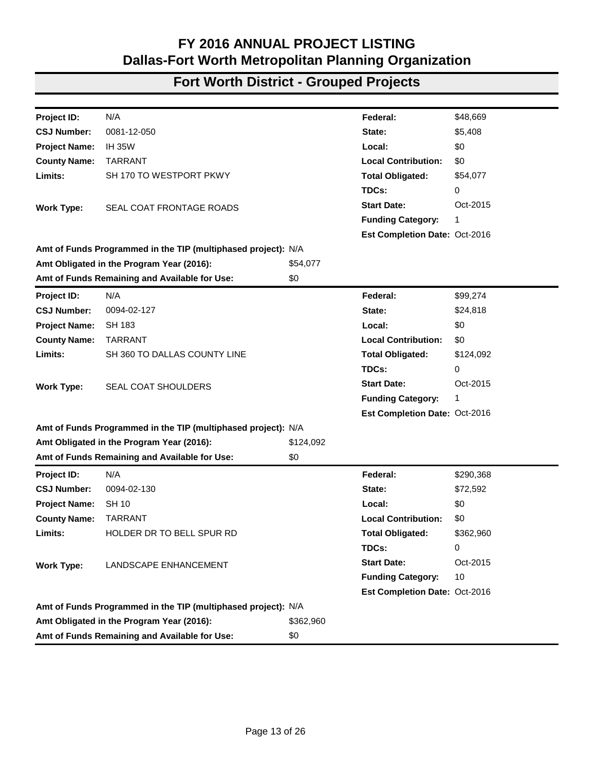# FY 2016 ANNUAL PROJECT LISTING
# Dallas-Fort Worth Metropolitan Planning Organization

## Fort Worth District - Grouped Projects

| | | | |
|---|---|---|---|
| **Project ID:** | N/A | **Federal:** | $48,669 |
| **CSJ Number:** | 0081-12-050 | **State:** | $5,408 |
| **Project Name:** | IH 35W | **Local:** | $0 |
| **County Name:** | TARRANT | **Local Contribution:** | $0 |
| **Limits:** | SH 170 TO WESTPORT PKWY | **Total Obligated:** | $54,077 |
| | | **TDCs:** | 0 |
| **Work Type:** | SEAL COAT FRONTAGE ROADS | **Start Date:** | Oct-2015 |
| | | **Funding Category:** | 1 |
| | | **Est Completion Date:** | Oct-2016 |

**Amt of Funds Programmed in the TIP (multiphased project):** N/A
**Amt Obligated in the Program Year (2016):** $54,077
**Amt of Funds Remaining and Available for Use:** $0

| | | | |
|---|---|---|---|
| **Project ID:** | N/A | **Federal:** | $99,274 |
| **CSJ Number:** | 0094-02-127 | **State:** | $24,818 |
| **Project Name:** | SH 183 | **Local:** | $0 |
| **County Name:** | TARRANT | **Local Contribution:** | $0 |
| **Limits:** | SH 360 TO DALLAS COUNTY LINE | **Total Obligated:** | $124,092 |
| | | **TDCs:** | 0 |
| **Work Type:** | SEAL COAT SHOULDERS | **Start Date:** | Oct-2015 |
| | | **Funding Category:** | 1 |
| | | **Est Completion Date:** | Oct-2016 |

**Amt of Funds Programmed in the TIP (multiphased project):** N/A
**Amt Obligated in the Program Year (2016):** $124,092
**Amt of Funds Remaining and Available for Use:** $0

| | | | |
|---|---|---|---|
| **Project ID:** | N/A | **Federal:** | $290,368 |
| **CSJ Number:** | 0094-02-130 | **State:** | $72,592 |
| **Project Name:** | SH 10 | **Local:** | $0 |
| **County Name:** | TARRANT | **Local Contribution:** | $0 |
| **Limits:** | HOLDER DR TO BELL SPUR RD | **Total Obligated:** | $362,960 |
| | | **TDCs:** | 0 |
| **Work Type:** | LANDSCAPE ENHANCEMENT | **Start Date:** | Oct-2015 |
| | | **Funding Category:** | 10 |
| | | **Est Completion Date:** | Oct-2016 |

**Amt of Funds Programmed in the TIP (multiphased project):** N/A
**Amt Obligated in the Program Year (2016):** $362,960
**Amt of Funds Remaining and Available for Use:** $0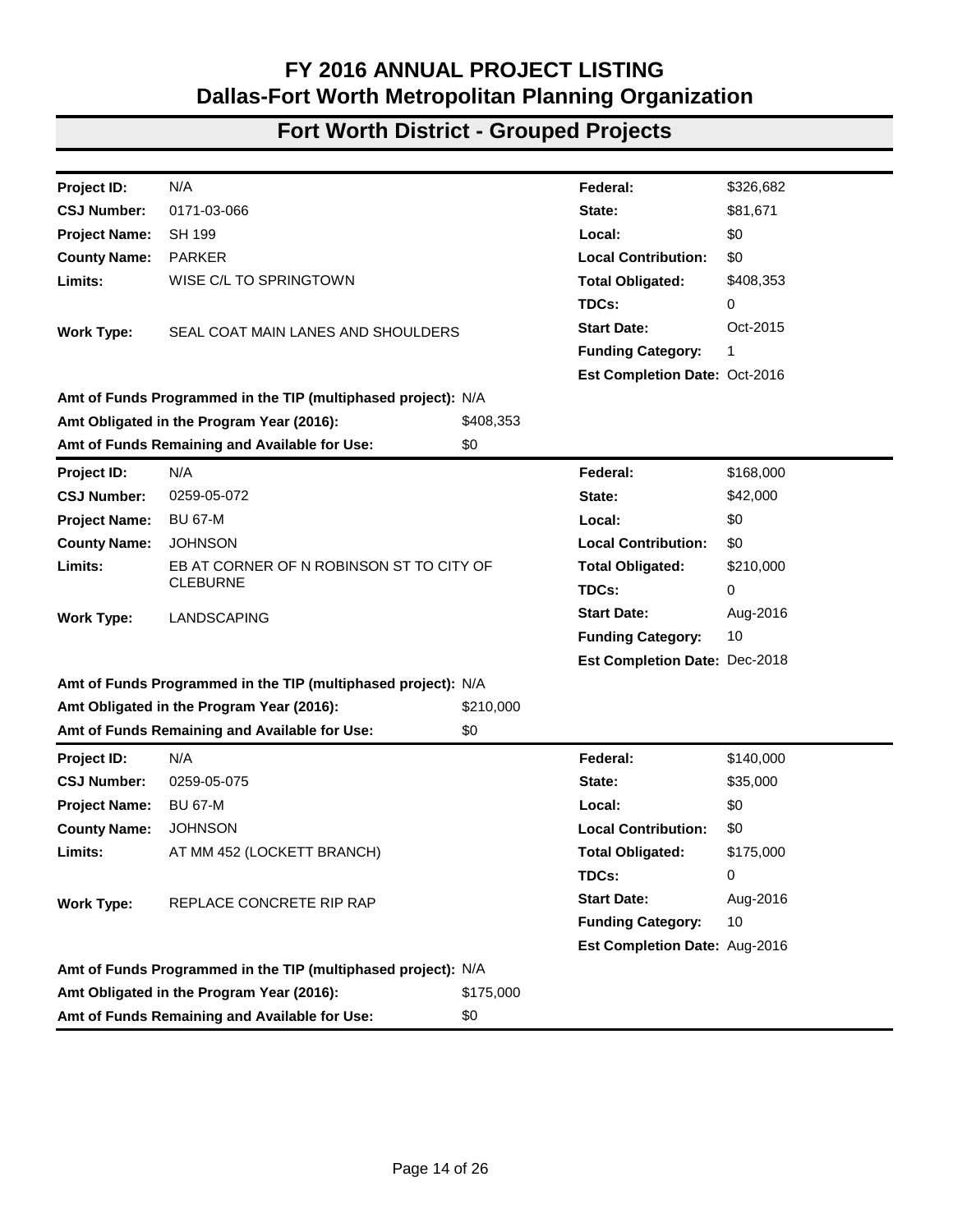# FY 2016 ANNUAL PROJECT LISTING
## Dallas-Fort Worth Metropolitan Planning Organization

## Fort Worth District - Grouped Projects

| | | | |
|---|---|---|---|
| **Project ID:** | N/A | **Federal:** | $326,682 |
| **CSJ Number:** | 0171-03-066 | **State:** | $81,671 |
| **Project Name:** | SH 199 | **Local:** | $0 |
| **County Name:** | PARKER | **Local Contribution:** | $0 |
| **Limits:** | WISE C/L TO SPRINGTOWN | **Total Obligated:** | $408,353 |
| | | **TDCs:** | 0 |
| **Work Type:** | SEAL COAT MAIN LANES AND SHOULDERS | **Start Date:** | Oct-2015 |
| | | **Funding Category:** | 1 |
| | | **Est Completion Date:** | Oct-2016 |

**Amt of Funds Programmed in the TIP (multiphased project):** N/A
**Amt Obligated in the Program Year (2016):** $408,353
**Amt of Funds Remaining and Available for Use:** $0

| | | | |
|---|---|---|---|
| **Project ID:** | N/A | **Federal:** | $168,000 |
| **CSJ Number:** | 0259-05-072 | **State:** | $42,000 |
| **Project Name:** | BU 67-M | **Local:** | $0 |
| **County Name:** | JOHNSON | **Local Contribution:** | $0 |
| **Limits:** | EB AT CORNER OF N ROBINSON ST TO CITY OF CLEBURNE | **Total Obligated:** | $210,000 |
| | | **TDCs:** | 0 |
| **Work Type:** | LANDSCAPING | **Start Date:** | Aug-2016 |
| | | **Funding Category:** | 10 |
| | | **Est Completion Date:** | Dec-2018 |

**Amt of Funds Programmed in the TIP (multiphased project):** N/A
**Amt Obligated in the Program Year (2016):** $210,000
**Amt of Funds Remaining and Available for Use:** $0

| | | | |
|---|---|---|---|
| **Project ID:** | N/A | **Federal:** | $140,000 |
| **CSJ Number:** | 0259-05-075 | **State:** | $35,000 |
| **Project Name:** | BU 67-M | **Local:** | $0 |
| **County Name:** | JOHNSON | **Local Contribution:** | $0 |
| **Limits:** | AT MM 452 (LOCKETT BRANCH) | **Total Obligated:** | $175,000 |
| | | **TDCs:** | 0 |
| **Work Type:** | REPLACE CONCRETE RIP RAP | **Start Date:** | Aug-2016 |
| | | **Funding Category:** | 10 |
| | | **Est Completion Date:** | Aug-2016 |

**Amt of Funds Programmed in the TIP (multiphased project):** N/A
**Amt Obligated in the Program Year (2016):** $175,000
**Amt of Funds Remaining and Available for Use:** $0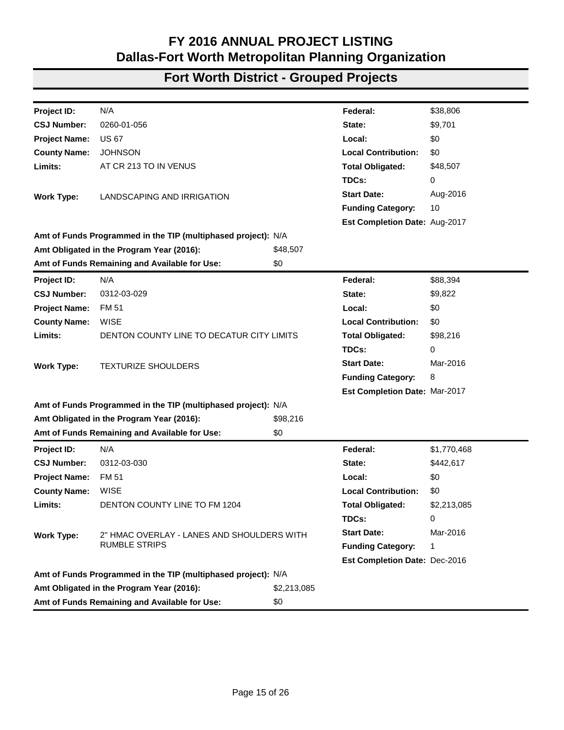# FY 2016 ANNUAL PROJECT LISTING
# Dallas-Fort Worth Metropolitan Planning Organization

## Fort Worth District - Grouped Projects

| | | | |
|---|---|---|---|
| **Project ID:** | N/A | **Federal:** | $38,806 |
| **CSJ Number:** | 0260-01-056 | **State:** | $9,701 |
| **Project Name:** | US 67 | **Local:** | $0 |
| **County Name:** | JOHNSON | **Local Contribution:** | $0 |
| **Limits:** | AT CR 213 TO IN VENUS | **Total Obligated:** | $48,507 |
| | | **TDCs:** | 0 |
| **Work Type:** | LANDSCAPING AND IRRIGATION | **Start Date:** | Aug-2016 |
| | | **Funding Category:** | 10 |
| | | **Est Completion Date:** | Aug-2017 |

**Amt of Funds Programmed in the TIP (multiphased project):** N/A
**Amt Obligated in the Program Year (2016):** $48,507
**Amt of Funds Remaining and Available for Use:** $0

| | | | |
|---|---|---|---|
| **Project ID:** | N/A | **Federal:** | $88,394 |
| **CSJ Number:** | 0312-03-029 | **State:** | $9,822 |
| **Project Name:** | FM 51 | **Local:** | $0 |
| **County Name:** | WISE | **Local Contribution:** | $0 |
| **Limits:** | DENTON COUNTY LINE TO DECATUR CITY LIMITS | **Total Obligated:** | $98,216 |
| | | **TDCs:** | 0 |
| **Work Type:** | TEXTURIZE SHOULDERS | **Start Date:** | Mar-2016 |
| | | **Funding Category:** | 8 |
| | | **Est Completion Date:** | Mar-2017 |

**Amt of Funds Programmed in the TIP (multiphased project):** N/A
**Amt Obligated in the Program Year (2016):** $98,216
**Amt of Funds Remaining and Available for Use:** $0

| | | | |
|---|---|---|---|
| **Project ID:** | N/A | **Federal:** | $1,770,468 |
| **CSJ Number:** | 0312-03-030 | **State:** | $442,617 |
| **Project Name:** | FM 51 | **Local:** | $0 |
| **County Name:** | WISE | **Local Contribution:** | $0 |
| **Limits:** | DENTON COUNTY LINE TO FM 1204 | **Total Obligated:** | $2,213,085 |
| | | **TDCs:** | 0 |
| **Work Type:** | 2" HMAC OVERLAY - LANES AND SHOULDERS WITH RUMBLE STRIPS | **Start Date:** | Mar-2016 |
| | | **Funding Category:** | 1 |
| | | **Est Completion Date:** | Dec-2016 |

**Amt of Funds Programmed in the TIP (multiphased project):** N/A
**Amt Obligated in the Program Year (2016):** $2,213,085
**Amt of Funds Remaining and Available for Use:** $0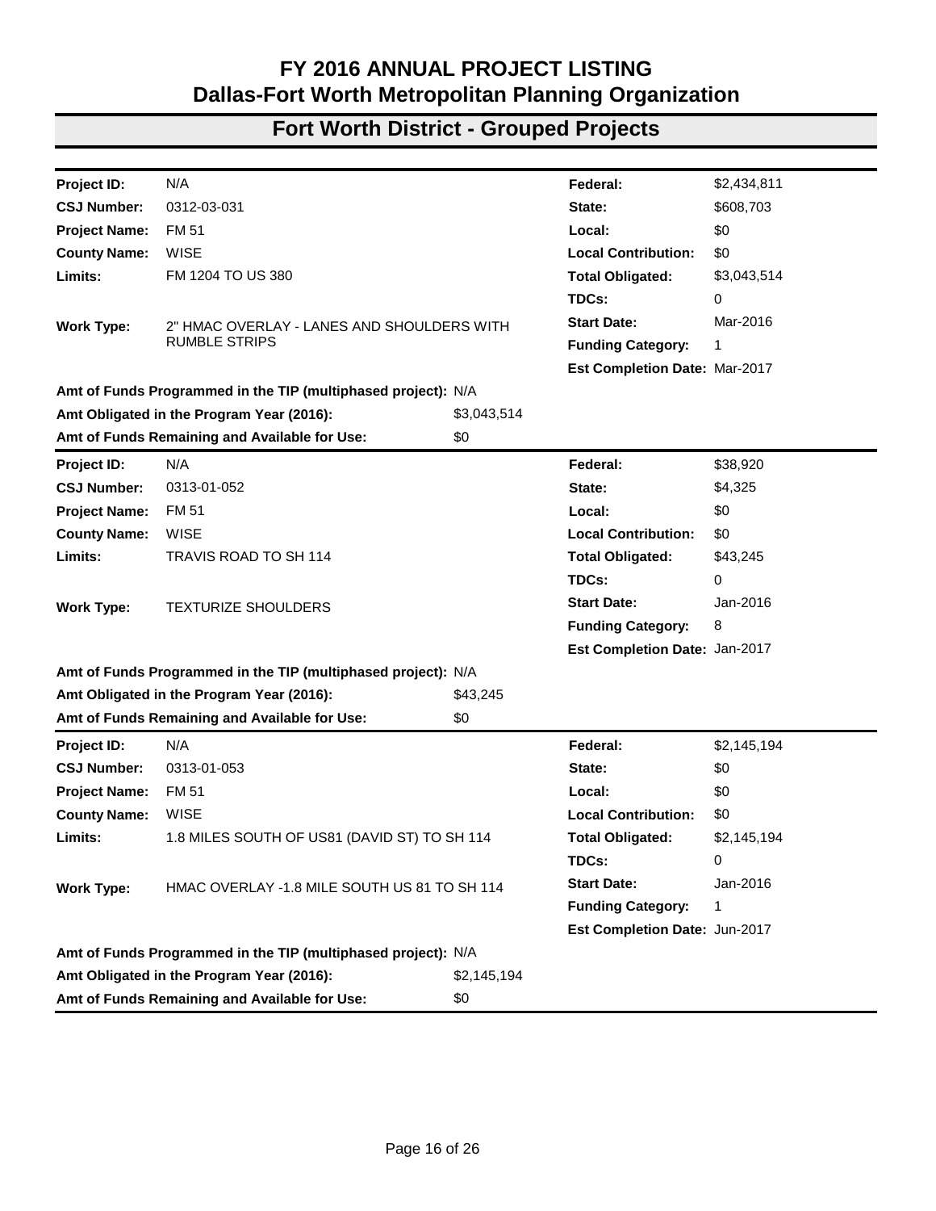# FY 2016 ANNUAL PROJECT LISTING
# Dallas-Fort Worth Metropolitan Planning Organization

## Fort Worth District - Grouped Projects

| | | | |
|---|---|---|---|
| **Project ID:** | N/A | **Federal:** | $2,434,811 |
| **CSJ Number:** | 0312-03-031 | **State:** | $608,703 |
| **Project Name:** | FM 51 | **Local:** | $0 |
| **County Name:** | WISE | **Local Contribution:** | $0 |
| **Limits:** | FM 1204 TO US 380 | **Total Obligated:** | $3,043,514 |
| | | **TDCs:** | 0 |
| **Work Type:** | 2" HMAC OVERLAY - LANES AND SHOULDERS WITH RUMBLE STRIPS | **Start Date:** | Mar-2016 |
| | | **Funding Category:** | 1 |
| | | **Est Completion Date:** | Mar-2017 |

**Amt of Funds Programmed in the TIP (multiphased project):** N/A
**Amt Obligated in the Program Year (2016):** $3,043,514
**Amt of Funds Remaining and Available for Use:** $0

| | | | |
|---|---|---|---|
| **Project ID:** | N/A | **Federal:** | $38,920 |
| **CSJ Number:** | 0313-01-052 | **State:** | $4,325 |
| **Project Name:** | FM 51 | **Local:** | $0 |
| **County Name:** | WISE | **Local Contribution:** | $0 |
| **Limits:** | TRAVIS ROAD TO SH 114 | **Total Obligated:** | $43,245 |
| | | **TDCs:** | 0 |
| **Work Type:** | TEXTURIZE SHOULDERS | **Start Date:** | Jan-2016 |
| | | **Funding Category:** | 8 |
| | | **Est Completion Date:** | Jan-2017 |

**Amt of Funds Programmed in the TIP (multiphased project):** N/A
**Amt Obligated in the Program Year (2016):** $43,245
**Amt of Funds Remaining and Available for Use:** $0

| | | | |
|---|---|---|---|
| **Project ID:** | N/A | **Federal:** | $2,145,194 |
| **CSJ Number:** | 0313-01-053 | **State:** | $0 |
| **Project Name:** | FM 51 | **Local:** | $0 |
| **County Name:** | WISE | **Local Contribution:** | $0 |
| **Limits:** | 1.8 MILES SOUTH OF US81 (DAVID ST) TO SH 114 | **Total Obligated:** | $2,145,194 |
| | | **TDCs:** | 0 |
| **Work Type:** | HMAC OVERLAY -1.8 MILE SOUTH US 81 TO SH 114 | **Start Date:** | Jan-2016 |
| | | **Funding Category:** | 1 |
| | | **Est Completion Date:** | Jun-2017 |

**Amt of Funds Programmed in the TIP (multiphased project):** N/A
**Amt Obligated in the Program Year (2016):** $2,145,194
**Amt of Funds Remaining and Available for Use:** $0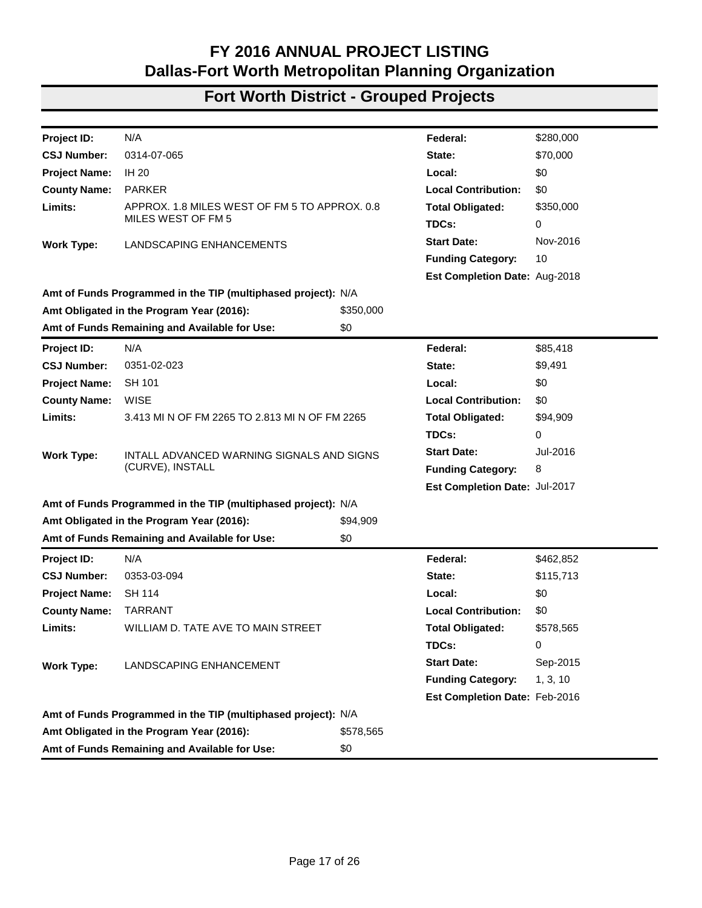# FY 2016 ANNUAL PROJECT LISTING
# Dallas-Fort Worth Metropolitan Planning Organization

## Fort Worth District - Grouped Projects

| | | | |
|---|---|---|---|
| **Project ID:** | N/A | **Federal:** | $280,000 |
| **CSJ Number:** | 0314-07-065 | **State:** | $70,000 |
| **Project Name:** | IH 20 | **Local:** | $0 |
| **County Name:** | PARKER | **Local Contribution:** | $0 |
| **Limits:** | APPROX. 1.8 MILES WEST OF FM 5 TO APPROX. 0.8 MILES WEST OF FM 5 | **Total Obligated:** | $350,000 |
| | | **TDCs:** | 0 |
| **Work Type:** | LANDSCAPING ENHANCEMENTS | **Start Date:** | Nov-2016 |
| | | **Funding Category:** | 10 |
| | | **Est Completion Date:** | Aug-2018 |

**Amt of Funds Programmed in the TIP (multiphased project):** N/A
**Amt Obligated in the Program Year (2016):** $350,000
**Amt of Funds Remaining and Available for Use:** $0

| | | | |
|---|---|---|---|
| **Project ID:** | N/A | **Federal:** | $85,418 |
| **CSJ Number:** | 0351-02-023 | **State:** | $9,491 |
| **Project Name:** | SH 101 | **Local:** | $0 |
| **County Name:** | WISE | **Local Contribution:** | $0 |
| **Limits:** | 3.413 MI N OF FM 2265 TO 2.813 MI N OF FM 2265 | **Total Obligated:** | $94,909 |
| | | **TDCs:** | 0 |
| **Work Type:** | INTALL ADVANCED WARNING SIGNALS AND SIGNS (CURVE), INSTALL | **Start Date:** | Jul-2016 |
| | | **Funding Category:** | 8 |
| | | **Est Completion Date:** | Jul-2017 |

**Amt of Funds Programmed in the TIP (multiphased project):** N/A
**Amt Obligated in the Program Year (2016):** $94,909
**Amt of Funds Remaining and Available for Use:** $0

| | | | |
|---|---|---|---|
| **Project ID:** | N/A | **Federal:** | $462,852 |
| **CSJ Number:** | 0353-03-094 | **State:** | $115,713 |
| **Project Name:** | SH 114 | **Local:** | $0 |
| **County Name:** | TARRANT | **Local Contribution:** | $0 |
| **Limits:** | WILLIAM D. TATE AVE TO MAIN STREET | **Total Obligated:** | $578,565 |
| | | **TDCs:** | 0 |
| **Work Type:** | LANDSCAPING ENHANCEMENT | **Start Date:** | Sep-2015 |
| | | **Funding Category:** | 1, 3, 10 |
| | | **Est Completion Date:** | Feb-2016 |

**Amt of Funds Programmed in the TIP (multiphased project):** N/A
**Amt Obligated in the Program Year (2016):** $578,565
**Amt of Funds Remaining and Available for Use:** $0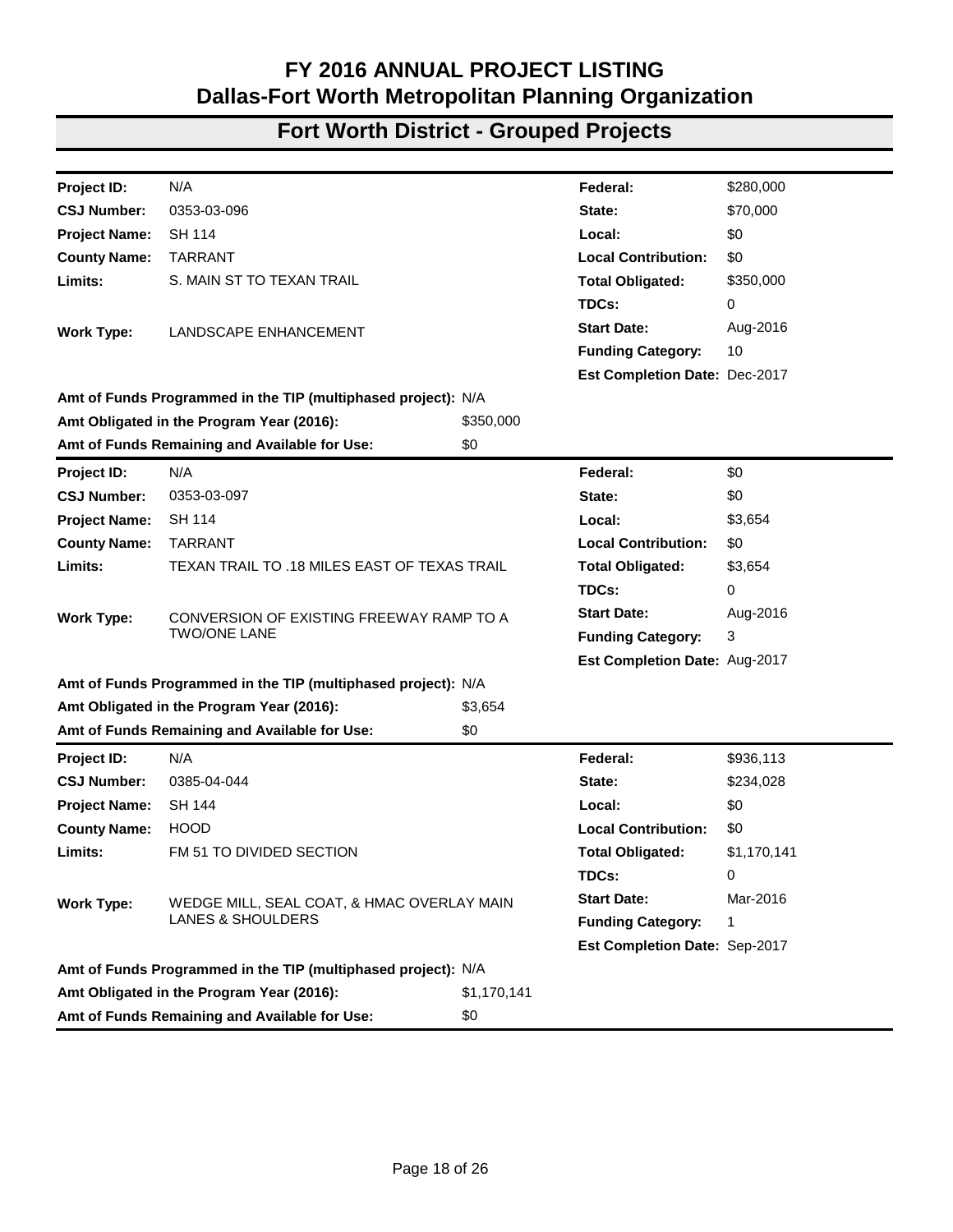# FY 2016 ANNUAL PROJECT LISTING
## Dallas-Fort Worth Metropolitan Planning Organization

## Fort Worth District - Grouped Projects

| | | | |
|---|---|---|---|
| **Project ID:** | N/A | **Federal:** | $280,000 |
| **CSJ Number:** | 0353-03-096 | **State:** | $70,000 |
| **Project Name:** | SH 114 | **Local:** | $0 |
| **County Name:** | TARRANT | **Local Contribution:** | $0 |
| **Limits:** | S. MAIN ST TO TEXAN TRAIL | **Total Obligated:** | $350,000 |
| | | **TDCs:** | 0 |
| **Work Type:** | LANDSCAPE ENHANCEMENT | **Start Date:** | Aug-2016 |
| | | **Funding Category:** | 10 |
| | | **Est Completion Date:** | Dec-2017 |

**Amt of Funds Programmed in the TIP (multiphased project):** N/A
**Amt Obligated in the Program Year (2016):** $350,000
**Amt of Funds Remaining and Available for Use:** $0

| | | | |
|---|---|---|---|
| **Project ID:** | N/A | **Federal:** | $0 |
| **CSJ Number:** | 0353-03-097 | **State:** | $0 |
| **Project Name:** | SH 114 | **Local:** | $3,654 |
| **County Name:** | TARRANT | **Local Contribution:** | $0 |
| **Limits:** | TEXAN TRAIL TO .18 MILES EAST OF TEXAS TRAIL | **Total Obligated:** | $3,654 |
| | | **TDCs:** | 0 |
| **Work Type:** | CONVERSION OF EXISTING FREEWAY RAMP TO A TWO/ONE LANE | **Start Date:** | Aug-2016 |
| | | **Funding Category:** | 3 |
| | | **Est Completion Date:** | Aug-2017 |

**Amt of Funds Programmed in the TIP (multiphased project):** N/A
**Amt Obligated in the Program Year (2016):** $3,654
**Amt of Funds Remaining and Available for Use:** $0

| | | | |
|---|---|---|---|
| **Project ID:** | N/A | **Federal:** | $936,113 |
| **CSJ Number:** | 0385-04-044 | **State:** | $234,028 |
| **Project Name:** | SH 144 | **Local:** | $0 |
| **County Name:** | HOOD | **Local Contribution:** | $0 |
| **Limits:** | FM 51 TO DIVIDED SECTION | **Total Obligated:** | $1,170,141 |
| | | **TDCs:** | 0 |
| **Work Type:** | WEDGE MILL, SEAL COAT, & HMAC OVERLAY MAIN LANES & SHOULDERS | **Start Date:** | Mar-2016 |
| | | **Funding Category:** | 1 |
| | | **Est Completion Date:** | Sep-2017 |

**Amt of Funds Programmed in the TIP (multiphased project):** N/A
**Amt Obligated in the Program Year (2016):** $1,170,141
**Amt of Funds Remaining and Available for Use:** $0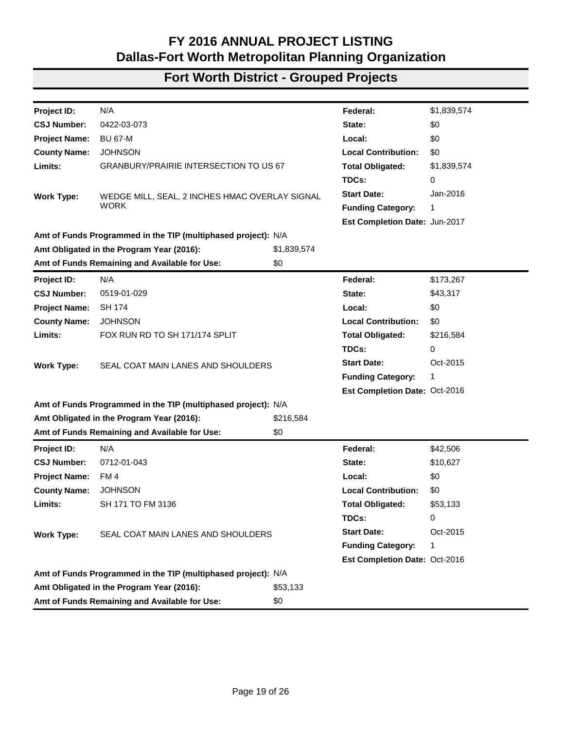# FY 2016 ANNUAL PROJECT LISTING
# Dallas-Fort Worth Metropolitan Planning Organization

## Fort Worth District - Grouped Projects

| | | | |
|---|---|---|---|
| **Project ID:** | N/A | **Federal:** | $1,839,574 |
| **CSJ Number:** | 0422-03-073 | **State:** | $0 |
| **Project Name:** | BU 67-M | **Local:** | $0 |
| **County Name:** | JOHNSON | **Local Contribution:** | $0 |
| **Limits:** | GRANBURY/PRAIRIE INTERSECTION TO US 67 | **Total Obligated:** | $1,839,574 |
| | | **TDCs:** | 0 |
| **Work Type:** | WEDGE MILL, SEAL, 2 INCHES HMAC OVERLAY SIGNAL WORK | **Start Date:** | Jan-2016 |
| | | **Funding Category:** | 1 |
| | | **Est Completion Date:** | Jun-2017 |

**Amt of Funds Programmed in the TIP (multiphased project):** N/A
**Amt Obligated in the Program Year (2016):** $1,839,574
**Amt of Funds Remaining and Available for Use:** $0

| | | | |
|---|---|---|---|
| **Project ID:** | N/A | **Federal:** | $173,267 |
| **CSJ Number:** | 0519-01-029 | **State:** | $43,317 |
| **Project Name:** | SH 174 | **Local:** | $0 |
| **County Name:** | JOHNSON | **Local Contribution:** | $0 |
| **Limits:** | FOX RUN RD TO SH 171/174 SPLIT | **Total Obligated:** | $216,584 |
| | | **TDCs:** | 0 |
| **Work Type:** | SEAL COAT MAIN LANES AND SHOULDERS | **Start Date:** | Oct-2015 |
| | | **Funding Category:** | 1 |
| | | **Est Completion Date:** | Oct-2016 |

**Amt of Funds Programmed in the TIP (multiphased project):** N/A
**Amt Obligated in the Program Year (2016):** $216,584
**Amt of Funds Remaining and Available for Use:** $0

| | | | |
|---|---|---|---|
| **Project ID:** | N/A | **Federal:** | $42,506 |
| **CSJ Number:** | 0712-01-043 | **State:** | $10,627 |
| **Project Name:** | FM 4 | **Local:** | $0 |
| **County Name:** | JOHNSON | **Local Contribution:** | $0 |
| **Limits:** | SH 171 TO FM 3136 | **Total Obligated:** | $53,133 |
| | | **TDCs:** | 0 |
| **Work Type:** | SEAL COAT MAIN LANES AND SHOULDERS | **Start Date:** | Oct-2015 |
| | | **Funding Category:** | 1 |
| | | **Est Completion Date:** | Oct-2016 |

**Amt of Funds Programmed in the TIP (multiphased project):** N/A
**Amt Obligated in the Program Year (2016):** $53,133
**Amt of Funds Remaining and Available for Use:** $0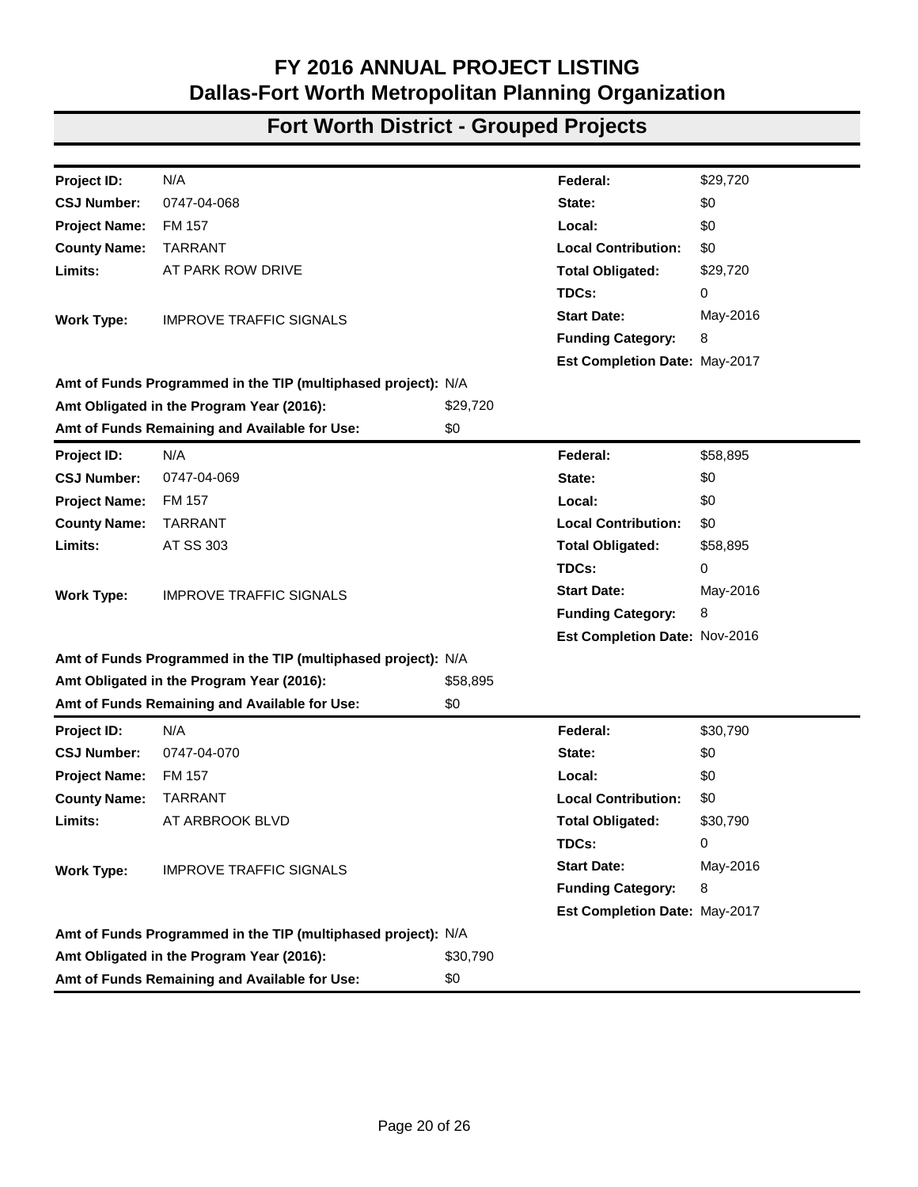# FY 2016 ANNUAL PROJECT LISTING
# Dallas-Fort Worth Metropolitan Planning Organization

## Fort Worth District - Grouped Projects

| | | | |
|---|---|---|---|
| **Project ID:** | N/A | **Federal:** | $29,720 |
| **CSJ Number:** | 0747-04-068 | **State:** | $0 |
| **Project Name:** | FM 157 | **Local:** | $0 |
| **County Name:** | TARRANT | **Local Contribution:** | $0 |
| **Limits:** | AT PARK ROW DRIVE | **Total Obligated:** | $29,720 |
| | | **TDCs:** | 0 |
| **Work Type:** | IMPROVE TRAFFIC SIGNALS | **Start Date:** | May-2016 |
| | | **Funding Category:** | 8 |
| | | **Est Completion Date:** | May-2017 |

**Amt of Funds Programmed in the TIP (multiphased project):** N/A
**Amt Obligated in the Program Year (2016):** $29,720
**Amt of Funds Remaining and Available for Use:** $0

| | | | |
|---|---|---|---|
| **Project ID:** | N/A | **Federal:** | $58,895 |
| **CSJ Number:** | 0747-04-069 | **State:** | $0 |
| **Project Name:** | FM 157 | **Local:** | $0 |
| **County Name:** | TARRANT | **Local Contribution:** | $0 |
| **Limits:** | AT SS 303 | **Total Obligated:** | $58,895 |
| | | **TDCs:** | 0 |
| **Work Type:** | IMPROVE TRAFFIC SIGNALS | **Start Date:** | May-2016 |
| | | **Funding Category:** | 8 |
| | | **Est Completion Date:** | Nov-2016 |

**Amt of Funds Programmed in the TIP (multiphased project):** N/A
**Amt Obligated in the Program Year (2016):** $58,895
**Amt of Funds Remaining and Available for Use:** $0

| | | | |
|---|---|---|---|
| **Project ID:** | N/A | **Federal:** | $30,790 |
| **CSJ Number:** | 0747-04-070 | **State:** | $0 |
| **Project Name:** | FM 157 | **Local:** | $0 |
| **County Name:** | TARRANT | **Local Contribution:** | $0 |
| **Limits:** | AT ARBROOK BLVD | **Total Obligated:** | $30,790 |
| | | **TDCs:** | 0 |
| **Work Type:** | IMPROVE TRAFFIC SIGNALS | **Start Date:** | May-2016 |
| | | **Funding Category:** | 8 |
| | | **Est Completion Date:** | May-2017 |

**Amt of Funds Programmed in the TIP (multiphased project):** N/A
**Amt Obligated in the Program Year (2016):** $30,790
**Amt of Funds Remaining and Available for Use:** $0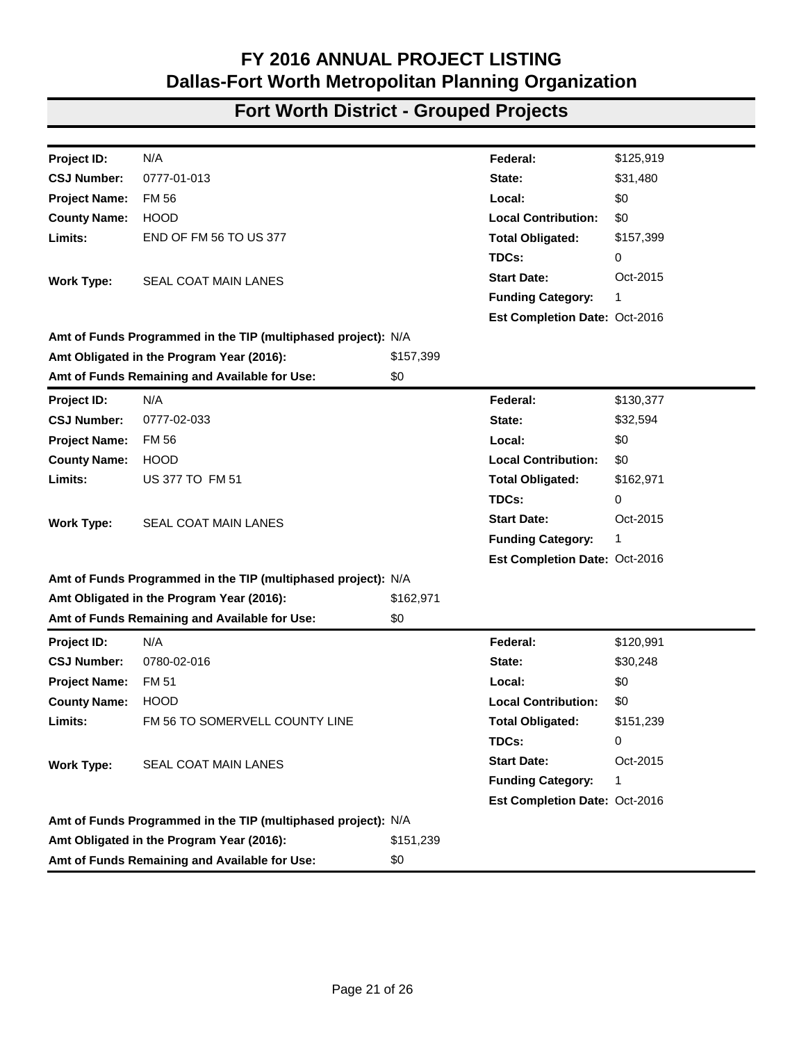# FY 2016 ANNUAL PROJECT LISTING
# Dallas-Fort Worth Metropolitan Planning Organization

## Fort Worth District - Grouped Projects

| | | | |
|---|---|---|---|
| **Project ID:** | N/A | **Federal:** | $125,919 |
| **CSJ Number:** | 0777-01-013 | **State:** | $31,480 |
| **Project Name:** | FM 56 | **Local:** | $0 |
| **County Name:** | HOOD | **Local Contribution:** | $0 |
| **Limits:** | END OF FM 56 TO US 377 | **Total Obligated:** | $157,399 |
| | | **TDCs:** | 0 |
| **Work Type:** | SEAL COAT MAIN LANES | **Start Date:** | Oct-2015 |
| | | **Funding Category:** | 1 |
| | | **Est Completion Date:** | Oct-2016 |

**Amt of Funds Programmed in the TIP (multiphased project):** N/A
**Amt Obligated in the Program Year (2016):** $157,399
**Amt of Funds Remaining and Available for Use:** $0

| | | | |
|---|---|---|---|
| **Project ID:** | N/A | **Federal:** | $130,377 |
| **CSJ Number:** | 0777-02-033 | **State:** | $32,594 |
| **Project Name:** | FM 56 | **Local:** | $0 |
| **County Name:** | HOOD | **Local Contribution:** | $0 |
| **Limits:** | US 377 TO FM 51 | **Total Obligated:** | $162,971 |
| | | **TDCs:** | 0 |
| **Work Type:** | SEAL COAT MAIN LANES | **Start Date:** | Oct-2015 |
| | | **Funding Category:** | 1 |
| | | **Est Completion Date:** | Oct-2016 |

**Amt of Funds Programmed in the TIP (multiphased project):** N/A
**Amt Obligated in the Program Year (2016):** $162,971
**Amt of Funds Remaining and Available for Use:** $0

| | | | |
|---|---|---|---|
| **Project ID:** | N/A | **Federal:** | $120,991 |
| **CSJ Number:** | 0780-02-016 | **State:** | $30,248 |
| **Project Name:** | FM 51 | **Local:** | $0 |
| **County Name:** | HOOD | **Local Contribution:** | $0 |
| **Limits:** | FM 56 TO SOMERVELL COUNTY LINE | **Total Obligated:** | $151,239 |
| | | **TDCs:** | 0 |
| **Work Type:** | SEAL COAT MAIN LANES | **Start Date:** | Oct-2015 |
| | | **Funding Category:** | 1 |
| | | **Est Completion Date:** | Oct-2016 |

**Amt of Funds Programmed in the TIP (multiphased project):** N/A
**Amt Obligated in the Program Year (2016):** $151,239
**Amt of Funds Remaining and Available for Use:** $0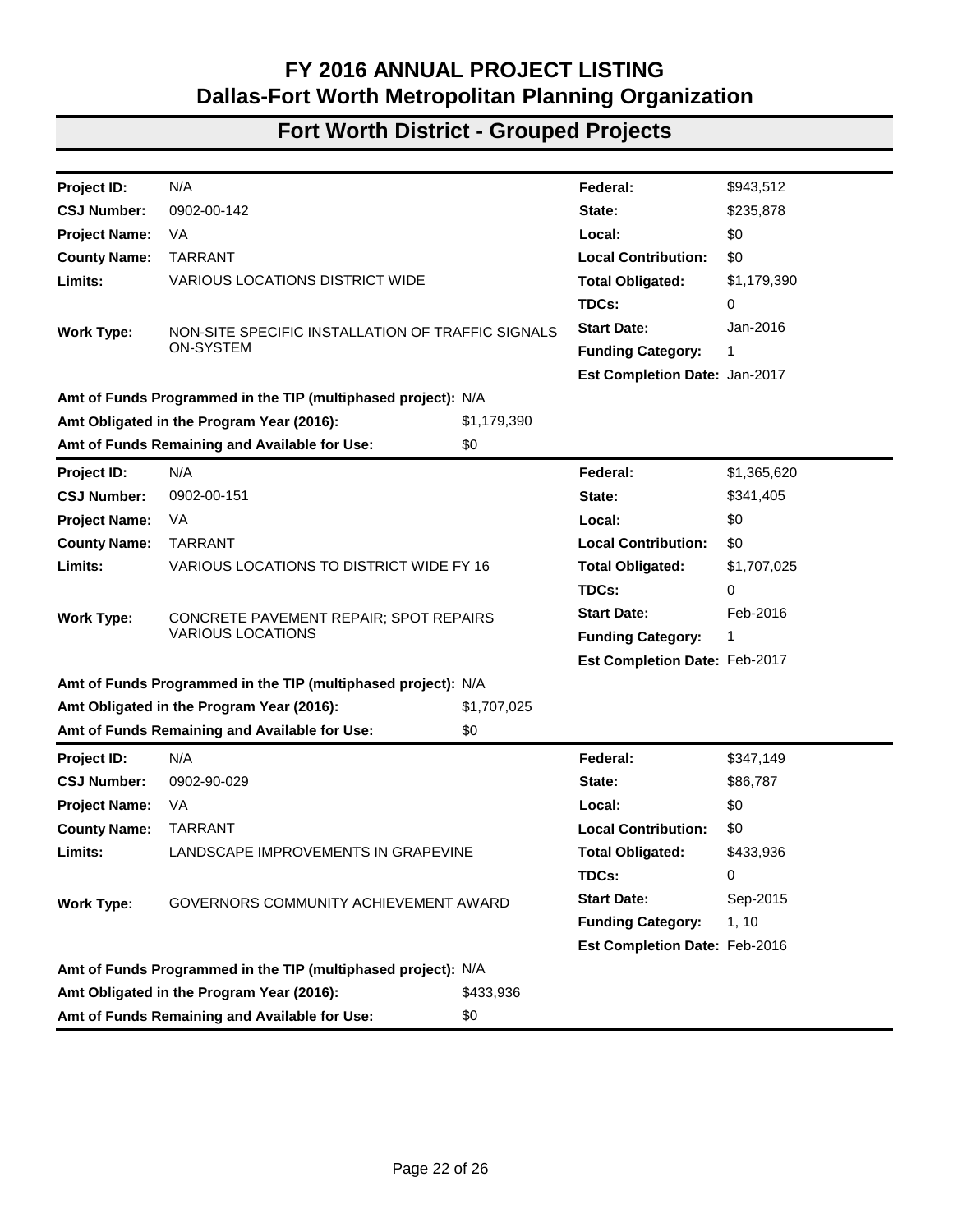# FY 2016 ANNUAL PROJECT LISTING
# Dallas-Fort Worth Metropolitan Planning Organization

## Fort Worth District - Grouped Projects

| | | | |
|---|---|---|---|
| **Project ID:** | N/A | **Federal:** | $943,512 |
| **CSJ Number:** | 0902-00-142 | **State:** | $235,878 |
| **Project Name:** | VA | **Local:** | $0 |
| **County Name:** | TARRANT | **Local Contribution:** | $0 |
| **Limits:** | VARIOUS LOCATIONS DISTRICT WIDE | **Total Obligated:** | $1,179,390 |
| | | **TDCs:** | 0 |
| **Work Type:** | NON-SITE SPECIFIC INSTALLATION OF TRAFFIC SIGNALS ON-SYSTEM | **Start Date:** | Jan-2016 |
| | | **Funding Category:** | 1 |
| | | **Est Completion Date:** | Jan-2017 |

**Amt of Funds Programmed in the TIP (multiphased project):** N/A
**Amt Obligated in the Program Year (2016):** $1,179,390
**Amt of Funds Remaining and Available for Use:** $0

| | | | |
|---|---|---|---|
| **Project ID:** | N/A | **Federal:** | $1,365,620 |
| **CSJ Number:** | 0902-00-151 | **State:** | $341,405 |
| **Project Name:** | VA | **Local:** | $0 |
| **County Name:** | TARRANT | **Local Contribution:** | $0 |
| **Limits:** | VARIOUS LOCATIONS TO DISTRICT WIDE FY 16 | **Total Obligated:** | $1,707,025 |
| | | **TDCs:** | 0 |
| **Work Type:** | CONCRETE PAVEMENT REPAIR; SPOT REPAIRS VARIOUS LOCATIONS | **Start Date:** | Feb-2016 |
| | | **Funding Category:** | 1 |
| | | **Est Completion Date:** | Feb-2017 |

**Amt of Funds Programmed in the TIP (multiphased project):** N/A
**Amt Obligated in the Program Year (2016):** $1,707,025
**Amt of Funds Remaining and Available for Use:** $0

| | | | |
|---|---|---|---|
| **Project ID:** | N/A | **Federal:** | $347,149 |
| **CSJ Number:** | 0902-90-029 | **State:** | $86,787 |
| **Project Name:** | VA | **Local:** | $0 |
| **County Name:** | TARRANT | **Local Contribution:** | $0 |
| **Limits:** | LANDSCAPE IMPROVEMENTS IN GRAPEVINE | **Total Obligated:** | $433,936 |
| | | **TDCs:** | 0 |
| **Work Type:** | GOVERNORS COMMUNITY ACHIEVEMENT AWARD | **Start Date:** | Sep-2015 |
| | | **Funding Category:** | 1, 10 |
| | | **Est Completion Date:** | Feb-2016 |

**Amt of Funds Programmed in the TIP (multiphased project):** N/A
**Amt Obligated in the Program Year (2016):** $433,936
**Amt of Funds Remaining and Available for Use:** $0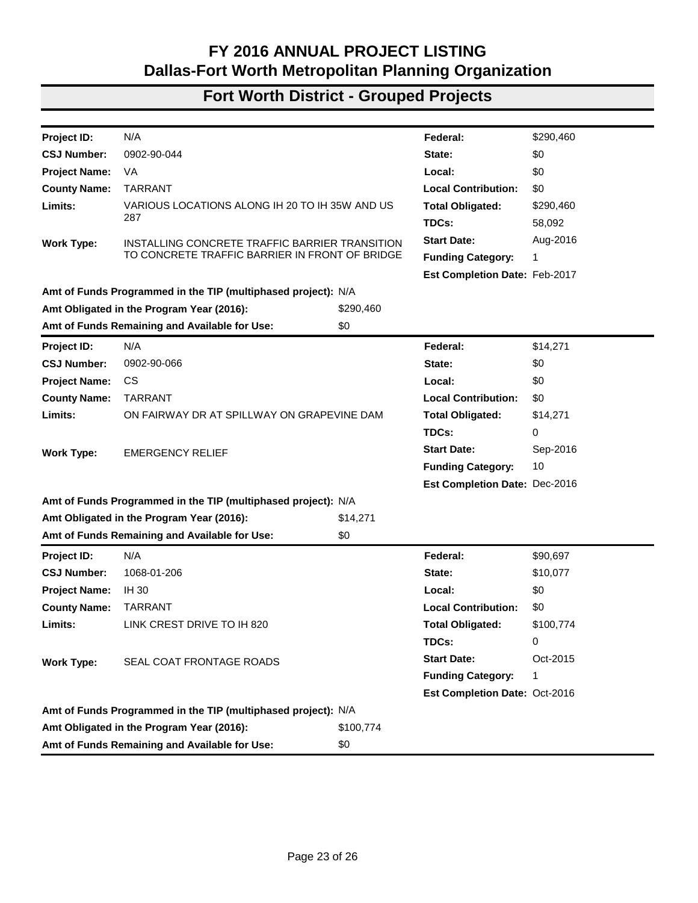# FY 2016 ANNUAL PROJECT LISTING
# Dallas-Fort Worth Metropolitan Planning Organization

## Fort Worth District - Grouped Projects

| | | | |
|---|---|---|---|
| **Project ID:** | N/A | **Federal:** | $290,460 |
| **CSJ Number:** | 0902-90-044 | **State:** | $0 |
| **Project Name:** | VA | **Local:** | $0 |
| **County Name:** | TARRANT | **Local Contribution:** | $0 |
| **Limits:** | VARIOUS LOCATIONS ALONG IH 20 TO IH 35W AND US 287 | **Total Obligated:** | $290,460 |
| | | **TDCs:** | 58,092 |
| **Work Type:** | INSTALLING CONCRETE TRAFFIC BARRIER TRANSITION TO CONCRETE TRAFFIC BARRIER IN FRONT OF BRIDGE | **Start Date:** | Aug-2016 |
| | | **Funding Category:** | 1 |
| | | **Est Completion Date:** | Feb-2017 |

**Amt of Funds Programmed in the TIP (multiphased project):** N/A
**Amt Obligated in the Program Year (2016):** $290,460
**Amt of Funds Remaining and Available for Use:** $0

| | | | |
|---|---|---|---|
| **Project ID:** | N/A | **Federal:** | $14,271 |
| **CSJ Number:** | 0902-90-066 | **State:** | $0 |
| **Project Name:** | CS | **Local:** | $0 |
| **County Name:** | TARRANT | **Local Contribution:** | $0 |
| **Limits:** | ON FAIRWAY DR AT SPILLWAY ON GRAPEVINE DAM | **Total Obligated:** | $14,271 |
| | | **TDCs:** | 0 |
| **Work Type:** | EMERGENCY RELIEF | **Start Date:** | Sep-2016 |
| | | **Funding Category:** | 10 |
| | | **Est Completion Date:** | Dec-2016 |

**Amt of Funds Programmed in the TIP (multiphased project):** N/A
**Amt Obligated in the Program Year (2016):** $14,271
**Amt of Funds Remaining and Available for Use:** $0

| | | | |
|---|---|---|---|
| **Project ID:** | N/A | **Federal:** | $90,697 |
| **CSJ Number:** | 1068-01-206 | **State:** | $10,077 |
| **Project Name:** | IH 30 | **Local:** | $0 |
| **County Name:** | TARRANT | **Local Contribution:** | $0 |
| **Limits:** | LINK CREST DRIVE TO IH 820 | **Total Obligated:** | $100,774 |
| | | **TDCs:** | 0 |
| **Work Type:** | SEAL COAT FRONTAGE ROADS | **Start Date:** | Oct-2015 |
| | | **Funding Category:** | 1 |
| | | **Est Completion Date:** | Oct-2016 |

**Amt of Funds Programmed in the TIP (multiphased project):** N/A
**Amt Obligated in the Program Year (2016):** $100,774
**Amt of Funds Remaining and Available for Use:** $0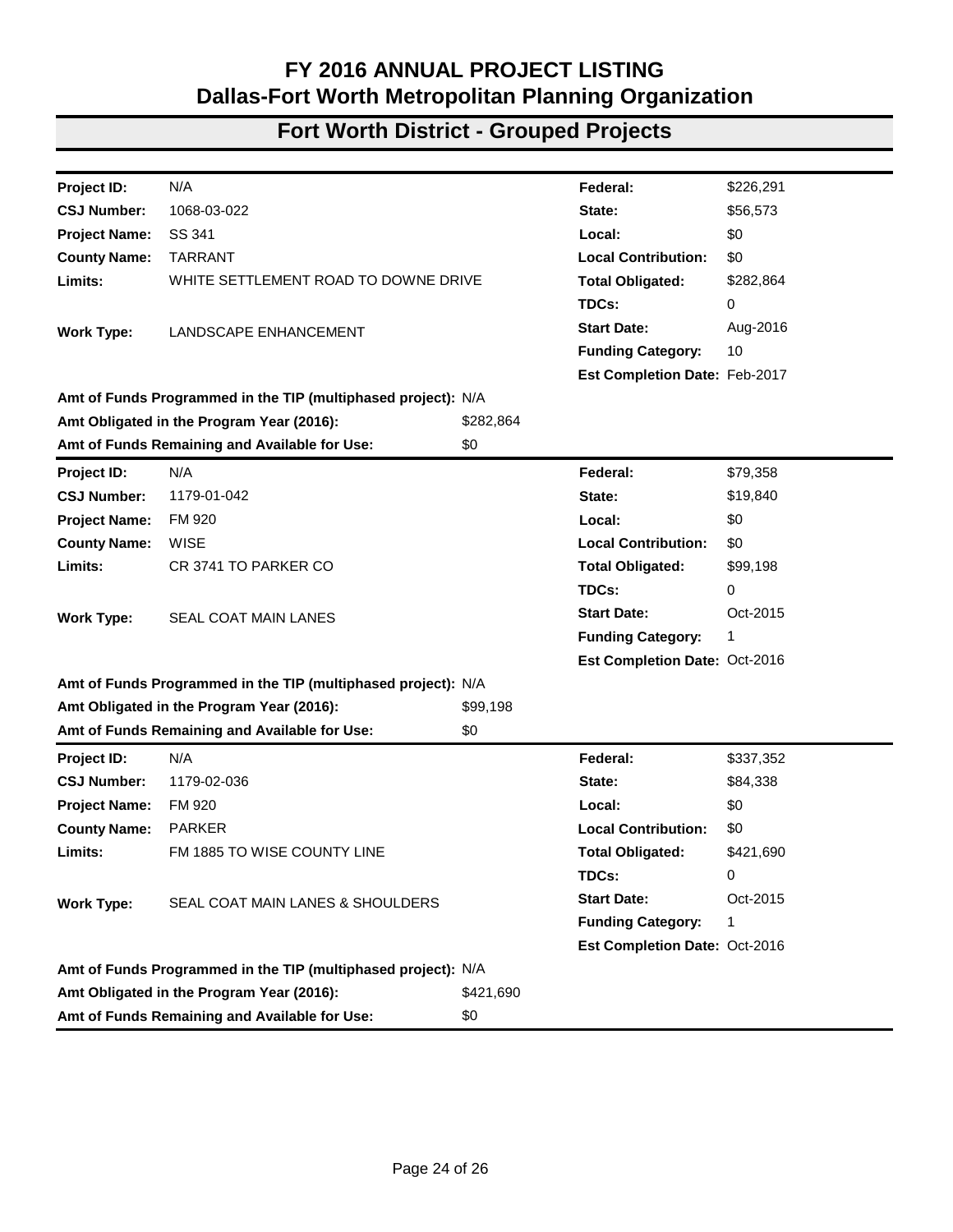# FY 2016 ANNUAL PROJECT LISTING
# Dallas-Fort Worth Metropolitan Planning Organization

## Fort Worth District - Grouped Projects

| | | | |
|---|---|---|---|
| **Project ID:** | N/A | **Federal:** | $226,291 |
| **CSJ Number:** | 1068-03-022 | **State:** | $56,573 |
| **Project Name:** | SS 341 | **Local:** | $0 |
| **County Name:** | TARRANT | **Local Contribution:** | $0 |
| **Limits:** | WHITE SETTLEMENT ROAD TO DOWNE DRIVE | **Total Obligated:** | $282,864 |
| | | **TDCs:** | 0 |
| **Work Type:** | LANDSCAPE ENHANCEMENT | **Start Date:** | Aug-2016 |
| | | **Funding Category:** | 10 |
| | | **Est Completion Date:** | Feb-2017 |

**Amt of Funds Programmed in the TIP (multiphased project):** N/A
**Amt Obligated in the Program Year (2016):** $282,864
**Amt of Funds Remaining and Available for Use:** $0

| | | | |
|---|---|---|---|
| **Project ID:** | N/A | **Federal:** | $79,358 |
| **CSJ Number:** | 1179-01-042 | **State:** | $19,840 |
| **Project Name:** | FM 920 | **Local:** | $0 |
| **County Name:** | WISE | **Local Contribution:** | $0 |
| **Limits:** | CR 3741 TO PARKER CO | **Total Obligated:** | $99,198 |
| | | **TDCs:** | 0 |
| **Work Type:** | SEAL COAT MAIN LANES | **Start Date:** | Oct-2015 |
| | | **Funding Category:** | 1 |
| | | **Est Completion Date:** | Oct-2016 |

**Amt of Funds Programmed in the TIP (multiphased project):** N/A
**Amt Obligated in the Program Year (2016):** $99,198
**Amt of Funds Remaining and Available for Use:** $0

| | | | |
|---|---|---|---|
| **Project ID:** | N/A | **Federal:** | $337,352 |
| **CSJ Number:** | 1179-02-036 | **State:** | $84,338 |
| **Project Name:** | FM 920 | **Local:** | $0 |
| **County Name:** | PARKER | **Local Contribution:** | $0 |
| **Limits:** | FM 1885 TO WISE COUNTY LINE | **Total Obligated:** | $421,690 |
| | | **TDCs:** | 0 |
| **Work Type:** | SEAL COAT MAIN LANES & SHOULDERS | **Start Date:** | Oct-2015 |
| | | **Funding Category:** | 1 |
| | | **Est Completion Date:** | Oct-2016 |

**Amt of Funds Programmed in the TIP (multiphased project):** N/A
**Amt Obligated in the Program Year (2016):** $421,690
**Amt of Funds Remaining and Available for Use:** $0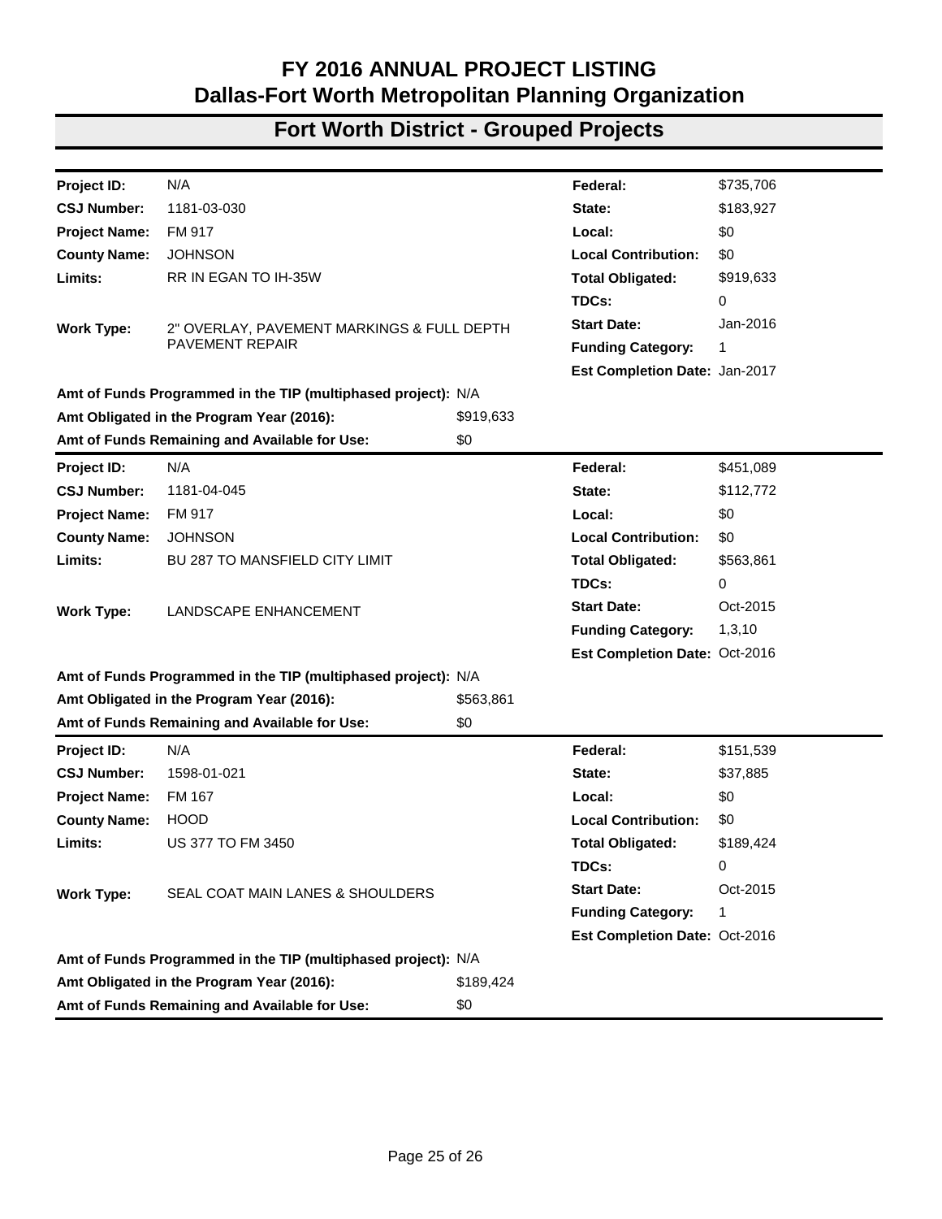# FY 2016 ANNUAL PROJECT LISTING
## Dallas-Fort Worth Metropolitan Planning Organization

## Fort Worth District - Grouped Projects

| | | | |
|---|---|---|---|
| **Project ID:** | N/A | **Federal:** | $735,706 |
| **CSJ Number:** | 1181-03-030 | **State:** | $183,927 |
| **Project Name:** | FM 917 | **Local:** | $0 |
| **County Name:** | JOHNSON | **Local Contribution:** | $0 |
| **Limits:** | RR IN EGAN TO IH-35W | **Total Obligated:** | $919,633 |
| | | **TDCs:** | 0 |
| **Work Type:** | 2" OVERLAY, PAVEMENT MARKINGS & FULL DEPTH PAVEMENT REPAIR | **Start Date:** | Jan-2016 |
| | | **Funding Category:** | 1 |
| | | **Est Completion Date:** | Jan-2017 |

**Amt of Funds Programmed in the TIP (multiphased project):** N/A
**Amt Obligated in the Program Year (2016):** $919,633
**Amt of Funds Remaining and Available for Use:** $0

| | | | |
|---|---|---|---|
| **Project ID:** | N/A | **Federal:** | $451,089 |
| **CSJ Number:** | 1181-04-045 | **State:** | $112,772 |
| **Project Name:** | FM 917 | **Local:** | $0 |
| **County Name:** | JOHNSON | **Local Contribution:** | $0 |
| **Limits:** | BU 287 TO MANSFIELD CITY LIMIT | **Total Obligated:** | $563,861 |
| | | **TDCs:** | 0 |
| **Work Type:** | LANDSCAPE ENHANCEMENT | **Start Date:** | Oct-2015 |
| | | **Funding Category:** | 1,3,10 |
| | | **Est Completion Date:** | Oct-2016 |

**Amt of Funds Programmed in the TIP (multiphased project):** N/A
**Amt Obligated in the Program Year (2016):** $563,861
**Amt of Funds Remaining and Available for Use:** $0

| | | | |
|---|---|---|---|
| **Project ID:** | N/A | **Federal:** | $151,539 |
| **CSJ Number:** | 1598-01-021 | **State:** | $37,885 |
| **Project Name:** | FM 167 | **Local:** | $0 |
| **County Name:** | HOOD | **Local Contribution:** | $0 |
| **Limits:** | US 377 TO FM 3450 | **Total Obligated:** | $189,424 |
| | | **TDCs:** | 0 |
| **Work Type:** | SEAL COAT MAIN LANES & SHOULDERS | **Start Date:** | Oct-2015 |
| | | **Funding Category:** | 1 |
| | | **Est Completion Date:** | Oct-2016 |

**Amt of Funds Programmed in the TIP (multiphased project):** N/A
**Amt Obligated in the Program Year (2016):** $189,424
**Amt of Funds Remaining and Available for Use:** $0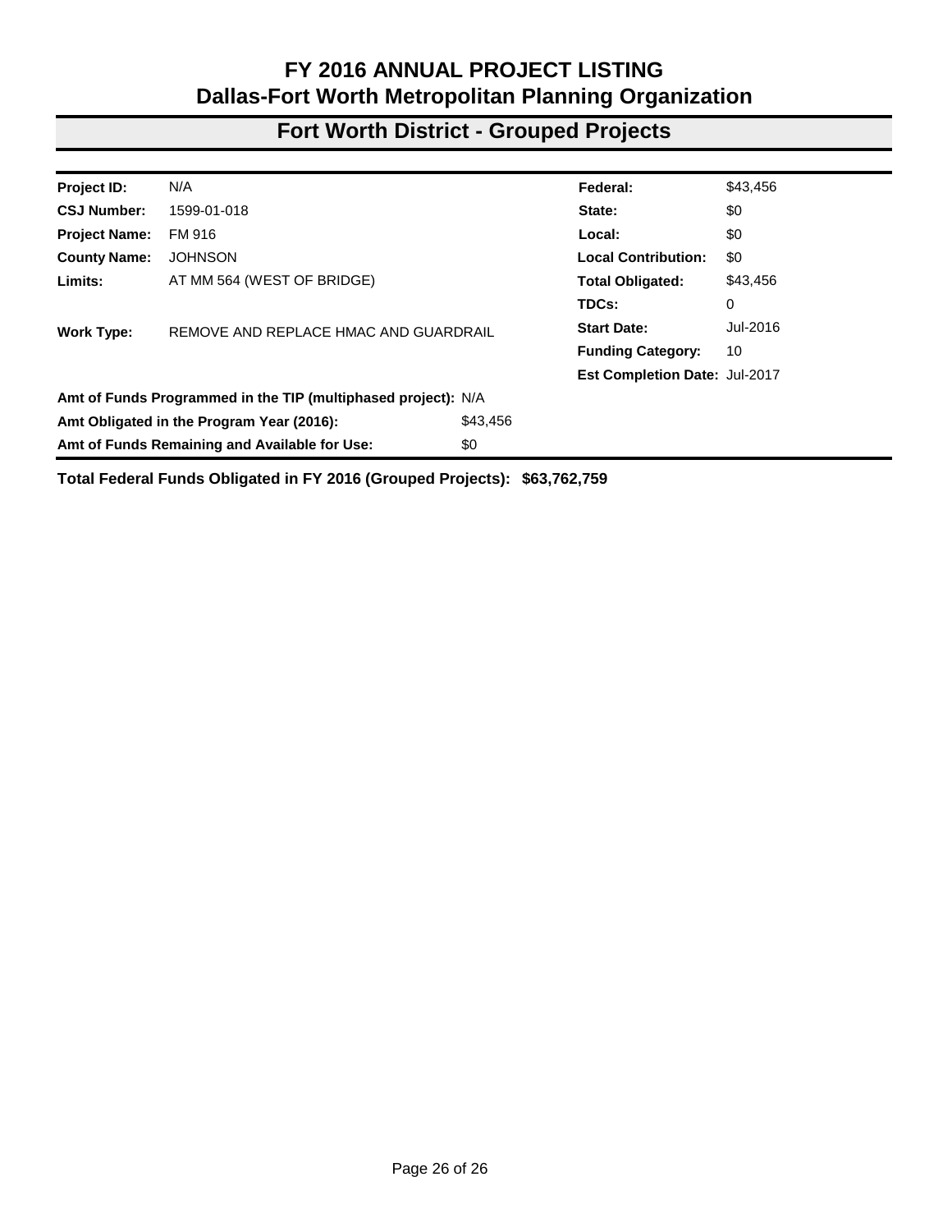# FY 2016 ANNUAL PROJECT LISTING
## Dallas-Fort Worth Metropolitan Planning Organization

## Fort Worth District - Grouped Projects

| | | | |
|---|---|---|---|
| **Project ID:** | N/A | **Federal:** | $43,456 |
| **CSJ Number:** | 1599-01-018 | **State:** | $0 |
| **Project Name:** | FM 916 | **Local:** | $0 |
| **County Name:** | JOHNSON | **Local Contribution:** | $0 |
| **Limits:** | AT MM 564 (WEST OF BRIDGE) | **Total Obligated:** | $43,456 |
| | | **TDCs:** | 0 |
| **Work Type:** | REMOVE AND REPLACE HMAC AND GUARDRAIL | **Start Date:** | Jul-2016 |
| | | **Funding Category:** | 10 |
| | | **Est Completion Date:** | Jul-2017 |

| | |
|---|---|
| **Amt of Funds Programmed in the TIP (multiphased project):** | N/A |
| **Amt Obligated in the Program Year (2016):** | $43,456 |
| **Amt of Funds Remaining and Available for Use:** | $0 |

**Total Federal Funds Obligated in FY 2016 (Grouped Projects): $63,762,759**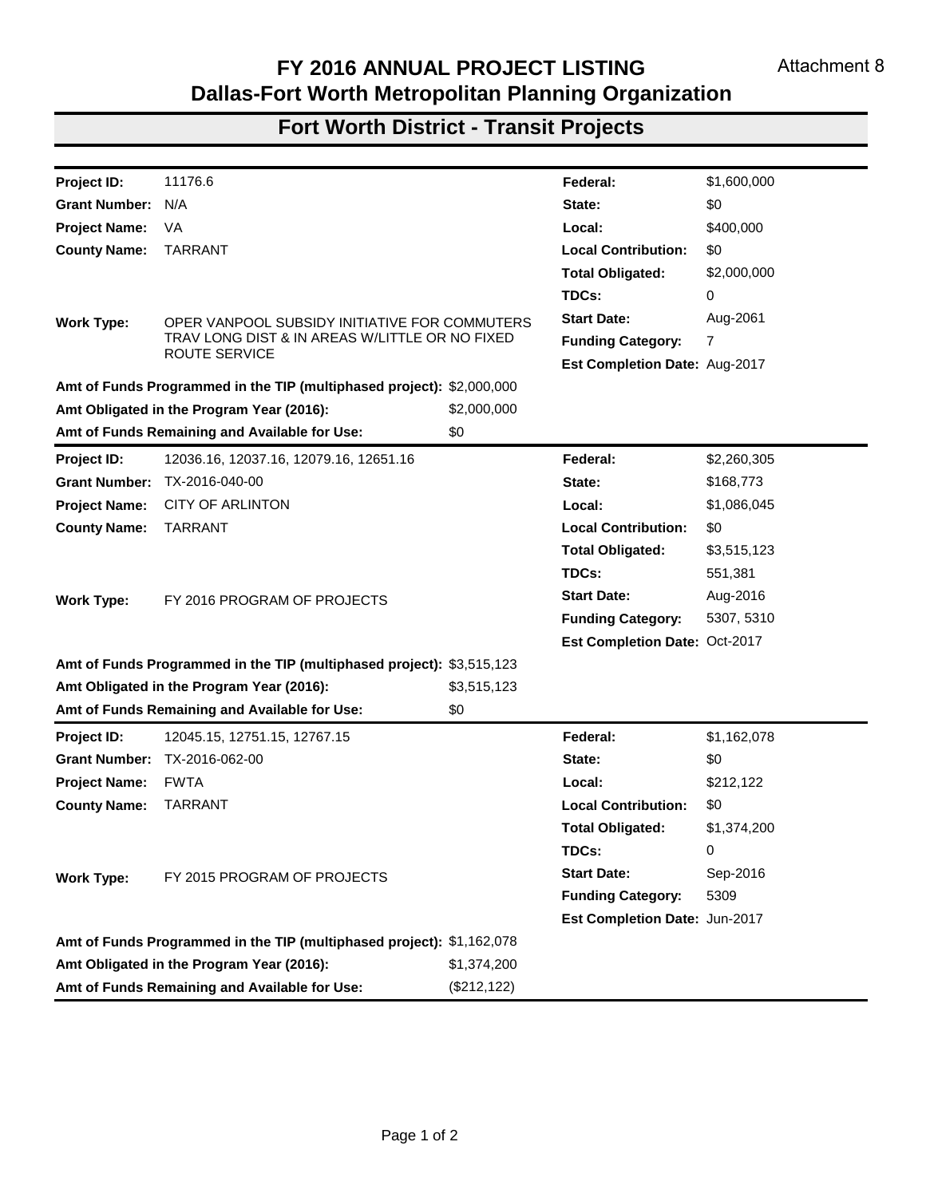Attachment 8

# FY 2016 ANNUAL PROJECT LISTING
## Dallas-Fort Worth Metropolitan Planning Organization

## Fort Worth District - Transit Projects

| | | | | |
|---|---|---|---|---|
| **Project ID:** | 11176.6 | | **Federal:** | $1,600,000 |
| **Grant Number:** | N/A | | **State:** | $0 |
| **Project Name:** | VA | | **Local:** | $400,000 |
| **County Name:** | TARRANT | | **Local Contribution:** | $0 |
| | | | **Total Obligated:** | $2,000,000 |
| | | | **TDCs:** | 0 |
| **Work Type:** | OPER VANPOOL SUBSIDY INITIATIVE FOR COMMUTERS TRAV LONG DIST & IN AREAS W/LITTLE OR NO FIXED ROUTE SERVICE | | **Start Date:** | Aug-2061 |
| | | | **Funding Category:** | 7 |
| | | | **Est Completion Date:** | Aug-2017 |
| **Amt of Funds Programmed in the TIP (multiphased project):** | | $2,000,000 | | |
| **Amt Obligated in the Program Year (2016):** | | $2,000,000 | | |
| **Amt of Funds Remaining and Available for Use:** | | $0 | | |

| | | | | |
|---|---|---|---|---|
| **Project ID:** | 12036.16, 12037.16, 12079.16, 12651.16 | | **Federal:** | $2,260,305 |
| **Grant Number:** | TX-2016-040-00 | | **State:** | $168,773 |
| **Project Name:** | CITY OF ARLINTON | | **Local:** | $1,086,045 |
| **County Name:** | TARRANT | | **Local Contribution:** | $0 |
| | | | **Total Obligated:** | $3,515,123 |
| | | | **TDCs:** | 551,381 |
| **Work Type:** | FY 2016 PROGRAM OF PROJECTS | | **Start Date:** | Aug-2016 |
| | | | **Funding Category:** | 5307, 5310 |
| | | | **Est Completion Date:** | Oct-2017 |
| **Amt of Funds Programmed in the TIP (multiphased project):** | | $3,515,123 | | |
| **Amt Obligated in the Program Year (2016):** | | $3,515,123 | | |
| **Amt of Funds Remaining and Available for Use:** | | $0 | | |

| | | | | |
|---|---|---|---|---|
| **Project ID:** | 12045.15, 12751.15, 12767.15 | | **Federal:** | $1,162,078 |
| **Grant Number:** | TX-2016-062-00 | | **State:** | $0 |
| **Project Name:** | FWTA | | **Local:** | $212,122 |
| **County Name:** | TARRANT | | **Local Contribution:** | $0 |
| | | | **Total Obligated:** | $1,374,200 |
| | | | **TDCs:** | 0 |
| **Work Type:** | FY 2015 PROGRAM OF PROJECTS | | **Start Date:** | Sep-2016 |
| | | | **Funding Category:** | 5309 |
| | | | **Est Completion Date:** | Jun-2017 |
| **Amt of Funds Programmed in the TIP (multiphased project):** | | $1,162,078 | | |
| **Amt Obligated in the Program Year (2016):** | | $1,374,200 | | |
| **Amt of Funds Remaining and Available for Use:** | | ($212,122) | | |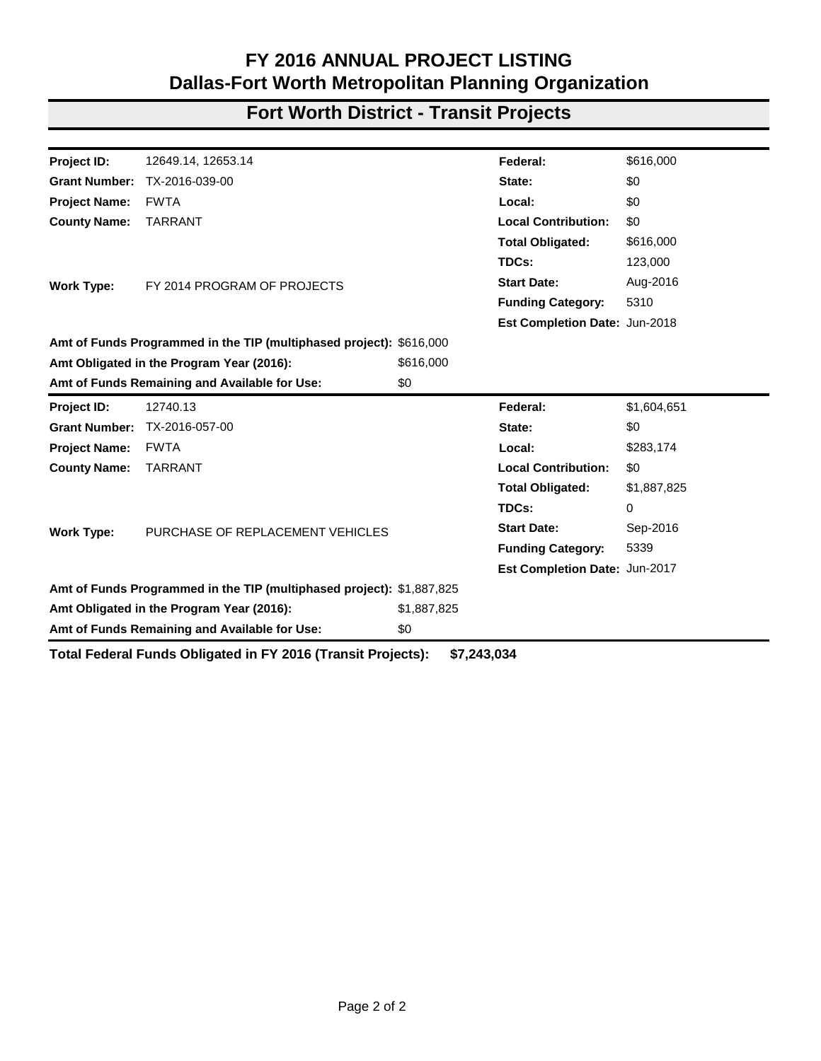# FY 2016 ANNUAL PROJECT LISTING
# Dallas-Fort Worth Metropolitan Planning Organization

## Fort Worth District - Transit Projects

| | | | |
|---|---|---|---|
| **Project ID:** | 12649.14, 12653.14 | **Federal:** | $616,000 |
| **Grant Number:** | TX-2016-039-00 | **State:** | $0 |
| **Project Name:** | FWTA | **Local:** | $0 |
| **County Name:** | TARRANT | **Local Contribution:** | $0 |
| | | **Total Obligated:** | $616,000 |
| | | **TDCs:** | 123,000 |
| **Work Type:** | FY 2014 PROGRAM OF PROJECTS | **Start Date:** | Aug-2016 |
| | | **Funding Category:** | 5310 |
| | | **Est Completion Date:** | Jun-2018 |

| | |
|---|---|
| **Amt of Funds Programmed in the TIP (multiphased project):** | $616,000 |
| **Amt Obligated in the Program Year (2016):** | $616,000 |
| **Amt of Funds Remaining and Available for Use:** | $0 |

| | | | |
|---|---|---|---|
| **Project ID:** | 12740.13 | **Federal:** | $1,604,651 |
| **Grant Number:** | TX-2016-057-00 | **State:** | $0 |
| **Project Name:** | FWTA | **Local:** | $283,174 |
| **County Name:** | TARRANT | **Local Contribution:** | $0 |
| | | **Total Obligated:** | $1,887,825 |
| | | **TDCs:** | 0 |
| **Work Type:** | PURCHASE OF REPLACEMENT VEHICLES | **Start Date:** | Sep-2016 |
| | | **Funding Category:** | 5339 |
| | | **Est Completion Date:** | Jun-2017 |

| | |
|---|---|
| **Amt of Funds Programmed in the TIP (multiphased project):** | $1,887,825 |
| **Amt Obligated in the Program Year (2016):** | $1,887,825 |
| **Amt of Funds Remaining and Available for Use:** | $0 |

**Total Federal Funds Obligated in FY 2016 (Transit Projects):** **$7,243,034**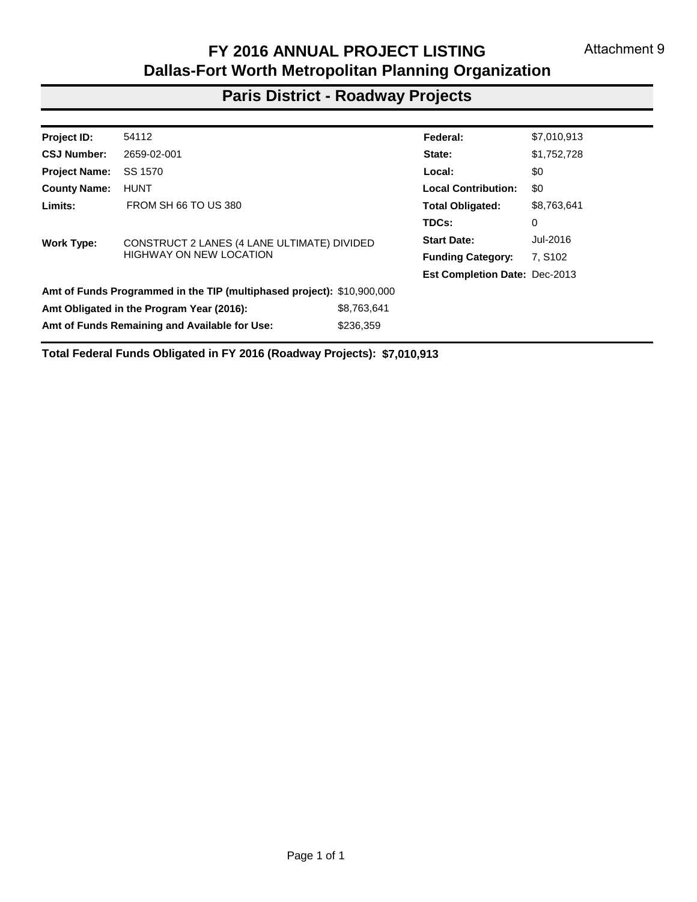Attachment 9

# FY 2016 ANNUAL PROJECT LISTING
## Dallas-Fort Worth Metropolitan Planning Organization

## Paris District - Roadway Projects

| | | | |
|---|---|---|---|
| **Project ID:** | 54112 | **Federal:** | $7,010,913 |
| **CSJ Number:** | 2659-02-001 | **State:** | $1,752,728 |
| **Project Name:** | SS 1570 | **Local:** | $0 |
| **County Name:** | HUNT | **Local Contribution:** | $0 |
| **Limits:** | FROM SH 66 TO US 380 | **Total Obligated:** | $8,763,641 |
| | | **TDCs:** | 0 |
| **Work Type:** | CONSTRUCT 2 LANES (4 LANE ULTIMATE) DIVIDED HIGHWAY ON NEW LOCATION | **Start Date:** | Jul-2016 |
| | | **Funding Category:** | 7, S102 |
| | | **Est Completion Date:** | Dec-2013 |

| | |
|---|---|
| **Amt of Funds Programmed in the TIP (multiphased project):** | $10,900,000 |
| **Amt Obligated in the Program Year (2016):** | $8,763,641 |
| **Amt of Funds Remaining and Available for Use:** | $236,359 |

**Total Federal Funds Obligated in FY 2016 (Roadway Projects): $7,010,913**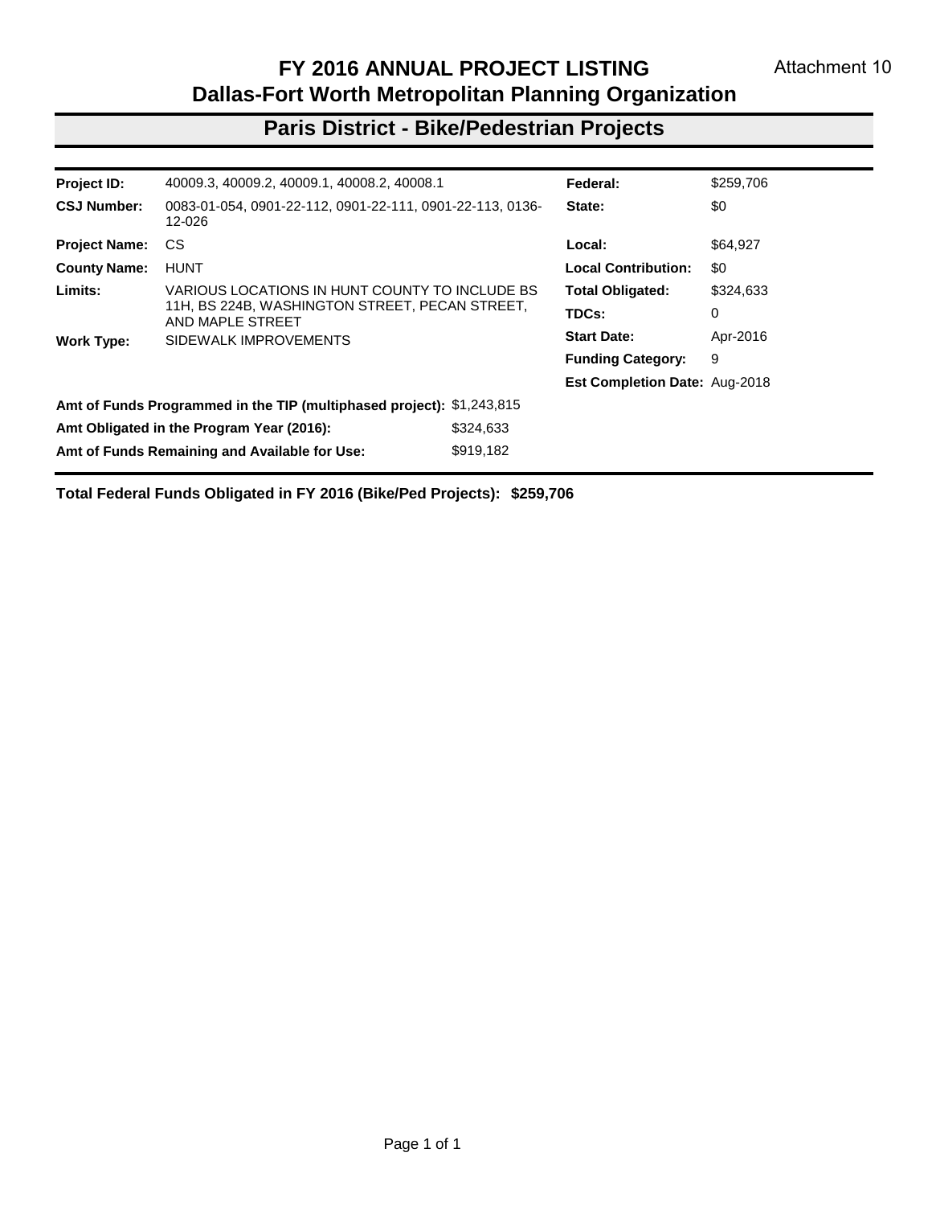Attachment 10

# FY 2016 ANNUAL PROJECT LISTING
## Dallas-Fort Worth Metropolitan Planning Organization

## Paris District - Bike/Pedestrian Projects

| | | | |
|---|---|---|---|
| **Project ID:** | 40009.3, 40009.2, 40009.1, 40008.2, 40008.1 | **Federal:** | $259,706 |
| **CSJ Number:** | 0083-01-054, 0901-22-112, 0901-22-111, 0901-22-113, 0136-12-026 | **State:** | $0 |
| **Project Name:** | CS | **Local:** | $64,927 |
| **County Name:** | HUNT | **Local Contribution:** | $0 |
| **Limits:** | VARIOUS LOCATIONS IN HUNT COUNTY TO INCLUDE BS 11H, BS 224B, WASHINGTON STREET, PECAN STREET, AND MAPLE STREET | **Total Obligated:** | $324,633 |
| | | **TDCs:** | 0 |
| **Work Type:** | SIDEWALK IMPROVEMENTS | **Start Date:** | Apr-2016 |
| | | **Funding Category:** | 9 |
| | | **Est Completion Date:** | Aug-2018 |

| | |
|---|---|
| **Amt of Funds Programmed in the TIP (multiphased project):** | $1,243,815 |
| **Amt Obligated in the Program Year (2016):** | $324,633 |
| **Amt of Funds Remaining and Available for Use:** | $919,182 |

**Total Federal Funds Obligated in FY 2016 (Bike/Ped Projects): $259,706**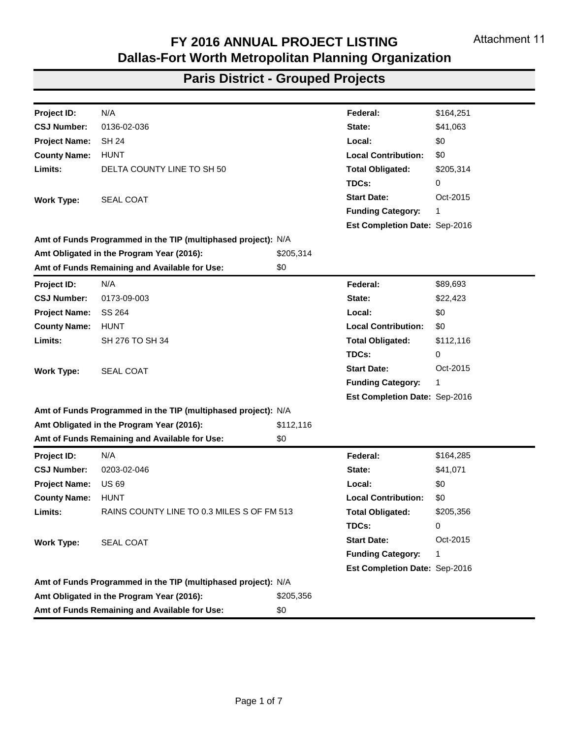Attachment 11

# FY 2016 ANNUAL PROJECT LISTING
## Dallas-Fort Worth Metropolitan Planning Organization

## Paris District - Grouped Projects

| | | | |
|---|---|---|---|
| **Project ID:** | N/A | **Federal:** | $164,251 |
| **CSJ Number:** | 0136-02-036 | **State:** | $41,063 |
| **Project Name:** | SH 24 | **Local:** | $0 |
| **County Name:** | HUNT | **Local Contribution:** | $0 |
| **Limits:** | DELTA COUNTY LINE TO SH 50 | **Total Obligated:** | $205,314 |
| | | **TDCs:** | 0 |
| **Work Type:** | SEAL COAT | **Start Date:** | Oct-2015 |
| | | **Funding Category:** | 1 |
| | | **Est Completion Date:** | Sep-2016 |

**Amt of Funds Programmed in the TIP (multiphased project):** N/A
**Amt Obligated in the Program Year (2016):** $205,314
**Amt of Funds Remaining and Available for Use:** $0

| | | | |
|---|---|---|---|
| **Project ID:** | N/A | **Federal:** | $89,693 |
| **CSJ Number:** | 0173-09-003 | **State:** | $22,423 |
| **Project Name:** | SS 264 | **Local:** | $0 |
| **County Name:** | HUNT | **Local Contribution:** | $0 |
| **Limits:** | SH 276 TO SH 34 | **Total Obligated:** | $112,116 |
| | | **TDCs:** | 0 |
| **Work Type:** | SEAL COAT | **Start Date:** | Oct-2015 |
| | | **Funding Category:** | 1 |
| | | **Est Completion Date:** | Sep-2016 |

**Amt of Funds Programmed in the TIP (multiphased project):** N/A
**Amt Obligated in the Program Year (2016):** $112,116
**Amt of Funds Remaining and Available for Use:** $0

| | | | |
|---|---|---|---|
| **Project ID:** | N/A | **Federal:** | $164,285 |
| **CSJ Number:** | 0203-02-046 | **State:** | $41,071 |
| **Project Name:** | US 69 | **Local:** | $0 |
| **County Name:** | HUNT | **Local Contribution:** | $0 |
| **Limits:** | RAINS COUNTY LINE TO 0.3 MILES S OF FM 513 | **Total Obligated:** | $205,356 |
| | | **TDCs:** | 0 |
| **Work Type:** | SEAL COAT | **Start Date:** | Oct-2015 |
| | | **Funding Category:** | 1 |
| | | **Est Completion Date:** | Sep-2016 |

**Amt of Funds Programmed in the TIP (multiphased project):** N/A
**Amt Obligated in the Program Year (2016):** $205,356
**Amt of Funds Remaining and Available for Use:** $0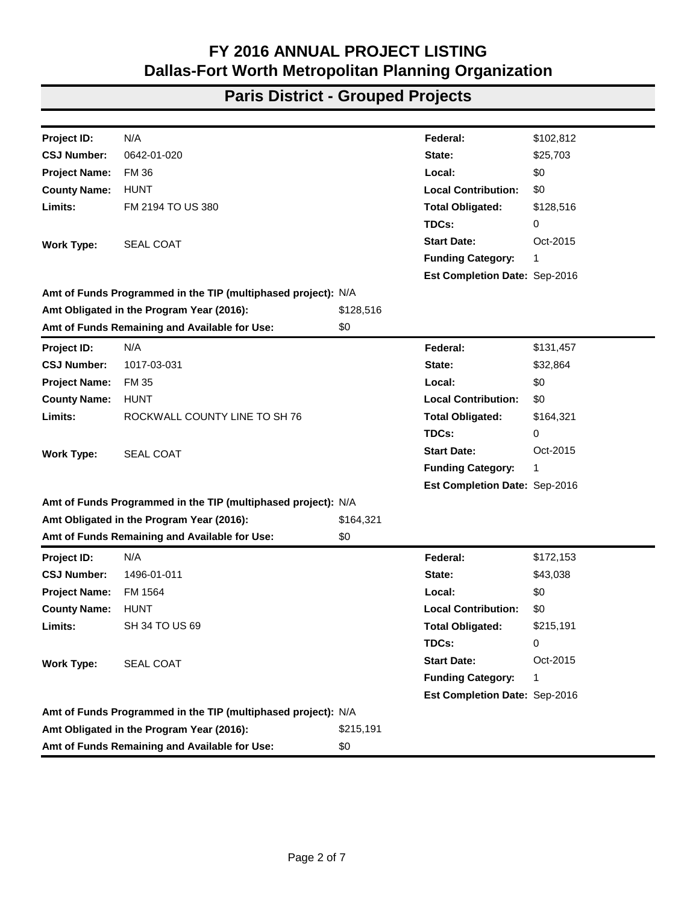# FY 2016 ANNUAL PROJECT LISTING
# Dallas-Fort Worth Metropolitan Planning Organization

## Paris District - Grouped Projects

| | | | |
|---|---|---|---|
| **Project ID:** | N/A | **Federal:** | $102,812 |
| **CSJ Number:** | 0642-01-020 | **State:** | $25,703 |
| **Project Name:** | FM 36 | **Local:** | $0 |
| **County Name:** | HUNT | **Local Contribution:** | $0 |
| **Limits:** | FM 2194 TO US 380 | **Total Obligated:** | $128,516 |
| | | **TDCs:** | 0 |
| **Work Type:** | SEAL COAT | **Start Date:** | Oct-2015 |
| | | **Funding Category:** | 1 |
| | | **Est Completion Date:** | Sep-2016 |

**Amt of Funds Programmed in the TIP (multiphased project):** N/A
**Amt Obligated in the Program Year (2016):** $128,516
**Amt of Funds Remaining and Available for Use:** $0

| | | | |
|---|---|---|---|
| **Project ID:** | N/A | **Federal:** | $131,457 |
| **CSJ Number:** | 1017-03-031 | **State:** | $32,864 |
| **Project Name:** | FM 35 | **Local:** | $0 |
| **County Name:** | HUNT | **Local Contribution:** | $0 |
| **Limits:** | ROCKWALL COUNTY LINE TO SH 76 | **Total Obligated:** | $164,321 |
| | | **TDCs:** | 0 |
| **Work Type:** | SEAL COAT | **Start Date:** | Oct-2015 |
| | | **Funding Category:** | 1 |
| | | **Est Completion Date:** | Sep-2016 |

**Amt of Funds Programmed in the TIP (multiphased project):** N/A
**Amt Obligated in the Program Year (2016):** $164,321
**Amt of Funds Remaining and Available for Use:** $0

| | | | |
|---|---|---|---|
| **Project ID:** | N/A | **Federal:** | $172,153 |
| **CSJ Number:** | 1496-01-011 | **State:** | $43,038 |
| **Project Name:** | FM 1564 | **Local:** | $0 |
| **County Name:** | HUNT | **Local Contribution:** | $0 |
| **Limits:** | SH 34 TO US 69 | **Total Obligated:** | $215,191 |
| | | **TDCs:** | 0 |
| **Work Type:** | SEAL COAT | **Start Date:** | Oct-2015 |
| | | **Funding Category:** | 1 |
| | | **Est Completion Date:** | Sep-2016 |

**Amt of Funds Programmed in the TIP (multiphased project):** N/A
**Amt Obligated in the Program Year (2016):** $215,191
**Amt of Funds Remaining and Available for Use:** $0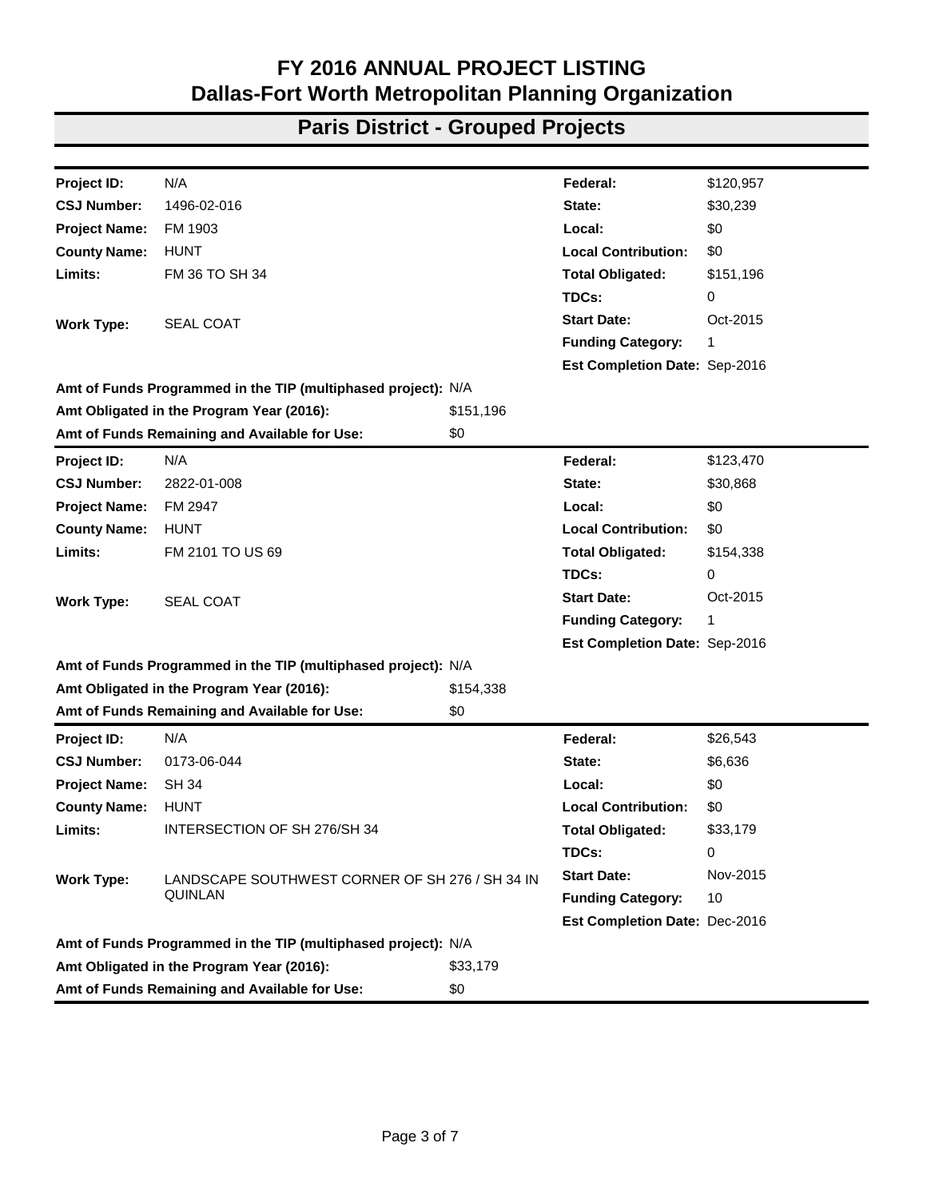# FY 2016 ANNUAL PROJECT LISTING
# Dallas-Fort Worth Metropolitan Planning Organization

## Paris District - Grouped Projects

| | | | |
|---|---|---|---|
| **Project ID:** | N/A | **Federal:** | $120,957 |
| **CSJ Number:** | 1496-02-016 | **State:** | $30,239 |
| **Project Name:** | FM 1903 | **Local:** | $0 |
| **County Name:** | HUNT | **Local Contribution:** | $0 |
| **Limits:** | FM 36 TO SH 34 | **Total Obligated:** | $151,196 |
| | | **TDCs:** | 0 |
| **Work Type:** | SEAL COAT | **Start Date:** | Oct-2015 |
| | | **Funding Category:** | 1 |
| | | **Est Completion Date:** | Sep-2016 |

**Amt of Funds Programmed in the TIP (multiphased project):** N/A
**Amt Obligated in the Program Year (2016):** $151,196
**Amt of Funds Remaining and Available for Use:** $0

| | | | |
|---|---|---|---|
| **Project ID:** | N/A | **Federal:** | $123,470 |
| **CSJ Number:** | 2822-01-008 | **State:** | $30,868 |
| **Project Name:** | FM 2947 | **Local:** | $0 |
| **County Name:** | HUNT | **Local Contribution:** | $0 |
| **Limits:** | FM 2101 TO US 69 | **Total Obligated:** | $154,338 |
| | | **TDCs:** | 0 |
| **Work Type:** | SEAL COAT | **Start Date:** | Oct-2015 |
| | | **Funding Category:** | 1 |
| | | **Est Completion Date:** | Sep-2016 |

**Amt of Funds Programmed in the TIP (multiphased project):** N/A
**Amt Obligated in the Program Year (2016):** $154,338
**Amt of Funds Remaining and Available for Use:** $0

| | | | |
|---|---|---|---|
| **Project ID:** | N/A | **Federal:** | $26,543 |
| **CSJ Number:** | 0173-06-044 | **State:** | $6,636 |
| **Project Name:** | SH 34 | **Local:** | $0 |
| **County Name:** | HUNT | **Local Contribution:** | $0 |
| **Limits:** | INTERSECTION OF SH 276/SH 34 | **Total Obligated:** | $33,179 |
| | | **TDCs:** | 0 |
| **Work Type:** | LANDSCAPE SOUTHWEST CORNER OF SH 276 / SH 34 IN QUINLAN | **Start Date:** | Nov-2015 |
| | | **Funding Category:** | 10 |
| | | **Est Completion Date:** | Dec-2016 |

**Amt of Funds Programmed in the TIP (multiphased project):** N/A
**Amt Obligated in the Program Year (2016):** $33,179
**Amt of Funds Remaining and Available for Use:** $0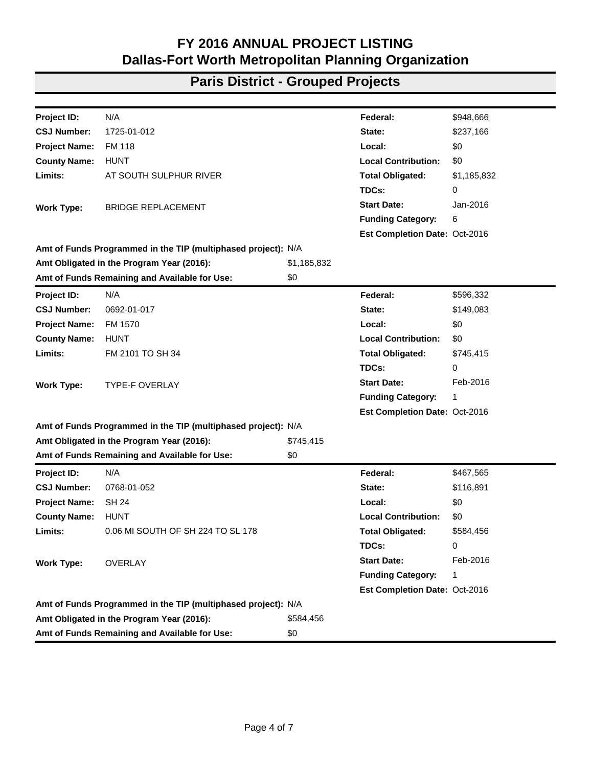# FY 2016 ANNUAL PROJECT LISTING
# Dallas-Fort Worth Metropolitan Planning Organization

## Paris District - Grouped Projects

| | | | |
|---|---|---|---|
| **Project ID:** | N/A | **Federal:** | $948,666 |
| **CSJ Number:** | 1725-01-012 | **State:** | $237,166 |
| **Project Name:** | FM 118 | **Local:** | $0 |
| **County Name:** | HUNT | **Local Contribution:** | $0 |
| **Limits:** | AT SOUTH SULPHUR RIVER | **Total Obligated:** | $1,185,832 |
| | | **TDCs:** | 0 |
| **Work Type:** | BRIDGE REPLACEMENT | **Start Date:** | Jan-2016 |
| | | **Funding Category:** | 6 |
| | | **Est Completion Date:** | Oct-2016 |

**Amt of Funds Programmed in the TIP (multiphased project):** N/A
**Amt Obligated in the Program Year (2016):** $1,185,832
**Amt of Funds Remaining and Available for Use:** $0

| | | | |
|---|---|---|---|
| **Project ID:** | N/A | **Federal:** | $596,332 |
| **CSJ Number:** | 0692-01-017 | **State:** | $149,083 |
| **Project Name:** | FM 1570 | **Local:** | $0 |
| **County Name:** | HUNT | **Local Contribution:** | $0 |
| **Limits:** | FM 2101 TO SH 34 | **Total Obligated:** | $745,415 |
| | | **TDCs:** | 0 |
| **Work Type:** | TYPE-F OVERLAY | **Start Date:** | Feb-2016 |
| | | **Funding Category:** | 1 |
| | | **Est Completion Date:** | Oct-2016 |

**Amt of Funds Programmed in the TIP (multiphased project):** N/A
**Amt Obligated in the Program Year (2016):** $745,415
**Amt of Funds Remaining and Available for Use:** $0

| | | | |
|---|---|---|---|
| **Project ID:** | N/A | **Federal:** | $467,565 |
| **CSJ Number:** | 0768-01-052 | **State:** | $116,891 |
| **Project Name:** | SH 24 | **Local:** | $0 |
| **County Name:** | HUNT | **Local Contribution:** | $0 |
| **Limits:** | 0.06 MI SOUTH OF SH 224 TO SL 178 | **Total Obligated:** | $584,456 |
| | | **TDCs:** | 0 |
| **Work Type:** | OVERLAY | **Start Date:** | Feb-2016 |
| | | **Funding Category:** | 1 |
| | | **Est Completion Date:** | Oct-2016 |

**Amt of Funds Programmed in the TIP (multiphased project):** N/A
**Amt Obligated in the Program Year (2016):** $584,456
**Amt of Funds Remaining and Available for Use:** $0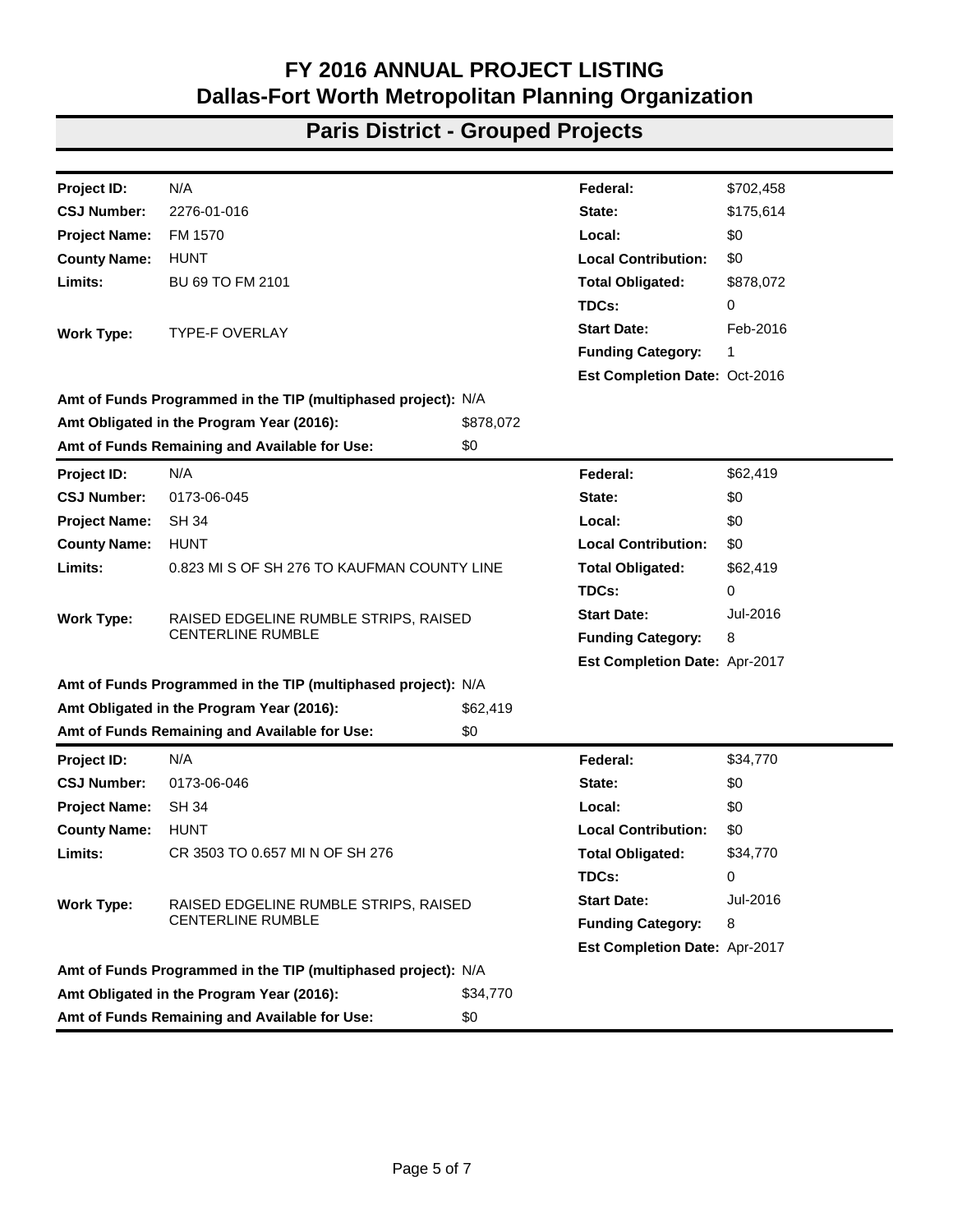# FY 2016 ANNUAL PROJECT LISTING
# Dallas-Fort Worth Metropolitan Planning Organization

## Paris District - Grouped Projects

| | | | |
|---|---|---|---|
| **Project ID:** | N/A | **Federal:** | $702,458 |
| **CSJ Number:** | 2276-01-016 | **State:** | $175,614 |
| **Project Name:** | FM 1570 | **Local:** | $0 |
| **County Name:** | HUNT | **Local Contribution:** | $0 |
| **Limits:** | BU 69 TO FM 2101 | **Total Obligated:** | $878,072 |
| | | **TDCs:** | 0 |
| **Work Type:** | TYPE-F OVERLAY | **Start Date:** | Feb-2016 |
| | | **Funding Category:** | 1 |
| | | **Est Completion Date:** | Oct-2016 |

**Amt of Funds Programmed in the TIP (multiphased project):** N/A
**Amt Obligated in the Program Year (2016):** $878,072
**Amt of Funds Remaining and Available for Use:** $0

| | | | |
|---|---|---|---|
| **Project ID:** | N/A | **Federal:** | $62,419 |
| **CSJ Number:** | 0173-06-045 | **State:** | $0 |
| **Project Name:** | SH 34 | **Local:** | $0 |
| **County Name:** | HUNT | **Local Contribution:** | $0 |
| **Limits:** | 0.823 MI S OF SH 276 TO KAUFMAN COUNTY LINE | **Total Obligated:** | $62,419 |
| | | **TDCs:** | 0 |
| **Work Type:** | RAISED EDGELINE RUMBLE STRIPS, RAISED CENTERLINE RUMBLE | **Start Date:** | Jul-2016 |
| | | **Funding Category:** | 8 |
| | | **Est Completion Date:** | Apr-2017 |

**Amt of Funds Programmed in the TIP (multiphased project):** N/A
**Amt Obligated in the Program Year (2016):** $62,419
**Amt of Funds Remaining and Available for Use:** $0

| | | | |
|---|---|---|---|
| **Project ID:** | N/A | **Federal:** | $34,770 |
| **CSJ Number:** | 0173-06-046 | **State:** | $0 |
| **Project Name:** | SH 34 | **Local:** | $0 |
| **County Name:** | HUNT | **Local Contribution:** | $0 |
| **Limits:** | CR 3503 TO 0.657 MI N OF SH 276 | **Total Obligated:** | $34,770 |
| | | **TDCs:** | 0 |
| **Work Type:** | RAISED EDGELINE RUMBLE STRIPS, RAISED CENTERLINE RUMBLE | **Start Date:** | Jul-2016 |
| | | **Funding Category:** | 8 |
| | | **Est Completion Date:** | Apr-2017 |

**Amt of Funds Programmed in the TIP (multiphased project):** N/A
**Amt Obligated in the Program Year (2016):** $34,770
**Amt of Funds Remaining and Available for Use:** $0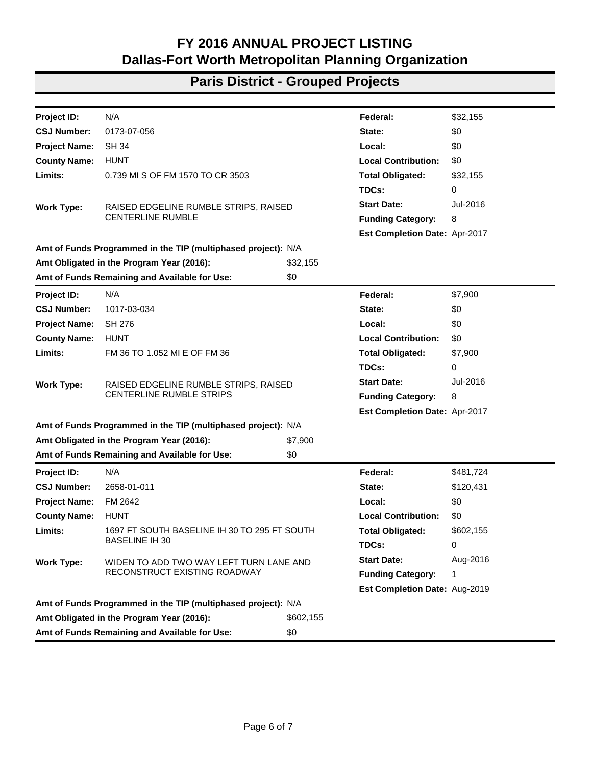# FY 2016 ANNUAL PROJECT LISTING
# Dallas-Fort Worth Metropolitan Planning Organization

## Paris District - Grouped Projects

| | | | |
|---|---|---|---|
| **Project ID:** | N/A | **Federal:** | $32,155 |
| **CSJ Number:** | 0173-07-056 | **State:** | $0 |
| **Project Name:** | SH 34 | **Local:** | $0 |
| **County Name:** | HUNT | **Local Contribution:** | $0 |
| **Limits:** | 0.739 MI S OF FM 1570 TO CR 3503 | **Total Obligated:** | $32,155 |
| | | **TDCs:** | 0 |
| **Work Type:** | RAISED EDGELINE RUMBLE STRIPS, RAISED CENTERLINE RUMBLE | **Start Date:** | Jul-2016 |
| | | **Funding Category:** | 8 |
| | | **Est Completion Date:** | Apr-2017 |

**Amt of Funds Programmed in the TIP (multiphased project):** N/A
**Amt Obligated in the Program Year (2016):** $32,155
**Amt of Funds Remaining and Available for Use:** $0

| | | | |
|---|---|---|---|
| **Project ID:** | N/A | **Federal:** | $7,900 |
| **CSJ Number:** | 1017-03-034 | **State:** | $0 |
| **Project Name:** | SH 276 | **Local:** | $0 |
| **County Name:** | HUNT | **Local Contribution:** | $0 |
| **Limits:** | FM 36 TO 1.052 MI E OF FM 36 | **Total Obligated:** | $7,900 |
| | | **TDCs:** | 0 |
| **Work Type:** | RAISED EDGELINE RUMBLE STRIPS, RAISED CENTERLINE RUMBLE STRIPS | **Start Date:** | Jul-2016 |
| | | **Funding Category:** | 8 |
| | | **Est Completion Date:** | Apr-2017 |

**Amt of Funds Programmed in the TIP (multiphased project):** N/A
**Amt Obligated in the Program Year (2016):** $7,900
**Amt of Funds Remaining and Available for Use:** $0

| | | | |
|---|---|---|---|
| **Project ID:** | N/A | **Federal:** | $481,724 |
| **CSJ Number:** | 2658-01-011 | **State:** | $120,431 |
| **Project Name:** | FM 2642 | **Local:** | $0 |
| **County Name:** | HUNT | **Local Contribution:** | $0 |
| **Limits:** | 1697 FT SOUTH BASELINE IH 30 TO 295 FT SOUTH BASELINE IH 30 | **Total Obligated:** | $602,155 |
| | | **TDCs:** | 0 |
| **Work Type:** | WIDEN TO ADD TWO WAY LEFT TURN LANE AND RECONSTRUCT EXISTING ROADWAY | **Start Date:** | Aug-2016 |
| | | **Funding Category:** | 1 |
| | | **Est Completion Date:** | Aug-2019 |

**Amt of Funds Programmed in the TIP (multiphased project):** N/A
**Amt Obligated in the Program Year (2016):** $602,155
**Amt of Funds Remaining and Available for Use:** $0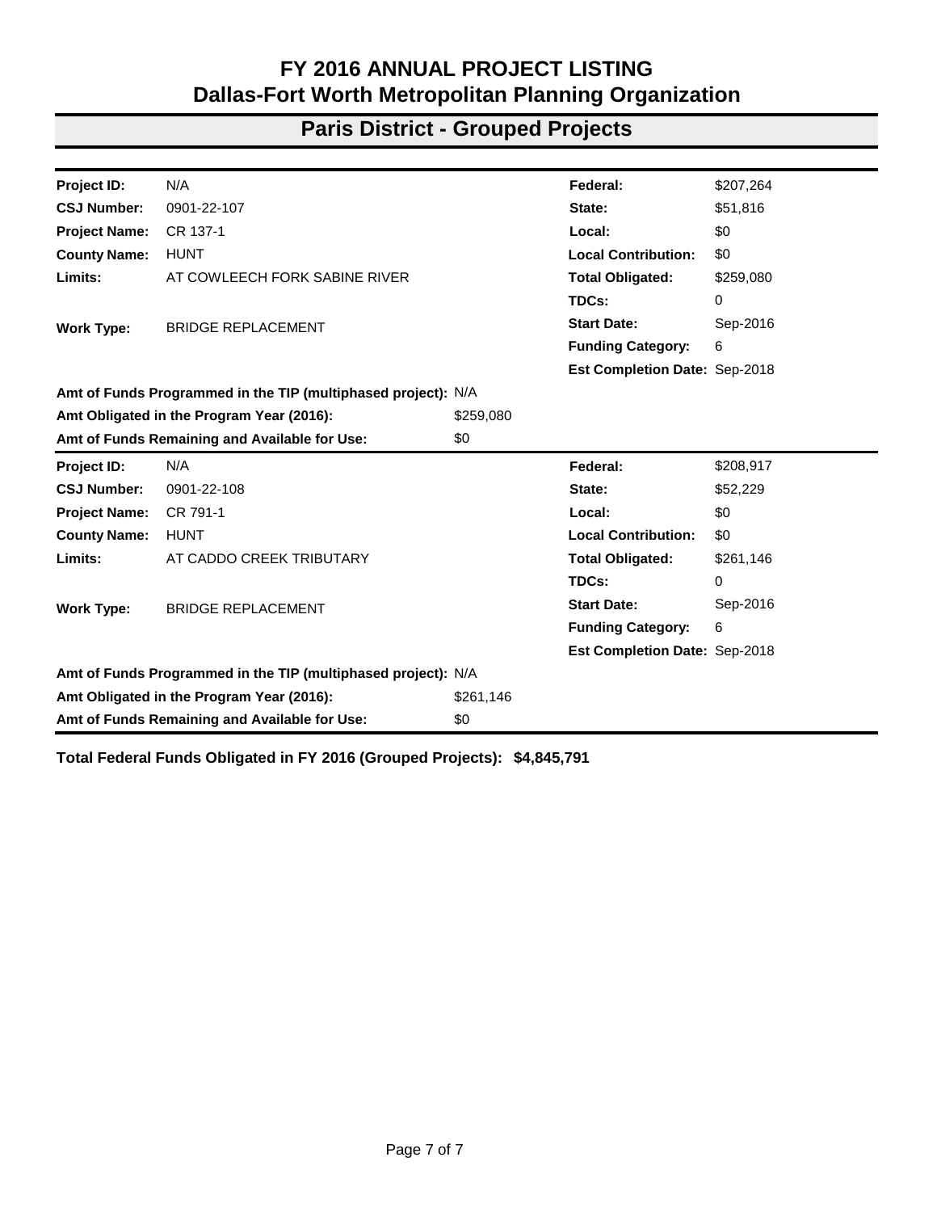# FY 2016 ANNUAL PROJECT LISTING
# Dallas-Fort Worth Metropolitan Planning Organization

## Paris District - Grouped Projects

| | | | |
|---|---|---|---|
| **Project ID:** | N/A | **Federal:** | $207,264 |
| **CSJ Number:** | 0901-22-107 | **State:** | $51,816 |
| **Project Name:** | CR 137-1 | **Local:** | $0 |
| **County Name:** | HUNT | **Local Contribution:** | $0 |
| **Limits:** | AT COWLEECH FORK SABINE RIVER | **Total Obligated:** | $259,080 |
| | | **TDCs:** | 0 |
| **Work Type:** | BRIDGE REPLACEMENT | **Start Date:** | Sep-2016 |
| | | **Funding Category:** | 6 |
| | | **Est Completion Date:** | Sep-2018 |

**Amt of Funds Programmed in the TIP (multiphased project):** N/A
**Amt Obligated in the Program Year (2016):** $259,080
**Amt of Funds Remaining and Available for Use:** $0

| | | | |
|---|---|---|---|
| **Project ID:** | N/A | **Federal:** | $208,917 |
| **CSJ Number:** | 0901-22-108 | **State:** | $52,229 |
| **Project Name:** | CR 791-1 | **Local:** | $0 |
| **County Name:** | HUNT | **Local Contribution:** | $0 |
| **Limits:** | AT CADDO CREEK TRIBUTARY | **Total Obligated:** | $261,146 |
| | | **TDCs:** | 0 |
| **Work Type:** | BRIDGE REPLACEMENT | **Start Date:** | Sep-2016 |
| | | **Funding Category:** | 6 |
| | | **Est Completion Date:** | Sep-2018 |

**Amt of Funds Programmed in the TIP (multiphased project):** N/A
**Amt Obligated in the Program Year (2016):** $261,146
**Amt of Funds Remaining and Available for Use:** $0

**Total Federal Funds Obligated in FY 2016 (Grouped Projects): $4,845,791**